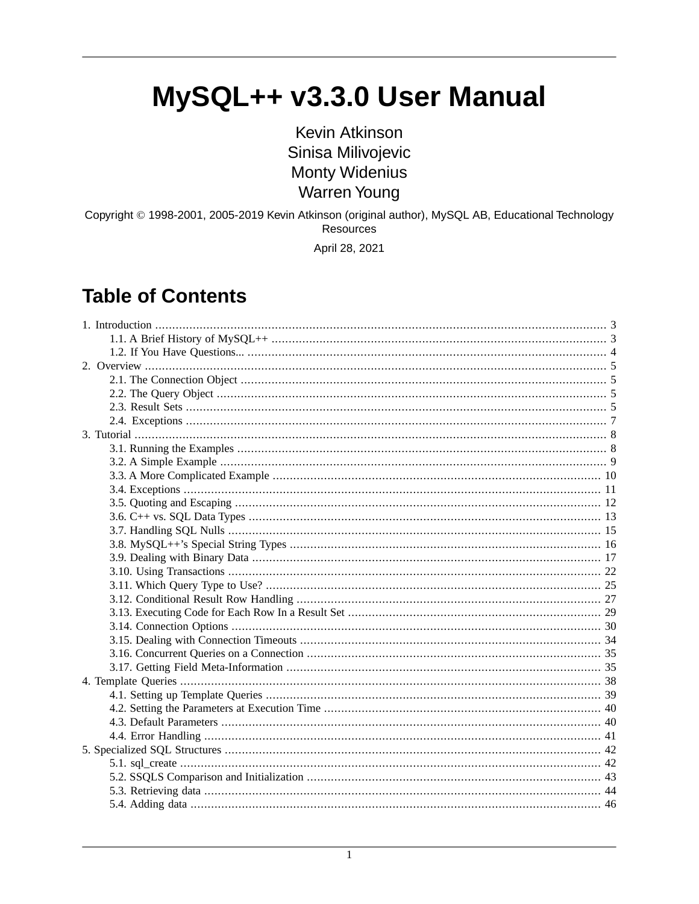# MySQL++ v3.3.0 User Manual

Kevin Atkinson
Sinisa Milivojevic
Monty Widenius
Warren Young

Copyright © 1998-2001, 2005-2019 Kevin Atkinson (original author), MySQL AB, Educational Technology Resources

April 28, 2021

## Table of Contents

1. Introduction .... 3
   - 1.1. A Brief History of MySQL++ .... 3
   - 1.2. If You Have Questions... .... 4
2. Overview .... 5
   - 2.1. The Connection Object .... 5
   - 2.2. The Query Object .... 5
   - 2.3. Result Sets .... 5
   - 2.4. Exceptions .... 7
3. Tutorial .... 8
   - 3.1. Running the Examples .... 8
   - 3.2. A Simple Example .... 9
   - 3.3. A More Complicated Example .... 10
   - 3.4. Exceptions .... 11
   - 3.5. Quoting and Escaping .... 12
   - 3.6. C++ vs. SQL Data Types .... 13
   - 3.7. Handling SQL Nulls .... 15
   - 3.8. MySQL++'s Special String Types .... 16
   - 3.9. Dealing with Binary Data .... 17
   - 3.10. Using Transactions .... 22
   - 3.11. Which Query Type to Use? .... 25
   - 3.12. Conditional Result Row Handling .... 27
   - 3.13. Executing Code for Each Row In a Result Set .... 29
   - 3.14. Connection Options .... 30
   - 3.15. Dealing with Connection Timeouts .... 34
   - 3.16. Concurrent Queries on a Connection .... 35
   - 3.17. Getting Field Meta-Information .... 35
4. Template Queries .... 38
   - 4.1. Setting up Template Queries .... 39
   - 4.2. Setting the Parameters at Execution Time .... 40
   - 4.3. Default Parameters .... 40
   - 4.4. Error Handling .... 41
5. Specialized SQL Structures .... 42
   - 5.1. sql_create .... 42
   - 5.2. SSQLS Comparison and Initialization .... 43
   - 5.3. Retrieving data .... 44
   - 5.4. Adding data .... 46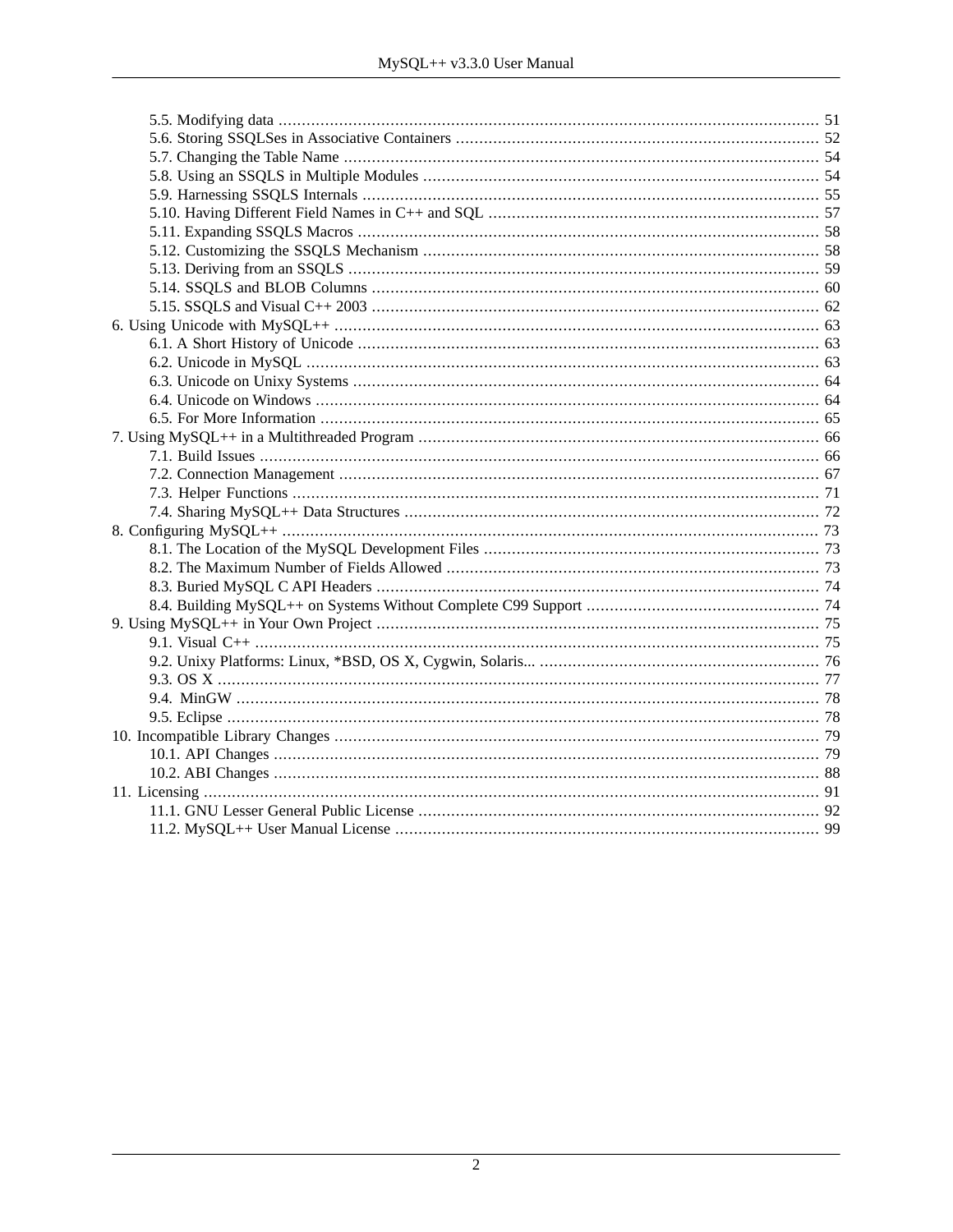- 5.5. Modifying data ... 51
- 5.6. Storing SSQLSes in Associative Containers ... 52
- 5.7. Changing the Table Name ... 54
- 5.8. Using an SSQLS in Multiple Modules ... 54
- 5.9. Harnessing SSQLS Internals ... 55
- 5.10. Having Different Field Names in C++ and SQL ... 57
- 5.11. Expanding SSQLS Macros ... 58
- 5.12. Customizing the SSQLS Mechanism ... 58
- 5.13. Deriving from an SSQLS ... 59
- 5.14. SSQLS and BLOB Columns ... 60
- 5.15. SSQLS and Visual C++ 2003 ... 62

6. Using Unicode with MySQL++ ... 63
- 6.1. A Short History of Unicode ... 63
- 6.2. Unicode in MySQL ... 63
- 6.3. Unicode on Unixy Systems ... 64
- 6.4. Unicode on Windows ... 64
- 6.5. For More Information ... 65

7. Using MySQL++ in a Multithreaded Program ... 66
- 7.1. Build Issues ... 66
- 7.2. Connection Management ... 67
- 7.3. Helper Functions ... 71
- 7.4. Sharing MySQL++ Data Structures ... 72

8. Configuring MySQL++ ... 73
- 8.1. The Location of the MySQL Development Files ... 73
- 8.2. The Maximum Number of Fields Allowed ... 73
- 8.3. Buried MySQL C API Headers ... 74
- 8.4. Building MySQL++ on Systems Without Complete C99 Support ... 74

9. Using MySQL++ in Your Own Project ... 75
- 9.1. Visual C++ ... 75
- 9.2. Unixy Platforms: Linux, *BSD, OS X, Cygwin, Solaris... ... 76
- 9.3. OS X ... 77
- 9.4. MinGW ... 78
- 9.5. Eclipse ... 78

10. Incompatible Library Changes ... 79
- 10.1. API Changes ... 79
- 10.2. ABI Changes ... 88

11. Licensing ... 91
- 11.1. GNU Lesser General Public License ... 92
- 11.2. MySQL++ User Manual License ... 99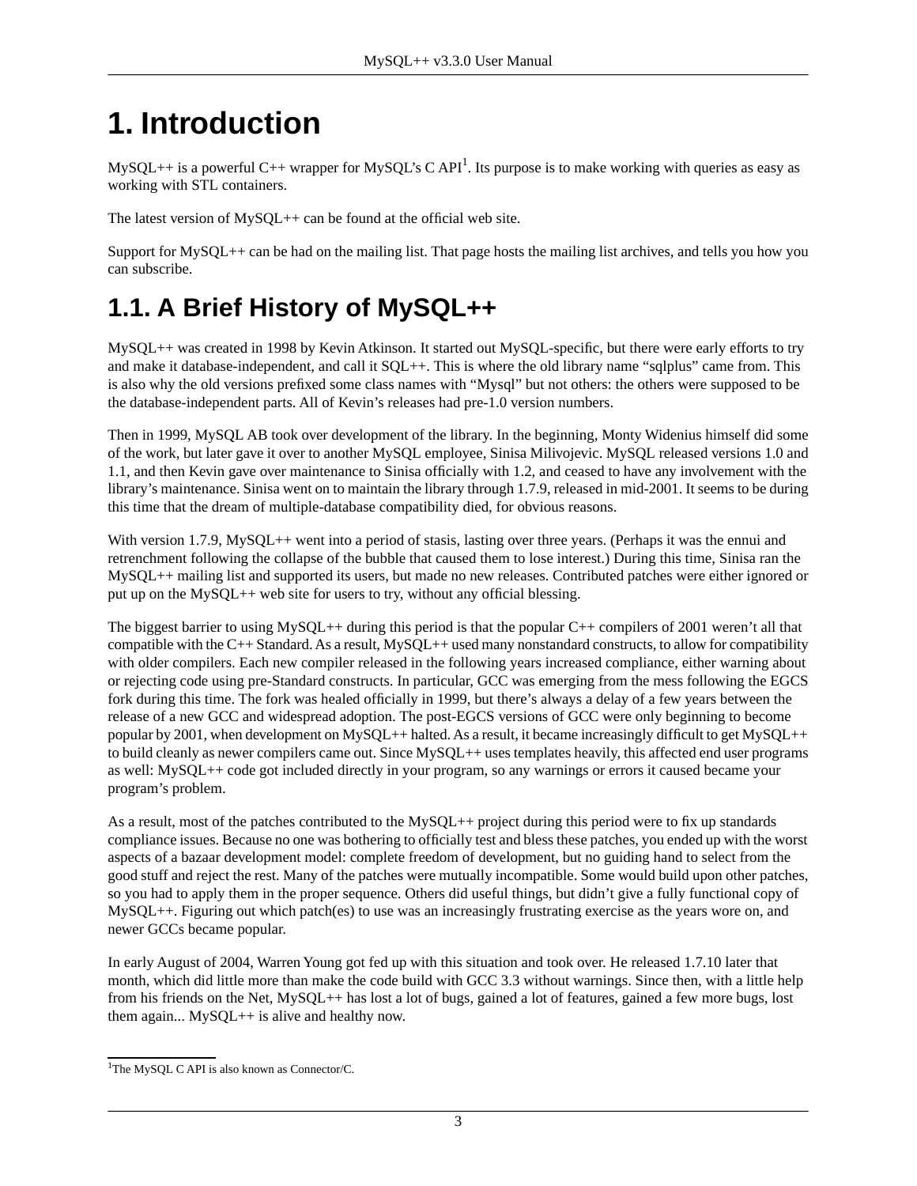# 1. Introduction

MySQL++ is a powerful C++ wrapper for MySQL's C API[1]. Its purpose is to make working with queries as easy as working with STL containers.

The latest version of MySQL++ can be found at the official web site.

Support for MySQL++ can be had on the mailing list. That page hosts the mailing list archives, and tells you how you can subscribe.

## 1.1. A Brief History of MySQL++

MySQL++ was created in 1998 by Kevin Atkinson. It started out MySQL-specific, but there were early efforts to try and make it database-independent, and call it SQL++. This is where the old library name "sqlplus" came from. This is also why the old versions prefixed some class names with "Mysql" but not others: the others were supposed to be the database-independent parts. All of Kevin's releases had pre-1.0 version numbers.

Then in 1999, MySQL AB took over development of the library. In the beginning, Monty Widenius himself did some of the work, but later gave it over to another MySQL employee, Sinisa Milivojevic. MySQL released versions 1.0 and 1.1, and then Kevin gave over maintenance to Sinisa officially with 1.2, and ceased to have any involvement with the library's maintenance. Sinisa went on to maintain the library through 1.7.9, released in mid-2001. It seems to be during this time that the dream of multiple-database compatibility died, for obvious reasons.

With version 1.7.9, MySQL++ went into a period of stasis, lasting over three years. (Perhaps it was the ennui and retrenchment following the collapse of the bubble that caused them to lose interest.) During this time, Sinisa ran the MySQL++ mailing list and supported its users, but made no new releases. Contributed patches were either ignored or put up on the MySQL++ web site for users to try, without any official blessing.

The biggest barrier to using MySQL++ during this period is that the popular C++ compilers of 2001 weren't all that compatible with the C++ Standard. As a result, MySQL++ used many nonstandard constructs, to allow for compatibility with older compilers. Each new compiler released in the following years increased compliance, either warning about or rejecting code using pre-Standard constructs. In particular, GCC was emerging from the mess following the EGCS fork during this time. The fork was healed officially in 1999, but there's always a delay of a few years between the release of a new GCC and widespread adoption. The post-EGCS versions of GCC were only beginning to become popular by 2001, when development on MySQL++ halted. As a result, it became increasingly difficult to get MySQL++ to build cleanly as newer compilers came out. Since MySQL++ uses templates heavily, this affected end user programs as well: MySQL++ code got included directly in your program, so any warnings or errors it caused became your program's problem.

As a result, most of the patches contributed to the MySQL++ project during this period were to fix up standards compliance issues. Because no one was bothering to officially test and bless these patches, you ended up with the worst aspects of a bazaar development model: complete freedom of development, but no guiding hand to select from the good stuff and reject the rest. Many of the patches were mutually incompatible. Some would build upon other patches, so you had to apply them in the proper sequence. Others did useful things, but didn't give a fully functional copy of MySQL++. Figuring out which patch(es) to use was an increasingly frustrating exercise as the years wore on, and newer GCCs became popular.

In early August of 2004, Warren Young got fed up with this situation and took over. He released 1.7.10 later that month, which did little more than make the code build with GCC 3.3 without warnings. Since then, with a little help from his friends on the Net, MySQL++ has lost a lot of bugs, gained a lot of features, gained a few more bugs, lost them again... MySQL++ is alive and healthy now.

[1] The MySQL C API is also known as Connector/C.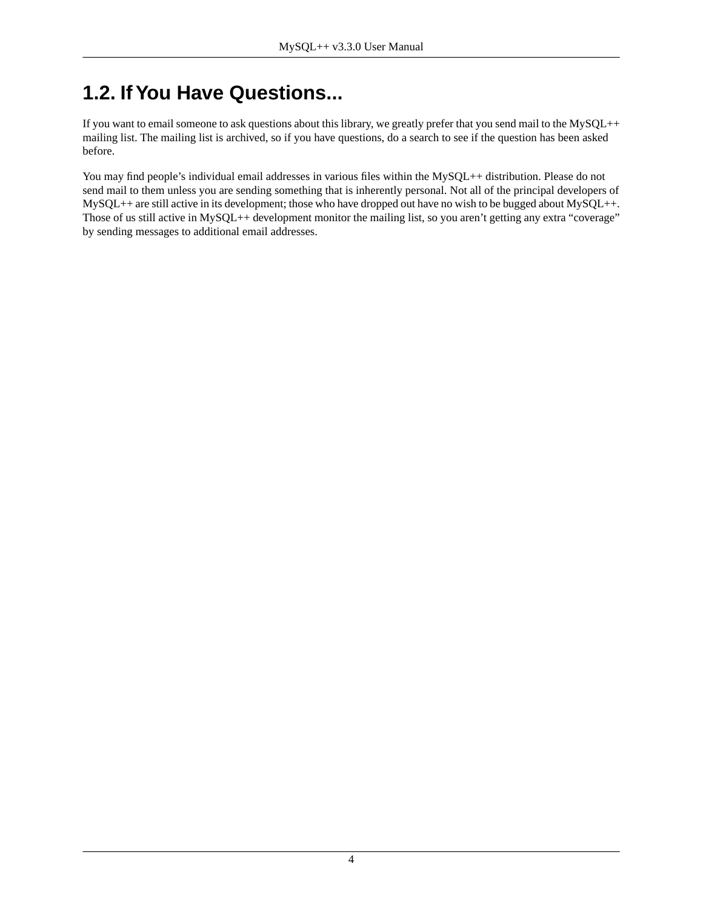## 1.2. If You Have Questions...

If you want to email someone to ask questions about this library, we greatly prefer that you send mail to the MySQL++ mailing list. The mailing list is archived, so if you have questions, do a search to see if the question has been asked before.

You may find people's individual email addresses in various files within the MySQL++ distribution. Please do not send mail to them unless you are sending something that is inherently personal. Not all of the principal developers of MySQL++ are still active in its development; those who have dropped out have no wish to be bugged about MySQL++. Those of us still active in MySQL++ development monitor the mailing list, so you aren't getting any extra "coverage" by sending messages to additional email addresses.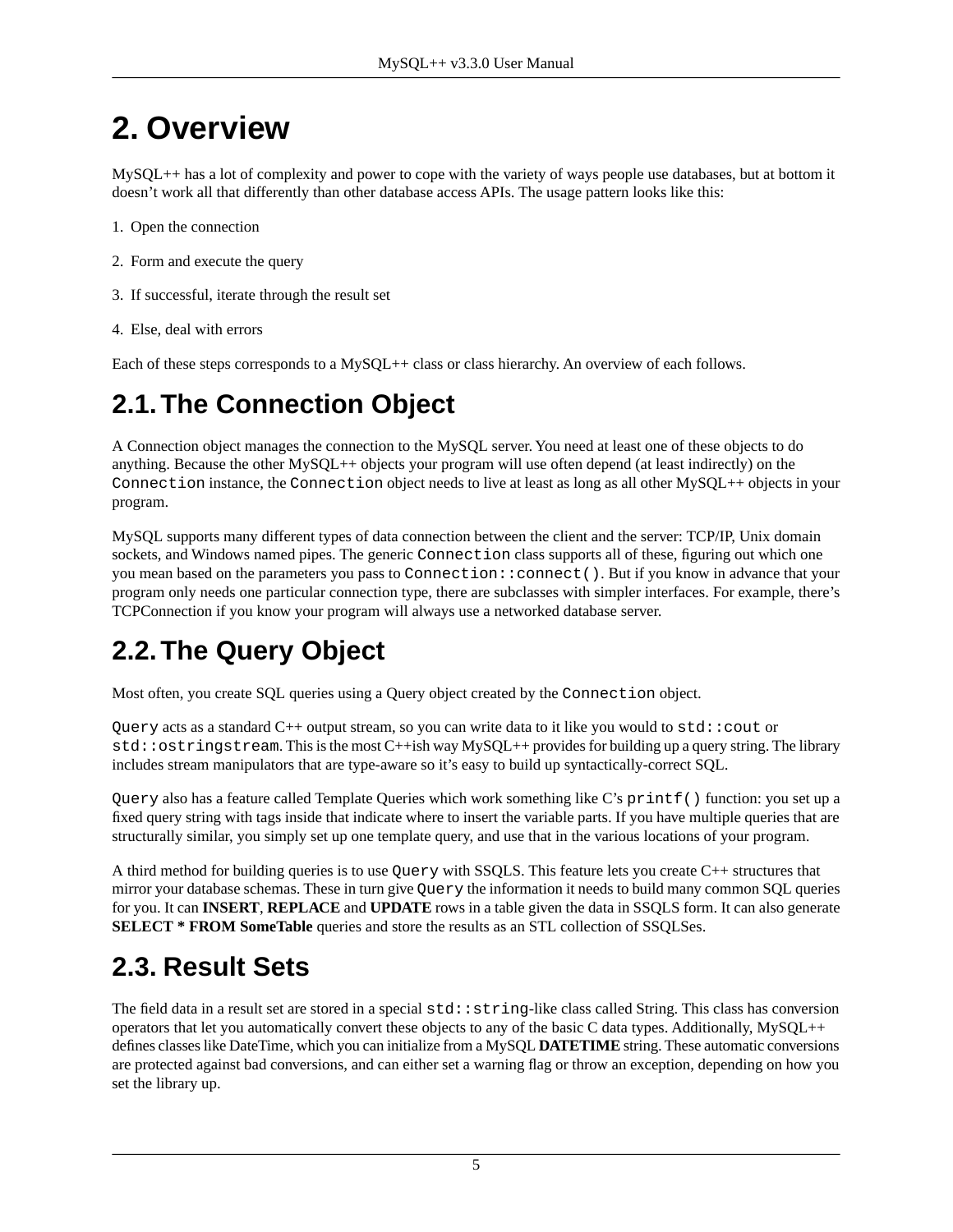# 2. Overview

MySQL++ has a lot of complexity and power to cope with the variety of ways people use databases, but at bottom it doesn't work all that differently than other database access APIs. The usage pattern looks like this:

1. Open the connection
2. Form and execute the query
3. If successful, iterate through the result set
4. Else, deal with errors

Each of these steps corresponds to a MySQL++ class or class hierarchy. An overview of each follows.

## 2.1. The Connection Object

A Connection object manages the connection to the MySQL server. You need at least one of these objects to do anything. Because the other MySQL++ objects your program will use often depend (at least indirectly) on the `Connection` instance, the `Connection` object needs to live at least as long as all other MySQL++ objects in your program.

MySQL supports many different types of data connection between the client and the server: TCP/IP, Unix domain sockets, and Windows named pipes. The generic `Connection` class supports all of these, figuring out which one you mean based on the parameters you pass to `Connection::connect()`. But if you know in advance that your program only needs one particular connection type, there are subclasses with simpler interfaces. For example, there's TCPConnection if you know your program will always use a networked database server.

## 2.2. The Query Object

Most often, you create SQL queries using a Query object created by the `Connection` object.

`Query` acts as a standard C++ output stream, so you can write data to it like you would to `std::cout` or `std::ostringstream`. This is the most C++ish way MySQL++ provides for building up a query string. The library includes stream manipulators that are type-aware so it's easy to build up syntactically-correct SQL.

`Query` also has a feature called Template Queries which work something like C's `printf()` function: you set up a fixed query string with tags inside that indicate where to insert the variable parts. If you have multiple queries that are structurally similar, you simply set up one template query, and use that in the various locations of your program.

A third method for building queries is to use `Query` with SSQLS. This feature lets you create C++ structures that mirror your database schemas. These in turn give `Query` the information it needs to build many common SQL queries for you. It can **INSERT**, **REPLACE** and **UPDATE** rows in a table given the data in SSQLS form. It can also generate **SELECT * FROM SomeTable** queries and store the results as an STL collection of SSQLSes.

## 2.3. Result Sets

The field data in a result set are stored in a special `std::string`-like class called String. This class has conversion operators that let you automatically convert these objects to any of the basic C data types. Additionally, MySQL++ defines classes like DateTime, which you can initialize from a MySQL **DATETIME** string. These automatic conversions are protected against bad conversions, and can either set a warning flag or throw an exception, depending on how you set the library up.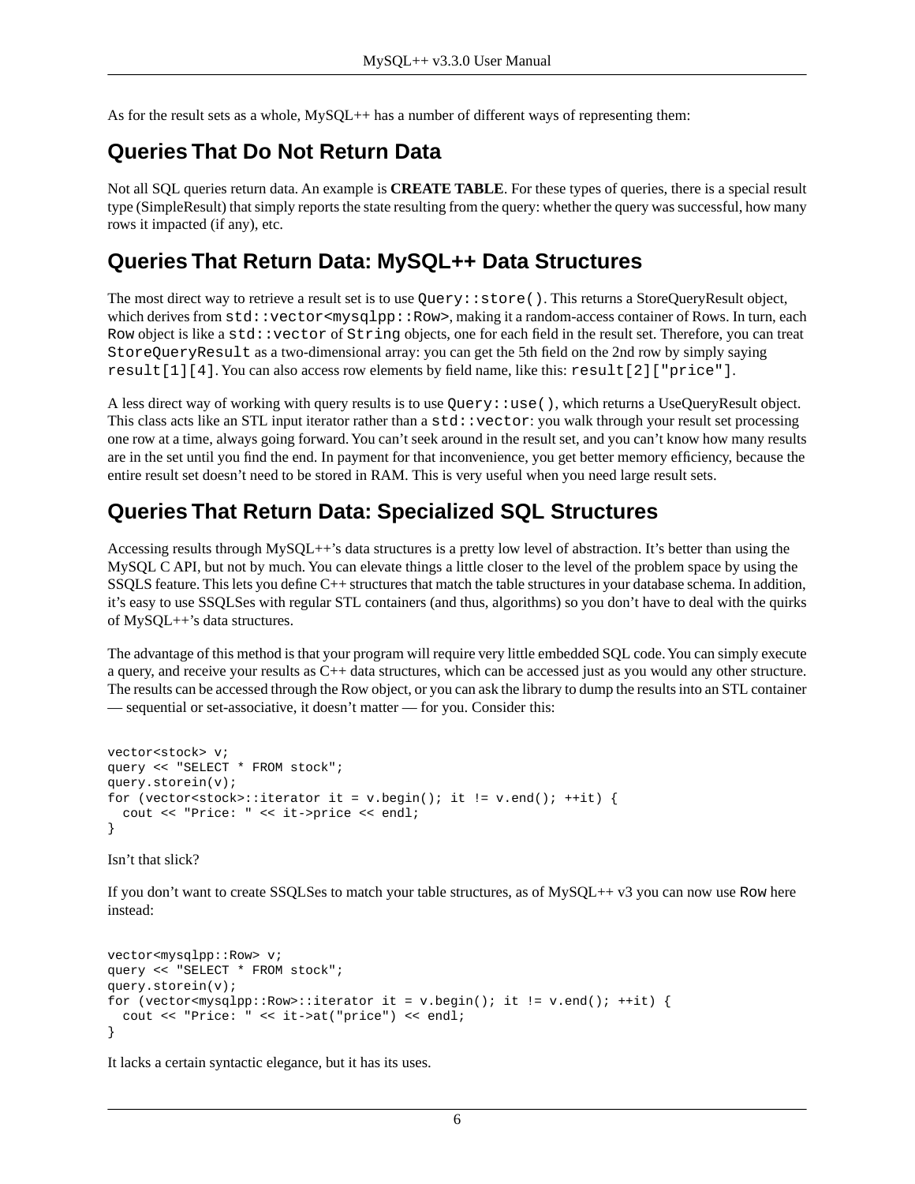As for the result sets as a whole, MySQL++ has a number of different ways of representing them:

## Queries That Do Not Return Data

Not all SQL queries return data. An example is **CREATE TABLE**. For these types of queries, there is a special result type (SimpleResult) that simply reports the state resulting from the query: whether the query was successful, how many rows it impacted (if any), etc.

## Queries That Return Data: MySQL++ Data Structures

The most direct way to retrieve a result set is to use `Query::store()`. This returns a StoreQueryResult object, which derives from `std::vector<mysqlpp::Row>`, making it a random-access container of Rows. In turn, each `Row` object is like a `std::vector` of `String` objects, one for each field in the result set. Therefore, you can treat `StoreQueryResult` as a two-dimensional array: you can get the 5th field on the 2nd row by simply saying `result[1][4]`. You can also access row elements by field name, like this: `result[2]["price"]`.

A less direct way of working with query results is to use `Query::use()`, which returns a UseQueryResult object. This class acts like an STL input iterator rather than a `std::vector`: you walk through your result set processing one row at a time, always going forward. You can't seek around in the result set, and you can't know how many results are in the set until you find the end. In payment for that inconvenience, you get better memory efficiency, because the entire result set doesn't need to be stored in RAM. This is very useful when you need large result sets.

## Queries That Return Data: Specialized SQL Structures

Accessing results through MySQL++'s data structures is a pretty low level of abstraction. It's better than using the MySQL C API, but not by much. You can elevate things a little closer to the level of the problem space by using the SSQLS feature. This lets you define C++ structures that match the table structures in your database schema. In addition, it's easy to use SSQLSes with regular STL containers (and thus, algorithms) so you don't have to deal with the quirks of MySQL++'s data structures.

The advantage of this method is that your program will require very little embedded SQL code. You can simply execute a query, and receive your results as C++ data structures, which can be accessed just as you would any other structure. The results can be accessed through the Row object, or you can ask the library to dump the results into an STL container — sequential or set-associative, it doesn't matter — for you. Consider this:

```
vector<stock> v;
query << "SELECT * FROM stock";
query.storein(v);
for (vector<stock>::iterator it = v.begin(); it != v.end(); ++it) {
  cout << "Price: " << it->price << endl;
}
```

Isn't that slick?

If you don't want to create SSQLSes to match your table structures, as of MySQL++ v3 you can now use `Row` here instead:

```
vector<mysqlpp::Row> v;
query << "SELECT * FROM stock";
query.storein(v);
for (vector<mysqlpp::Row>::iterator it = v.begin(); it != v.end(); ++it) {
  cout << "Price: " << it->at("price") << endl;
}
```

It lacks a certain syntactic elegance, but it has its uses.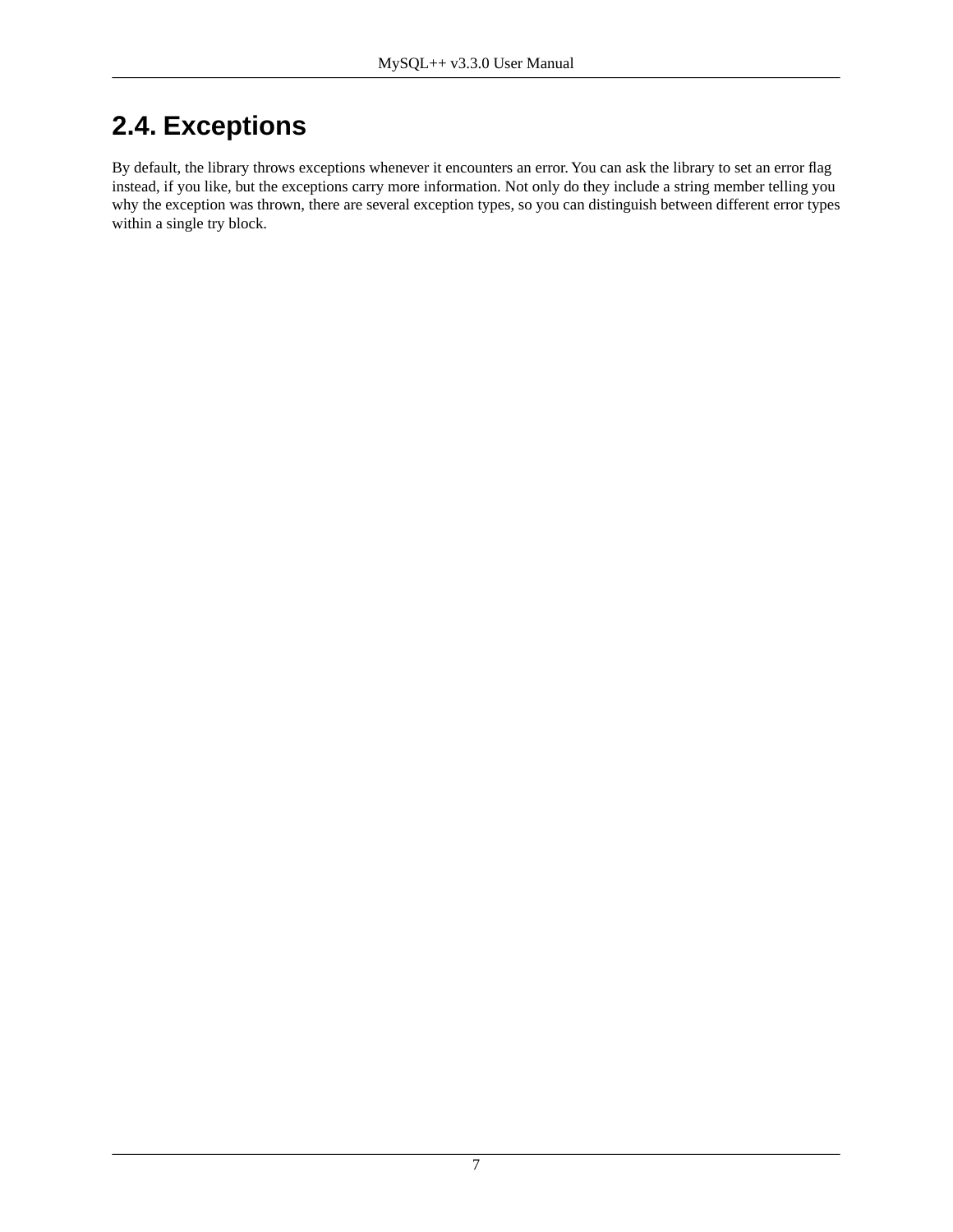## 2.4. Exceptions

By default, the library throws exceptions whenever it encounters an error. You can ask the library to set an error flag instead, if you like, but the exceptions carry more information. Not only do they include a string member telling you why the exception was thrown, there are several exception types, so you can distinguish between different error types within a single try block.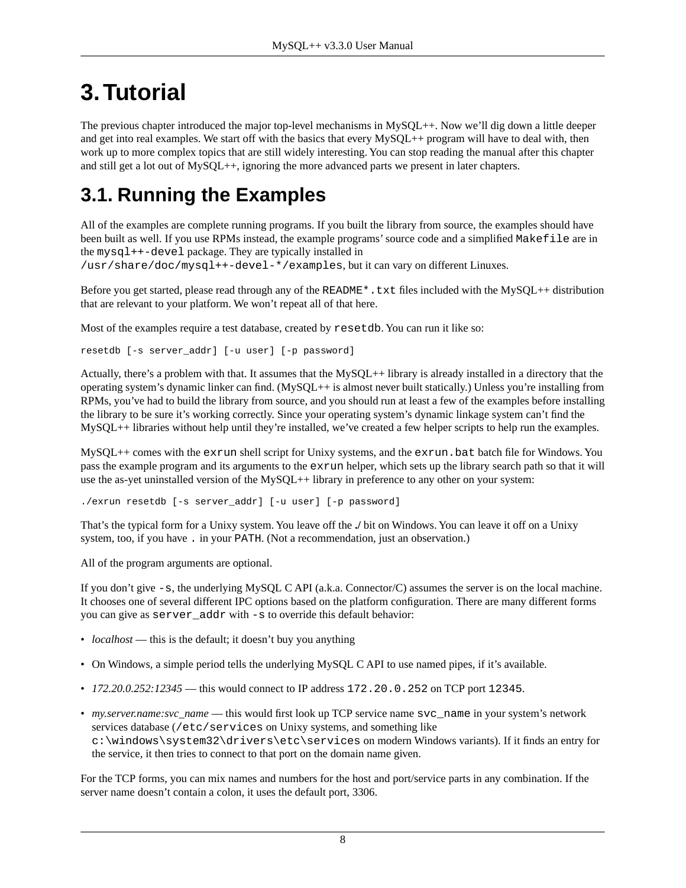# 3. Tutorial

The previous chapter introduced the major top-level mechanisms in MySQL++. Now we'll dig down a little deeper and get into real examples. We start off with the basics that every MySQL++ program will have to deal with, then work up to more complex topics that are still widely interesting. You can stop reading the manual after this chapter and still get a lot out of MySQL++, ignoring the more advanced parts we present in later chapters.

## 3.1. Running the Examples

All of the examples are complete running programs. If you built the library from source, the examples should have been built as well. If you use RPMs instead, the example programs' source code and a simplified `Makefile` are in the `mysql++-devel` package. They are typically installed in `/usr/share/doc/mysql++-devel-*/examples`, but it can vary on different Linuxes.

Before you get started, please read through any of the `README*.txt` files included with the MySQL++ distribution that are relevant to your platform. We won't repeat all of that here.

Most of the examples require a test database, created by `resetdb`. You can run it like so:

```
resetdb [-s server_addr] [-u user] [-p password]
```

Actually, there's a problem with that. It assumes that the MySQL++ library is already installed in a directory that the operating system's dynamic linker can find. (MySQL++ is almost never built statically.) Unless you're installing from RPMs, you've had to build the library from source, and you should run at least a few of the examples before installing the library to be sure it's working correctly. Since your operating system's dynamic linkage system can't find the MySQL++ libraries without help until they're installed, we've created a few helper scripts to help run the examples.

MySQL++ comes with the `exrun` shell script for Unixy systems, and the `exrun.bat` batch file for Windows. You pass the example program and its arguments to the `exrun` helper, which sets up the library search path so that it will use the as-yet uninstalled version of the MySQL++ library in preference to any other on your system:

```
./exrun resetdb [-s server_addr] [-u user] [-p password]
```

That's the typical form for a Unixy system. You leave off the **./** bit on Windows. You can leave it off on a Unixy system, too, if you have `.` in your `PATH`. (Not a recommendation, just an observation.)

All of the program arguments are optional.

If you don't give `-s`, the underlying MySQL C API (a.k.a. Connector/C) assumes the server is on the local machine. It chooses one of several different IPC options based on the platform configuration. There are many different forms you can give as `server_addr` with `-s` to override this default behavior:

- *localhost* — this is the default; it doesn't buy you anything
- On Windows, a simple period tells the underlying MySQL C API to use named pipes, if it's available.
- *172.20.0.252:12345* — this would connect to IP address `172.20.0.252` on TCP port `12345`.
- *my.server.name:svc_name* — this would first look up TCP service name `svc_name` in your system's network services database (`/etc/services` on Unixy systems, and something like `c:\windows\system32\drivers\etc\services` on modern Windows variants). If it finds an entry for the service, it then tries to connect to that port on the domain name given.

For the TCP forms, you can mix names and numbers for the host and port/service parts in any combination. If the server name doesn't contain a colon, it uses the default port, 3306.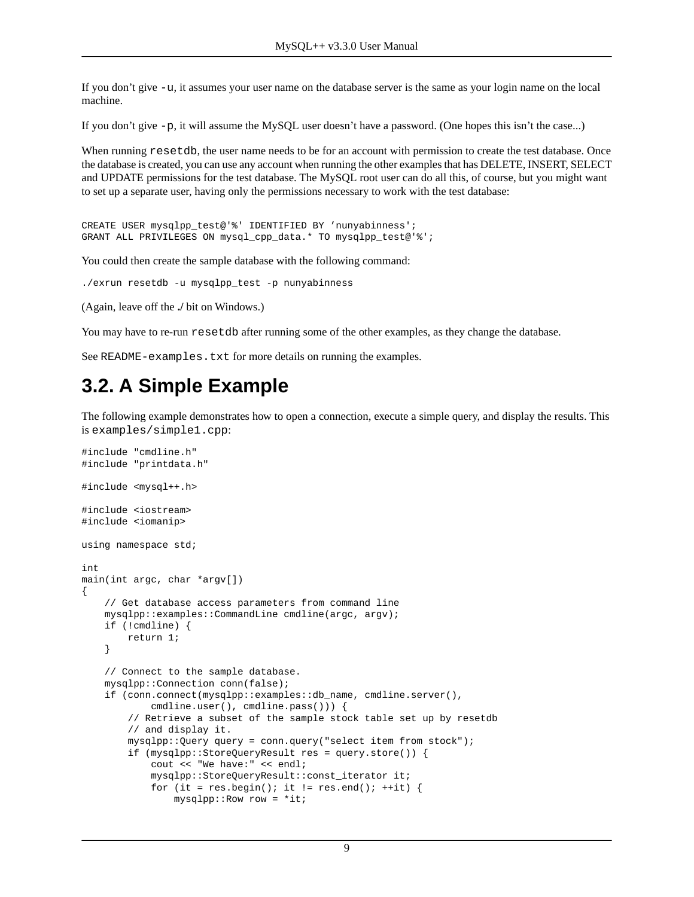If you don't give `-u`, it assumes your user name on the database server is the same as your login name on the local machine.

If you don't give `-p`, it will assume the MySQL user doesn't have a password. (One hopes this isn't the case...)

When running `resetdb`, the user name needs to be for an account with permission to create the test database. Once the database is created, you can use any account when running the other examples that has DELETE, INSERT, SELECT and UPDATE permissions for the test database. The MySQL root user can do all this, of course, but you might want to set up a separate user, having only the permissions necessary to work with the test database:

```
CREATE USER mysqlpp_test@'%' IDENTIFIED BY 'nunyabinness';
GRANT ALL PRIVILEGES ON mysql_cpp_data.* TO mysqlpp_test@'%';
```

You could then create the sample database with the following command:

```
./exrun resetdb -u mysqlpp_test -p nunyabinness
```

(Again, leave off the **./** bit on Windows.)

You may have to re-run `resetdb` after running some of the other examples, as they change the database.

See `README-examples.txt` for more details on running the examples.

## 3.2. A Simple Example

The following example demonstrates how to open a connection, execute a simple query, and display the results. This is `examples/simple1.cpp`:

```
#include "cmdline.h"
#include "printdata.h"

#include <mysql++.h>

#include <iostream>
#include <iomanip>

using namespace std;

int
main(int argc, char *argv[])
{
    // Get database access parameters from command line
    mysqlpp::examples::CommandLine cmdline(argc, argv);
    if (!cmdline) {
        return 1;
    }

    // Connect to the sample database.
    mysqlpp::Connection conn(false);
    if (conn.connect(mysqlpp::examples::db_name, cmdline.server(),
            cmdline.user(), cmdline.pass())) {
        // Retrieve a subset of the sample stock table set up by resetdb
        // and display it.
        mysqlpp::Query query = conn.query("select item from stock");
        if (mysqlpp::StoreQueryResult res = query.store()) {
            cout << "We have:" << endl;
            mysqlpp::StoreQueryResult::const_iterator it;
            for (it = res.begin(); it != res.end(); ++it) {
                mysqlpp::Row row = *it;
```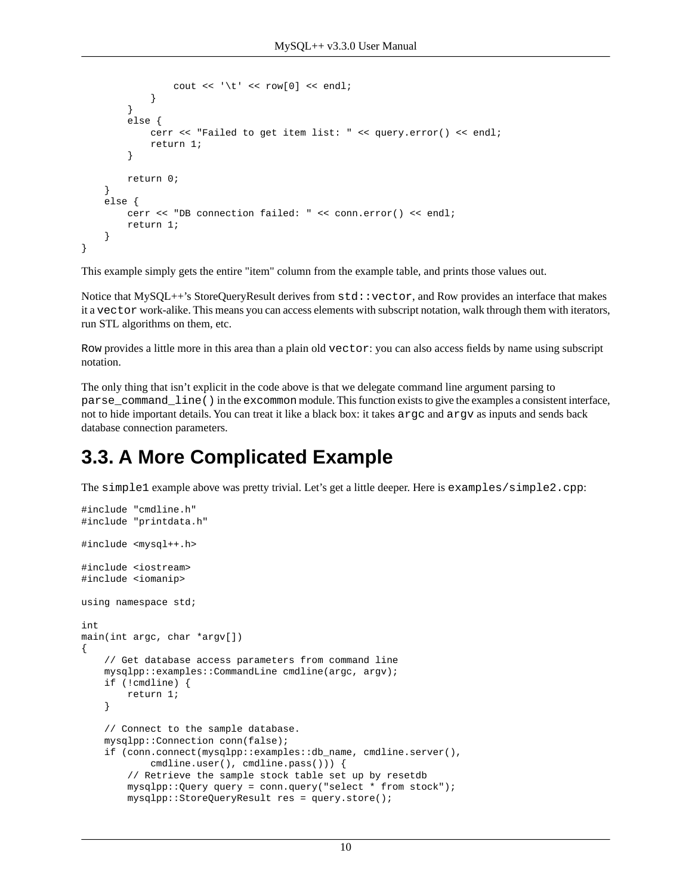```
                cout << '\t' << row[0] << endl;
            }
        }
        else {
            cerr << "Failed to get item list: " << query.error() << endl;
            return 1;
        }

        return 0;
    }
    else {
        cerr << "DB connection failed: " << conn.error() << endl;
        return 1;
    }
}
```

This example simply gets the entire "item" column from the example table, and prints those values out.

Notice that MySQL++'s StoreQueryResult derives from `std::vector`, and Row provides an interface that makes it a `vector` work-alike. This means you can access elements with subscript notation, walk through them with iterators, run STL algorithms on them, etc.

`Row` provides a little more in this area than a plain old `vector`: you can also access fields by name using subscript notation.

The only thing that isn't explicit in the code above is that we delegate command line argument parsing to `parse_command_line()` in the `excommon` module. This function exists to give the examples a consistent interface, not to hide important details. You can treat it like a black box: it takes `argc` and `argv` as inputs and sends back database connection parameters.

## 3.3. A More Complicated Example

The `simple1` example above was pretty trivial. Let's get a little deeper. Here is `examples/simple2.cpp`:

```
#include "cmdline.h"
#include "printdata.h"

#include <mysql++.h>

#include <iostream>
#include <iomanip>

using namespace std;

int
main(int argc, char *argv[])
{
    // Get database access parameters from command line
    mysqlpp::examples::CommandLine cmdline(argc, argv);
    if (!cmdline) {
        return 1;
    }

    // Connect to the sample database.
    mysqlpp::Connection conn(false);
    if (conn.connect(mysqlpp::examples::db_name, cmdline.server(),
            cmdline.user(), cmdline.pass())) {
        // Retrieve the sample stock table set up by resetdb
        mysqlpp::Query query = conn.query("select * from stock");
        mysqlpp::StoreQueryResult res = query.store();
```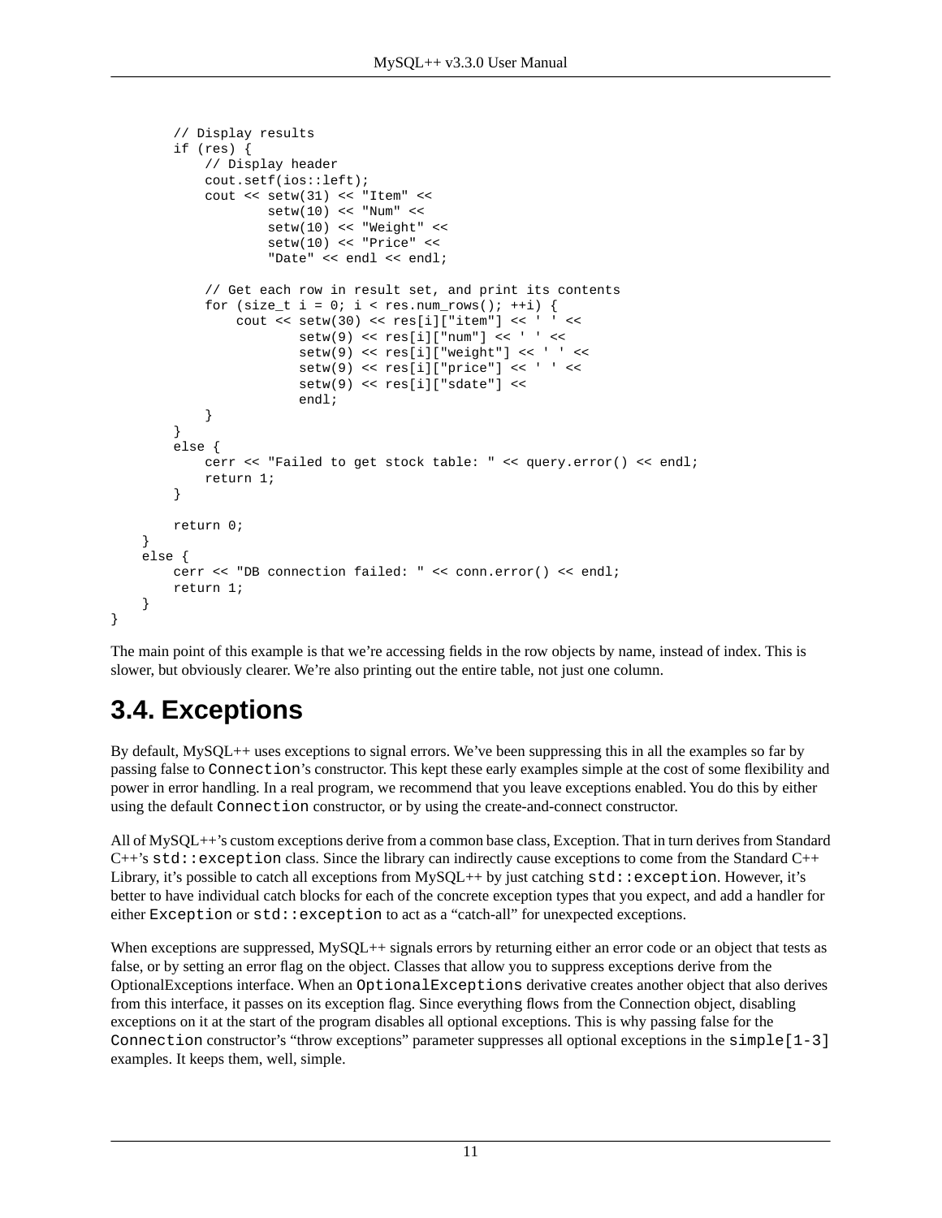```
        // Display results
        if (res) {
            // Display header
            cout.setf(ios::left);
            cout << setw(31) << "Item" <<
                    setw(10) << "Num" <<
                    setw(10) << "Weight" <<
                    setw(10) << "Price" <<
                    "Date" << endl << endl;

            // Get each row in result set, and print its contents
            for (size_t i = 0; i < res.num_rows(); ++i) {
                cout << setw(30) << res[i]["item"] << ' ' <<
                        setw(9) << res[i]["num"] << ' ' <<
                        setw(9) << res[i]["weight"] << ' ' <<
                        setw(9) << res[i]["price"] << ' ' <<
                        setw(9) << res[i]["sdate"] <<
                        endl;
            }
        }
        else {
            cerr << "Failed to get stock table: " << query.error() << endl;
            return 1;
        }

        return 0;
    }
    else {
        cerr << "DB connection failed: " << conn.error() << endl;
        return 1;
    }
}
```

The main point of this example is that we're accessing fields in the row objects by name, instead of index. This is slower, but obviously clearer. We're also printing out the entire table, not just one column.

## 3.4. Exceptions

By default, MySQL++ uses exceptions to signal errors. We've been suppressing this in all the examples so far by passing false to `Connection`'s constructor. This kept these early examples simple at the cost of some flexibility and power in error handling. In a real program, we recommend that you leave exceptions enabled. You do this by either using the default `Connection` constructor, or by using the create-and-connect constructor.

All of MySQL++'s custom exceptions derive from a common base class, Exception. That in turn derives from Standard C++'s `std::exception` class. Since the library can indirectly cause exceptions to come from the Standard C++ Library, it's possible to catch all exceptions from MySQL++ by just catching `std::exception`. However, it's better to have individual catch blocks for each of the concrete exception types that you expect, and add a handler for either `Exception` or `std::exception` to act as a "catch-all" for unexpected exceptions.

When exceptions are suppressed, MySQL++ signals errors by returning either an error code or an object that tests as false, or by setting an error flag on the object. Classes that allow you to suppress exceptions derive from the OptionalExceptions interface. When an `OptionalExceptions` derivative creates another object that also derives from this interface, it passes on its exception flag. Since everything flows from the Connection object, disabling exceptions on it at the start of the program disables all optional exceptions. This is why passing false for the `Connection` constructor's "throw exceptions" parameter suppresses all optional exceptions in the `simple[1-3]` examples. It keeps them, well, simple.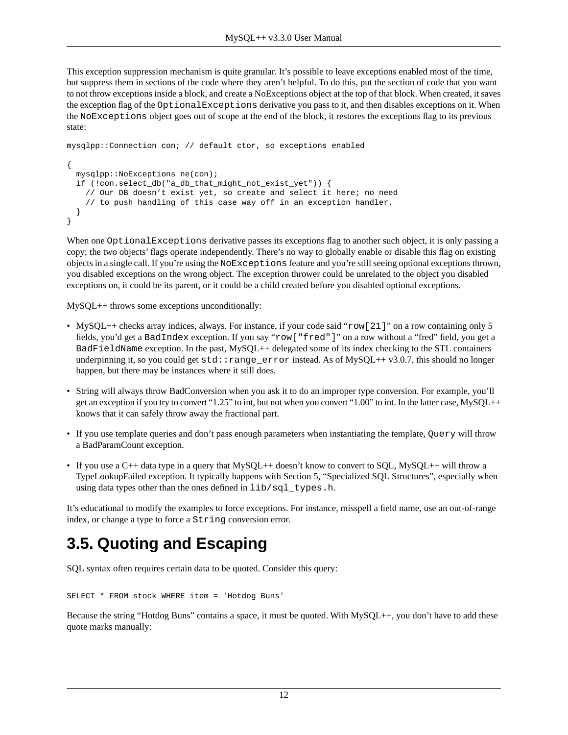This exception suppression mechanism is quite granular. It's possible to leave exceptions enabled most of the time, but suppress them in sections of the code where they aren't helpful. To do this, put the section of code that you want to not throw exceptions inside a block, and create a NoExceptions object at the top of that block. When created, it saves the exception flag of the `OptionalExceptions` derivative you pass to it, and then disables exceptions on it. When the `NoExceptions` object goes out of scope at the end of the block, it restores the exceptions flag to its previous state:

```
mysqlpp::Connection con; // default ctor, so exceptions enabled

{
  mysqlpp::NoExceptions ne(con);
  if (!con.select_db("a_db_that_might_not_exist_yet")) {
    // Our DB doesn't exist yet, so create and select it here; no need
    // to push handling of this case way off in an exception handler.
  }
}
```

When one `OptionalExceptions` derivative passes its exceptions flag to another such object, it is only passing a copy; the two objects' flags operate independently. There's no way to globally enable or disable this flag on existing objects in a single call. If you're using the `NoExceptions` feature and you're still seeing optional exceptions thrown, you disabled exceptions on the wrong object. The exception thrower could be unrelated to the object you disabled exceptions on, it could be its parent, or it could be a child created before you disabled optional exceptions.

MySQL++ throws some exceptions unconditionally:

- MySQL++ checks array indices, always. For instance, if your code said "`row[21]`" on a row containing only 5 fields, you'd get a `BadIndex` exception. If you say "`row["fred"]`" on a row without a "fred" field, you get a `BadFieldName` exception. In the past, MySQL++ delegated some of its index checking to the STL containers underpinning it, so you could get `std::range_error` instead. As of MySQL++ v3.0.7, this should no longer happen, but there may be instances where it still does.
- String will always throw BadConversion when you ask it to do an improper type conversion. For example, you'll get an exception if you try to convert "1.25" to int, but not when you convert "1.00" to int. In the latter case, MySQL++ knows that it can safely throw away the fractional part.
- If you use template queries and don't pass enough parameters when instantiating the template, `Query` will throw a BadParamCount exception.
- If you use a C++ data type in a query that MySQL++ doesn't know to convert to SQL, MySQL++ will throw a TypeLookupFailed exception. It typically happens with Section 5, "Specialized SQL Structures", especially when using data types other than the ones defined in `lib/sql_types.h`.

It's educational to modify the examples to force exceptions. For instance, misspell a field name, use an out-of-range index, or change a type to force a `String` conversion error.

## 3.5. Quoting and Escaping

SQL syntax often requires certain data to be quoted. Consider this query:

```
SELECT * FROM stock WHERE item = 'Hotdog Buns'
```

Because the string "Hotdog Buns" contains a space, it must be quoted. With MySQL++, you don't have to add these quote marks manually: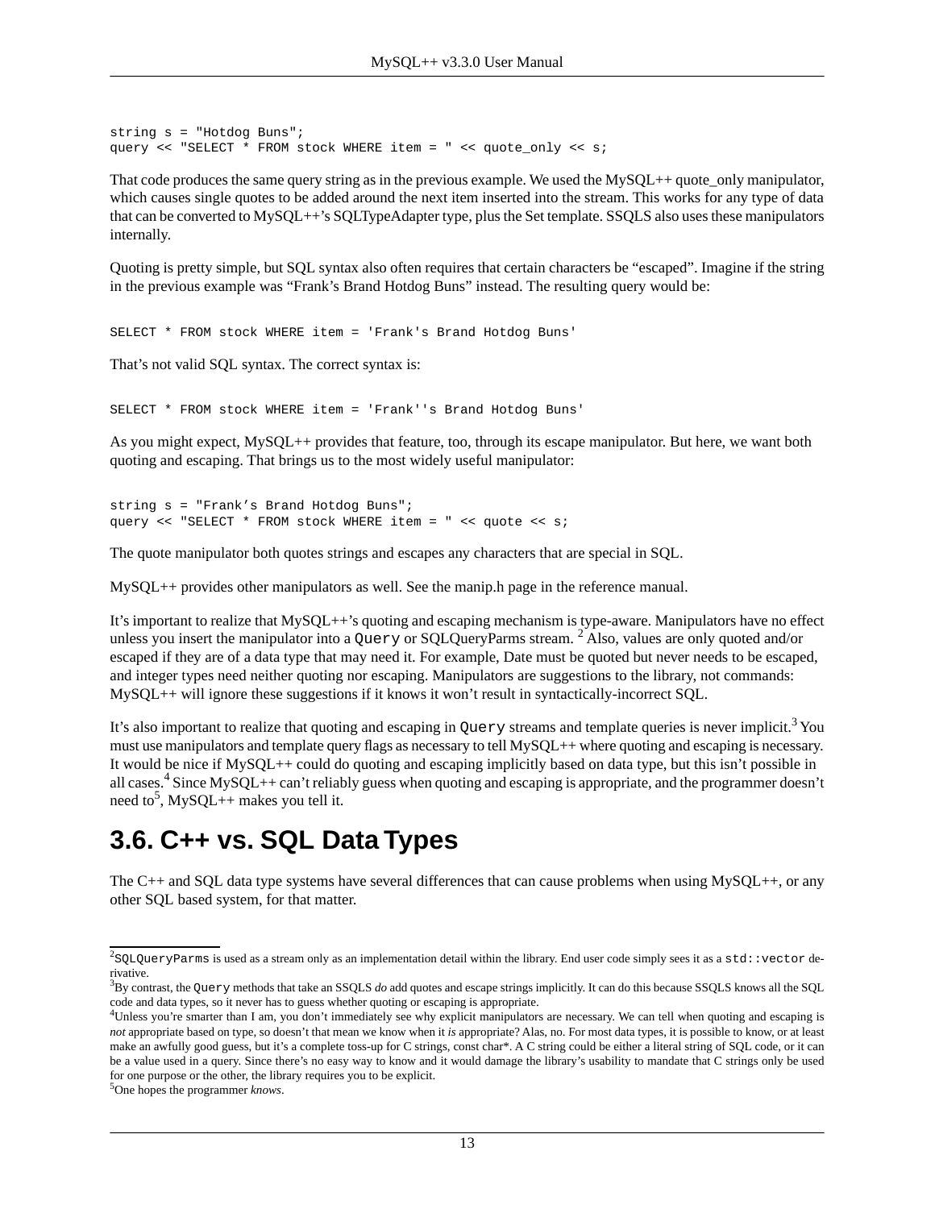```
string s = "Hotdog Buns";
query << "SELECT * FROM stock WHERE item = " << quote_only << s;
```

That code produces the same query string as in the previous example. We used the MySQL++ quote_only manipulator, which causes single quotes to be added around the next item inserted into the stream. This works for any type of data that can be converted to MySQL++'s SQLTypeAdapter type, plus the Set template. SSQLS also uses these manipulators internally.

Quoting is pretty simple, but SQL syntax also often requires that certain characters be "escaped". Imagine if the string in the previous example was "Frank's Brand Hotdog Buns" instead. The resulting query would be:

```
SELECT * FROM stock WHERE item = 'Frank's Brand Hotdog Buns'
```

That's not valid SQL syntax. The correct syntax is:

```
SELECT * FROM stock WHERE item = 'Frank''s Brand Hotdog Buns'
```

As you might expect, MySQL++ provides that feature, too, through its escape manipulator. But here, we want both quoting and escaping. That brings us to the most widely useful manipulator:

```
string s = "Frank's Brand Hotdog Buns";
query << "SELECT * FROM stock WHERE item = " << quote << s;
```

The quote manipulator both quotes strings and escapes any characters that are special in SQL.

MySQL++ provides other manipulators as well. See the manip.h page in the reference manual.

It's important to realize that MySQL++'s quoting and escaping mechanism is type-aware. Manipulators have no effect unless you insert the manipulator into a `Query` or SQLQueryParms stream. [2] Also, values are only quoted and/or escaped if they are of a data type that may need it. For example, Date must be quoted but never needs to be escaped, and integer types need neither quoting nor escaping. Manipulators are suggestions to the library, not commands: MySQL++ will ignore these suggestions if it knows it won't result in syntactically-incorrect SQL.

It's also important to realize that quoting and escaping in `Query` streams and template queries is never implicit.[3] You must use manipulators and template query flags as necessary to tell MySQL++ where quoting and escaping is necessary. It would be nice if MySQL++ could do quoting and escaping implicitly based on data type, but this isn't possible in all cases.[4] Since MySQL++ can't reliably guess when quoting and escaping is appropriate, and the programmer doesn't need to[5], MySQL++ makes you tell it.

# 3.6. C++ vs. SQL Data Types

The C++ and SQL data type systems have several differences that can cause problems when using MySQL++, or any other SQL based system, for that matter.

---

[2] `SQLQueryParms` is used as a stream only as an implementation detail within the library. End user code simply sees it as a `std::vector` derivative.

[3] By contrast, the `Query` methods that take an SSQLS *do* add quotes and escape strings implicitly. It can do this because SSQLS knows all the SQL code and data types, so it never has to guess whether quoting or escaping is appropriate.

[4] Unless you're smarter than I am, you don't immediately see why explicit manipulators are necessary. We can tell when quoting and escaping is *not* appropriate based on type, so doesn't that mean we know when it *is* appropriate? Alas, no. For most data types, it is possible to know, or at least make an awfully good guess, but it's a complete toss-up for C strings, const char*. A C string could be either a literal string of SQL code, or it can be a value used in a query. Since there's no easy way to know and it would damage the library's usability to mandate that C strings only be used for one purpose or the other, the library requires you to be explicit.

[5] One hopes the programmer *knows*.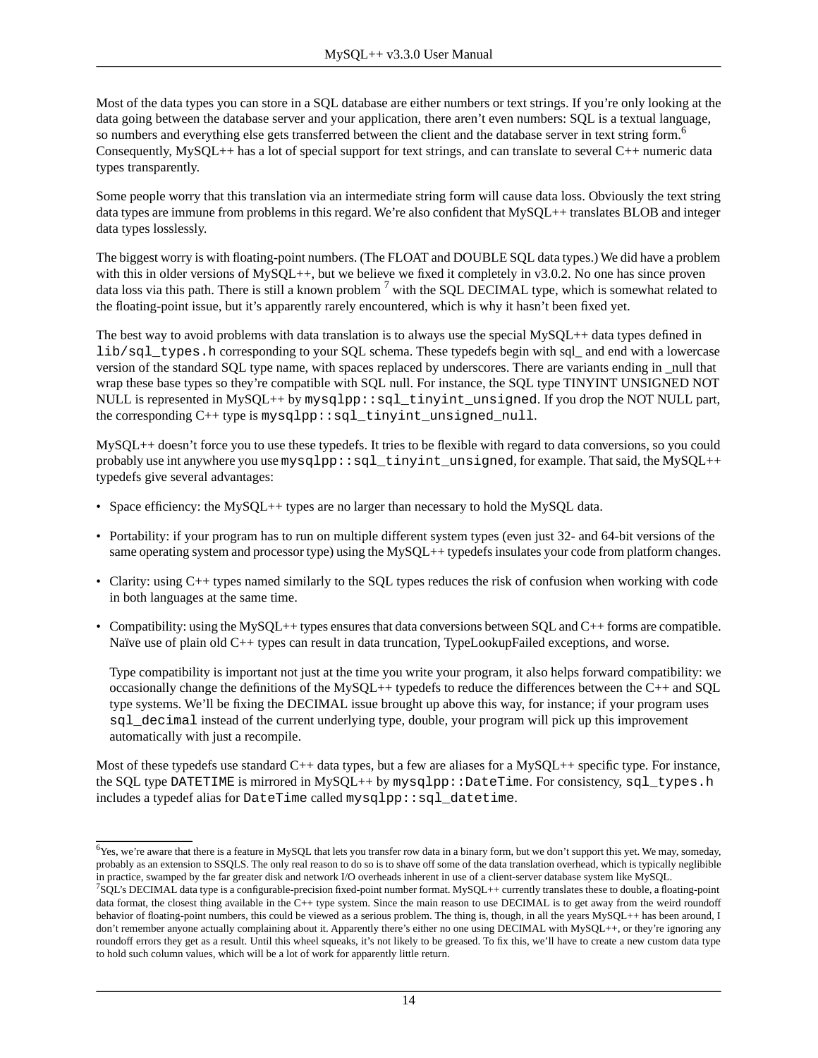Most of the data types you can store in a SQL database are either numbers or text strings. If you're only looking at the data going between the database server and your application, there aren't even numbers: SQL is a textual language, so numbers and everything else gets transferred between the client and the database server in text string form.[6] Consequently, MySQL++ has a lot of special support for text strings, and can translate to several C++ numeric data types transparently.

Some people worry that this translation via an intermediate string form will cause data loss. Obviously the text string data types are immune from problems in this regard. We're also confident that MySQL++ translates BLOB and integer data types losslessly.

The biggest worry is with floating-point numbers. (The FLOAT and DOUBLE SQL data types.) We did have a problem with this in older versions of MySQL++, but we believe we fixed it completely in v3.0.2. No one has since proven data loss via this path. There is still a known problem [7] with the SQL DECIMAL type, which is somewhat related to the floating-point issue, but it's apparently rarely encountered, which is why it hasn't been fixed yet.

The best way to avoid problems with data translation is to always use the special MySQL++ data types defined in `lib/sql_types.h` corresponding to your SQL schema. These typedefs begin with sql_ and end with a lowercase version of the standard SQL type name, with spaces replaced by underscores. There are variants ending in _null that wrap these base types so they're compatible with SQL null. For instance, the SQL type TINYINT UNSIGNED NOT NULL is represented in MySQL++ by `mysqlpp::sql_tinyint_unsigned`. If you drop the NOT NULL part, the corresponding C++ type is `mysqlpp::sql_tinyint_unsigned_null`.

MySQL++ doesn't force you to use these typedefs. It tries to be flexible with regard to data conversions, so you could probably use int anywhere you use `mysqlpp::sql_tinyint_unsigned`, for example. That said, the MySQL++ typedefs give several advantages:

- Space efficiency: the MySQL++ types are no larger than necessary to hold the MySQL data.
- Portability: if your program has to run on multiple different system types (even just 32- and 64-bit versions of the same operating system and processor type) using the MySQL++ typedefs insulates your code from platform changes.
- Clarity: using C++ types named similarly to the SQL types reduces the risk of confusion when working with code in both languages at the same time.
- Compatibility: using the MySQL++ types ensures that data conversions between SQL and C++ forms are compatible. Naïve use of plain old C++ types can result in data truncation, TypeLookupFailed exceptions, and worse.

  Type compatibility is important not just at the time you write your program, it also helps forward compatibility: we occasionally change the definitions of the MySQL++ typedefs to reduce the differences between the C++ and SQL type systems. We'll be fixing the DECIMAL issue brought up above this way, for instance; if your program uses `sql_decimal` instead of the current underlying type, double, your program will pick up this improvement automatically with just a recompile.

Most of these typedefs use standard C++ data types, but a few are aliases for a MySQL++ specific type. For instance, the SQL type `DATETIME` is mirrored in MySQL++ by `mysqlpp::DateTime`. For consistency, `sql_types.h` includes a typedef alias for `DateTime` called `mysqlpp::sql_datetime`.

---

[6] Yes, we're aware that there is a feature in MySQL that lets you transfer row data in a binary form, but we don't support this yet. We may, someday, probably as an extension to SSQLS. The only real reason to do so is to shave off some of the data translation overhead, which is typically neglibible in practice, swamped by the far greater disk and network I/O overheads inherent in use of a client-server database system like MySQL.

[7] SQL's DECIMAL data type is a configurable-precision fixed-point number format. MySQL++ currently translates these to double, a floating-point data format, the closest thing available in the C++ type system. Since the main reason to use DECIMAL is to get away from the weird roundoff behavior of floating-point numbers, this could be viewed as a serious problem. The thing is, though, in all the years MySQL++ has been around, I don't remember anyone actually complaining about it. Apparently there's either no one using DECIMAL with MySQL++, or they're ignoring any roundoff errors they get as a result. Until this wheel squeaks, it's not likely to be greased. To fix this, we'll have to create a new custom data type to hold such column values, which will be a lot of work for apparently little return.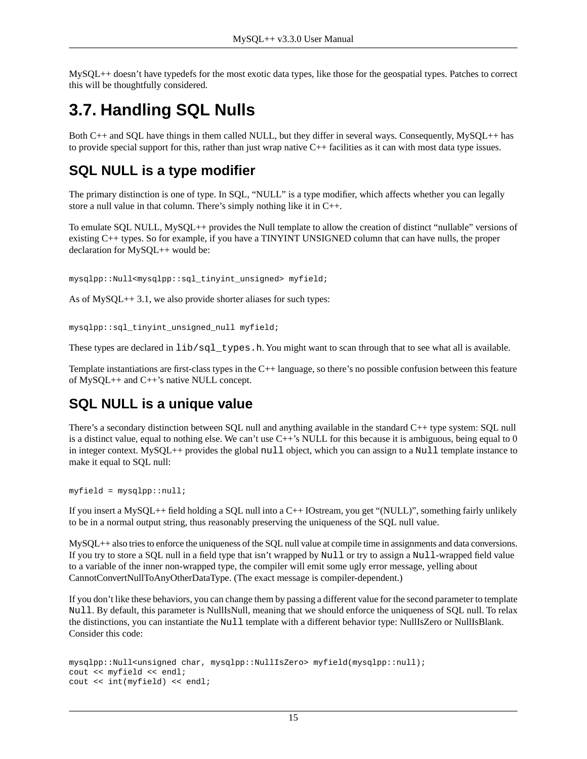MySQL++ doesn't have typedefs for the most exotic data types, like those for the geospatial types. Patches to correct this will be thoughtfully considered.

# 3.7. Handling SQL Nulls

Both C++ and SQL have things in them called NULL, but they differ in several ways. Consequently, MySQL++ has to provide special support for this, rather than just wrap native C++ facilities as it can with most data type issues.

## SQL NULL is a type modifier

The primary distinction is one of type. In SQL, "NULL" is a type modifier, which affects whether you can legally store a null value in that column. There's simply nothing like it in C++.

To emulate SQL NULL, MySQL++ provides the Null template to allow the creation of distinct "nullable" versions of existing C++ types. So for example, if you have a TINYINT UNSIGNED column that can have nulls, the proper declaration for MySQL++ would be:

```
mysqlpp::Null<mysqlpp::sql_tinyint_unsigned> myfield;
```

As of MySQL++ 3.1, we also provide shorter aliases for such types:

```
mysqlpp::sql_tinyint_unsigned_null myfield;
```

These types are declared in `lib/sql_types.h`. You might want to scan through that to see what all is available.

Template instantiations are first-class types in the C++ language, so there's no possible confusion between this feature of MySQL++ and C++'s native NULL concept.

## SQL NULL is a unique value

There's a secondary distinction between SQL null and anything available in the standard C++ type system: SQL null is a distinct value, equal to nothing else. We can't use C++'s NULL for this because it is ambiguous, being equal to 0 in integer context. MySQL++ provides the global `null` object, which you can assign to a `Null` template instance to make it equal to SQL null:

```
myfield = mysqlpp::null;
```

If you insert a MySQL++ field holding a SQL null into a C++ IOstream, you get "(NULL)", something fairly unlikely to be in a normal output string, thus reasonably preserving the uniqueness of the SQL null value.

MySQL++ also tries to enforce the uniqueness of the SQL null value at compile time in assignments and data conversions. If you try to store a SQL null in a field type that isn't wrapped by `Null` or try to assign a `Null`-wrapped field value to a variable of the inner non-wrapped type, the compiler will emit some ugly error message, yelling about CannotConvertNullToAnyOtherDataType. (The exact message is compiler-dependent.)

If you don't like these behaviors, you can change them by passing a different value for the second parameter to template `Null`. By default, this parameter is NullIsNull, meaning that we should enforce the uniqueness of SQL null. To relax the distinctions, you can instantiate the `Null` template with a different behavior type: NullIsZero or NullIsBlank. Consider this code:

```
mysqlpp::Null<unsigned char, mysqlpp::NullIsZero> myfield(mysqlpp::null);
cout << myfield << endl;
cout << int(myfield) << endl;
```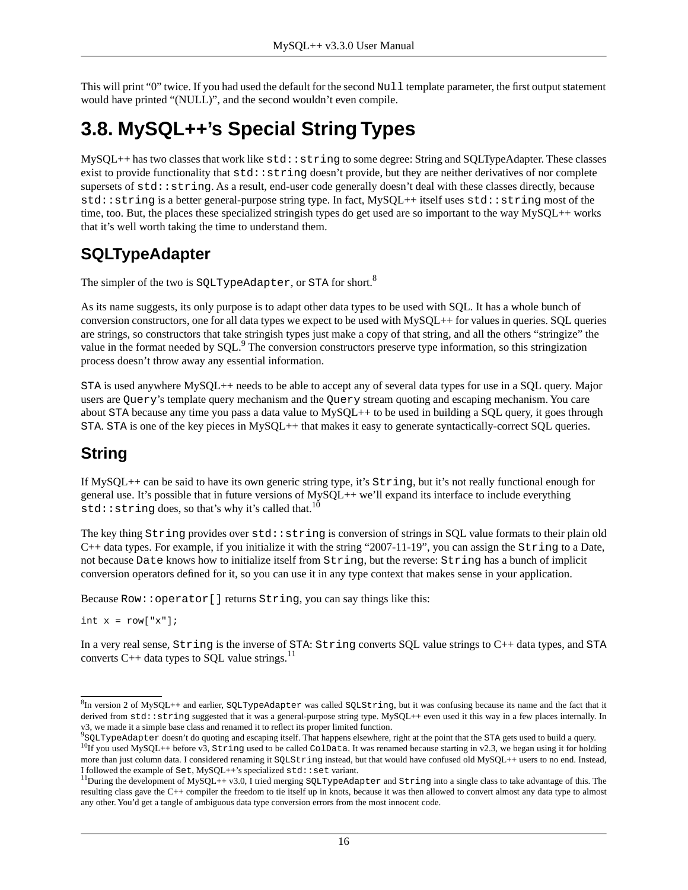This will print “0” twice. If you had used the default for the second `Null` template parameter, the first output statement would have printed “(NULL)”, and the second wouldn’t even compile.

## 3.8. MySQL++’s Special String Types

MySQL++ has two classes that work like `std::string` to some degree: String and SQLTypeAdapter. These classes exist to provide functionality that `std::string` doesn’t provide, but they are neither derivatives of nor complete supersets of `std::string`. As a result, end-user code generally doesn’t deal with these classes directly, because `std::string` is a better general-purpose string type. In fact, MySQL++ itself uses `std::string` most of the time, too. But, the places these specialized stringish types do get used are so important to the way MySQL++ works that it’s well worth taking the time to understand them.

### SQLTypeAdapter

The simpler of the two is `SQLTypeAdapter`, or `STA` for short.[8]

As its name suggests, its only purpose is to adapt other data types to be used with SQL. It has a whole bunch of conversion constructors, one for all data types we expect to be used with MySQL++ for values in queries. SQL queries are strings, so constructors that take stringish types just make a copy of that string, and all the others “stringize” the value in the format needed by SQL.[9] The conversion constructors preserve type information, so this stringization process doesn’t throw away any essential information.

`STA` is used anywhere MySQL++ needs to be able to accept any of several data types for use in a SQL query. Major users are `Query`’s template query mechanism and the `Query` stream quoting and escaping mechanism. You care about `STA` because any time you pass a data value to MySQL++ to be used in building a SQL query, it goes through `STA`. `STA` is one of the key pieces in MySQL++ that makes it easy to generate syntactically-correct SQL queries.

### String

If MySQL++ can be said to have its own generic string type, it’s `String`, but it’s not really functional enough for general use. It’s possible that in future versions of MySQL++ we’ll expand its interface to include everything `std::string` does, so that’s why it’s called that.[10]

The key thing `String` provides over `std::string` is conversion of strings in SQL value formats to their plain old C++ data types. For example, if you initialize it with the string “2007-11-19”, you can assign the `String` to a Date, not because `Date` knows how to initialize itself from `String`, but the reverse: `String` has a bunch of implicit conversion operators defined for it, so you can use it in any type context that makes sense in your application.

Because `Row::operator[]` returns `String`, you can say things like this:

```
int x = row["x"];
```

In a very real sense, `String` is the inverse of `STA`: `String` converts SQL value strings to C++ data types, and `STA` converts C++ data types to SQL value strings.[11]

---

[8] In version 2 of MySQL++ and earlier, `SQLTypeAdapter` was called `SQLString`, but it was confusing because its name and the fact that it derived from `std::string` suggested that it was a general-purpose string type. MySQL++ even used it this way in a few places internally. In v3, we made it a simple base class and renamed it to reflect its proper limited function.

[9] `SQLTypeAdapter` doesn’t do quoting and escaping itself. That happens elsewhere, right at the point that the `STA` gets used to build a query.

[10] If you used MySQL++ before v3, `String` used to be called `ColData`. It was renamed because starting in v2.3, we began using it for holding more than just column data. I considered renaming it `SQLString` instead, but that would have confused old MySQL++ users to no end. Instead, I followed the example of `Set`, MySQL++’s specialized `std::set` variant.

[11] During the development of MySQL++ v3.0, I tried merging `SQLTypeAdapter` and `String` into a single class to take advantage of this. The resulting class gave the C++ compiler the freedom to tie itself up in knots, because it was then allowed to convert almost any data type to almost any other. You’d get a tangle of ambiguous data type conversion errors from the most innocent code.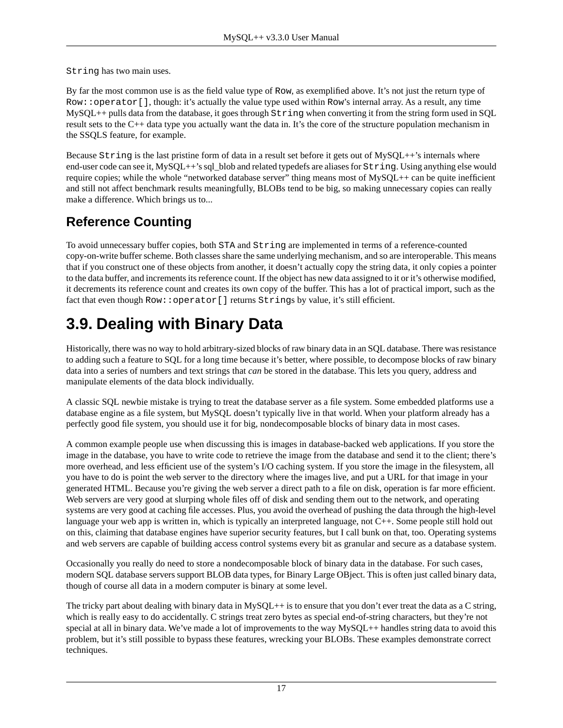`String` has two main uses.

By far the most common use is as the field value type of `Row`, as exemplified above. It's not just the return type of `Row::operator[]`, though: it's actually the value type used within `Row`'s internal array. As a result, any time MySQL++ pulls data from the database, it goes through `String` when converting it from the string form used in SQL result sets to the C++ data type you actually want the data in. It's the core of the structure population mechanism in the SSQLS feature, for example.

Because `String` is the last pristine form of data in a result set before it gets out of MySQL++'s internals where end-user code can see it, MySQL++'s sql_blob and related typedefs are aliases for `String`. Using anything else would require copies; while the whole "networked database server" thing means most of MySQL++ can be quite inefficient and still not affect benchmark results meaningfully, BLOBs tend to be big, so making unnecessary copies can really make a difference. Which brings us to...

## Reference Counting

To avoid unnecessary buffer copies, both `STA` and `String` are implemented in terms of a reference-counted copy-on-write buffer scheme. Both classes share the same underlying mechanism, and so are interoperable. This means that if you construct one of these objects from another, it doesn't actually copy the string data, it only copies a pointer to the data buffer, and increments its reference count. If the object has new data assigned to it or it's otherwise modified, it decrements its reference count and creates its own copy of the buffer. This has a lot of practical import, such as the fact that even though `Row::operator[]` returns `String`s by value, it's still efficient.

# 3.9. Dealing with Binary Data

Historically, there was no way to hold arbitrary-sized blocks of raw binary data in an SQL database. There was resistance to adding such a feature to SQL for a long time because it's better, where possible, to decompose blocks of raw binary data into a series of numbers and text strings that *can* be stored in the database. This lets you query, address and manipulate elements of the data block individually.

A classic SQL newbie mistake is trying to treat the database server as a file system. Some embedded platforms use a database engine as a file system, but MySQL doesn't typically live in that world. When your platform already has a perfectly good file system, you should use it for big, nondecomposable blocks of binary data in most cases.

A common example people use when discussing this is images in database-backed web applications. If you store the image in the database, you have to write code to retrieve the image from the database and send it to the client; there's more overhead, and less efficient use of the system's I/O caching system. If you store the image in the filesystem, all you have to do is point the web server to the directory where the images live, and put a URL for that image in your generated HTML. Because you're giving the web server a direct path to a file on disk, operation is far more efficient. Web servers are very good at slurping whole files off of disk and sending them out to the network, and operating systems are very good at caching file accesses. Plus, you avoid the overhead of pushing the data through the high-level language your web app is written in, which is typically an interpreted language, not C++. Some people still hold out on this, claiming that database engines have superior security features, but I call bunk on that, too. Operating systems and web servers are capable of building access control systems every bit as granular and secure as a database system.

Occasionally you really do need to store a nondecomposable block of binary data in the database. For such cases, modern SQL database servers support BLOB data types, for Binary Large OBject. This is often just called binary data, though of course all data in a modern computer is binary at some level.

The tricky part about dealing with binary data in MySQL++ is to ensure that you don't ever treat the data as a C string, which is really easy to do accidentally. C strings treat zero bytes as special end-of-string characters, but they're not special at all in binary data. We've made a lot of improvements to the way MySQL++ handles string data to avoid this problem, but it's still possible to bypass these features, wrecking your BLOBs. These examples demonstrate correct techniques.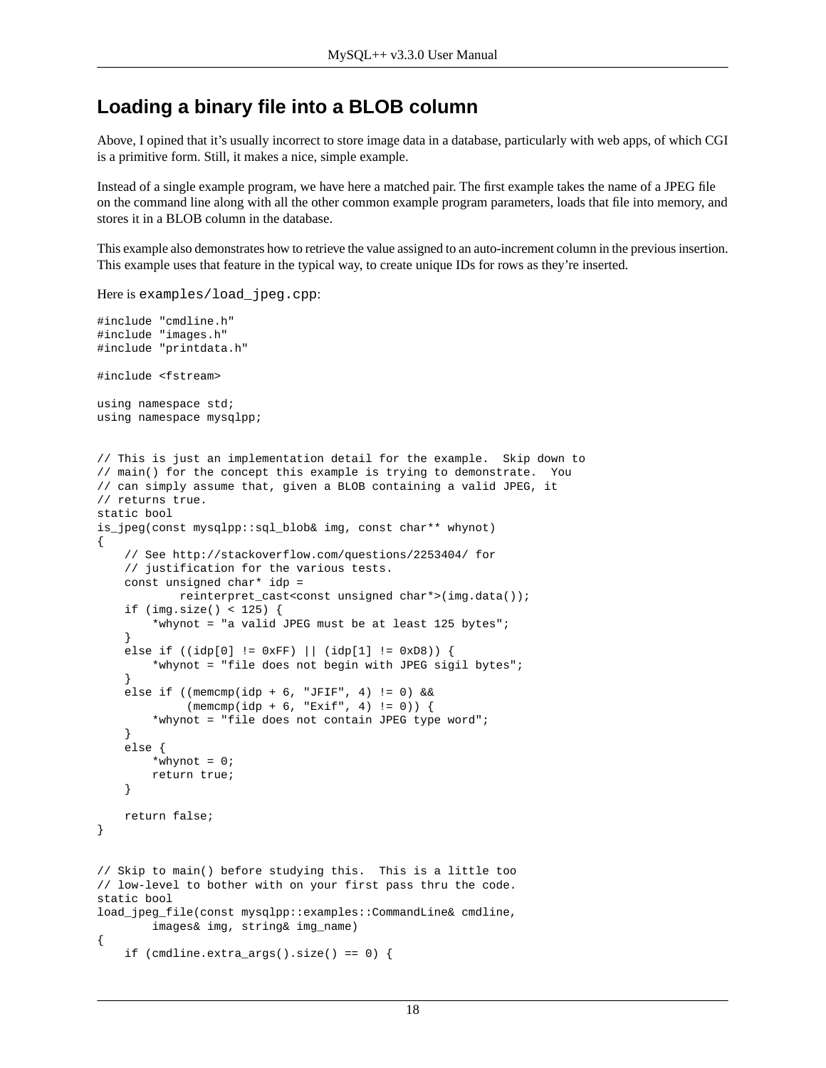## Loading a binary file into a BLOB column

Above, I opined that it's usually incorrect to store image data in a database, particularly with web apps, of which CGI is a primitive form. Still, it makes a nice, simple example.

Instead of a single example program, we have here a matched pair. The first example takes the name of a JPEG file on the command line along with all the other common example program parameters, loads that file into memory, and stores it in a BLOB column in the database.

This example also demonstrates how to retrieve the value assigned to an auto-increment column in the previous insertion. This example uses that feature in the typical way, to create unique IDs for rows as they're inserted.

Here is `examples/load_jpeg.cpp`:

```
#include "cmdline.h"
#include "images.h"
#include "printdata.h"

#include <fstream>

using namespace std;
using namespace mysqlpp;


// This is just an implementation detail for the example.  Skip down to
// main() for the concept this example is trying to demonstrate.  You
// can simply assume that, given a BLOB containing a valid JPEG, it
// returns true.
static bool
is_jpeg(const mysqlpp::sql_blob& img, const char** whynot)
{
    // See http://stackoverflow.com/questions/2253404/ for
    // justification for the various tests.
    const unsigned char* idp =
            reinterpret_cast<const unsigned char*>(img.data());
    if (img.size() < 125) {
        *whynot = "a valid JPEG must be at least 125 bytes";
    }
    else if ((idp[0] != 0xFF) || (idp[1] != 0xD8)) {
        *whynot = "file does not begin with JPEG sigil bytes";
    }
    else if ((memcmp(idp + 6, "JFIF", 4) != 0) &&
             (memcmp(idp + 6, "Exif", 4) != 0)) {
        *whynot = "file does not contain JPEG type word";
    }
    else {
        *whynot = 0;
        return true;
    }

    return false;
}


// Skip to main() before studying this.  This is a little too
// low-level to bother with on your first pass thru the code.
static bool
load_jpeg_file(const mysqlpp::examples::CommandLine& cmdline,
        images& img, string& img_name)
{
    if (cmdline.extra_args().size() == 0) {
```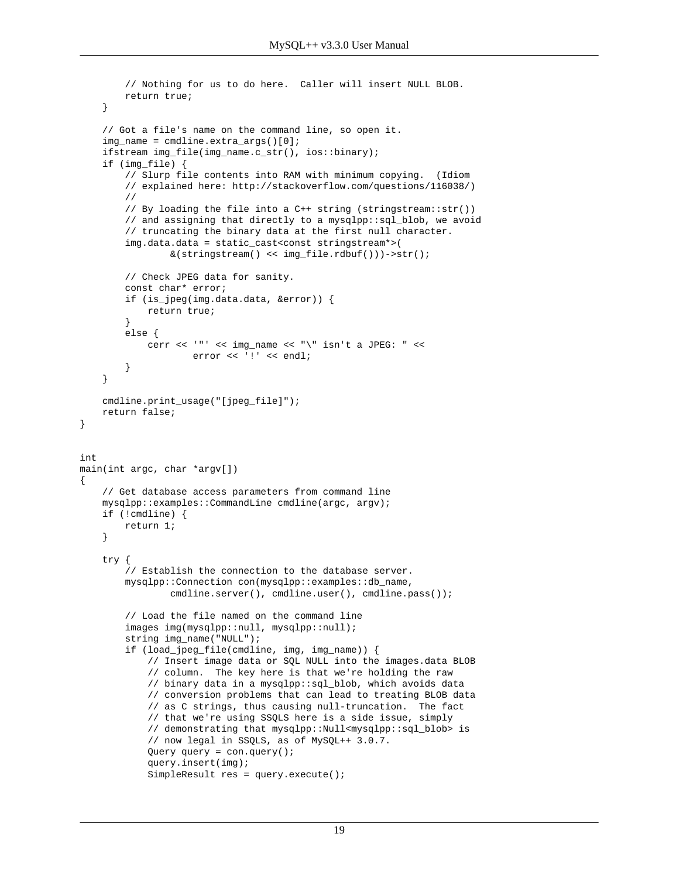```
        // Nothing for us to do here.  Caller will insert NULL BLOB.
        return true;
    }

    // Got a file's name on the command line, so open it.
    img_name = cmdline.extra_args()[0];
    ifstream img_file(img_name.c_str(), ios::binary);
    if (img_file) {
        // Slurp file contents into RAM with minimum copying.  (Idiom
        // explained here: http://stackoverflow.com/questions/116038/)
        //
        // By loading the file into a C++ string (stringstream::str())
        // and assigning that directly to a mysqlpp::sql_blob, we avoid
        // truncating the binary data at the first null character.
        img.data.data = static_cast<const stringstream*>(
                &(stringstream() << img_file.rdbuf()))->str();

        // Check JPEG data for sanity.
        const char* error;
        if (is_jpeg(img.data.data, &error)) {
            return true;
        }
        else {
            cerr << '"' << img_name << "\" isn't a JPEG: " <<
                    error << '!' << endl;
        }
    }

    cmdline.print_usage("[jpeg_file]");
    return false;
}


int
main(int argc, char *argv[])
{
    // Get database access parameters from command line
    mysqlpp::examples::CommandLine cmdline(argc, argv);
    if (!cmdline) {
        return 1;
    }

    try {
        // Establish the connection to the database server.
        mysqlpp::Connection con(mysqlpp::examples::db_name,
                cmdline.server(), cmdline.user(), cmdline.pass());

        // Load the file named on the command line
        images img(mysqlpp::null, mysqlpp::null);
        string img_name("NULL");
        if (load_jpeg_file(cmdline, img, img_name)) {
            // Insert image data or SQL NULL into the images.data BLOB
            // column.  The key here is that we're holding the raw
            // binary data in a mysqlpp::sql_blob, which avoids data
            // conversion problems that can lead to treating BLOB data
            // as C strings, thus causing null-truncation.  The fact
            // that we're using SSQLS here is a side issue, simply
            // demonstrating that mysqlpp::Null<mysqlpp::sql_blob> is
            // now legal in SSQLS, as of MySQL++ 3.0.7.
            Query query = con.query();
            query.insert(img);
            SimpleResult res = query.execute();
```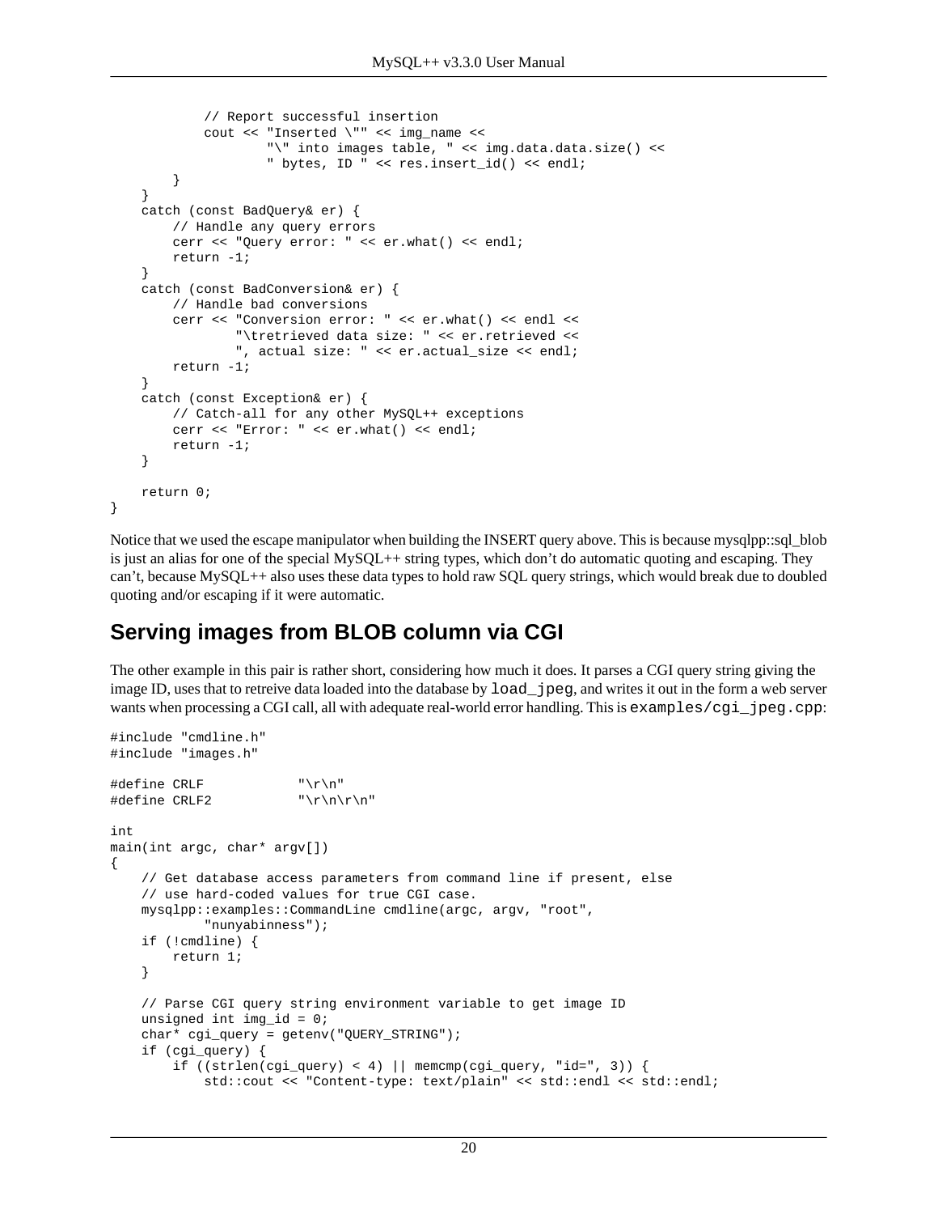```
            // Report successful insertion
            cout << "Inserted \"" << img_name <<
                    "\" into images table, " << img.data.data.size() <<
                    " bytes, ID " << res.insert_id() << endl;
        }
    }
    catch (const BadQuery& er) {
        // Handle any query errors
        cerr << "Query error: " << er.what() << endl;
        return -1;
    }
    catch (const BadConversion& er) {
        // Handle bad conversions
        cerr << "Conversion error: " << er.what() << endl <<
                "\tretrieved data size: " << er.retrieved <<
                ", actual size: " << er.actual_size << endl;
        return -1;
    }
    catch (const Exception& er) {
        // Catch-all for any other MySQL++ exceptions
        cerr << "Error: " << er.what() << endl;
        return -1;
    }

    return 0;
}
```

Notice that we used the escape manipulator when building the INSERT query above. This is because mysqlpp::sql_blob is just an alias for one of the special MySQL++ string types, which don't do automatic quoting and escaping. They can't, because MySQL++ also uses these data types to hold raw SQL query strings, which would break due to doubled quoting and/or escaping if it were automatic.

## Serving images from BLOB column via CGI

The other example in this pair is rather short, considering how much it does. It parses a CGI query string giving the image ID, uses that to retreive data loaded into the database by `load_jpeg`, and writes it out in the form a web server wants when processing a CGI call, all with adequate real-world error handling. This is `examples/cgi_jpeg.cpp`:

```
#include "cmdline.h"
#include "images.h"

#define CRLF            "\r\n"
#define CRLF2           "\r\n\r\n"

int
main(int argc, char* argv[])
{
    // Get database access parameters from command line if present, else
    // use hard-coded values for true CGI case.
    mysqlpp::examples::CommandLine cmdline(argc, argv, "root",
            "nunyabinness");
    if (!cmdline) {
        return 1;
    }

    // Parse CGI query string environment variable to get image ID
    unsigned int img_id = 0;
    char* cgi_query = getenv("QUERY_STRING");
    if (cgi_query) {
        if ((strlen(cgi_query) < 4) || memcmp(cgi_query, "id=", 3)) {
            std::cout << "Content-type: text/plain" << std::endl << std::endl;
```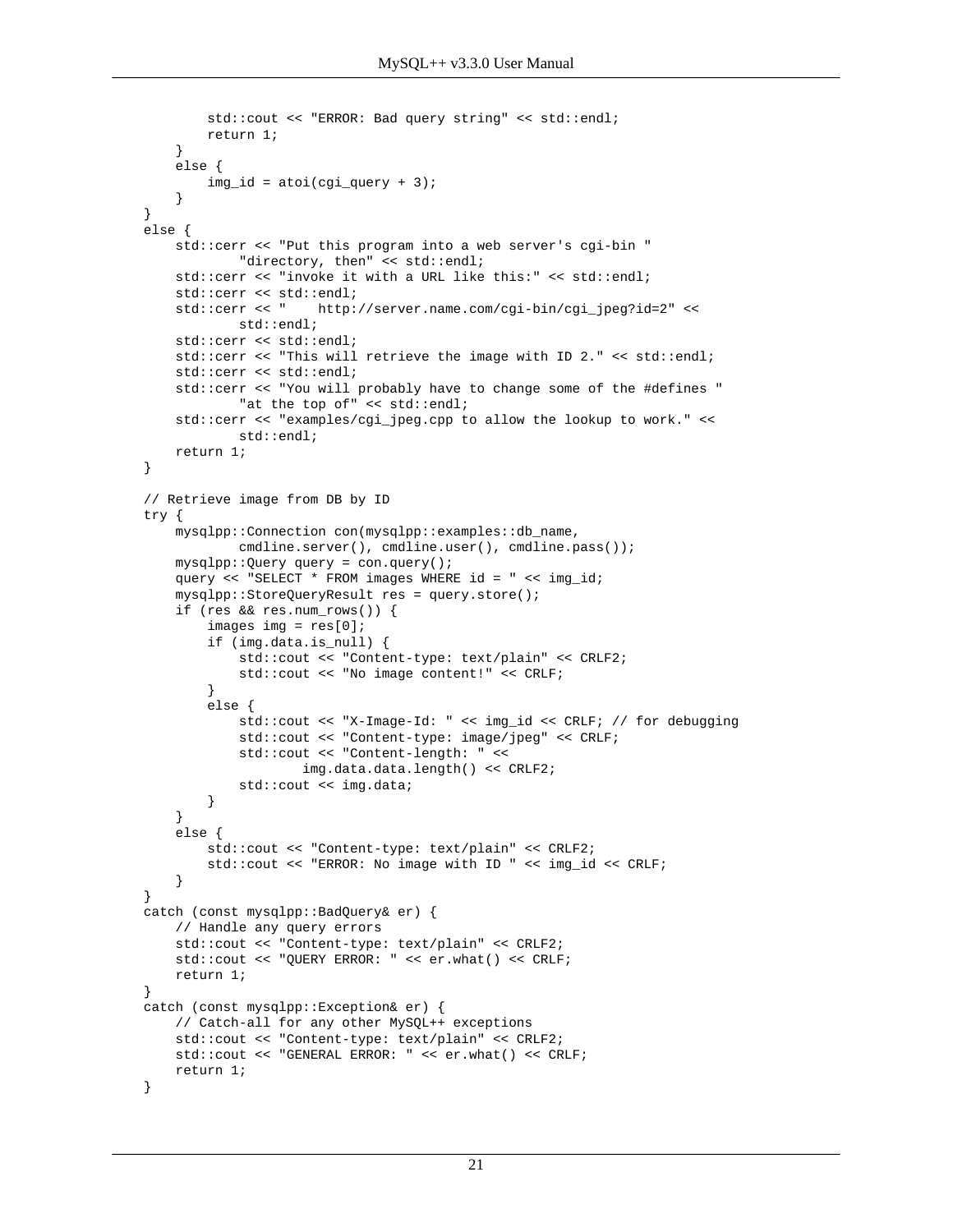```
        std::cout << "ERROR: Bad query string" << std::endl;
        return 1;
    }
    else {
        img_id = atoi(cgi_query + 3);
    }
}
else {
    std::cerr << "Put this program into a web server's cgi-bin "
            "directory, then" << std::endl;
    std::cerr << "invoke it with a URL like this:" << std::endl;
    std::cerr << std::endl;
    std::cerr << "    http://server.name.com/cgi-bin/cgi_jpeg?id=2" <<
            std::endl;
    std::cerr << std::endl;
    std::cerr << "This will retrieve the image with ID 2." << std::endl;
    std::cerr << std::endl;
    std::cerr << "You will probably have to change some of the #defines "
            "at the top of" << std::endl;
    std::cerr << "examples/cgi_jpeg.cpp to allow the lookup to work." <<
            std::endl;
    return 1;
}

// Retrieve image from DB by ID
try {
    mysqlpp::Connection con(mysqlpp::examples::db_name,
            cmdline.server(), cmdline.user(), cmdline.pass());
    mysqlpp::Query query = con.query();
    query << "SELECT * FROM images WHERE id = " << img_id;
    mysqlpp::StoreQueryResult res = query.store();
    if (res && res.num_rows()) {
        images img = res[0];
        if (img.data.is_null) {
            std::cout << "Content-type: text/plain" << CRLF2;
            std::cout << "No image content!" << CRLF;
        }
        else {
            std::cout << "X-Image-Id: " << img_id << CRLF; // for debugging
            std::cout << "Content-type: image/jpeg" << CRLF;
            std::cout << "Content-length: " <<
                    img.data.data.length() << CRLF2;
            std::cout << img.data;
        }
    }
    else {
        std::cout << "Content-type: text/plain" << CRLF2;
        std::cout << "ERROR: No image with ID " << img_id << CRLF;
    }
}
catch (const mysqlpp::BadQuery& er) {
    // Handle any query errors
    std::cout << "Content-type: text/plain" << CRLF2;
    std::cout << "QUERY ERROR: " << er.what() << CRLF;
    return 1;
}
catch (const mysqlpp::Exception& er) {
    // Catch-all for any other MySQL++ exceptions
    std::cout << "Content-type: text/plain" << CRLF2;
    std::cout << "GENERAL ERROR: " << er.what() << CRLF;
    return 1;
}
```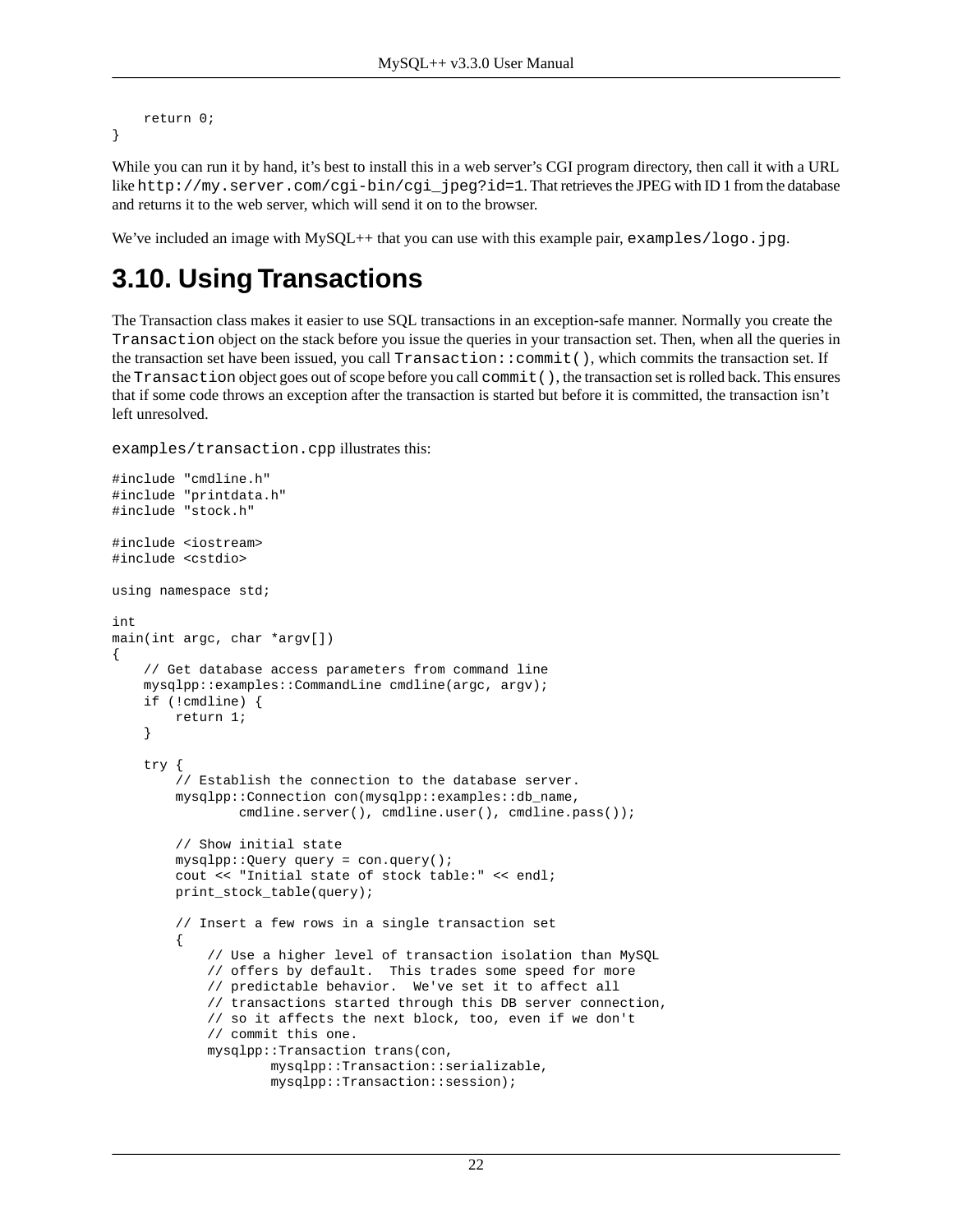```
    return 0;
}
```

While you can run it by hand, it's best to install this in a web server's CGI program directory, then call it with a URL like `http://my.server.com/cgi-bin/cgi_jpeg?id=1`. That retrieves the JPEG with ID 1 from the database and returns it to the web server, which will send it on to the browser.

We've included an image with MySQL++ that you can use with this example pair, `examples/logo.jpg`.

## 3.10. Using Transactions

The Transaction class makes it easier to use SQL transactions in an exception-safe manner. Normally you create the `Transaction` object on the stack before you issue the queries in your transaction set. Then, when all the queries in the transaction set have been issued, you call `Transaction::commit()`, which commits the transaction set. If the `Transaction` object goes out of scope before you call `commit()`, the transaction set is rolled back. This ensures that if some code throws an exception after the transaction is started but before it is committed, the transaction isn't left unresolved.

`examples/transaction.cpp` illustrates this:

```
#include "cmdline.h"
#include "printdata.h"
#include "stock.h"

#include <iostream>
#include <cstdio>

using namespace std;

int
main(int argc, char *argv[])
{
    // Get database access parameters from command line
    mysqlpp::examples::CommandLine cmdline(argc, argv);
    if (!cmdline) {
        return 1;
    }

    try {
        // Establish the connection to the database server.
        mysqlpp::Connection con(mysqlpp::examples::db_name,
                cmdline.server(), cmdline.user(), cmdline.pass());

        // Show initial state
        mysqlpp::Query query = con.query();
        cout << "Initial state of stock table:" << endl;
        print_stock_table(query);

        // Insert a few rows in a single transaction set
        {
            // Use a higher level of transaction isolation than MySQL
            // offers by default.  This trades some speed for more
            // predictable behavior.  We've set it to affect all
            // transactions started through this DB server connection,
            // so it affects the next block, too, even if we don't
            // commit this one.
            mysqlpp::Transaction trans(con,
                    mysqlpp::Transaction::serializable,
                    mysqlpp::Transaction::session);
```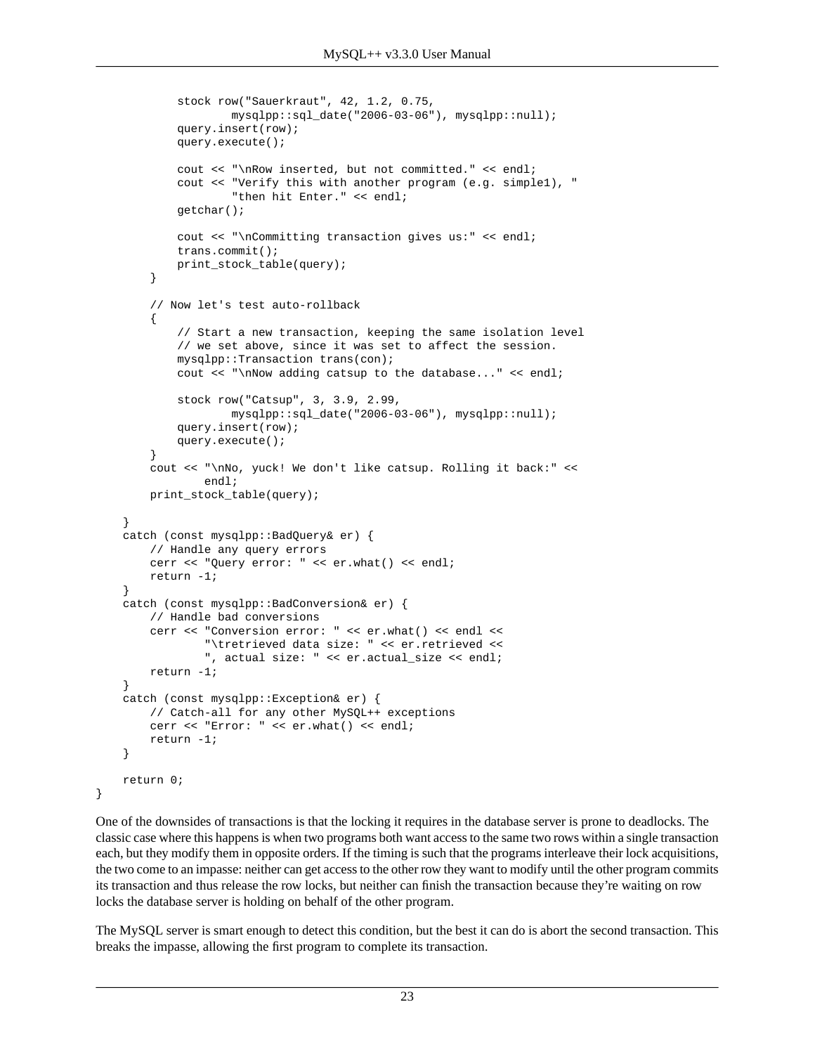```
            stock row("Sauerkraut", 42, 1.2, 0.75,
                    mysqlpp::sql_date("2006-03-06"), mysqlpp::null);
            query.insert(row);
            query.execute();

            cout << "\nRow inserted, but not committed." << endl;
            cout << "Verify this with another program (e.g. simple1), "
                    "then hit Enter." << endl;
            getchar();

            cout << "\nCommitting transaction gives us:" << endl;
            trans.commit();
            print_stock_table(query);
        }

        // Now let's test auto-rollback
        {
            // Start a new transaction, keeping the same isolation level
            // we set above, since it was set to affect the session.
            mysqlpp::Transaction trans(con);
            cout << "\nNow adding catsup to the database..." << endl;

            stock row("Catsup", 3, 3.9, 2.99,
                    mysqlpp::sql_date("2006-03-06"), mysqlpp::null);
            query.insert(row);
            query.execute();
        }
        cout << "\nNo, yuck! We don't like catsup. Rolling it back:" <<
                endl;
        print_stock_table(query);

    }
    catch (const mysqlpp::BadQuery& er) {
        // Handle any query errors
        cerr << "Query error: " << er.what() << endl;
        return -1;
    }
    catch (const mysqlpp::BadConversion& er) {
        // Handle bad conversions
        cerr << "Conversion error: " << er.what() << endl <<
                "\tretrieved data size: " << er.retrieved <<
                ", actual size: " << er.actual_size << endl;
        return -1;
    }
    catch (const mysqlpp::Exception& er) {
        // Catch-all for any other MySQL++ exceptions
        cerr << "Error: " << er.what() << endl;
        return -1;
    }

    return 0;
}
```

One of the downsides of transactions is that the locking it requires in the database server is prone to deadlocks. The classic case where this happens is when two programs both want access to the same two rows within a single transaction each, but they modify them in opposite orders. If the timing is such that the programs interleave their lock acquisitions, the two come to an impasse: neither can get access to the other row they want to modify until the other program commits its transaction and thus release the row locks, but neither can finish the transaction because they're waiting on row locks the database server is holding on behalf of the other program.

The MySQL server is smart enough to detect this condition, but the best it can do is abort the second transaction. This breaks the impasse, allowing the first program to complete its transaction.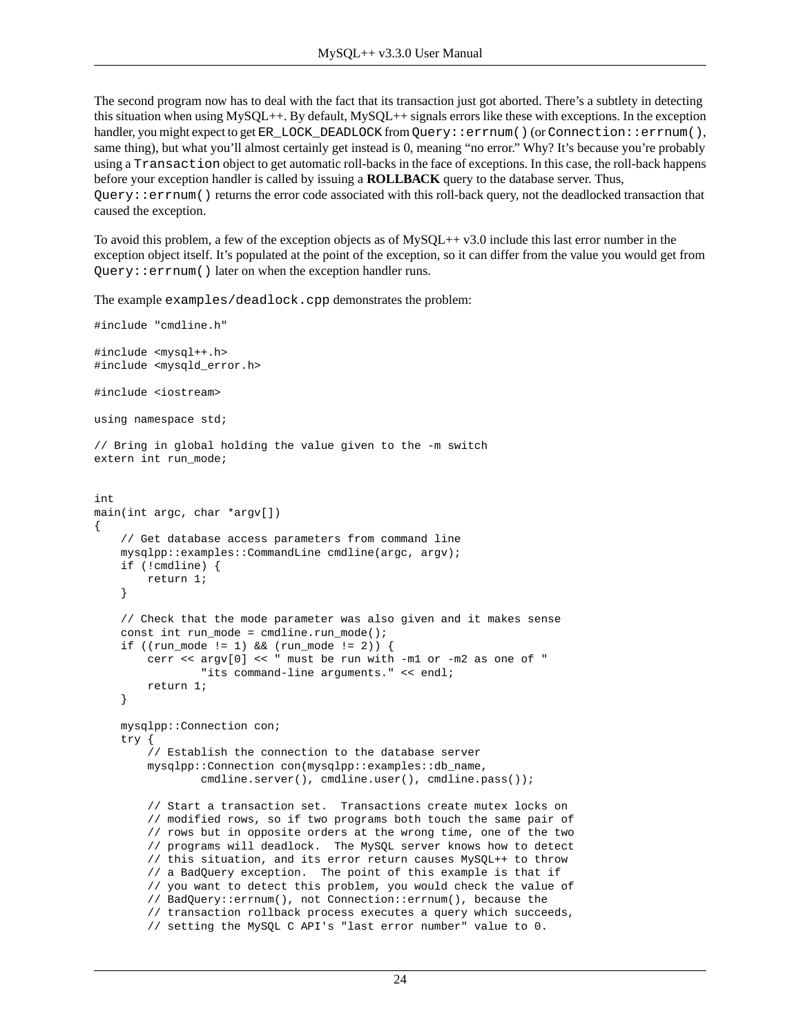The second program now has to deal with the fact that its transaction just got aborted. There's a subtlety in detecting this situation when using MySQL++. By default, MySQL++ signals errors like these with exceptions. In the exception handler, you might expect to get `ER_LOCK_DEADLOCK` from `Query::errnum()` (or `Connection::errnum()`, same thing), but what you'll almost certainly get instead is 0, meaning "no error." Why? It's because you're probably using a `Transaction` object to get automatic roll-backs in the face of exceptions. In this case, the roll-back happens before your exception handler is called by issuing a **ROLLBACK** query to the database server. Thus, `Query::errnum()` returns the error code associated with this roll-back query, not the deadlocked transaction that caused the exception.

To avoid this problem, a few of the exception objects as of MySQL++ v3.0 include this last error number in the exception object itself. It's populated at the point of the exception, so it can differ from the value you would get from `Query::errnum()` later on when the exception handler runs.

The example `examples/deadlock.cpp` demonstrates the problem:

```
#include "cmdline.h"

#include <mysql++.h>
#include <mysqld_error.h>

#include <iostream>

using namespace std;

// Bring in global holding the value given to the -m switch
extern int run_mode;


int
main(int argc, char *argv[])
{
    // Get database access parameters from command line
    mysqlpp::examples::CommandLine cmdline(argc, argv);
    if (!cmdline) {
        return 1;
    }

    // Check that the mode parameter was also given and it makes sense
    const int run_mode = cmdline.run_mode();
    if ((run_mode != 1) && (run_mode != 2)) {
        cerr << argv[0] << " must be run with -m1 or -m2 as one of "
                "its command-line arguments." << endl;
        return 1;
    }

    mysqlpp::Connection con;
    try {
        // Establish the connection to the database server
        mysqlpp::Connection con(mysqlpp::examples::db_name,
                cmdline.server(), cmdline.user(), cmdline.pass());

        // Start a transaction set.  Transactions create mutex locks on
        // modified rows, so if two programs both touch the same pair of
        // rows but in opposite orders at the wrong time, one of the two
        // programs will deadlock.  The MySQL server knows how to detect
        // this situation, and its error return causes MySQL++ to throw
        // a BadQuery exception.  The point of this example is that if
        // you want to detect this problem, you would check the value of
        // BadQuery::errnum(), not Connection::errnum(), because the
        // transaction rollback process executes a query which succeeds,
        // setting the MySQL C API's "last error number" value to 0.
```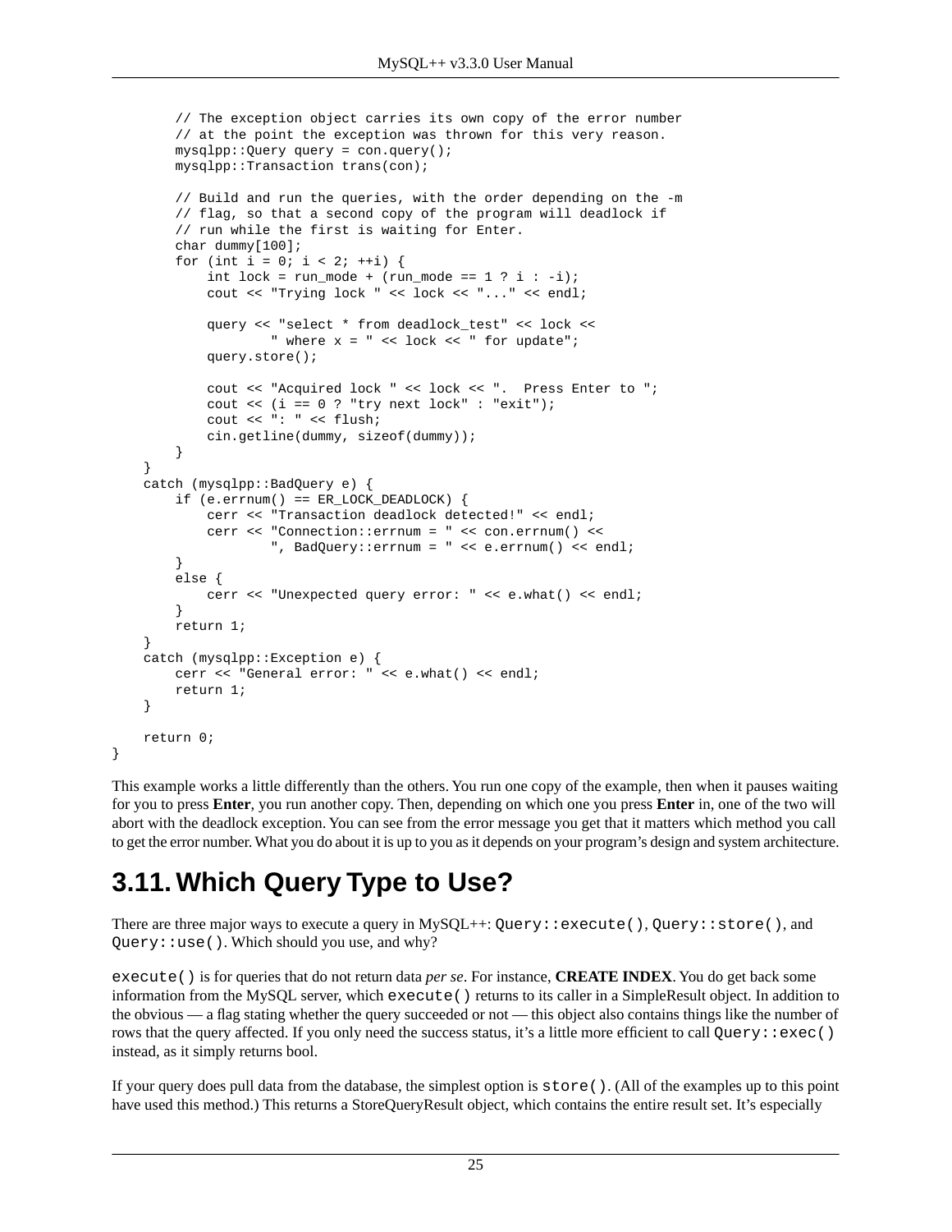```
        // The exception object carries its own copy of the error number
        // at the point the exception was thrown for this very reason.
        mysqlpp::Query query = con.query();
        mysqlpp::Transaction trans(con);

        // Build and run the queries, with the order depending on the -m
        // flag, so that a second copy of the program will deadlock if
        // run while the first is waiting for Enter.
        char dummy[100];
        for (int i = 0; i < 2; ++i) {
            int lock = run_mode + (run_mode == 1 ? i : -i);
            cout << "Trying lock " << lock << "..." << endl;

            query << "select * from deadlock_test" << lock <<
                    " where x = " << lock << " for update";
            query.store();

            cout << "Acquired lock " << lock << ".  Press Enter to ";
            cout << (i == 0 ? "try next lock" : "exit");
            cout << ": " << flush;
            cin.getline(dummy, sizeof(dummy));
        }
    }
    catch (mysqlpp::BadQuery e) {
        if (e.errnum() == ER_LOCK_DEADLOCK) {
            cerr << "Transaction deadlock detected!" << endl;
            cerr << "Connection::errnum = " << con.errnum() <<
                    ", BadQuery::errnum = " << e.errnum() << endl;
        }
        else {
            cerr << "Unexpected query error: " << e.what() << endl;
        }
        return 1;
    }
    catch (mysqlpp::Exception e) {
        cerr << "General error: " << e.what() << endl;
        return 1;
    }

    return 0;
}
```

This example works a little differently than the others. You run one copy of the example, then when it pauses waiting for you to press **Enter**, you run another copy. Then, depending on which one you press **Enter** in, one of the two will abort with the deadlock exception. You can see from the error message you get that it matters which method you call to get the error number. What you do about it is up to you as it depends on your program's design and system architecture.

## 3.11. Which Query Type to Use?

There are three major ways to execute a query in MySQL++: `Query::execute()`, `Query::store()`, and `Query::use()`. Which should you use, and why?

`execute()` is for queries that do not return data *per se*. For instance, **CREATE INDEX**. You do get back some information from the MySQL server, which `execute()` returns to its caller in a SimpleResult object. In addition to the obvious — a flag stating whether the query succeeded or not — this object also contains things like the number of rows that the query affected. If you only need the success status, it's a little more efficient to call `Query::exec()` instead, as it simply returns bool.

If your query does pull data from the database, the simplest option is `store()`. (All of the examples up to this point have used this method.) This returns a StoreQueryResult object, which contains the entire result set. It's especially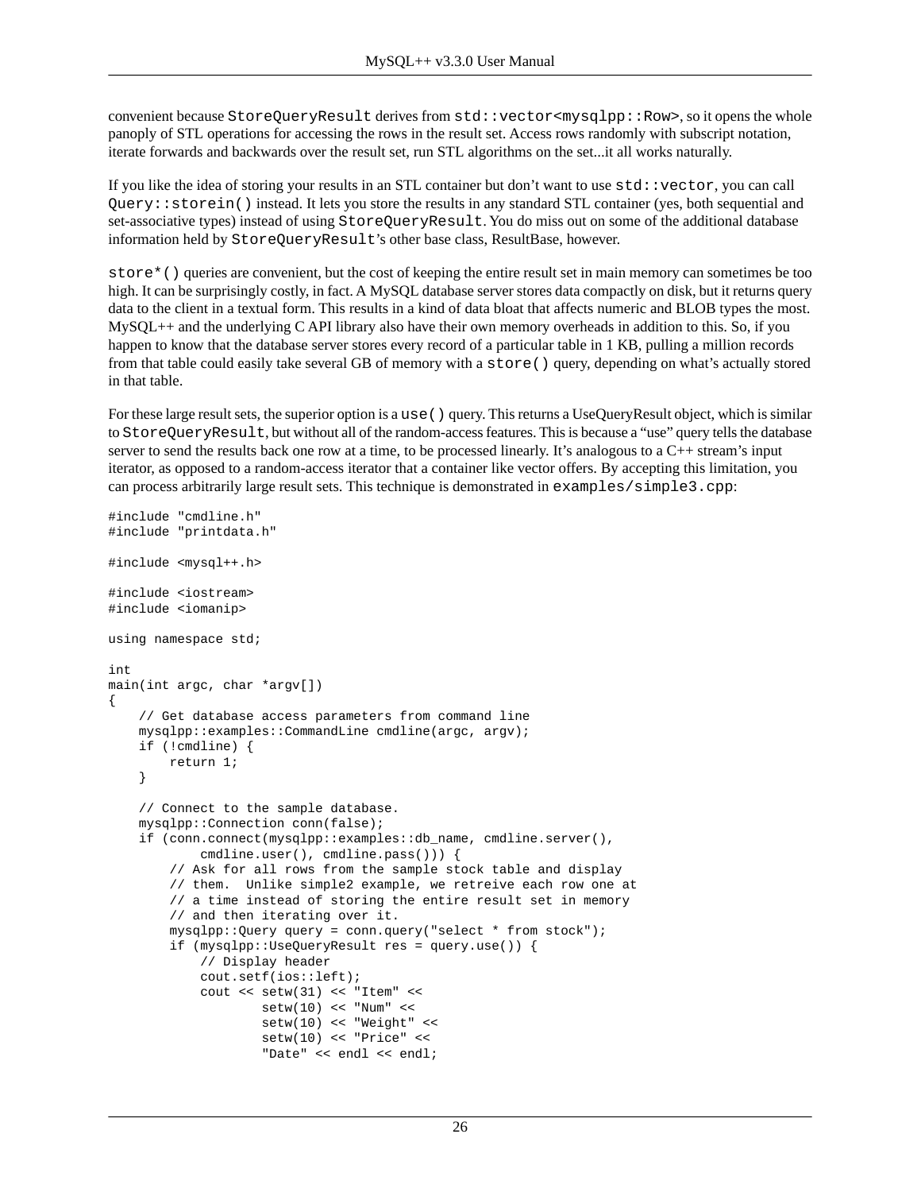convenient because `StoreQueryResult` derives from `std::vector<mysqlpp::Row>`, so it opens the whole panoply of STL operations for accessing the rows in the result set. Access rows randomly with subscript notation, iterate forwards and backwards over the result set, run STL algorithms on the set...it all works naturally.

If you like the idea of storing your results in an STL container but don't want to use `std::vector`, you can call `Query::storein()` instead. It lets you store the results in any standard STL container (yes, both sequential and set-associative types) instead of using `StoreQueryResult`. You do miss out on some of the additional database information held by `StoreQueryResult`'s other base class, ResultBase, however.

`store*()` queries are convenient, but the cost of keeping the entire result set in main memory can sometimes be too high. It can be surprisingly costly, in fact. A MySQL database server stores data compactly on disk, but it returns query data to the client in a textual form. This results in a kind of data bloat that affects numeric and BLOB types the most. MySQL++ and the underlying C API library also have their own memory overheads in addition to this. So, if you happen to know that the database server stores every record of a particular table in 1 KB, pulling a million records from that table could easily take several GB of memory with a `store()` query, depending on what's actually stored in that table.

For these large result sets, the superior option is a `use()` query. This returns a UseQueryResult object, which is similar to `StoreQueryResult`, but without all of the random-access features. This is because a "use" query tells the database server to send the results back one row at a time, to be processed linearly. It's analogous to a C++ stream's input iterator, as opposed to a random-access iterator that a container like vector offers. By accepting this limitation, you can process arbitrarily large result sets. This technique is demonstrated in `examples/simple3.cpp`:

```
#include "cmdline.h"
#include "printdata.h"

#include <mysql++.h>

#include <iostream>
#include <iomanip>

using namespace std;

int
main(int argc, char *argv[])
{
    // Get database access parameters from command line
    mysqlpp::examples::CommandLine cmdline(argc, argv);
    if (!cmdline) {
        return 1;
    }

    // Connect to the sample database.
    mysqlpp::Connection conn(false);
    if (conn.connect(mysqlpp::examples::db_name, cmdline.server(),
            cmdline.user(), cmdline.pass())) {
        // Ask for all rows from the sample stock table and display
        // them.  Unlike simple2 example, we retreive each row one at
        // a time instead of storing the entire result set in memory
        // and then iterating over it.
        mysqlpp::Query query = conn.query("select * from stock");
        if (mysqlpp::UseQueryResult res = query.use()) {
            // Display header
            cout.setf(ios::left);
            cout << setw(31) << "Item" <<
                    setw(10) << "Num" <<
                    setw(10) << "Weight" <<
                    setw(10) << "Price" <<
                    "Date" << endl << endl;
```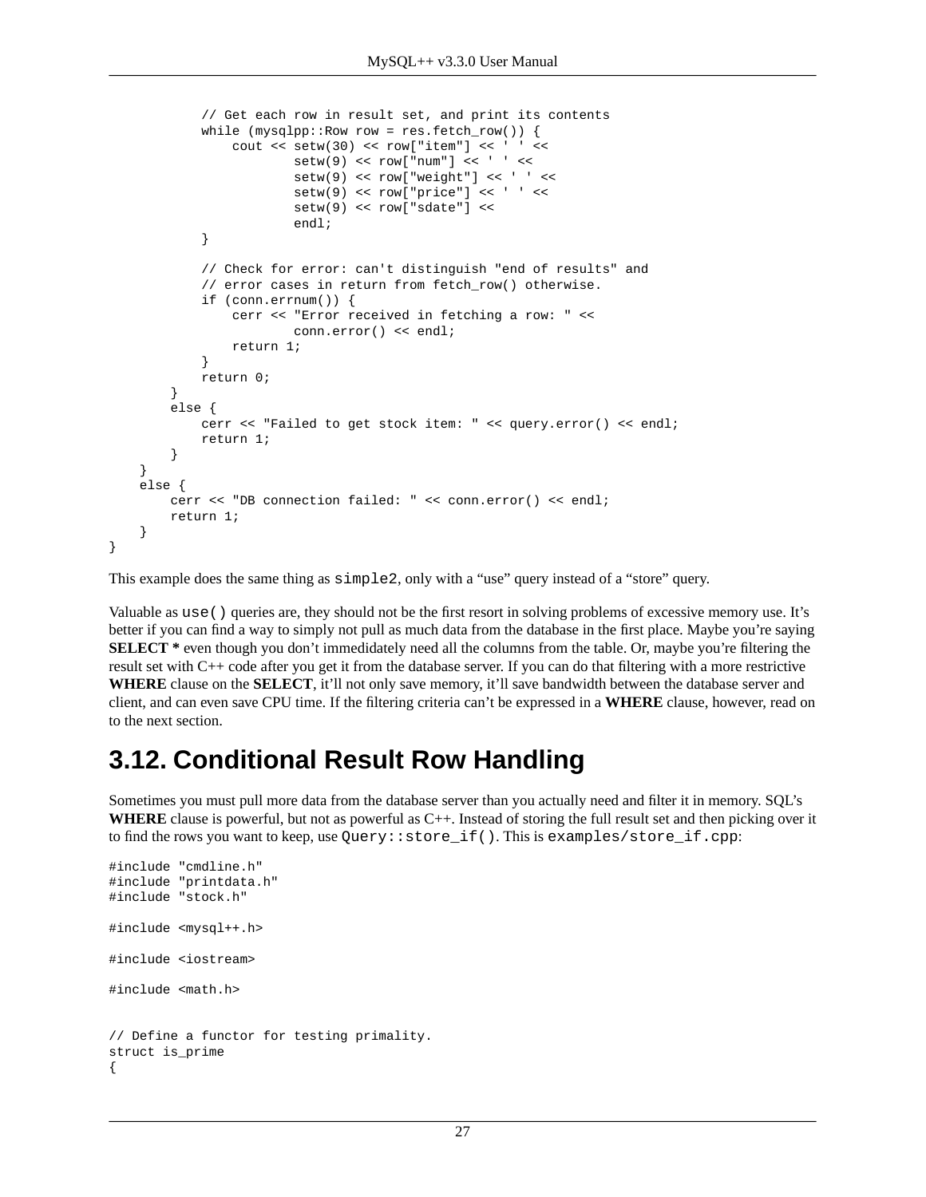```
            // Get each row in result set, and print its contents
            while (mysqlpp::Row row = res.fetch_row()) {
                cout << setw(30) << row["item"] << ' ' <<
                        setw(9) << row["num"] << ' ' <<
                        setw(9) << row["weight"] << ' ' <<
                        setw(9) << row["price"] << ' ' <<
                        setw(9) << row["sdate"] <<
                        endl;
            }

            // Check for error: can't distinguish "end of results" and
            // error cases in return from fetch_row() otherwise.
            if (conn.errnum()) {
                cerr << "Error received in fetching a row: " <<
                        conn.error() << endl;
                return 1;
            }
            return 0;
        }
        else {
            cerr << "Failed to get stock item: " << query.error() << endl;
            return 1;
        }
    }
    else {
        cerr << "DB connection failed: " << conn.error() << endl;
        return 1;
    }
}
```

This example does the same thing as `simple2`, only with a "use" query instead of a "store" query.

Valuable as `use()` queries are, they should not be the first resort in solving problems of excessive memory use. It's better if you can find a way to simply not pull as much data from the database in the first place. Maybe you're saying **SELECT *** even though you don't immedidately need all the columns from the table. Or, maybe you're filtering the result set with C++ code after you get it from the database server. If you can do that filtering with a more restrictive **WHERE** clause on the **SELECT**, it'll not only save memory, it'll save bandwidth between the database server and client, and can even save CPU time. If the filtering criteria can't be expressed in a **WHERE** clause, however, read on to the next section.

## 3.12. Conditional Result Row Handling

Sometimes you must pull more data from the database server than you actually need and filter it in memory. SQL's **WHERE** clause is powerful, but not as powerful as C++. Instead of storing the full result set and then picking over it to find the rows you want to keep, use `Query::store_if()`. This is `examples/store_if.cpp`:

```
#include "cmdline.h"
#include "printdata.h"
#include "stock.h"

#include <mysql++.h>

#include <iostream>

#include <math.h>


// Define a functor for testing primality.
struct is_prime
{
```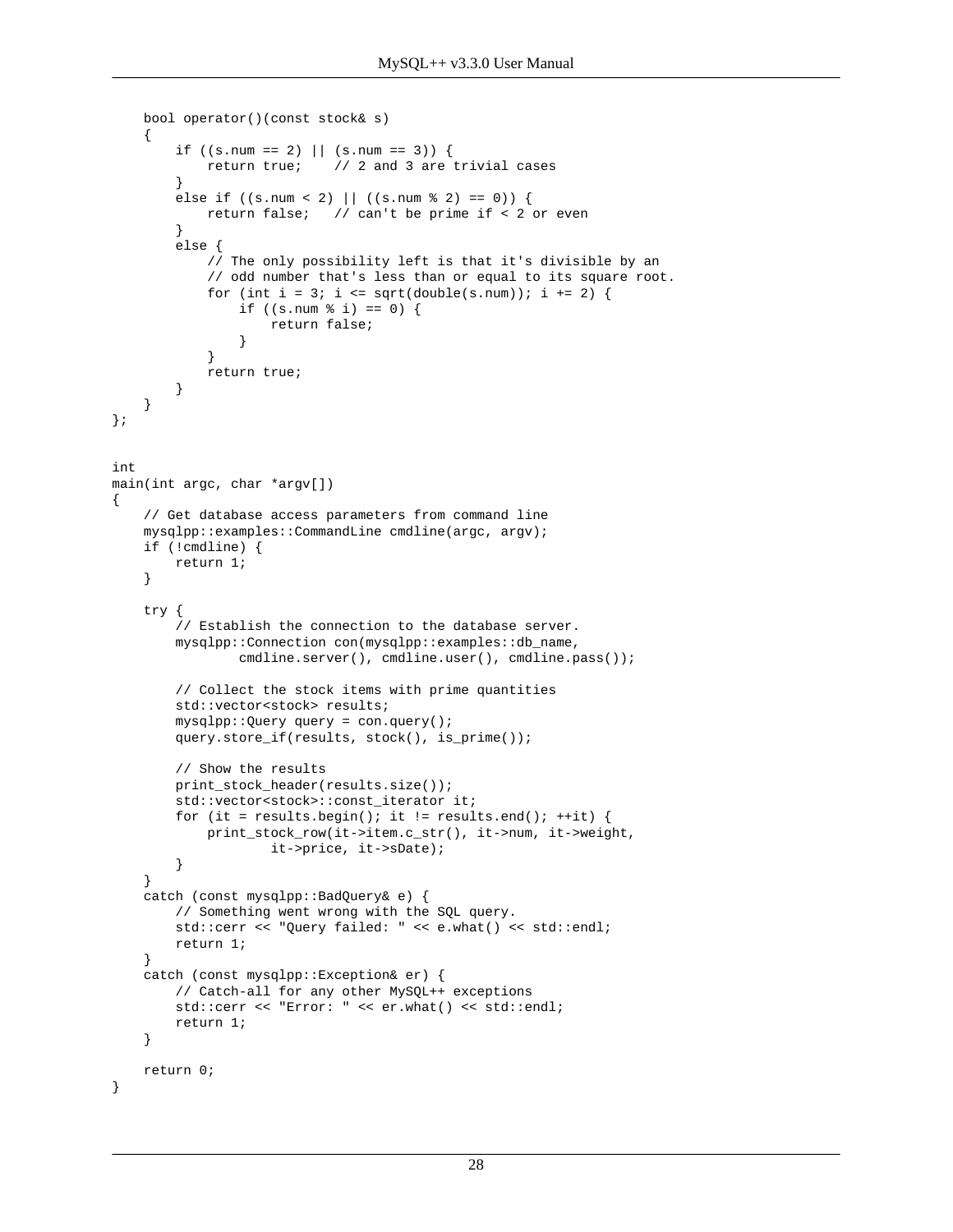```
    bool operator()(const stock& s)
    {
        if ((s.num == 2) || (s.num == 3)) {
            return true;    // 2 and 3 are trivial cases
        }
        else if ((s.num < 2) || ((s.num % 2) == 0)) {
            return false;   // can't be prime if < 2 or even
        }
        else {
            // The only possibility left is that it's divisible by an
            // odd number that's less than or equal to its square root.
            for (int i = 3; i <= sqrt(double(s.num)); i += 2) {
                if ((s.num % i) == 0) {
                    return false;
                }
            }
            return true;
        }
    }
};


int
main(int argc, char *argv[])
{
    // Get database access parameters from command line
    mysqlpp::examples::CommandLine cmdline(argc, argv);
    if (!cmdline) {
        return 1;
    }

    try {
        // Establish the connection to the database server.
        mysqlpp::Connection con(mysqlpp::examples::db_name,
                cmdline.server(), cmdline.user(), cmdline.pass());

        // Collect the stock items with prime quantities
        std::vector<stock> results;
        mysqlpp::Query query = con.query();
        query.store_if(results, stock(), is_prime());

        // Show the results
        print_stock_header(results.size());
        std::vector<stock>::const_iterator it;
        for (it = results.begin(); it != results.end(); ++it) {
            print_stock_row(it->item.c_str(), it->num, it->weight,
                    it->price, it->sDate);
        }
    }
    catch (const mysqlpp::BadQuery& e) {
        // Something went wrong with the SQL query.
        std::cerr << "Query failed: " << e.what() << std::endl;
        return 1;
    }
    catch (const mysqlpp::Exception& er) {
        // Catch-all for any other MySQL++ exceptions
        std::cerr << "Error: " << er.what() << std::endl;
        return 1;
    }

    return 0;
}
```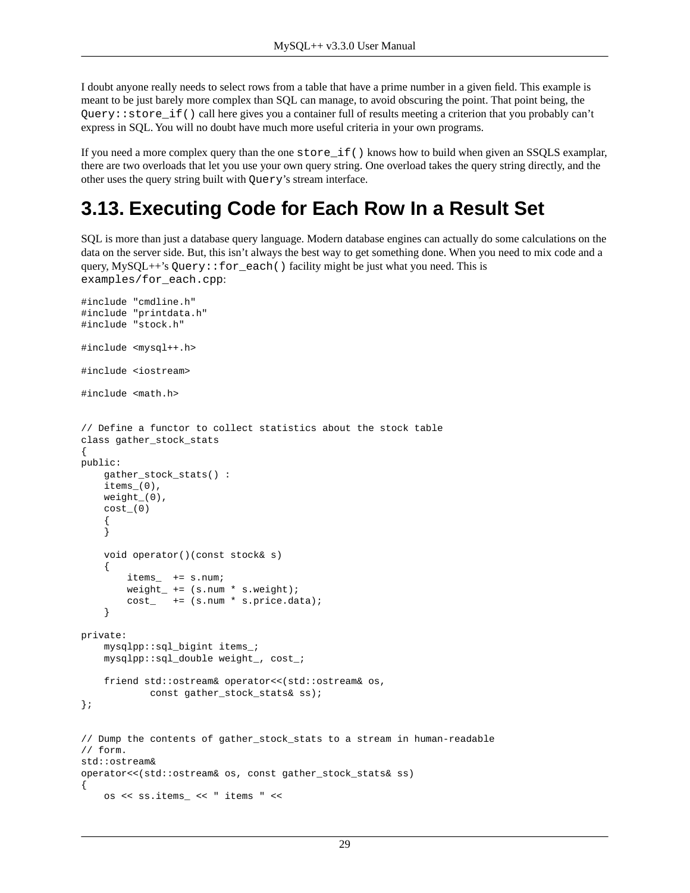I doubt anyone really needs to select rows from a table that have a prime number in a given field. This example is meant to be just barely more complex than SQL can manage, to avoid obscuring the point. That point being, the `Query::store_if()` call here gives you a container full of results meeting a criterion that you probably can't express in SQL. You will no doubt have much more useful criteria in your own programs.

If you need a more complex query than the one `store_if()` knows how to build when given an SSQLS examplar, there are two overloads that let you use your own query string. One overload takes the query string directly, and the other uses the query string built with `Query`'s stream interface.

## 3.13. Executing Code for Each Row In a Result Set

SQL is more than just a database query language. Modern database engines can actually do some calculations on the data on the server side. But, this isn't always the best way to get something done. When you need to mix code and a query, MySQL++'s `Query::for_each()` facility might be just what you need. This is `examples/for_each.cpp`:

```
#include "cmdline.h"
#include "printdata.h"
#include "stock.h"

#include <mysql++.h>

#include <iostream>

#include <math.h>


// Define a functor to collect statistics about the stock table
class gather_stock_stats
{
public:
    gather_stock_stats() :
    items_(0),
    weight_(0),
    cost_(0)
    {
    }

    void operator()(const stock& s)
    {
        items_  += s.num;
        weight_ += (s.num * s.weight);
        cost_   += (s.num * s.price.data);
    }

private:
    mysqlpp::sql_bigint items_;
    mysqlpp::sql_double weight_, cost_;

    friend std::ostream& operator<<(std::ostream& os,
            const gather_stock_stats& ss);
};


// Dump the contents of gather_stock_stats to a stream in human-readable
// form.
std::ostream&
operator<<(std::ostream& os, const gather_stock_stats& ss)
{
    os << ss.items_ << " items " <<
```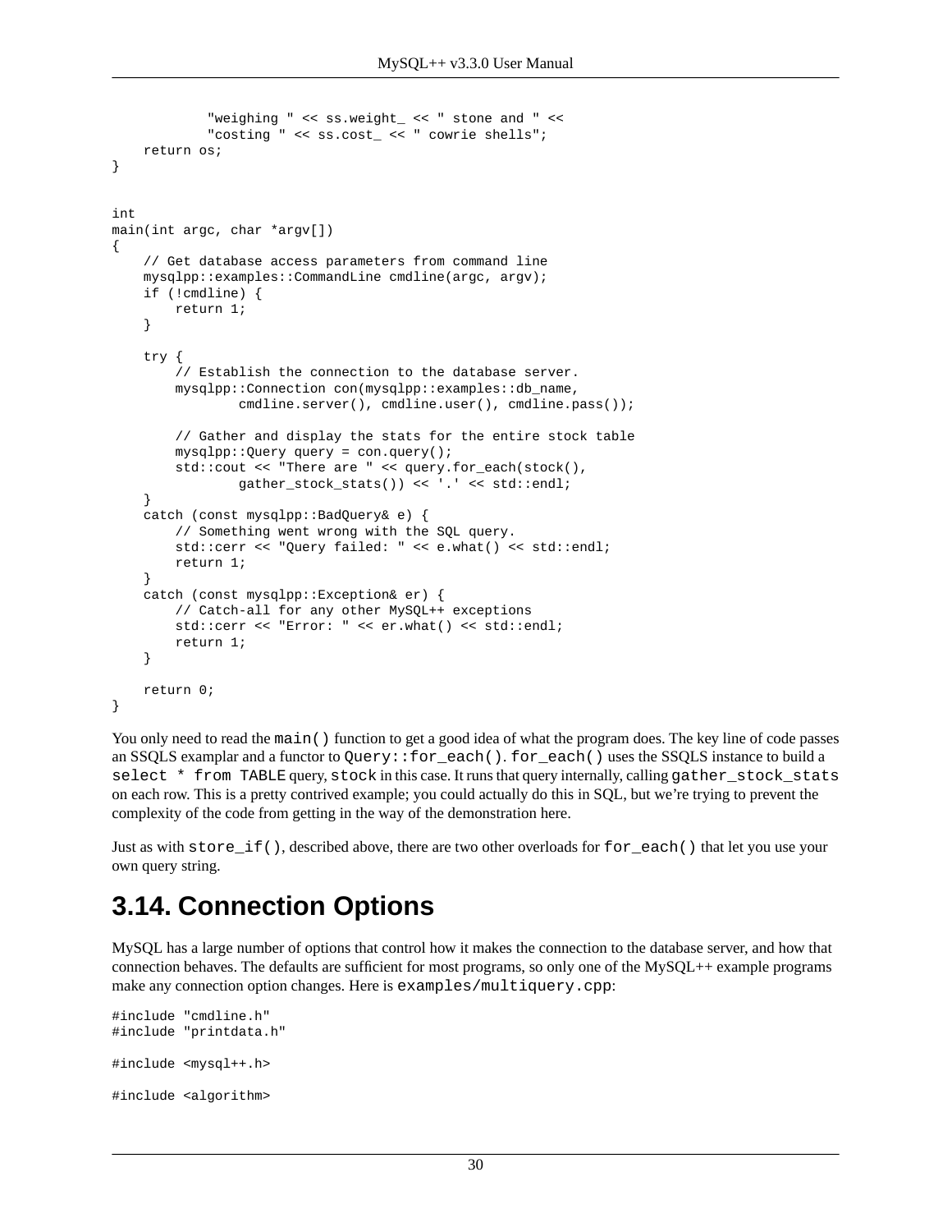```
            "weighing " << ss.weight_ << " stone and " <<
            "costing " << ss.cost_ << " cowrie shells";
    return os;
}


int
main(int argc, char *argv[])
{
    // Get database access parameters from command line
    mysqlpp::examples::CommandLine cmdline(argc, argv);
    if (!cmdline) {
        return 1;
    }

    try {
        // Establish the connection to the database server.
        mysqlpp::Connection con(mysqlpp::examples::db_name,
                cmdline.server(), cmdline.user(), cmdline.pass());

        // Gather and display the stats for the entire stock table
        mysqlpp::Query query = con.query();
        std::cout << "There are " << query.for_each(stock(),
                gather_stock_stats()) << '.' << std::endl;
    }
    catch (const mysqlpp::BadQuery& e) {
        // Something went wrong with the SQL query.
        std::cerr << "Query failed: " << e.what() << std::endl;
        return 1;
    }
    catch (const mysqlpp::Exception& er) {
        // Catch-all for any other MySQL++ exceptions
        std::cerr << "Error: " << er.what() << std::endl;
        return 1;
    }

    return 0;
}
```

You only need to read the `main()` function to get a good idea of what the program does. The key line of code passes an SSQLS examplar and a functor to `Query::for_each()`. `for_each()` uses the SSQLS instance to build a `select * from TABLE` query, `stock` in this case. It runs that query internally, calling `gather_stock_stats` on each row. This is a pretty contrived example; you could actually do this in SQL, but we're trying to prevent the complexity of the code from getting in the way of the demonstration here.

Just as with `store_if()`, described above, there are two other overloads for `for_each()` that let you use your own query string.

## 3.14. Connection Options

MySQL has a large number of options that control how it makes the connection to the database server, and how that connection behaves. The defaults are sufficient for most programs, so only one of the MySQL++ example programs make any connection option changes. Here is `examples/multiquery.cpp`:

```
#include "cmdline.h"
#include "printdata.h"

#include <mysql++.h>

#include <algorithm>
```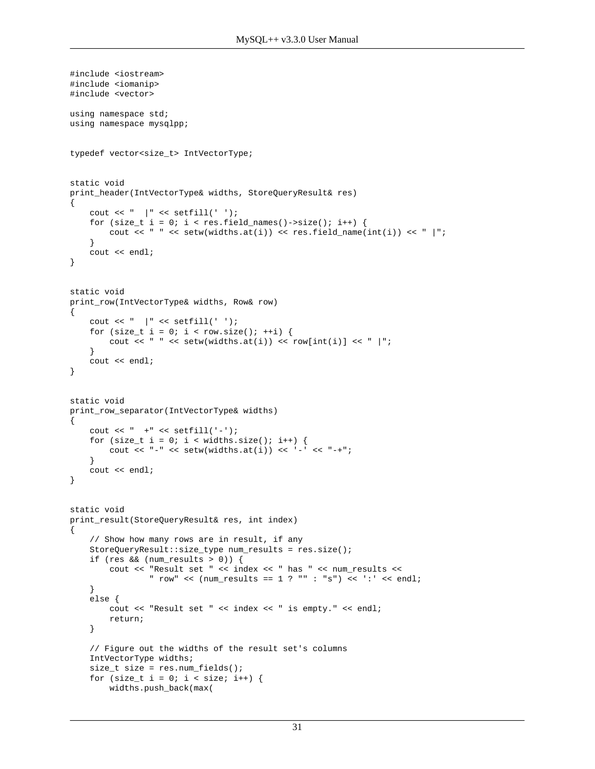```
#include <iostream>
#include <iomanip>
#include <vector>

using namespace std;
using namespace mysqlpp;


typedef vector<size_t> IntVectorType;


static void
print_header(IntVectorType& widths, StoreQueryResult& res)
{
    cout << "  |" << setfill(' ');
    for (size_t i = 0; i < res.field_names()->size(); i++) {
        cout << " " << setw(widths.at(i)) << res.field_name(int(i)) << " |";
    }
    cout << endl;
}


static void
print_row(IntVectorType& widths, Row& row)
{
    cout << "  |" << setfill(' ');
    for (size_t i = 0; i < row.size(); ++i) {
        cout << " " << setw(widths.at(i)) << row[int(i)] << " |";
    }
    cout << endl;
}


static void
print_row_separator(IntVectorType& widths)
{
    cout << "  +" << setfill('-');
    for (size_t i = 0; i < widths.size(); i++) {
        cout << "-" << setw(widths.at(i)) << '-' << "-+";
    }
    cout << endl;
}


static void
print_result(StoreQueryResult& res, int index)
{
    // Show how many rows are in result, if any
    StoreQueryResult::size_type num_results = res.size();
    if (res && (num_results > 0)) {
        cout << "Result set " << index << " has " << num_results <<
                " row" << (num_results == 1 ? "" : "s") << ':' << endl;
    }
    else {
        cout << "Result set " << index << " is empty." << endl;
        return;
    }

    // Figure out the widths of the result set's columns
    IntVectorType widths;
    size_t size = res.num_fields();
    for (size_t i = 0; i < size; i++) {
        widths.push_back(max(
```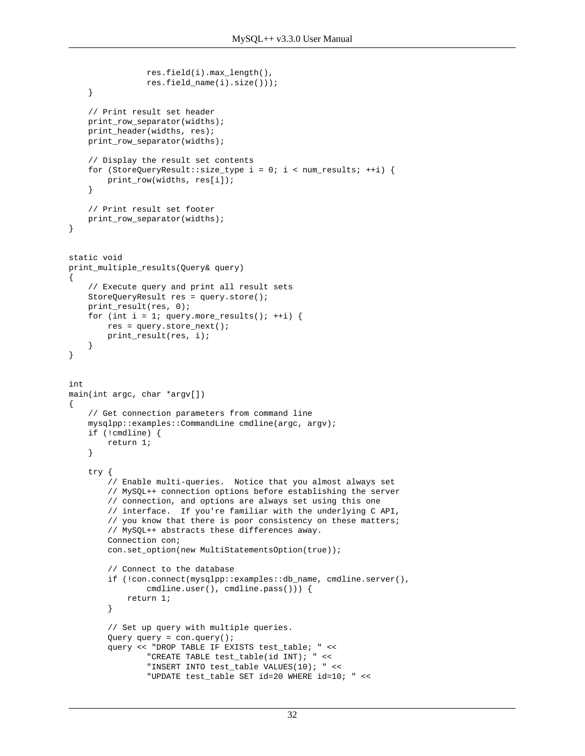```
                res.field(i).max_length(),
                res.field_name(i).size()));
    }

    // Print result set header
    print_row_separator(widths);
    print_header(widths, res);
    print_row_separator(widths);

    // Display the result set contents
    for (StoreQueryResult::size_type i = 0; i < num_results; ++i) {
        print_row(widths, res[i]);
    }

    // Print result set footer
    print_row_separator(widths);
}


static void
print_multiple_results(Query& query)
{
    // Execute query and print all result sets
    StoreQueryResult res = query.store();
    print_result(res, 0);
    for (int i = 1; query.more_results(); ++i) {
        res = query.store_next();
        print_result(res, i);
    }
}


int
main(int argc, char *argv[])
{
    // Get connection parameters from command line
    mysqlpp::examples::CommandLine cmdline(argc, argv);
    if (!cmdline) {
        return 1;
    }

    try {
        // Enable multi-queries.  Notice that you almost always set
        // MySQL++ connection options before establishing the server
        // connection, and options are always set using this one
        // interface.  If you're familiar with the underlying C API,
        // you know that there is poor consistency on these matters;
        // MySQL++ abstracts these differences away.
        Connection con;
        con.set_option(new MultiStatementsOption(true));

        // Connect to the database
        if (!con.connect(mysqlpp::examples::db_name, cmdline.server(),
                cmdline.user(), cmdline.pass())) {
            return 1;
        }

        // Set up query with multiple queries.
        Query query = con.query();
        query << "DROP TABLE IF EXISTS test_table; " <<
                "CREATE TABLE test_table(id INT); " <<
                "INSERT INTO test_table VALUES(10); " <<
                "UPDATE test_table SET id=20 WHERE id=10; " <<
```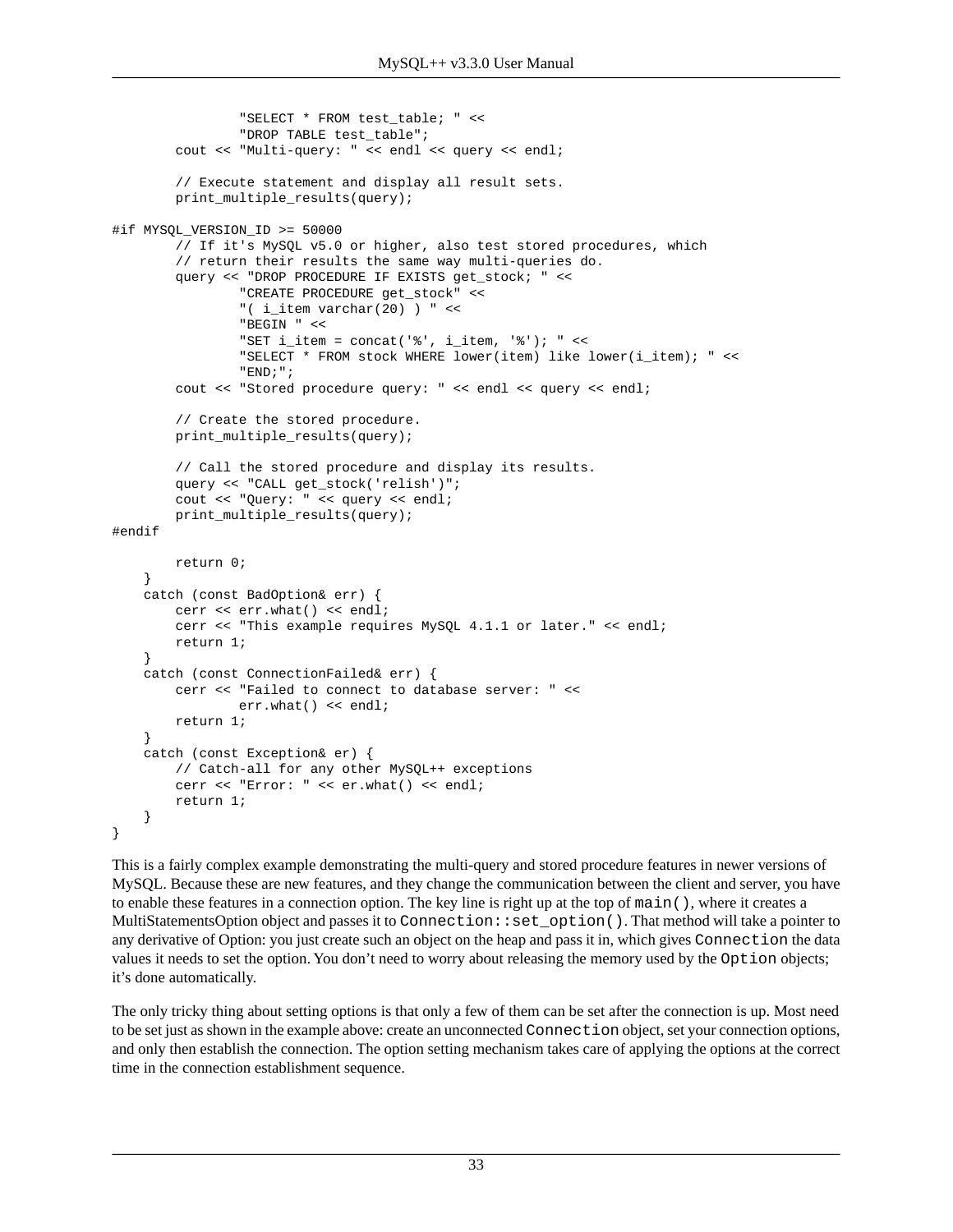```
                "SELECT * FROM test_table; " <<
                "DROP TABLE test_table";
        cout << "Multi-query: " << endl << query << endl;

        // Execute statement and display all result sets.
        print_multiple_results(query);

#if MYSQL_VERSION_ID >= 50000
        // If it's MySQL v5.0 or higher, also test stored procedures, which
        // return their results the same way multi-queries do.
        query << "DROP PROCEDURE IF EXISTS get_stock; " <<
                "CREATE PROCEDURE get_stock" <<
                "( i_item varchar(20) ) " <<
                "BEGIN " <<
                "SET i_item = concat('%', i_item, '%'); " <<
                "SELECT * FROM stock WHERE lower(item) like lower(i_item); " <<
                "END;";
        cout << "Stored procedure query: " << endl << query << endl;

        // Create the stored procedure.
        print_multiple_results(query);

        // Call the stored procedure and display its results.
        query << "CALL get_stock('relish')";
        cout << "Query: " << query << endl;
        print_multiple_results(query);
#endif

        return 0;
    }
    catch (const BadOption& err) {
        cerr << err.what() << endl;
        cerr << "This example requires MySQL 4.1.1 or later." << endl;
        return 1;
    }
    catch (const ConnectionFailed& err) {
        cerr << "Failed to connect to database server: " <<
                err.what() << endl;
        return 1;
    }
    catch (const Exception& er) {
        // Catch-all for any other MySQL++ exceptions
        cerr << "Error: " << er.what() << endl;
        return 1;
    }
}
```

This is a fairly complex example demonstrating the multi-query and stored procedure features in newer versions of MySQL. Because these are new features, and they change the communication between the client and server, you have to enable these features in a connection option. The key line is right up at the top of `main()`, where it creates a MultiStatementsOption object and passes it to `Connection::set_option()`. That method will take a pointer to any derivative of Option: you just create such an object on the heap and pass it in, which gives `Connection` the data values it needs to set the option. You don't need to worry about releasing the memory used by the `Option` objects; it's done automatically.

The only tricky thing about setting options is that only a few of them can be set after the connection is up. Most need to be set just as shown in the example above: create an unconnected `Connection` object, set your connection options, and only then establish the connection. The option setting mechanism takes care of applying the options at the correct time in the connection establishment sequence.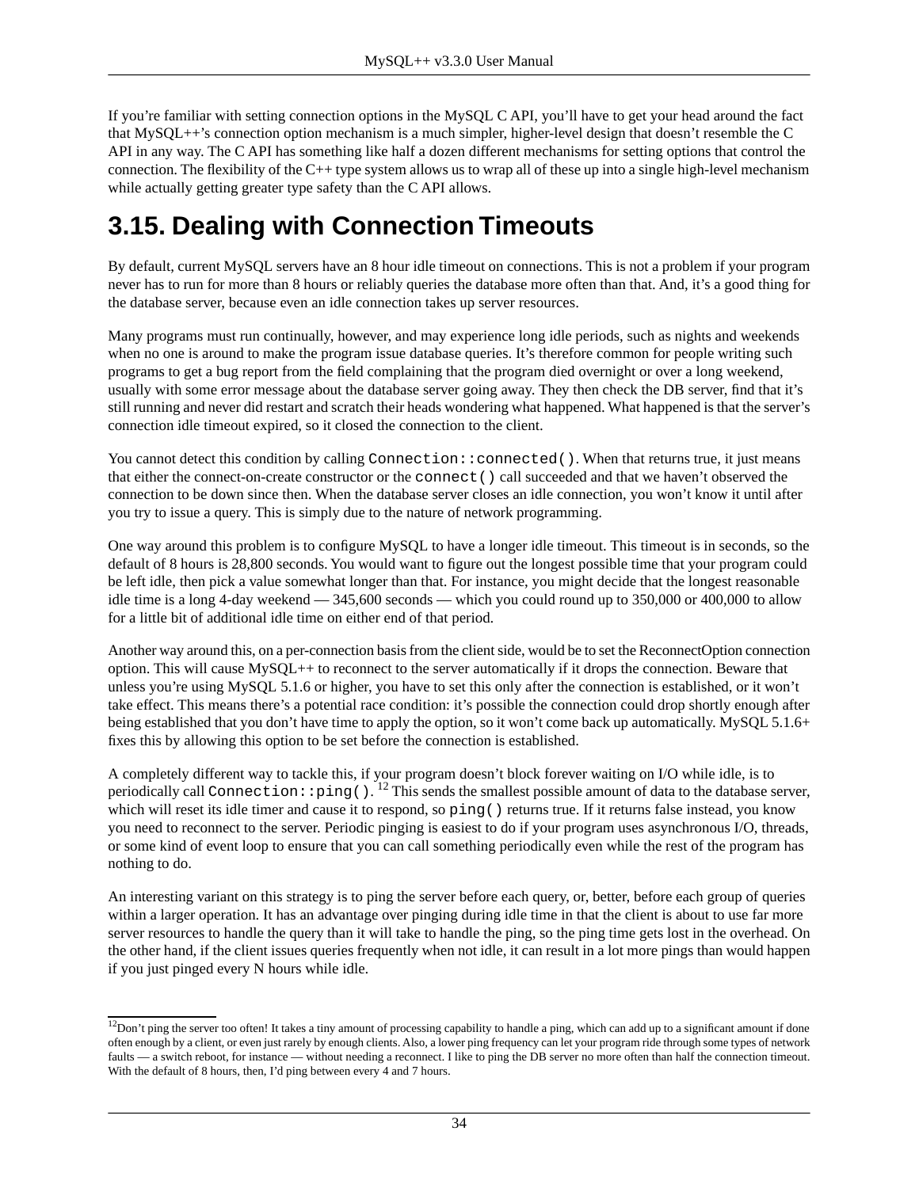If you're familiar with setting connection options in the MySQL C API, you'll have to get your head around the fact that MySQL++'s connection option mechanism is a much simpler, higher-level design that doesn't resemble the C API in any way. The C API has something like half a dozen different mechanisms for setting options that control the connection. The flexibility of the C++ type system allows us to wrap all of these up into a single high-level mechanism while actually getting greater type safety than the C API allows.

## 3.15. Dealing with Connection Timeouts

By default, current MySQL servers have an 8 hour idle timeout on connections. This is not a problem if your program never has to run for more than 8 hours or reliably queries the database more often than that. And, it's a good thing for the database server, because even an idle connection takes up server resources.

Many programs must run continually, however, and may experience long idle periods, such as nights and weekends when no one is around to make the program issue database queries. It's therefore common for people writing such programs to get a bug report from the field complaining that the program died overnight or over a long weekend, usually with some error message about the database server going away. They then check the DB server, find that it's still running and never did restart and scratch their heads wondering what happened. What happened is that the server's connection idle timeout expired, so it closed the connection to the client.

You cannot detect this condition by calling `Connection::connected()`. When that returns true, it just means that either the connect-on-create constructor or the `connect()` call succeeded and that we haven't observed the connection to be down since then. When the database server closes an idle connection, you won't know it until after you try to issue a query. This is simply due to the nature of network programming.

One way around this problem is to configure MySQL to have a longer idle timeout. This timeout is in seconds, so the default of 8 hours is 28,800 seconds. You would want to figure out the longest possible time that your program could be left idle, then pick a value somewhat longer than that. For instance, you might decide that the longest reasonable idle time is a long 4-day weekend — 345,600 seconds — which you could round up to 350,000 or 400,000 to allow for a little bit of additional idle time on either end of that period.

Another way around this, on a per-connection basis from the client side, would be to set the ReconnectOption connection option. This will cause MySQL++ to reconnect to the server automatically if it drops the connection. Beware that unless you're using MySQL 5.1.6 or higher, you have to set this only after the connection is established, or it won't take effect. This means there's a potential race condition: it's possible the connection could drop shortly enough after being established that you don't have time to apply the option, so it won't come back up automatically. MySQL 5.1.6+ fixes this by allowing this option to be set before the connection is established.

A completely different way to tackle this, if your program doesn't block forever waiting on I/O while idle, is to periodically call `Connection::ping()`. [12] This sends the smallest possible amount of data to the database server, which will reset its idle timer and cause it to respond, so `ping()` returns true. If it returns false instead, you know you need to reconnect to the server. Periodic pinging is easiest to do if your program uses asynchronous I/O, threads, or some kind of event loop to ensure that you can call something periodically even while the rest of the program has nothing to do.

An interesting variant on this strategy is to ping the server before each query, or, better, before each group of queries within a larger operation. It has an advantage over pinging during idle time in that the client is about to use far more server resources to handle the query than it will take to handle the ping, so the ping time gets lost in the overhead. On the other hand, if the client issues queries frequently when not idle, it can result in a lot more pings than would happen if you just pinged every N hours while idle.

---

[12] Don't ping the server too often! It takes a tiny amount of processing capability to handle a ping, which can add up to a significant amount if done often enough by a client, or even just rarely by enough clients. Also, a lower ping frequency can let your program ride through some types of network faults — a switch reboot, for instance — without needing a reconnect. I like to ping the DB server no more often than half the connection timeout. With the default of 8 hours, then, I'd ping between every 4 and 7 hours.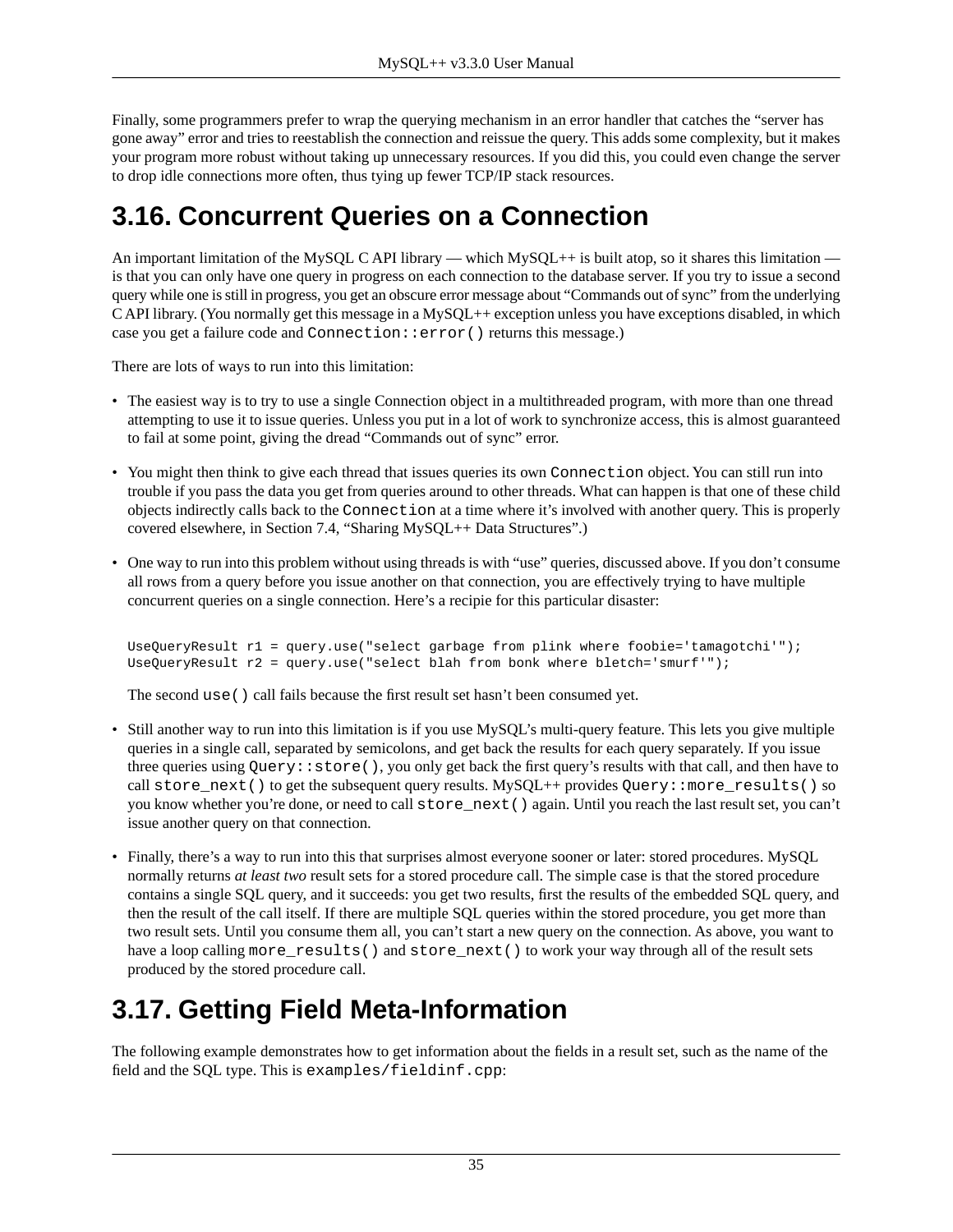Finally, some programmers prefer to wrap the querying mechanism in an error handler that catches the “server has gone away” error and tries to reestablish the connection and reissue the query. This adds some complexity, but it makes your program more robust without taking up unnecessary resources. If you did this, you could even change the server to drop idle connections more often, thus tying up fewer TCP/IP stack resources.

## 3.16. Concurrent Queries on a Connection

An important limitation of the MySQL C API library — which MySQL++ is built atop, so it shares this limitation — is that you can only have one query in progress on each connection to the database server. If you try to issue a second query while one is still in progress, you get an obscure error message about “Commands out of sync” from the underlying C API library. (You normally get this message in a MySQL++ exception unless you have exceptions disabled, in which case you get a failure code and `Connection::error()` returns this message.)

There are lots of ways to run into this limitation:

- The easiest way is to try to use a single Connection object in a multithreaded program, with more than one thread attempting to use it to issue queries. Unless you put in a lot of work to synchronize access, this is almost guaranteed to fail at some point, giving the dread “Commands out of sync” error.

- You might then think to give each thread that issues queries its own `Connection` object. You can still run into trouble if you pass the data you get from queries around to other threads. What can happen is that one of these child objects indirectly calls back to the `Connection` at a time where it’s involved with another query. This is properly covered elsewhere, in Section 7.4, “Sharing MySQL++ Data Structures”.)

- One way to run into this problem without using threads is with “use” queries, discussed above. If you don’t consume all rows from a query before you issue another on that connection, you are effectively trying to have multiple concurrent queries on a single connection. Here’s a recipie for this particular disaster:

  ```
  UseQueryResult r1 = query.use("select garbage from plink where foobie='tamagotchi'");
  UseQueryResult r2 = query.use("select blah from bonk where bletch='smurf'");
  ```

  The second `use()` call fails because the first result set hasn’t been consumed yet.

- Still another way to run into this limitation is if you use MySQL’s multi-query feature. This lets you give multiple queries in a single call, separated by semicolons, and get back the results for each query separately. If you issue three queries using `Query::store()`, you only get back the first query’s results with that call, and then have to call `store_next()` to get the subsequent query results. MySQL++ provides `Query::more_results()` so you know whether you’re done, or need to call `store_next()` again. Until you reach the last result set, you can’t issue another query on that connection.

- Finally, there’s a way to run into this that surprises almost everyone sooner or later: stored procedures. MySQL normally returns *at least two* result sets for a stored procedure call. The simple case is that the stored procedure contains a single SQL query, and it succeeds: you get two results, first the results of the embedded SQL query, and then the result of the call itself. If there are multiple SQL queries within the stored procedure, you get more than two result sets. Until you consume them all, you can’t start a new query on the connection. As above, you want to have a loop calling `more_results()` and `store_next()` to work your way through all of the result sets produced by the stored procedure call.

## 3.17. Getting Field Meta-Information

The following example demonstrates how to get information about the fields in a result set, such as the name of the field and the SQL type. This is `examples/fieldinf.cpp`: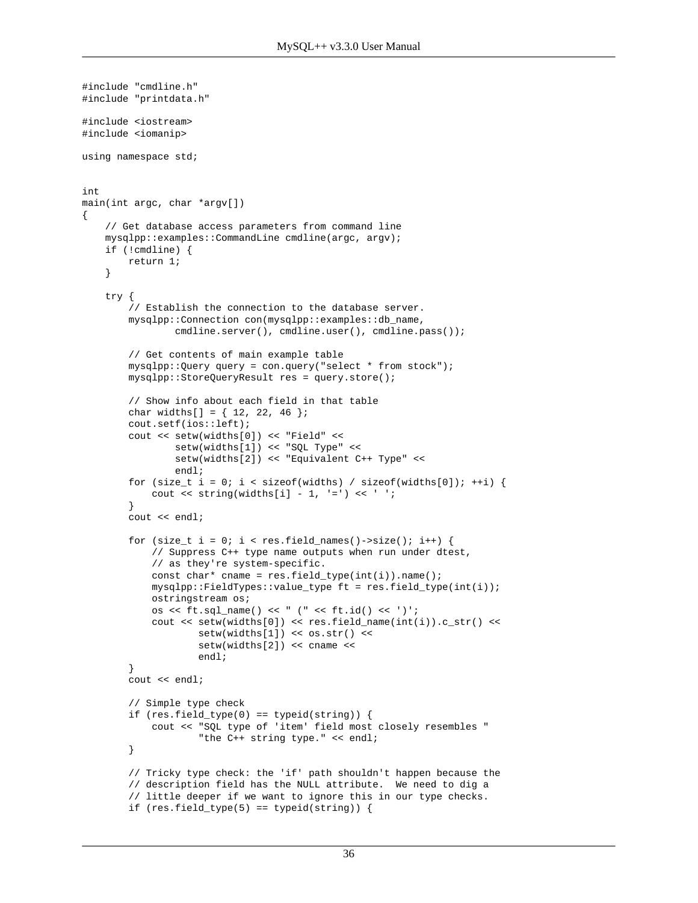```
#include "cmdline.h"
#include "printdata.h"

#include <iostream>
#include <iomanip>

using namespace std;


int
main(int argc, char *argv[])
{
    // Get database access parameters from command line
    mysqlpp::examples::CommandLine cmdline(argc, argv);
    if (!cmdline) {
        return 1;
    }

    try {
        // Establish the connection to the database server.
        mysqlpp::Connection con(mysqlpp::examples::db_name,
                cmdline.server(), cmdline.user(), cmdline.pass());

        // Get contents of main example table
        mysqlpp::Query query = con.query("select * from stock");
        mysqlpp::StoreQueryResult res = query.store();

        // Show info about each field in that table
        char widths[] = { 12, 22, 46 };
        cout.setf(ios::left);
        cout << setw(widths[0]) << "Field" <<
                setw(widths[1]) << "SQL Type" <<
                setw(widths[2]) << "Equivalent C++ Type" <<
                endl;
        for (size_t i = 0; i < sizeof(widths) / sizeof(widths[0]); ++i) {
            cout << string(widths[i] - 1, '=') << ' ';
        }
        cout << endl;

        for (size_t i = 0; i < res.field_names()->size(); i++) {
            // Suppress C++ type name outputs when run under dtest,
            // as they're system-specific.
            const char* cname = res.field_type(int(i)).name();
            mysqlpp::FieldTypes::value_type ft = res.field_type(int(i));
            ostringstream os;
            os << ft.sql_name() << " (" << ft.id() << ')';
            cout << setw(widths[0]) << res.field_name(int(i)).c_str() <<
                    setw(widths[1]) << os.str() <<
                    setw(widths[2]) << cname <<
                    endl;
        }
        cout << endl;

        // Simple type check
        if (res.field_type(0) == typeid(string)) {
            cout << "SQL type of 'item' field most closely resembles "
                    "the C++ string type." << endl;
        }

        // Tricky type check: the 'if' path shouldn't happen because the
        // description field has the NULL attribute.  We need to dig a
        // little deeper if we want to ignore this in our type checks.
        if (res.field_type(5) == typeid(string)) {
```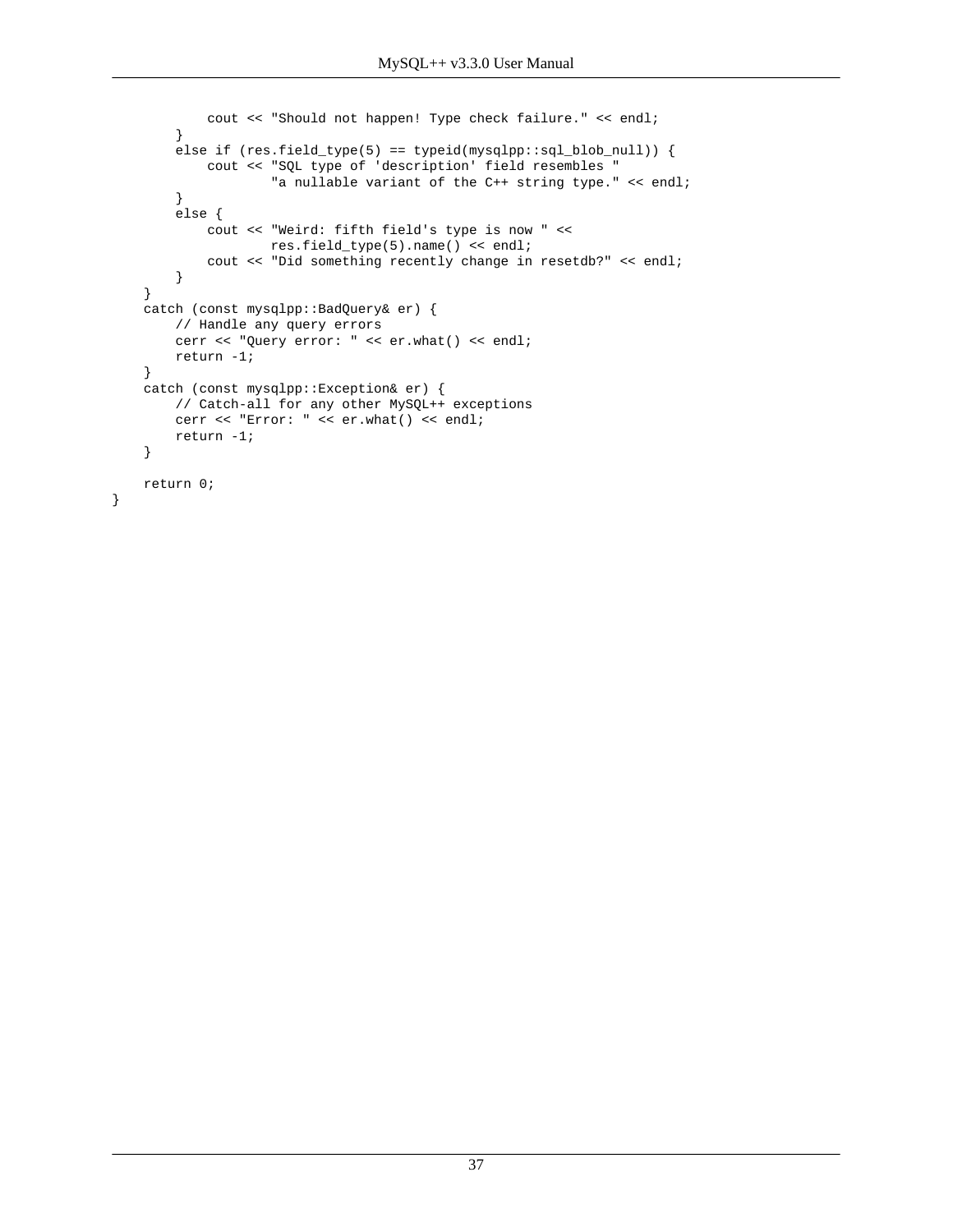```
            cout << "Should not happen! Type check failure." << endl;
        }
        else if (res.field_type(5) == typeid(mysqlpp::sql_blob_null)) {
            cout << "SQL type of 'description' field resembles "
                    "a nullable variant of the C++ string type." << endl;
        }
        else {
            cout << "Weird: fifth field's type is now " <<
                    res.field_type(5).name() << endl;
            cout << "Did something recently change in resetdb?" << endl;
        }
    }
    catch (const mysqlpp::BadQuery& er) {
        // Handle any query errors
        cerr << "Query error: " << er.what() << endl;
        return -1;
    }
    catch (const mysqlpp::Exception& er) {
        // Catch-all for any other MySQL++ exceptions
        cerr << "Error: " << er.what() << endl;
        return -1;
    }

    return 0;
}
```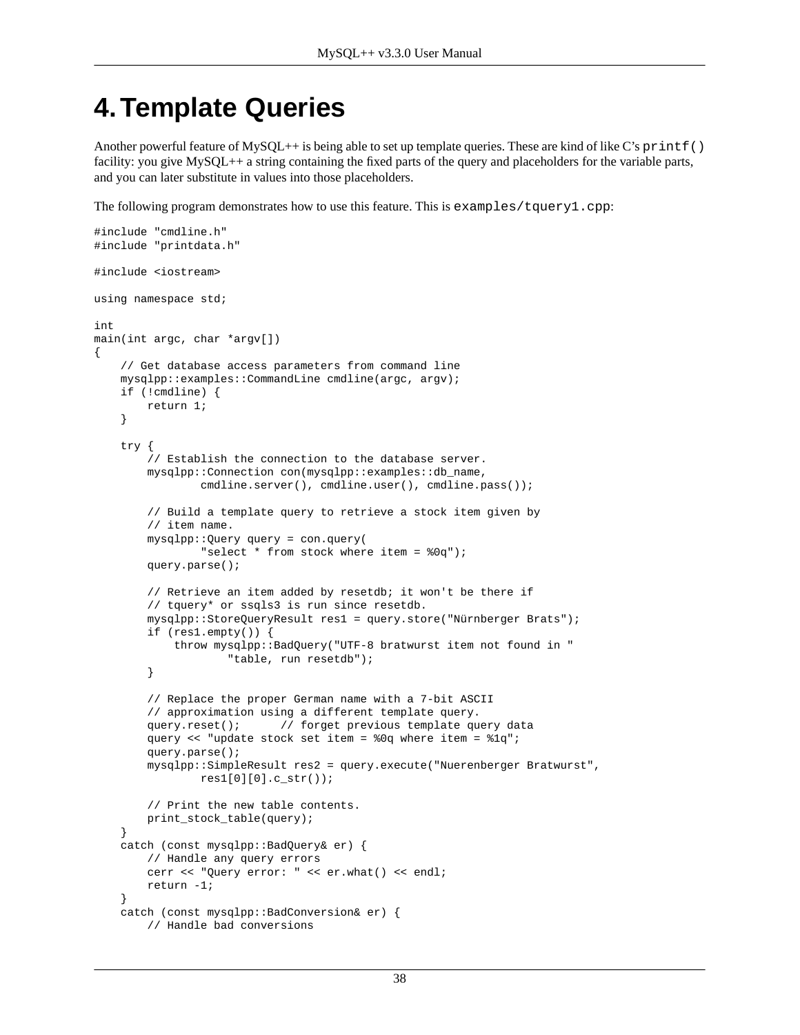# 4. Template Queries

Another powerful feature of MySQL++ is being able to set up template queries. These are kind of like C's `printf()` facility: you give MySQL++ a string containing the fixed parts of the query and placeholders for the variable parts, and you can later substitute in values into those placeholders.

The following program demonstrates how to use this feature. This is `examples/tquery1.cpp`:

```
#include "cmdline.h"
#include "printdata.h"

#include <iostream>

using namespace std;

int
main(int argc, char *argv[])
{
    // Get database access parameters from command line
    mysqlpp::examples::CommandLine cmdline(argc, argv);
    if (!cmdline) {
        return 1;
    }

    try {
        // Establish the connection to the database server.
        mysqlpp::Connection con(mysqlpp::examples::db_name,
                cmdline.server(), cmdline.user(), cmdline.pass());

        // Build a template query to retrieve a stock item given by
        // item name.
        mysqlpp::Query query = con.query(
                "select * from stock where item = %0q");
        query.parse();

        // Retrieve an item added by resetdb; it won't be there if
        // tquery* or ssqls3 is run since resetdb.
        mysqlpp::StoreQueryResult res1 = query.store("Nürnberger Brats");
        if (res1.empty()) {
            throw mysqlpp::BadQuery("UTF-8 bratwurst item not found in "
                    "table, run resetdb");
        }

        // Replace the proper German name with a 7-bit ASCII
        // approximation using a different template query.
        query.reset();      // forget previous template query data
        query << "update stock set item = %0q where item = %1q";
        query.parse();
        mysqlpp::SimpleResult res2 = query.execute("Nuerenberger Bratwurst",
                res1[0][0].c_str());

        // Print the new table contents.
        print_stock_table(query);
    }
    catch (const mysqlpp::BadQuery& er) {
        // Handle any query errors
        cerr << "Query error: " << er.what() << endl;
        return -1;
    }
    catch (const mysqlpp::BadConversion& er) {
        // Handle bad conversions
```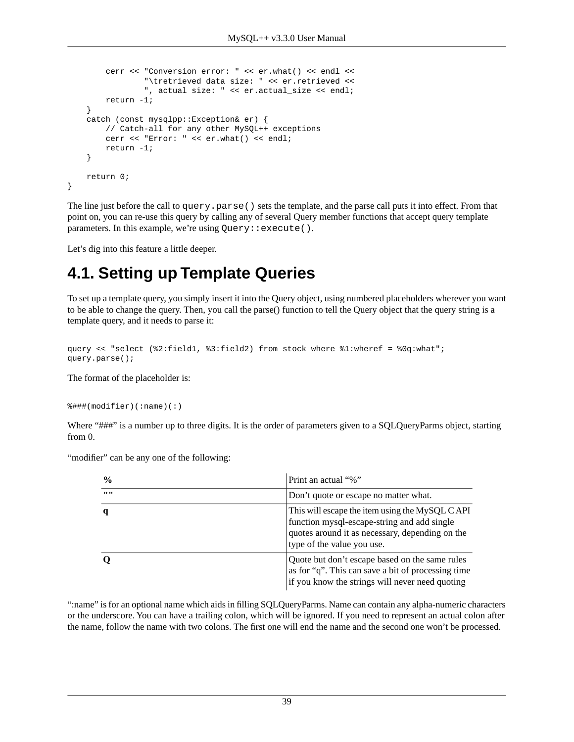```
        cerr << "Conversion error: " << er.what() << endl <<
                "\tretrieved data size: " << er.retrieved <<
                ", actual size: " << er.actual_size << endl;
        return -1;
    }
    catch (const mysqlpp::Exception& er) {
        // Catch-all for any other MySQL++ exceptions
        cerr << "Error: " << er.what() << endl;
        return -1;
    }

    return 0;
}
```

The line just before the call to `query.parse()` sets the template, and the parse call puts it into effect. From that point on, you can re-use this query by calling any of several Query member functions that accept query template parameters. In this example, we're using `Query::execute()`.

Let's dig into this feature a little deeper.

# 4.1. Setting up Template Queries

To set up a template query, you simply insert it into the Query object, using numbered placeholders wherever you want to be able to change the query. Then, you call the parse() function to tell the Query object that the query string is a template query, and it needs to parse it:

```
query << "select (%2:field1, %3:field2) from stock where %1:wheref = %0q:what";
query.parse();
```

The format of the placeholder is:

```
%###(modifier)(:name)(:)
```

Where "###" is a number up to three digits. It is the order of parameters given to a SQLQueryParms object, starting from 0.

"modifier" can be any one of the following:

| | |
|---|---|
| **%** | Print an actual "%" |
| "" | Don't quote or escape no matter what. |
| **q** | This will escape the item using the MySQL C API function mysql-escape-string and add single quotes around it as necessary, depending on the type of the value you use. |
| **Q** | Quote but don't escape based on the same rules as for "q". This can save a bit of processing time if you know the strings will never need quoting |

":name" is for an optional name which aids in filling SQLQueryParms. Name can contain any alpha-numeric characters or the underscore. You can have a trailing colon, which will be ignored. If you need to represent an actual colon after the name, follow the name with two colons. The first one will end the name and the second one won't be processed.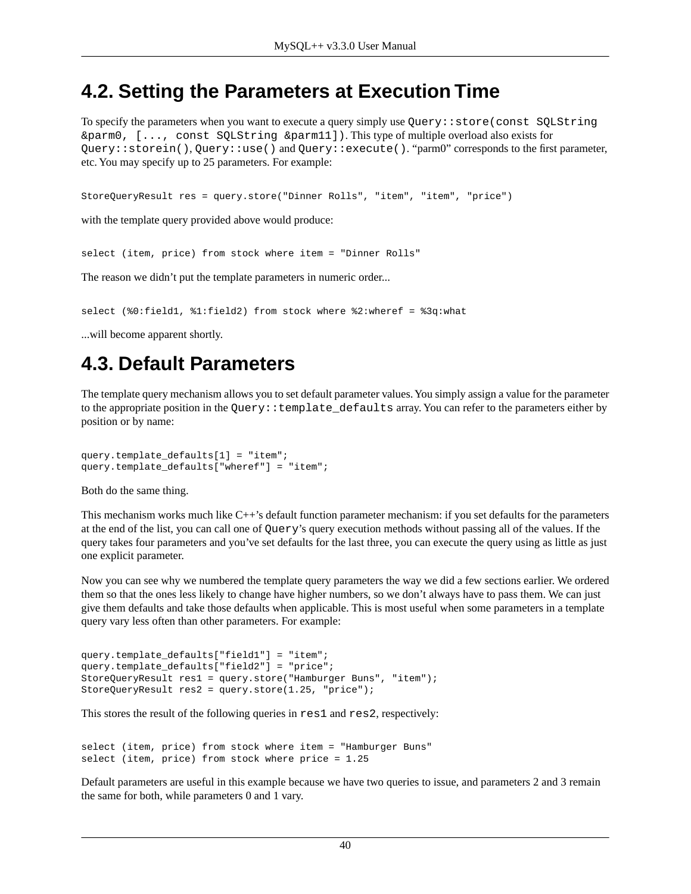## 4.2. Setting the Parameters at Execution Time

To specify the parameters when you want to execute a query simply use `Query::store(const SQLString &parm0, [..., const SQLString &parm11])`. This type of multiple overload also exists for `Query::storein()`, `Query::use()` and `Query::execute()`. "parm0" corresponds to the first parameter, etc. You may specify up to 25 parameters. For example:

```
StoreQueryResult res = query.store("Dinner Rolls", "item", "item", "price")
```

with the template query provided above would produce:

```
select (item, price) from stock where item = "Dinner Rolls"
```

The reason we didn't put the template parameters in numeric order...

```
select (%0:field1, %1:field2) from stock where %2:wheref = %3q:what
```

...will become apparent shortly.

## 4.3. Default Parameters

The template query mechanism allows you to set default parameter values. You simply assign a value for the parameter to the appropriate position in the `Query::template_defaults` array. You can refer to the parameters either by position or by name:

```
query.template_defaults[1] = "item";
query.template_defaults["wheref"] = "item";
```

Both do the same thing.

This mechanism works much like C++'s default function parameter mechanism: if you set defaults for the parameters at the end of the list, you can call one of `Query`'s query execution methods without passing all of the values. If the query takes four parameters and you've set defaults for the last three, you can execute the query using as little as just one explicit parameter.

Now you can see why we numbered the template query parameters the way we did a few sections earlier. We ordered them so that the ones less likely to change have higher numbers, so we don't always have to pass them. We can just give them defaults and take those defaults when applicable. This is most useful when some parameters in a template query vary less often than other parameters. For example:

```
query.template_defaults["field1"] = "item";
query.template_defaults["field2"] = "price";
StoreQueryResult res1 = query.store("Hamburger Buns", "item");
StoreQueryResult res2 = query.store(1.25, "price");
```

This stores the result of the following queries in `res1` and `res2`, respectively:

```
select (item, price) from stock where item = "Hamburger Buns"
select (item, price) from stock where price = 1.25
```

Default parameters are useful in this example because we have two queries to issue, and parameters 2 and 3 remain the same for both, while parameters 0 and 1 vary.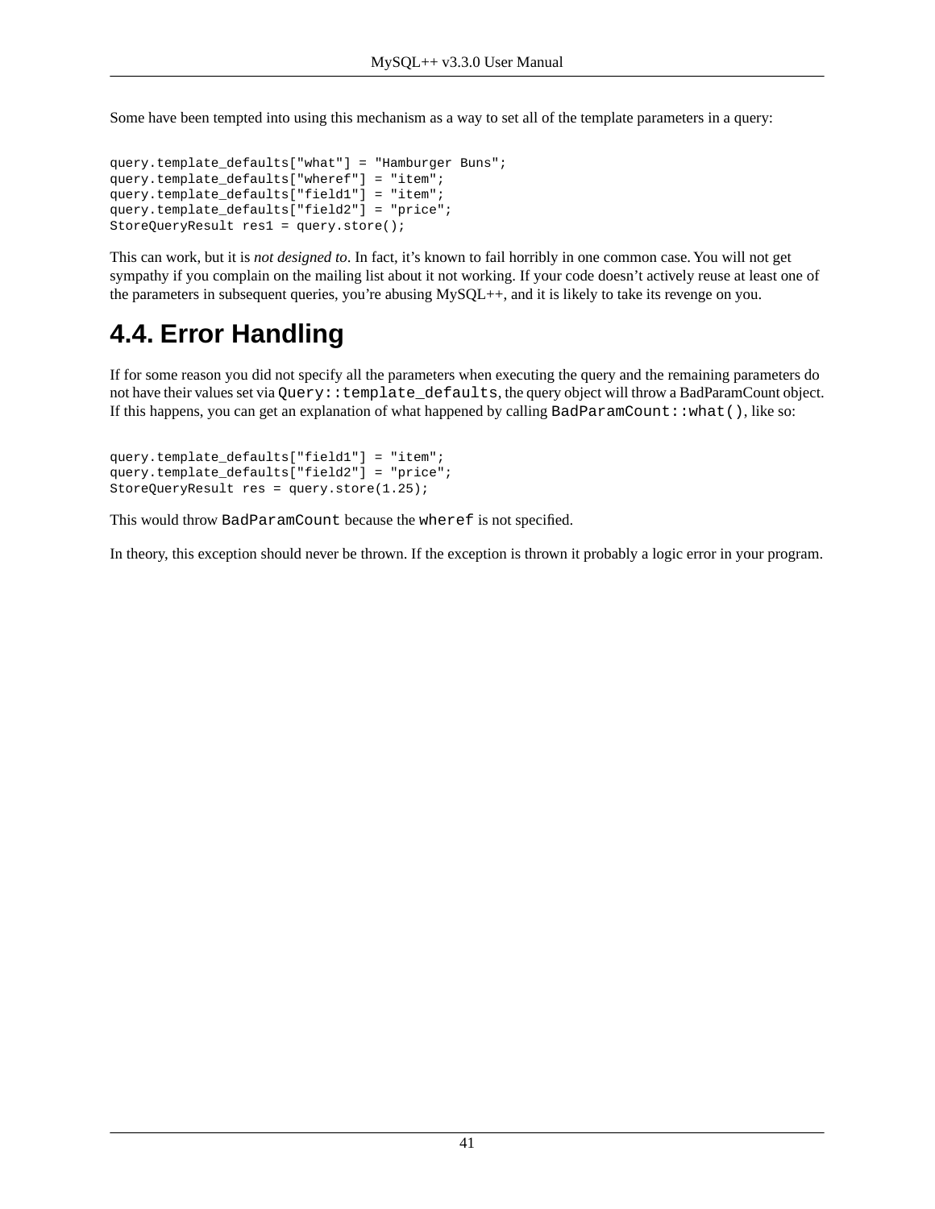Some have been tempted into using this mechanism as a way to set all of the template parameters in a query:

```
query.template_defaults["what"] = "Hamburger Buns";
query.template_defaults["wheref"] = "item";
query.template_defaults["field1"] = "item";
query.template_defaults["field2"] = "price";
StoreQueryResult res1 = query.store();
```

This can work, but it is *not designed to*. In fact, it's known to fail horribly in one common case. You will not get sympathy if you complain on the mailing list about it not working. If your code doesn't actively reuse at least one of the parameters in subsequent queries, you're abusing MySQL++, and it is likely to take its revenge on you.

## 4.4. Error Handling

If for some reason you did not specify all the parameters when executing the query and the remaining parameters do not have their values set via `Query::template_defaults`, the query object will throw a BadParamCount object. If this happens, you can get an explanation of what happened by calling `BadParamCount::what()`, like so:

```
query.template_defaults["field1"] = "item";
query.template_defaults["field2"] = "price";
StoreQueryResult res = query.store(1.25);
```

This would throw `BadParamCount` because the `wheref` is not specified.

In theory, this exception should never be thrown. If the exception is thrown it probably a logic error in your program.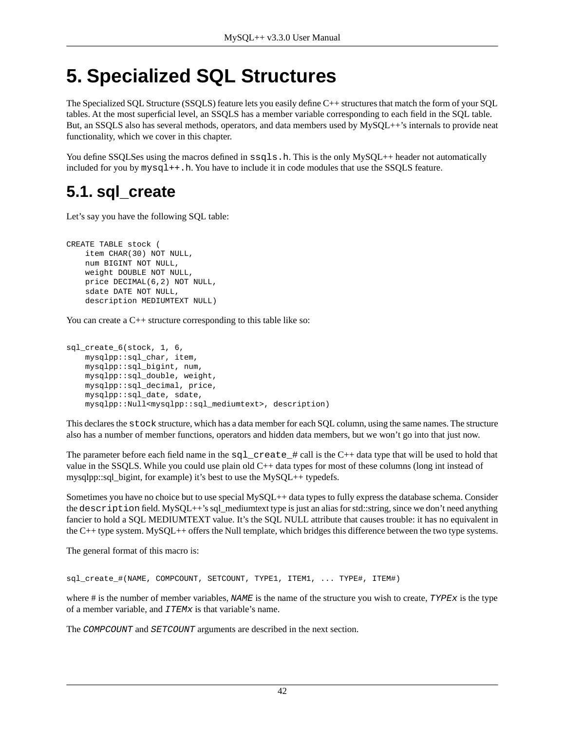# 5. Specialized SQL Structures

The Specialized SQL Structure (SSQLS) feature lets you easily define C++ structures that match the form of your SQL tables. At the most superficial level, an SSQLS has a member variable corresponding to each field in the SQL table. But, an SSQLS also has several methods, operators, and data members used by MySQL++'s internals to provide neat functionality, which we cover in this chapter.

You define SSQLSes using the macros defined in `ssqls.h`. This is the only MySQL++ header not automatically included for you by `mysql++.h`. You have to include it in code modules that use the SSQLS feature.

## 5.1. sql_create

Let's say you have the following SQL table:

```
CREATE TABLE stock (
    item CHAR(30) NOT NULL,
    num BIGINT NOT NULL,
    weight DOUBLE NOT NULL,
    price DECIMAL(6,2) NOT NULL,
    sdate DATE NOT NULL,
    description MEDIUMTEXT NULL)
```

You can create a C++ structure corresponding to this table like so:

```
sql_create_6(stock, 1, 6,
    mysqlpp::sql_char, item,
    mysqlpp::sql_bigint, num,
    mysqlpp::sql_double, weight,
    mysqlpp::sql_decimal, price,
    mysqlpp::sql_date, sdate,
    mysqlpp::Null<mysqlpp::sql_mediumtext>, description)
```

This declares the `stock` structure, which has a data member for each SQL column, using the same names. The structure also has a number of member functions, operators and hidden data members, but we won't go into that just now.

The parameter before each field name in the `sql_create_#` call is the C++ data type that will be used to hold that value in the SSQLS. While you could use plain old C++ data types for most of these columns (long int instead of mysqlpp::sql_bigint, for example) it's best to use the MySQL++ typedefs.

Sometimes you have no choice but to use special MySQL++ data types to fully express the database schema. Consider the `description` field. MySQL++'s sql_mediumtext type is just an alias for std::string, since we don't need anything fancier to hold a SQL MEDIUMTEXT value. It's the SQL NULL attribute that causes trouble: it has no equivalent in the C++ type system. MySQL++ offers the Null template, which bridges this difference between the two type systems.

The general format of this macro is:

```
sql_create_#(NAME, COMPCOUNT, SETCOUNT, TYPE1, ITEM1, ... TYPE#, ITEM#)
```

where # is the number of member variables, *`NAME`* is the name of the structure you wish to create, *`TYPEx`* is the type of a member variable, and *`ITEMx`* is that variable's name.

The *`COMPCOUNT`* and *`SETCOUNT`* arguments are described in the next section.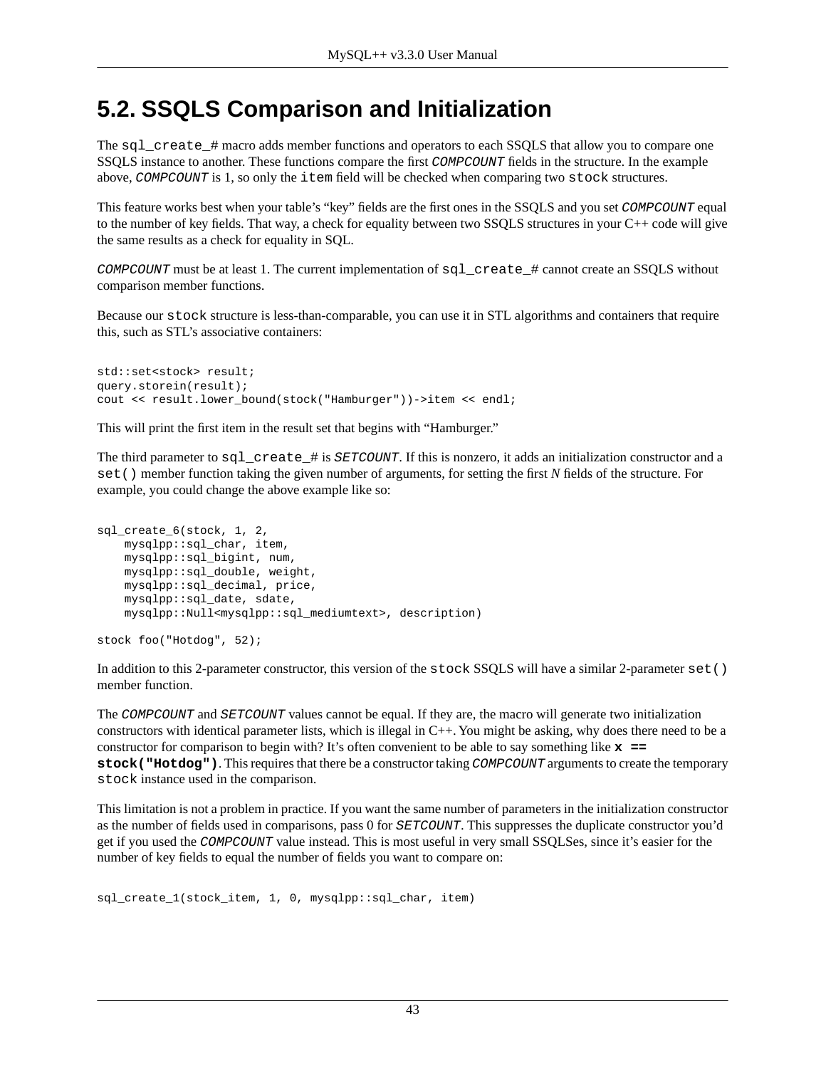## 5.2. SSQLS Comparison and Initialization

The `sql_create_#` macro adds member functions and operators to each SSQLS that allow you to compare one SSQLS instance to another. These functions compare the first *`COMPCOUNT`* fields in the structure. In the example above, *`COMPCOUNT`* is 1, so only the `item` field will be checked when comparing two `stock` structures.

This feature works best when your table's "key" fields are the first ones in the SSQLS and you set *`COMPCOUNT`* equal to the number of key fields. That way, a check for equality between two SSQLS structures in your C++ code will give the same results as a check for equality in SQL.

*`COMPCOUNT`* must be at least 1. The current implementation of `sql_create_#` cannot create an SSQLS without comparison member functions.

Because our `stock` structure is less-than-comparable, you can use it in STL algorithms and containers that require this, such as STL's associative containers:

```
std::set<stock> result;
query.storein(result);
cout << result.lower_bound(stock("Hamburger"))->item << endl;
```

This will print the first item in the result set that begins with "Hamburger."

The third parameter to `sql_create_#` is *`SETCOUNT`*. If this is nonzero, it adds an initialization constructor and a `set()` member function taking the given number of arguments, for setting the first *N* fields of the structure. For example, you could change the above example like so:

```
sql_create_6(stock, 1, 2,
    mysqlpp::sql_char, item,
    mysqlpp::sql_bigint, num,
    mysqlpp::sql_double, weight,
    mysqlpp::sql_decimal, price,
    mysqlpp::sql_date, sdate,
    mysqlpp::Null<mysqlpp::sql_mediumtext>, description)

stock foo("Hotdog", 52);
```

In addition to this 2-parameter constructor, this version of the `stock` SSQLS will have a similar 2-parameter `set()` member function.

The *`COMPCOUNT`* and *`SETCOUNT`* values cannot be equal. If they are, the macro will generate two initialization constructors with identical parameter lists, which is illegal in C++. You might be asking, why does there need to be a constructor for comparison to begin with? It's often convenient to be able to say something like **`x == stock("Hotdog")`**. This requires that there be a constructor taking *`COMPCOUNT`* arguments to create the temporary `stock` instance used in the comparison.

This limitation is not a problem in practice. If you want the same number of parameters in the initialization constructor as the number of fields used in comparisons, pass 0 for *`SETCOUNT`*. This suppresses the duplicate constructor you'd get if you used the *`COMPCOUNT`* value instead. This is most useful in very small SSQLSes, since it's easier for the number of key fields to equal the number of fields you want to compare on:

```
sql_create_1(stock_item, 1, 0, mysqlpp::sql_char, item)
```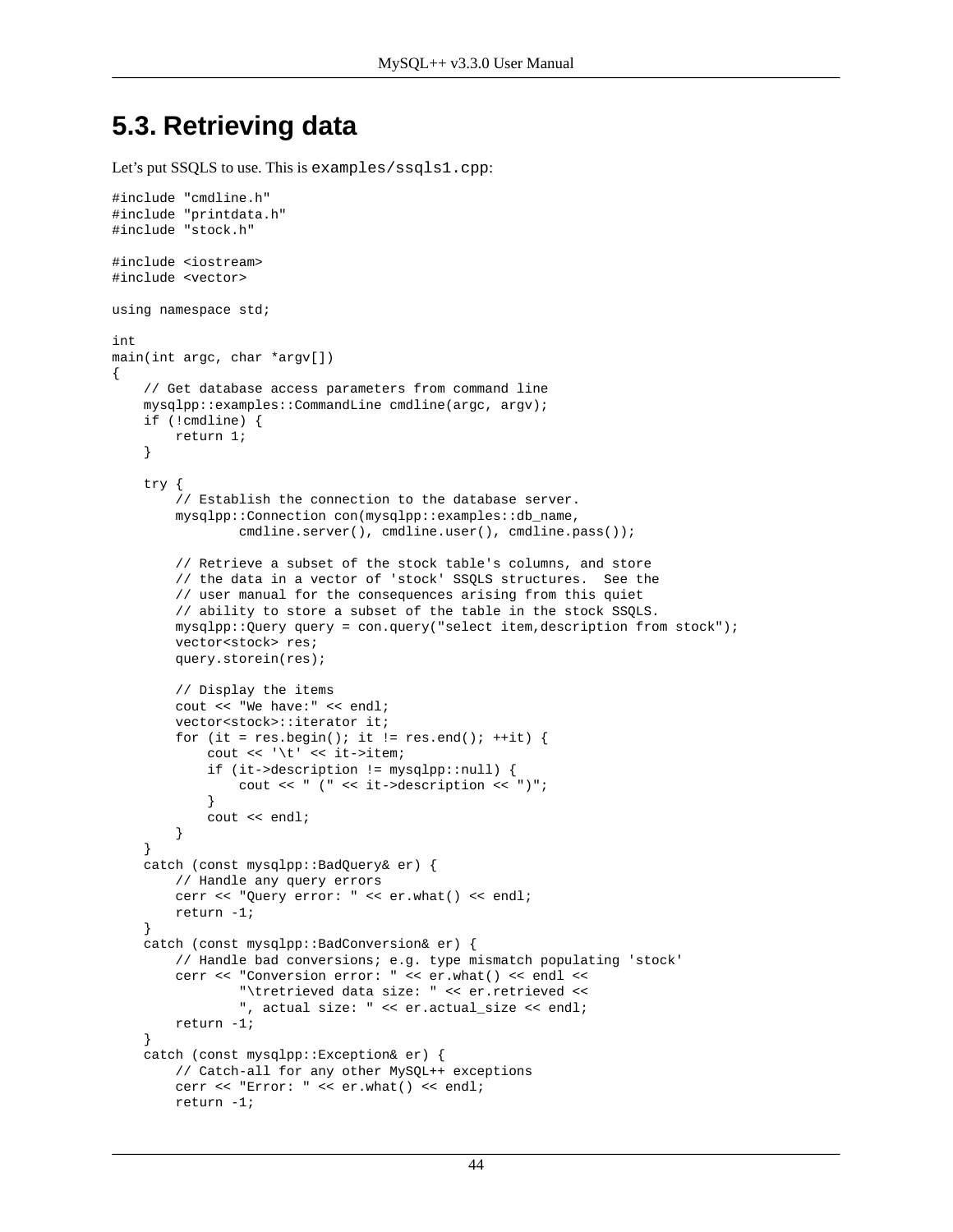## 5.3. Retrieving data

Let's put SSQLS to use. This is `examples/ssqls1.cpp`:

```
#include "cmdline.h"
#include "printdata.h"
#include "stock.h"

#include <iostream>
#include <vector>

using namespace std;

int
main(int argc, char *argv[])
{
    // Get database access parameters from command line
    mysqlpp::examples::CommandLine cmdline(argc, argv);
    if (!cmdline) {
        return 1;
    }

    try {
        // Establish the connection to the database server.
        mysqlpp::Connection con(mysqlpp::examples::db_name,
                cmdline.server(), cmdline.user(), cmdline.pass());

        // Retrieve a subset of the stock table's columns, and store
        // the data in a vector of 'stock' SSQLS structures.  See the
        // user manual for the consequences arising from this quiet
        // ability to store a subset of the table in the stock SSQLS.
        mysqlpp::Query query = con.query("select item,description from stock");
        vector<stock> res;
        query.storein(res);

        // Display the items
        cout << "We have:" << endl;
        vector<stock>::iterator it;
        for (it = res.begin(); it != res.end(); ++it) {
            cout << '\t' << it->item;
            if (it->description != mysqlpp::null) {
                cout << " (" << it->description << ")";
            }
            cout << endl;
        }
    }
    catch (const mysqlpp::BadQuery& er) {
        // Handle any query errors
        cerr << "Query error: " << er.what() << endl;
        return -1;
    }
    catch (const mysqlpp::BadConversion& er) {
        // Handle bad conversions; e.g. type mismatch populating 'stock'
        cerr << "Conversion error: " << er.what() << endl <<
                "\tretrieved data size: " << er.retrieved <<
                ", actual size: " << er.actual_size << endl;
        return -1;
    }
    catch (const mysqlpp::Exception& er) {
        // Catch-all for any other MySQL++ exceptions
        cerr << "Error: " << er.what() << endl;
        return -1;
```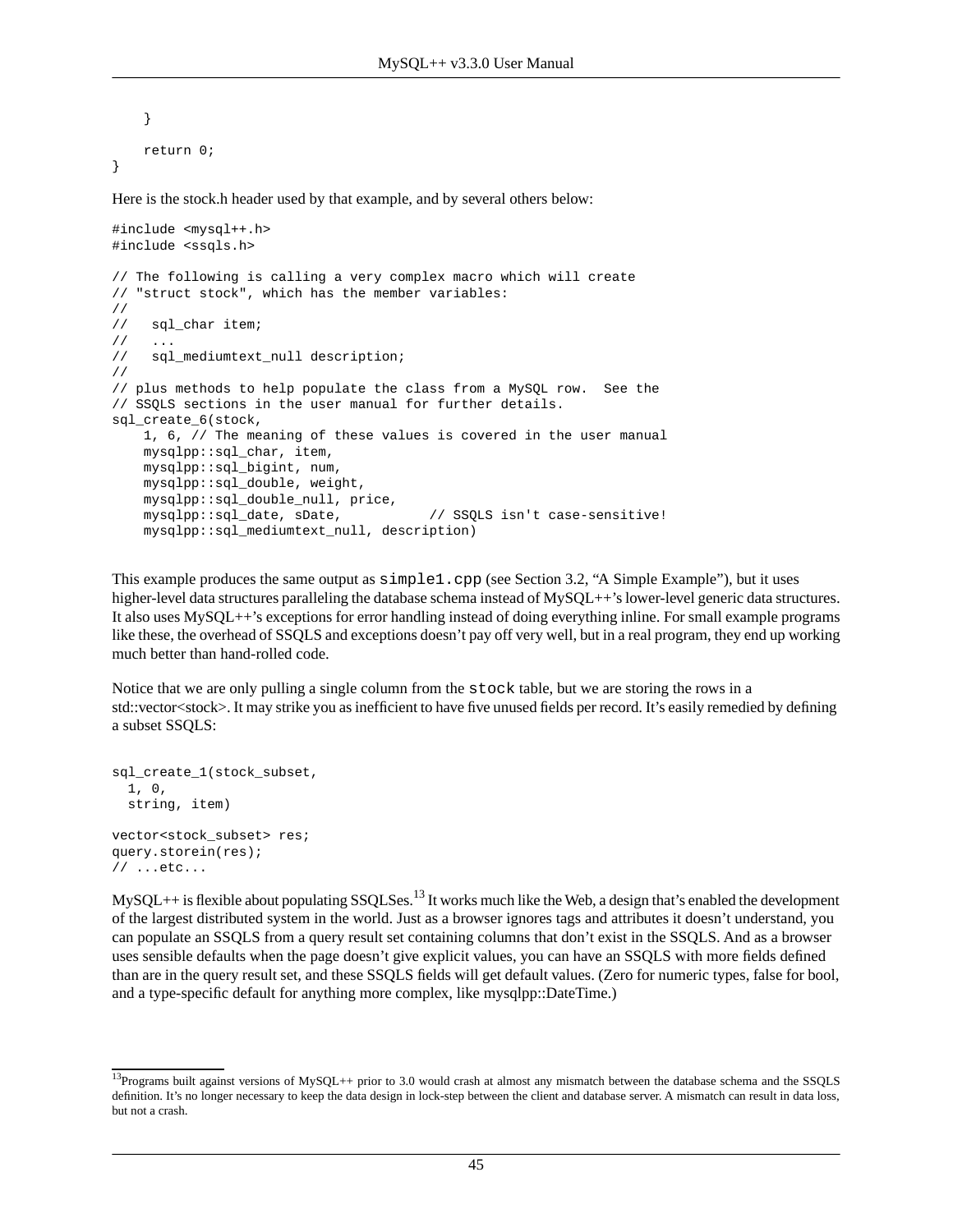```
    }

    return 0;
}
```

Here is the stock.h header used by that example, and by several others below:

```
#include <mysql++.h>
#include <ssqls.h>

// The following is calling a very complex macro which will create
// "struct stock", which has the member variables:
//
//   sql_char item;
//   ...
//   sql_mediumtext_null description;
//
// plus methods to help populate the class from a MySQL row.  See the
// SSQLS sections in the user manual for further details.
sql_create_6(stock,
    1, 6, // The meaning of these values is covered in the user manual
    mysqlpp::sql_char, item,
    mysqlpp::sql_bigint, num,
    mysqlpp::sql_double, weight,
    mysqlpp::sql_double_null, price,
    mysqlpp::sql_date, sDate,          // SSQLS isn't case-sensitive!
    mysqlpp::sql_mediumtext_null, description)
```

This example produces the same output as `simple1.cpp` (see Section 3.2, "A Simple Example"), but it uses higher-level data structures paralleling the database schema instead of MySQL++'s lower-level generic data structures. It also uses MySQL++'s exceptions for error handling instead of doing everything inline. For small example programs like these, the overhead of SSQLS and exceptions doesn't pay off very well, but in a real program, they end up working much better than hand-rolled code.

Notice that we are only pulling a single column from the `stock` table, but we are storing the rows in a std::vector<stock>. It may strike you as inefficient to have five unused fields per record. It's easily remedied by defining a subset SSQLS:

```
sql_create_1(stock_subset,
  1, 0,
  string, item)

vector<stock_subset> res;
query.storein(res);
// ...etc...
```

MySQL++ is flexible about populating SSQLSes.[13] It works much like the Web, a design that's enabled the development of the largest distributed system in the world. Just as a browser ignores tags and attributes it doesn't understand, you can populate an SSQLS from a query result set containing columns that don't exist in the SSQLS. And as a browser uses sensible defaults when the page doesn't give explicit values, you can have an SSQLS with more fields defined than are in the query result set, and these SSQLS fields will get default values. (Zero for numeric types, false for bool, and a type-specific default for anything more complex, like mysqlpp::DateTime.)

[13]Programs built against versions of MySQL++ prior to 3.0 would crash at almost any mismatch between the database schema and the SSQLS definition. It's no longer necessary to keep the data design in lock-step between the client and database server. A mismatch can result in data loss, but not a crash.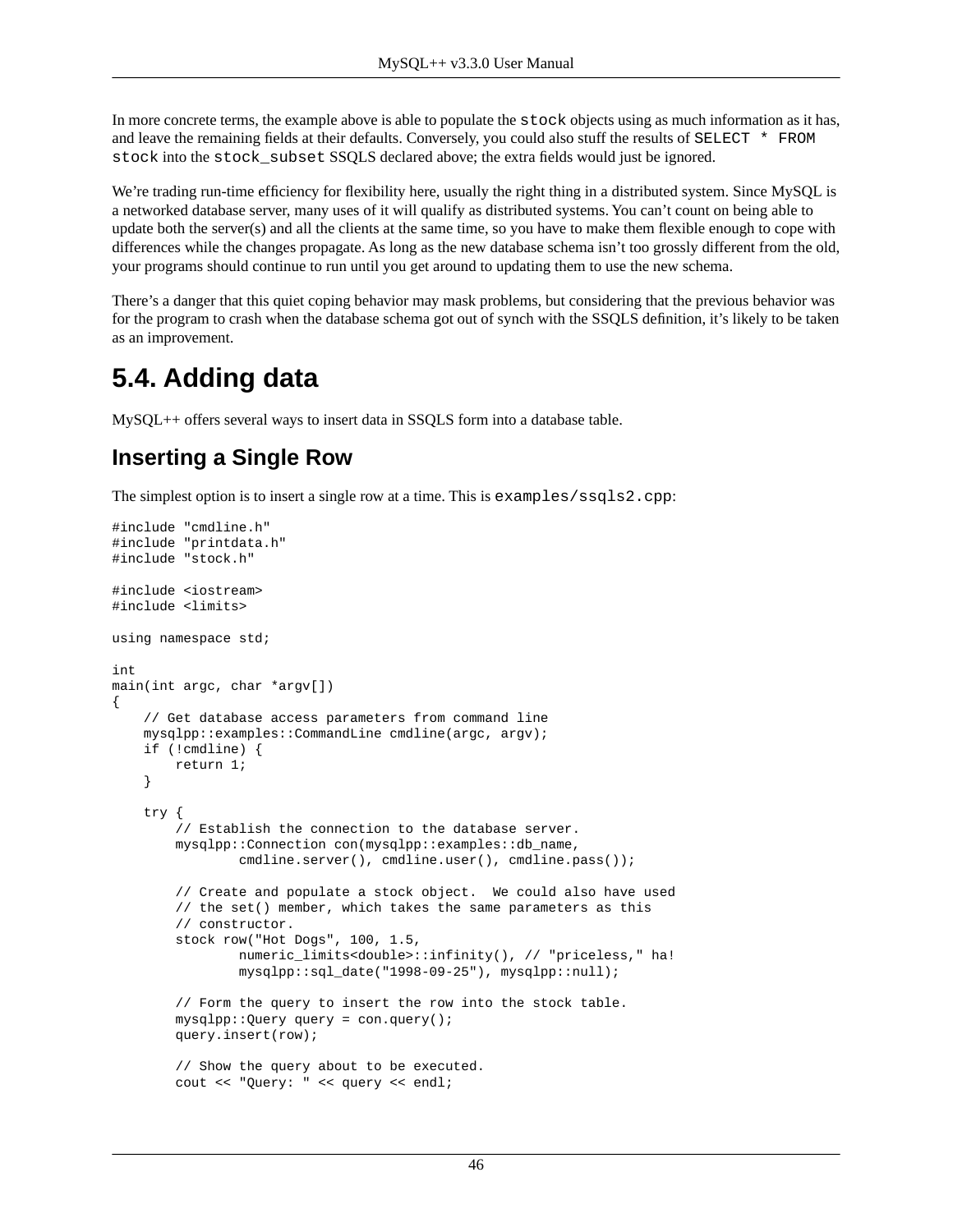In more concrete terms, the example above is able to populate the `stock` objects using as much information as it has, and leave the remaining fields at their defaults. Conversely, you could also stuff the results of `SELECT * FROM stock` into the `stock_subset` SSQLS declared above; the extra fields would just be ignored.

We're trading run-time efficiency for flexibility here, usually the right thing in a distributed system. Since MySQL is a networked database server, many uses of it will qualify as distributed systems. You can't count on being able to update both the server(s) and all the clients at the same time, so you have to make them flexible enough to cope with differences while the changes propagate. As long as the new database schema isn't too grossly different from the old, your programs should continue to run until you get around to updating them to use the new schema.

There's a danger that this quiet coping behavior may mask problems, but considering that the previous behavior was for the program to crash when the database schema got out of synch with the SSQLS definition, it's likely to be taken as an improvement.

# 5.4. Adding data

MySQL++ offers several ways to insert data in SSQLS form into a database table.

## Inserting a Single Row

The simplest option is to insert a single row at a time. This is `examples/ssqls2.cpp`:

```
#include "cmdline.h"
#include "printdata.h"
#include "stock.h"

#include <iostream>
#include <limits>

using namespace std;

int
main(int argc, char *argv[])
{
    // Get database access parameters from command line
    mysqlpp::examples::CommandLine cmdline(argc, argv);
    if (!cmdline) {
        return 1;
    }

    try {
        // Establish the connection to the database server.
        mysqlpp::Connection con(mysqlpp::examples::db_name,
                cmdline.server(), cmdline.user(), cmdline.pass());

        // Create and populate a stock object.  We could also have used
        // the set() member, which takes the same parameters as this
        // constructor.
        stock row("Hot Dogs", 100, 1.5,
                numeric_limits<double>::infinity(), // "priceless," ha!
                mysqlpp::sql_date("1998-09-25"), mysqlpp::null);

        // Form the query to insert the row into the stock table.
        mysqlpp::Query query = con.query();
        query.insert(row);

        // Show the query about to be executed.
        cout << "Query: " << query << endl;
```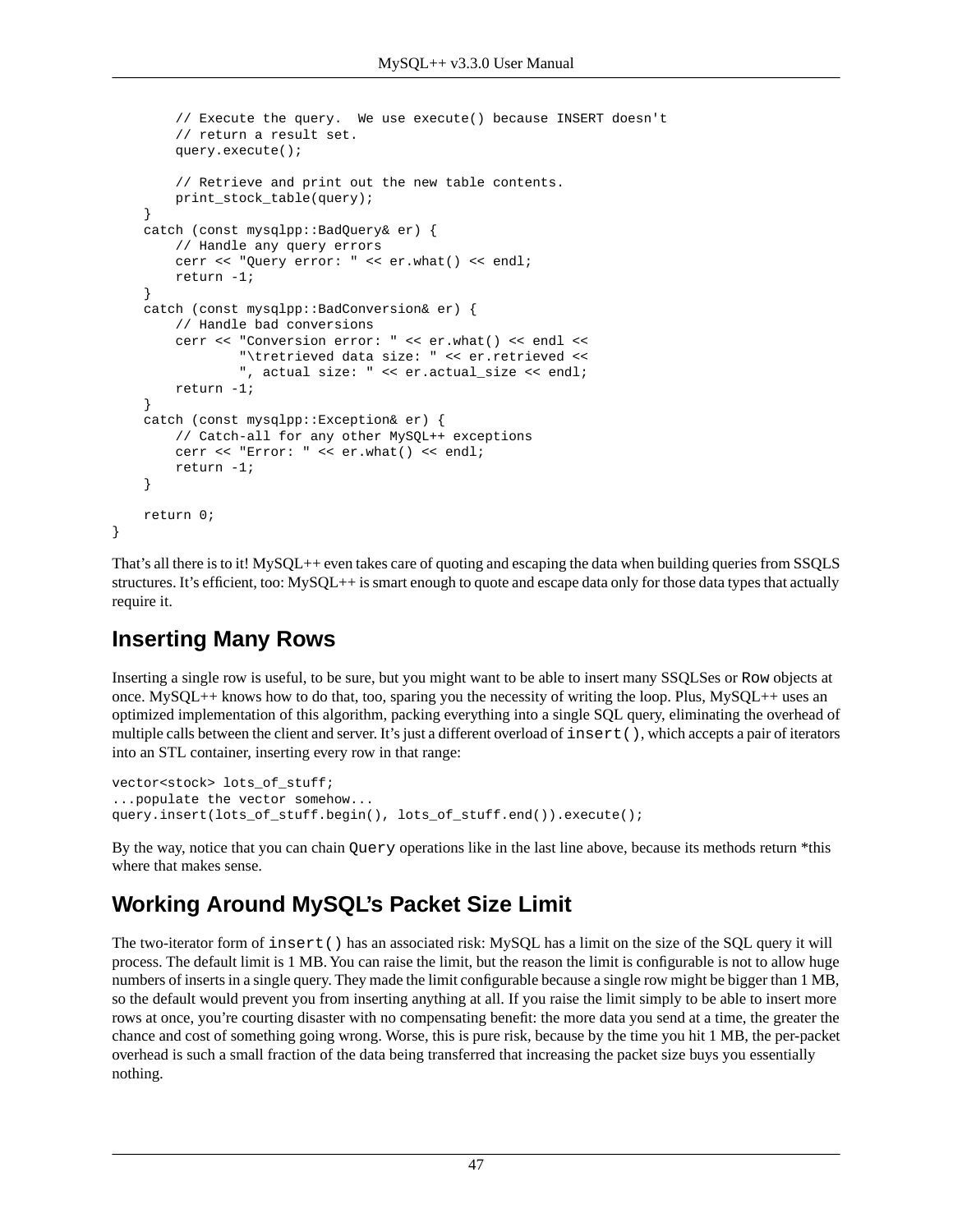```
        // Execute the query.  We use execute() because INSERT doesn't
        // return a result set.
        query.execute();

        // Retrieve and print out the new table contents.
        print_stock_table(query);
    }
    catch (const mysqlpp::BadQuery& er) {
        // Handle any query errors
        cerr << "Query error: " << er.what() << endl;
        return -1;
    }
    catch (const mysqlpp::BadConversion& er) {
        // Handle bad conversions
        cerr << "Conversion error: " << er.what() << endl <<
                "\tretrieved data size: " << er.retrieved <<
                ", actual size: " << er.actual_size << endl;
        return -1;
    }
    catch (const mysqlpp::Exception& er) {
        // Catch-all for any other MySQL++ exceptions
        cerr << "Error: " << er.what() << endl;
        return -1;
    }

    return 0;
}
```

That's all there is to it! MySQL++ even takes care of quoting and escaping the data when building queries from SSQLS structures. It's efficient, too: MySQL++ is smart enough to quote and escape data only for those data types that actually require it.

## Inserting Many Rows

Inserting a single row is useful, to be sure, but you might want to be able to insert many SSQLSes or `Row` objects at once. MySQL++ knows how to do that, too, sparing you the necessity of writing the loop. Plus, MySQL++ uses an optimized implementation of this algorithm, packing everything into a single SQL query, eliminating the overhead of multiple calls between the client and server. It's just a different overload of `insert()`, which accepts a pair of iterators into an STL container, inserting every row in that range:

```
vector<stock> lots_of_stuff;
...populate the vector somehow...
query.insert(lots_of_stuff.begin(), lots_of_stuff.end()).execute();
```

By the way, notice that you can chain `Query` operations like in the last line above, because its methods return *this where that makes sense.

## Working Around MySQL's Packet Size Limit

The two-iterator form of `insert()` has an associated risk: MySQL has a limit on the size of the SQL query it will process. The default limit is 1 MB. You can raise the limit, but the reason the limit is configurable is not to allow huge numbers of inserts in a single query. They made the limit configurable because a single row might be bigger than 1 MB, so the default would prevent you from inserting anything at all. If you raise the limit simply to be able to insert more rows at once, you're courting disaster with no compensating benefit: the more data you send at a time, the greater the chance and cost of something going wrong. Worse, this is pure risk, because by the time you hit 1 MB, the per-packet overhead is such a small fraction of the data being transferred that increasing the packet size buys you essentially nothing.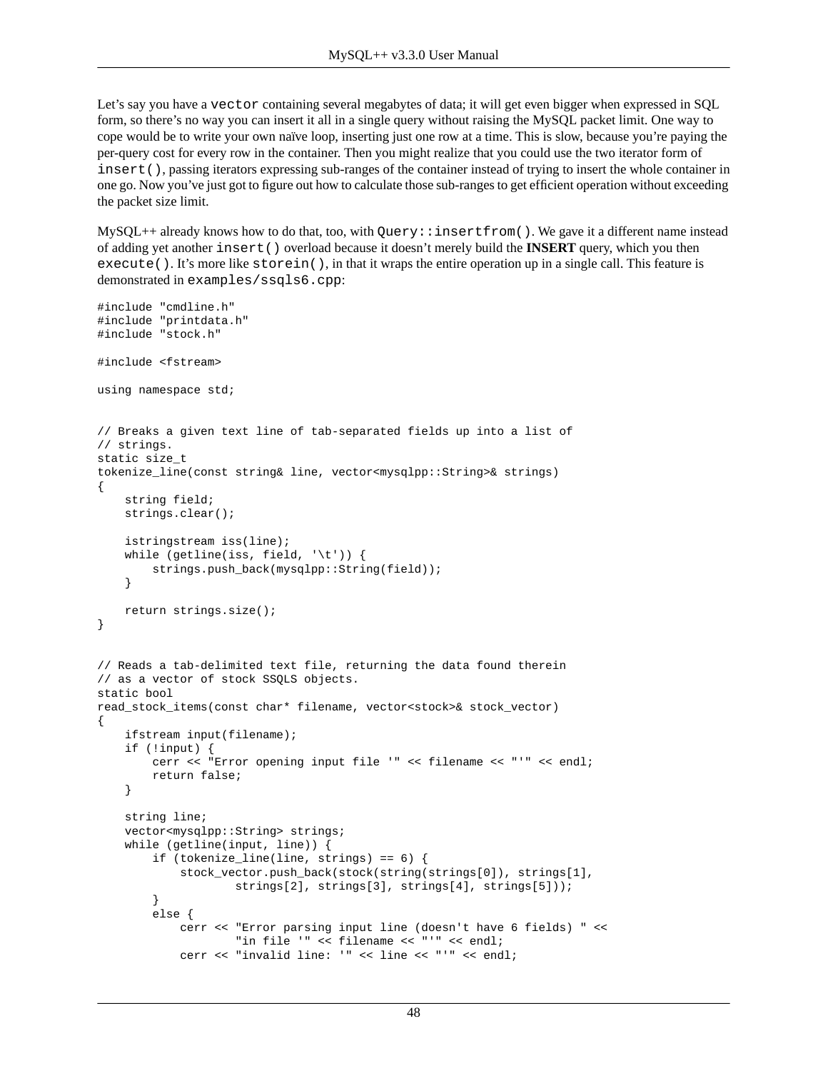Let's say you have a `vector` containing several megabytes of data; it will get even bigger when expressed in SQL form, so there's no way you can insert it all in a single query without raising the MySQL packet limit. One way to cope would be to write your own naïve loop, inserting just one row at a time. This is slow, because you're paying the per-query cost for every row in the container. Then you might realize that you could use the two iterator form of `insert()`, passing iterators expressing sub-ranges of the container instead of trying to insert the whole container in one go. Now you've just got to figure out how to calculate those sub-ranges to get efficient operation without exceeding the packet size limit.

MySQL++ already knows how to do that, too, with `Query::insertfrom()`. We gave it a different name instead of adding yet another `insert()` overload because it doesn't merely build the **INSERT** query, which you then `execute()`. It's more like `storein()`, in that it wraps the entire operation up in a single call. This feature is demonstrated in `examples/ssqls6.cpp`:

```
#include "cmdline.h"
#include "printdata.h"
#include "stock.h"

#include <fstream>

using namespace std;


// Breaks a given text line of tab-separated fields up into a list of
// strings.
static size_t
tokenize_line(const string& line, vector<mysqlpp::String>& strings)
{
    string field;
    strings.clear();

    istringstream iss(line);
    while (getline(iss, field, '\t')) {
        strings.push_back(mysqlpp::String(field));
    }

    return strings.size();
}


// Reads a tab-delimited text file, returning the data found therein
// as a vector of stock SSQLS objects.
static bool
read_stock_items(const char* filename, vector<stock>& stock_vector)
{
    ifstream input(filename);
    if (!input) {
        cerr << "Error opening input file '" << filename << "'" << endl;
        return false;
    }

    string line;
    vector<mysqlpp::String> strings;
    while (getline(input, line)) {
        if (tokenize_line(line, strings) == 6) {
            stock_vector.push_back(stock(string(strings[0]), strings[1],
                    strings[2], strings[3], strings[4], strings[5]));
        }
        else {
            cerr << "Error parsing input line (doesn't have 6 fields) " <<
                    "in file '" << filename << "'" << endl;
            cerr << "invalid line: '" << line << "'" << endl;
```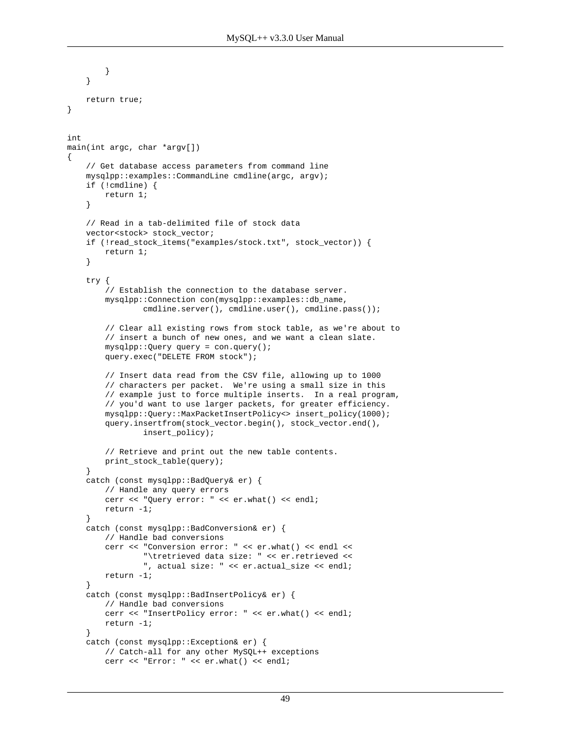```
        }
    }

    return true;
}


int
main(int argc, char *argv[])
{
    // Get database access parameters from command line
    mysqlpp::examples::CommandLine cmdline(argc, argv);
    if (!cmdline) {
        return 1;
    }

    // Read in a tab-delimited file of stock data
    vector<stock> stock_vector;
    if (!read_stock_items("examples/stock.txt", stock_vector)) {
        return 1;
    }

    try {
        // Establish the connection to the database server.
        mysqlpp::Connection con(mysqlpp::examples::db_name,
                cmdline.server(), cmdline.user(), cmdline.pass());

        // Clear all existing rows from stock table, as we're about to
        // insert a bunch of new ones, and we want a clean slate.
        mysqlpp::Query query = con.query();
        query.exec("DELETE FROM stock");

        // Insert data read from the CSV file, allowing up to 1000
        // characters per packet.  We're using a small size in this
        // example just to force multiple inserts.  In a real program,
        // you'd want to use larger packets, for greater efficiency.
        mysqlpp::Query::MaxPacketInsertPolicy<> insert_policy(1000);
        query.insertfrom(stock_vector.begin(), stock_vector.end(),
                insert_policy);

        // Retrieve and print out the new table contents.
        print_stock_table(query);
    }
    catch (const mysqlpp::BadQuery& er) {
        // Handle any query errors
        cerr << "Query error: " << er.what() << endl;
        return -1;
    }
    catch (const mysqlpp::BadConversion& er) {
        // Handle bad conversions
        cerr << "Conversion error: " << er.what() << endl <<
                "\tretrieved data size: " << er.retrieved <<
                ", actual size: " << er.actual_size << endl;
        return -1;
    }
    catch (const mysqlpp::BadInsertPolicy& er) {
        // Handle bad conversions
        cerr << "InsertPolicy error: " << er.what() << endl;
        return -1;
    }
    catch (const mysqlpp::Exception& er) {
        // Catch-all for any other MySQL++ exceptions
        cerr << "Error: " << er.what() << endl;
```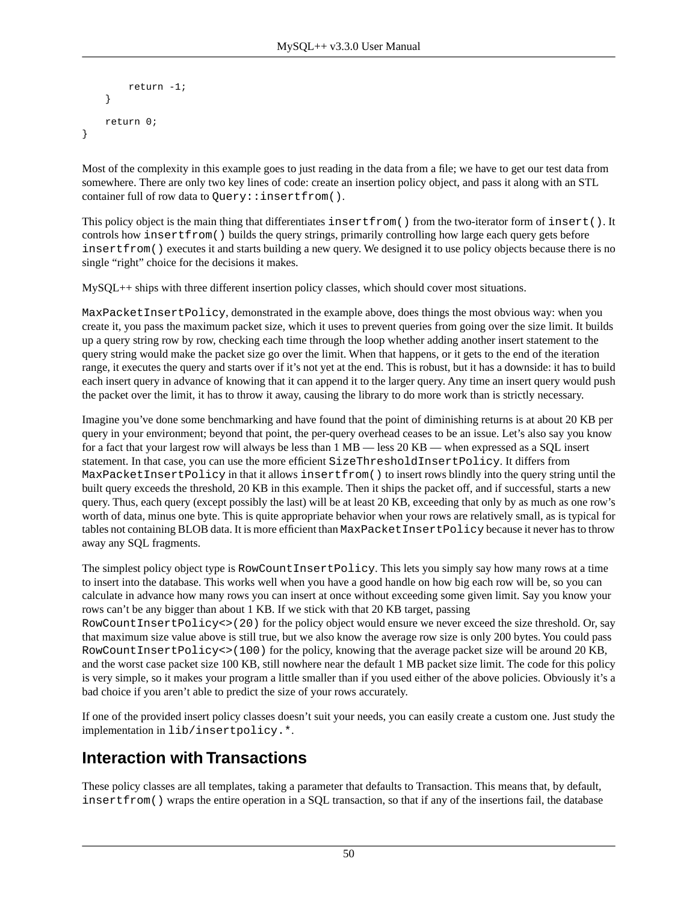```
        return -1;
    }

    return 0;
}
```

Most of the complexity in this example goes to just reading in the data from a file; we have to get our test data from somewhere. There are only two key lines of code: create an insertion policy object, and pass it along with an STL container full of row data to `Query::insertfrom()`.

This policy object is the main thing that differentiates `insertfrom()` from the two-iterator form of `insert()`. It controls how `insertfrom()` builds the query strings, primarily controlling how large each query gets before `insertfrom()` executes it and starts building a new query. We designed it to use policy objects because there is no single “right” choice for the decisions it makes.

MySQL++ ships with three different insertion policy classes, which should cover most situations.

`MaxPacketInsertPolicy`, demonstrated in the example above, does things the most obvious way: when you create it, you pass the maximum packet size, which it uses to prevent queries from going over the size limit. It builds up a query string row by row, checking each time through the loop whether adding another insert statement to the query string would make the packet size go over the limit. When that happens, or it gets to the end of the iteration range, it executes the query and starts over if it’s not yet at the end. This is robust, but it has a downside: it has to build each insert query in advance of knowing that it can append it to the larger query. Any time an insert query would push the packet over the limit, it has to throw it away, causing the library to do more work than is strictly necessary.

Imagine you’ve done some benchmarking and have found that the point of diminishing returns is at about 20 KB per query in your environment; beyond that point, the per-query overhead ceases to be an issue. Let’s also say you know for a fact that your largest row will always be less than 1 MB — less 20 KB — when expressed as a SQL insert statement. In that case, you can use the more efficient `SizeThresholdInsertPolicy`. It differs from `MaxPacketInsertPolicy` in that it allows `insertfrom()` to insert rows blindly into the query string until the built query exceeds the threshold, 20 KB in this example. Then it ships the packet off, and if successful, starts a new query. Thus, each query (except possibly the last) will be at least 20 KB, exceeding that only by as much as one row’s worth of data, minus one byte. This is quite appropriate behavior when your rows are relatively small, as is typical for tables not containing BLOB data. It is more efficient than `MaxPacketInsertPolicy` because it never has to throw away any SQL fragments.

The simplest policy object type is `RowCountInsertPolicy`. This lets you simply say how many rows at a time to insert into the database. This works well when you have a good handle on how big each row will be, so you can calculate in advance how many rows you can insert at once without exceeding some given limit. Say you know your rows can’t be any bigger than about 1 KB. If we stick with that 20 KB target, passing `RowCountInsertPolicy<>(20)` for the policy object would ensure we never exceed the size threshold. Or, say that maximum size value above is still true, but we also know the average row size is only 200 bytes. You could pass `RowCountInsertPolicy<>(100)` for the policy, knowing that the average packet size will be around 20 KB, and the worst case packet size 100 KB, still nowhere near the default 1 MB packet size limit. The code for this policy is very simple, so it makes your program a little smaller than if you used either of the above policies. Obviously it’s a bad choice if you aren’t able to predict the size of your rows accurately.

If one of the provided insert policy classes doesn’t suit your needs, you can easily create a custom one. Just study the implementation in `lib/insertpolicy.*`.

## Interaction with Transactions

These policy classes are all templates, taking a parameter that defaults to Transaction. This means that, by default, `insertfrom()` wraps the entire operation in a SQL transaction, so that if any of the insertions fail, the database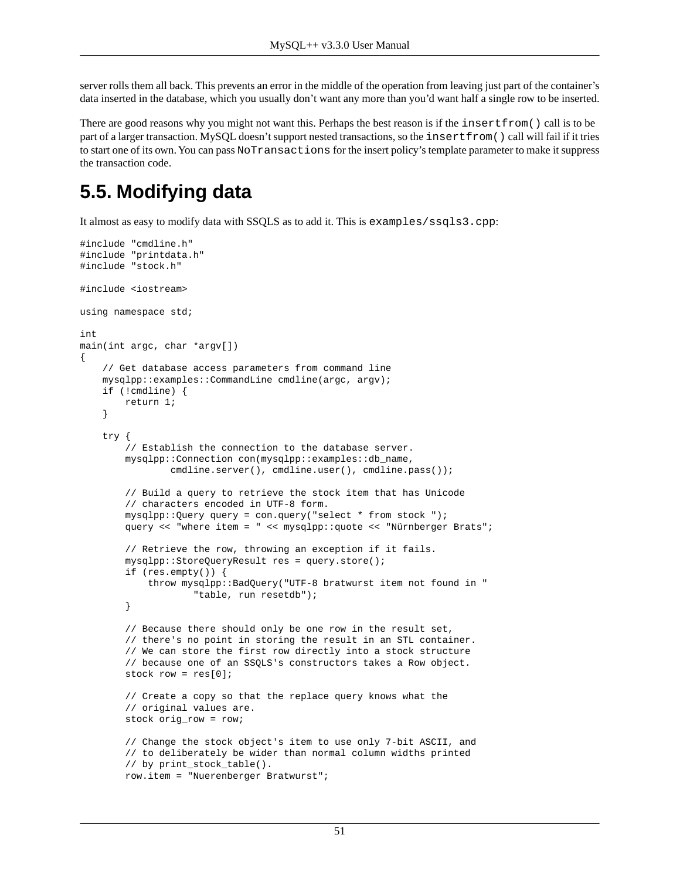server rolls them all back. This prevents an error in the middle of the operation from leaving just part of the container's data inserted in the database, which you usually don't want any more than you'd want half a single row to be inserted.

There are good reasons why you might not want this. Perhaps the best reason is if the `insertfrom()` call is to be part of a larger transaction. MySQL doesn't support nested transactions, so the `insertfrom()` call will fail if it tries to start one of its own. You can pass `NoTransactions` for the insert policy's template parameter to make it suppress the transaction code.

## 5.5. Modifying data

It almost as easy to modify data with SSQLS as to add it. This is `examples/ssqls3.cpp`:

```
#include "cmdline.h"
#include "printdata.h"
#include "stock.h"

#include <iostream>

using namespace std;

int
main(int argc, char *argv[])
{
    // Get database access parameters from command line
    mysqlpp::examples::CommandLine cmdline(argc, argv);
    if (!cmdline) {
        return 1;
    }

    try {
        // Establish the connection to the database server.
        mysqlpp::Connection con(mysqlpp::examples::db_name,
                cmdline.server(), cmdline.user(), cmdline.pass());

        // Build a query to retrieve the stock item that has Unicode
        // characters encoded in UTF-8 form.
        mysqlpp::Query query = con.query("select * from stock ");
        query << "where item = " << mysqlpp::quote << "Nürnberger Brats";

        // Retrieve the row, throwing an exception if it fails.
        mysqlpp::StoreQueryResult res = query.store();
        if (res.empty()) {
            throw mysqlpp::BadQuery("UTF-8 bratwurst item not found in "
                    "table, run resetdb");
        }

        // Because there should only be one row in the result set,
        // there's no point in storing the result in an STL container.
        // We can store the first row directly into a stock structure
        // because one of an SSQLS's constructors takes a Row object.
        stock row = res[0];

        // Create a copy so that the replace query knows what the
        // original values are.
        stock orig_row = row;

        // Change the stock object's item to use only 7-bit ASCII, and
        // to deliberately be wider than normal column widths printed
        // by print_stock_table().
        row.item = "Nuerenberger Bratwurst";
```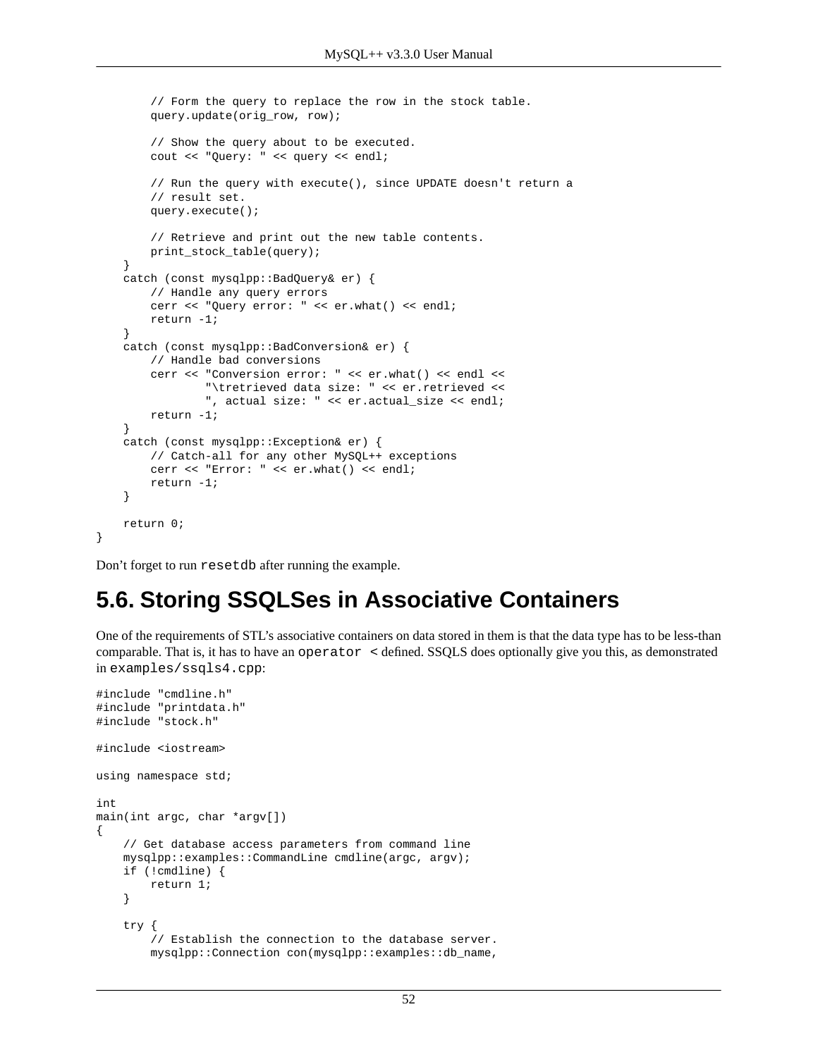```
        // Form the query to replace the row in the stock table.
        query.update(orig_row, row);

        // Show the query about to be executed.
        cout << "Query: " << query << endl;

        // Run the query with execute(), since UPDATE doesn't return a
        // result set.
        query.execute();

        // Retrieve and print out the new table contents.
        print_stock_table(query);
    }
    catch (const mysqlpp::BadQuery& er) {
        // Handle any query errors
        cerr << "Query error: " << er.what() << endl;
        return -1;
    }
    catch (const mysqlpp::BadConversion& er) {
        // Handle bad conversions
        cerr << "Conversion error: " << er.what() << endl <<
                "\tretrieved data size: " << er.retrieved <<
                ", actual size: " << er.actual_size << endl;
        return -1;
    }
    catch (const mysqlpp::Exception& er) {
        // Catch-all for any other MySQL++ exceptions
        cerr << "Error: " << er.what() << endl;
        return -1;
    }

    return 0;
}
```

Don't forget to run `resetdb` after running the example.

## 5.6. Storing SSQLSes in Associative Containers

One of the requirements of STL's associative containers on data stored in them is that the data type has to be less-than comparable. That is, it has to have an `operator <` defined. SSQLS does optionally give you this, as demonstrated in `examples/ssqls4.cpp`:

```
#include "cmdline.h"
#include "printdata.h"
#include "stock.h"

#include <iostream>

using namespace std;

int
main(int argc, char *argv[])
{
    // Get database access parameters from command line
    mysqlpp::examples::CommandLine cmdline(argc, argv);
    if (!cmdline) {
        return 1;
    }

    try {
        // Establish the connection to the database server.
        mysqlpp::Connection con(mysqlpp::examples::db_name,
```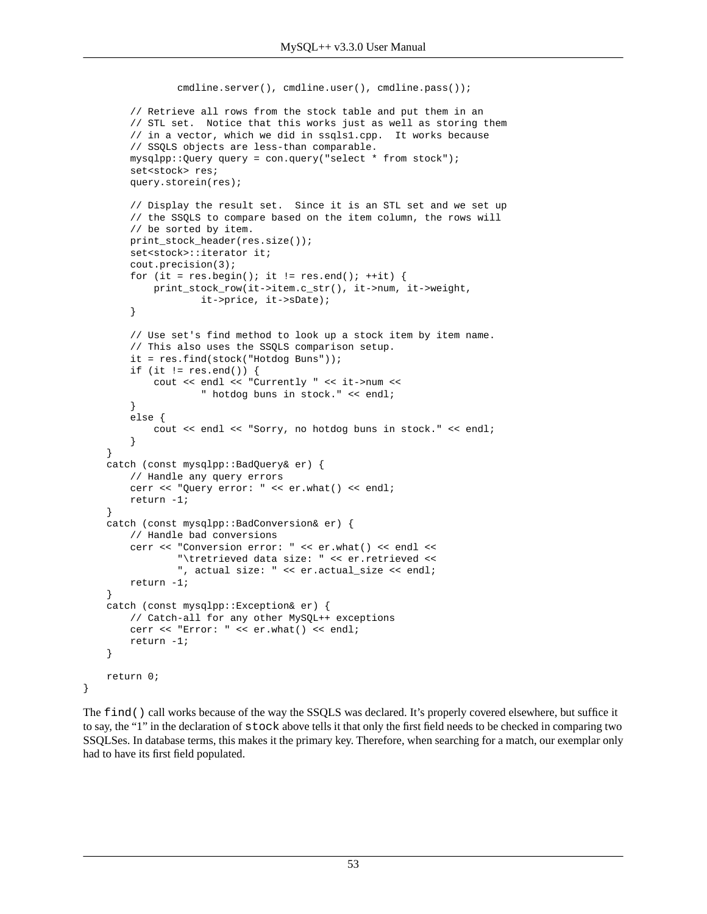```
                cmdline.server(), cmdline.user(), cmdline.pass());

        // Retrieve all rows from the stock table and put them in an
        // STL set.  Notice that this works just as well as storing them
        // in a vector, which we did in ssqls1.cpp.  It works because
        // SSQLS objects are less-than comparable.
        mysqlpp::Query query = con.query("select * from stock");
        set<stock> res;
        query.storein(res);

        // Display the result set.  Since it is an STL set and we set up
        // the SSQLS to compare based on the item column, the rows will
        // be sorted by item.
        print_stock_header(res.size());
        set<stock>::iterator it;
        cout.precision(3);
        for (it = res.begin(); it != res.end(); ++it) {
            print_stock_row(it->item.c_str(), it->num, it->weight,
                    it->price, it->sDate);
        }

        // Use set's find method to look up a stock item by item name.
        // This also uses the SSQLS comparison setup.
        it = res.find(stock("Hotdog Buns"));
        if (it != res.end()) {
            cout << endl << "Currently " << it->num <<
                    " hotdog buns in stock." << endl;
        }
        else {
            cout << endl << "Sorry, no hotdog buns in stock." << endl;
        }
    }
    catch (const mysqlpp::BadQuery& er) {
        // Handle any query errors
        cerr << "Query error: " << er.what() << endl;
        return -1;
    }
    catch (const mysqlpp::BadConversion& er) {
        // Handle bad conversions
        cerr << "Conversion error: " << er.what() << endl <<
                "\tretrieved data size: " << er.retrieved <<
                ", actual size: " << er.actual_size << endl;
        return -1;
    }
    catch (const mysqlpp::Exception& er) {
        // Catch-all for any other MySQL++ exceptions
        cerr << "Error: " << er.what() << endl;
        return -1;
    }

    return 0;
}
```

The `find()` call works because of the way the SSQLS was declared. It's properly covered elsewhere, but suffice it to say, the "1" in the declaration of `stock` above tells it that only the first field needs to be checked in comparing two SSQLSes. In database terms, this makes it the primary key. Therefore, when searching for a match, our exemplar only had to have its first field populated.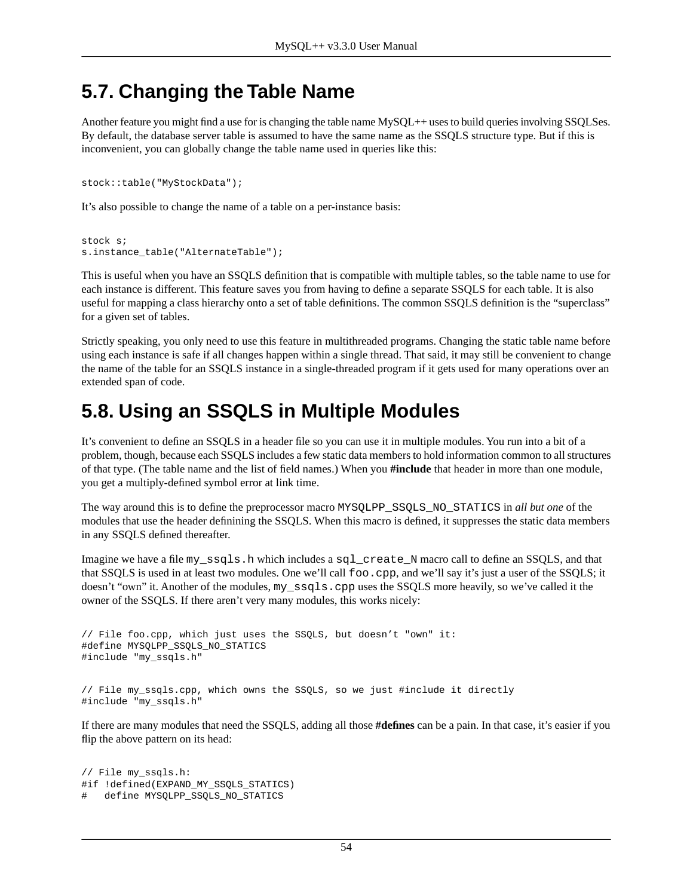## 5.7. Changing the Table Name

Another feature you might find a use for is changing the table name MySQL++ uses to build queries involving SSQLSes. By default, the database server table is assumed to have the same name as the SSQLS structure type. But if this is inconvenient, you can globally change the table name used in queries like this:

```
stock::table("MyStockData");
```

It's also possible to change the name of a table on a per-instance basis:

```
stock s;
s.instance_table("AlternateTable");
```

This is useful when you have an SSQLS definition that is compatible with multiple tables, so the table name to use for each instance is different. This feature saves you from having to define a separate SSQLS for each table. It is also useful for mapping a class hierarchy onto a set of table definitions. The common SSQLS definition is the "superclass" for a given set of tables.

Strictly speaking, you only need to use this feature in multithreaded programs. Changing the static table name before using each instance is safe if all changes happen within a single thread. That said, it may still be convenient to change the name of the table for an SSQLS instance in a single-threaded program if it gets used for many operations over an extended span of code.

## 5.8. Using an SSQLS in Multiple Modules

It's convenient to define an SSQLS in a header file so you can use it in multiple modules. You run into a bit of a problem, though, because each SSQLS includes a few static data members to hold information common to all structures of that type. (The table name and the list of field names.) When you **#include** that header in more than one module, you get a multiply-defined symbol error at link time.

The way around this is to define the preprocessor macro `MYSQLPP_SSQLS_NO_STATICS` in *all but one* of the modules that use the header definining the SSQLS. When this macro is defined, it suppresses the static data members in any SSQLS defined thereafter.

Imagine we have a file `my_ssqls.h` which includes a `sql_create_N` macro call to define an SSQLS, and that that SSQLS is used in at least two modules. One we'll call `foo.cpp`, and we'll say it's just a user of the SSQLS; it doesn't "own" it. Another of the modules, `my_ssqls.cpp` uses the SSQLS more heavily, so we've called it the owner of the SSQLS. If there aren't very many modules, this works nicely:

```
// File foo.cpp, which just uses the SSQLS, but doesn't "own" it:
#define MYSQLPP_SSQLS_NO_STATICS
#include "my_ssqls.h"
```

```
// File my_ssqls.cpp, which owns the SSQLS, so we just #include it directly
#include "my_ssqls.h"
```

If there are many modules that need the SSQLS, adding all those **#defines** can be a pain. In that case, it's easier if you flip the above pattern on its head:

```
// File my_ssqls.h:
#if !defined(EXPAND_MY_SSQLS_STATICS)
#   define MYSQLPP_SSQLS_NO_STATICS
```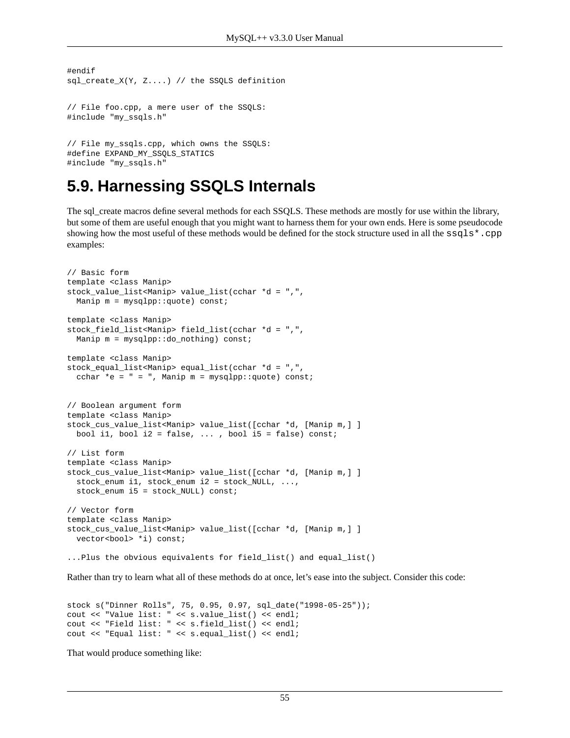```
#endif
sql_create_X(Y, Z....) // the SSQLS definition


// File foo.cpp, a mere user of the SSQLS:
#include "my_ssqls.h"


// File my_ssqls.cpp, which owns the SSQLS:
#define EXPAND_MY_SSQLS_STATICS
#include "my_ssqls.h"
```

## 5.9. Harnessing SSQLS Internals

The sql_create macros define several methods for each SSQLS. These methods are mostly for use within the library, but some of them are useful enough that you might want to harness them for your own ends. Here is some pseudocode showing how the most useful of these methods would be defined for the stock structure used in all the `ssqls*.cpp` examples:

```
// Basic form
template <class Manip>
stock_value_list<Manip> value_list(cchar *d = ",",
  Manip m = mysqlpp::quote) const;

template <class Manip>
stock_field_list<Manip> field_list(cchar *d = ",",
  Manip m = mysqlpp::do_nothing) const;

template <class Manip>
stock_equal_list<Manip> equal_list(cchar *d = ",",
  cchar *e = " = ", Manip m = mysqlpp::quote) const;


// Boolean argument form
template <class Manip>
stock_cus_value_list<Manip> value_list([cchar *d, [Manip m,] ]
  bool i1, bool i2 = false, ... , bool i5 = false) const;

// List form
template <class Manip>
stock_cus_value_list<Manip> value_list([cchar *d, [Manip m,] ]
  stock_enum i1, stock_enum i2 = stock_NULL, ...,
  stock_enum i5 = stock_NULL) const;

// Vector form
template <class Manip>
stock_cus_value_list<Manip> value_list([cchar *d, [Manip m,] ]
  vector<bool> *i) const;

...Plus the obvious equivalents for field_list() and equal_list()
```

Rather than try to learn what all of these methods do at once, let's ease into the subject. Consider this code:

```
stock s("Dinner Rolls", 75, 0.95, 0.97, sql_date("1998-05-25"));
cout << "Value list: " << s.value_list() << endl;
cout << "Field list: " << s.field_list() << endl;
cout << "Equal list: " << s.equal_list() << endl;
```

That would produce something like: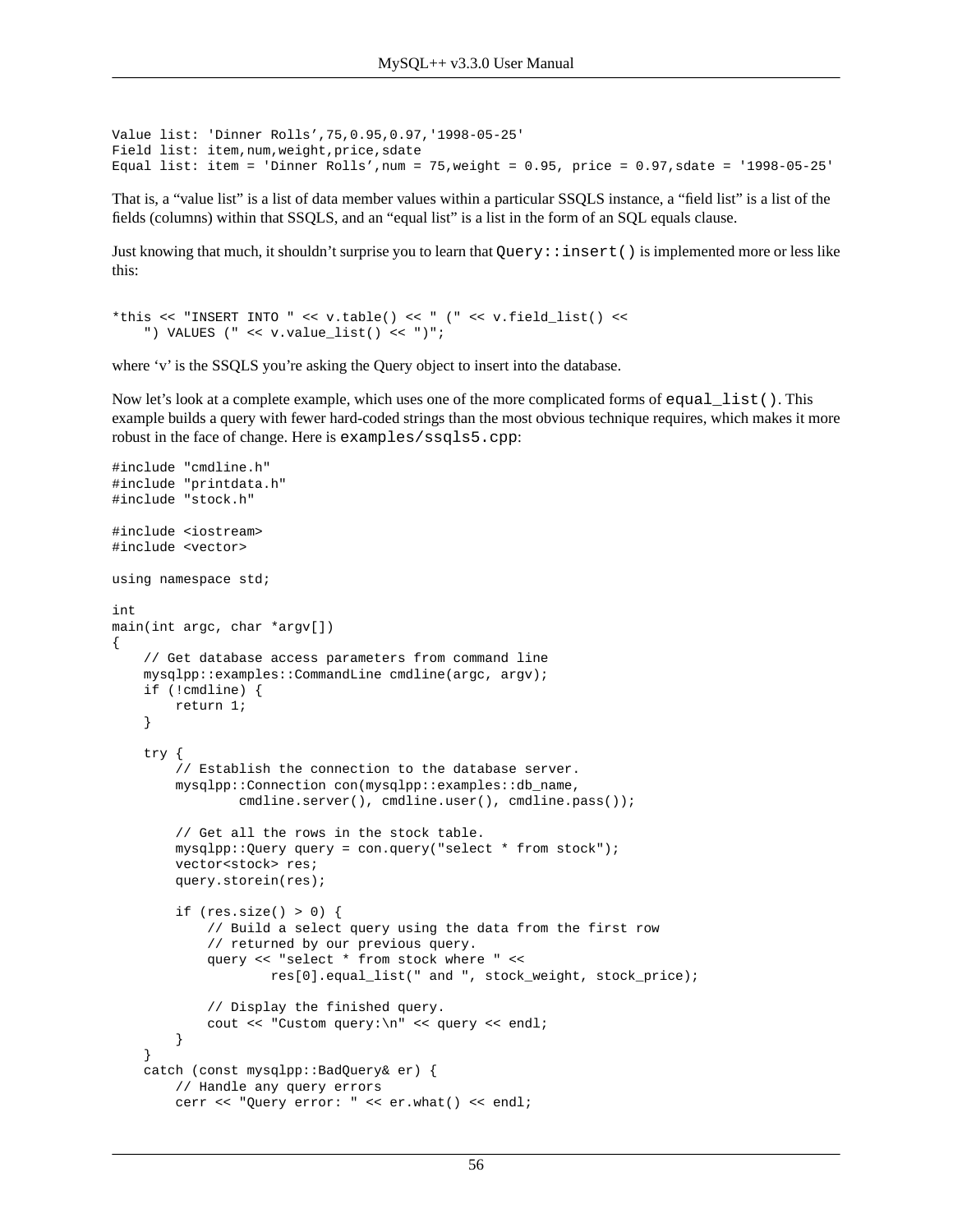```
Value list: 'Dinner Rolls',75,0.95,0.97,'1998-05-25'
Field list: item,num,weight,price,sdate
Equal list: item = 'Dinner Rolls',num = 75,weight = 0.95, price = 0.97,sdate = '1998-05-25'
```

That is, a "value list" is a list of data member values within a particular SSQLS instance, a "field list" is a list of the fields (columns) within that SSQLS, and an "equal list" is a list in the form of an SQL equals clause.

Just knowing that much, it shouldn't surprise you to learn that `Query::insert()` is implemented more or less like this:

```
*this << "INSERT INTO " << v.table() << " (" << v.field_list() <<
    ") VALUES (" << v.value_list() << ")";
```

where 'v' is the SSQLS you're asking the Query object to insert into the database.

Now let's look at a complete example, which uses one of the more complicated forms of `equal_list()`. This example builds a query with fewer hard-coded strings than the most obvious technique requires, which makes it more robust in the face of change. Here is `examples/ssqls5.cpp`:

```
#include "cmdline.h"
#include "printdata.h"
#include "stock.h"

#include <iostream>
#include <vector>

using namespace std;

int
main(int argc, char *argv[])
{
    // Get database access parameters from command line
    mysqlpp::examples::CommandLine cmdline(argc, argv);
    if (!cmdline) {
        return 1;
    }

    try {
        // Establish the connection to the database server.
        mysqlpp::Connection con(mysqlpp::examples::db_name,
                cmdline.server(), cmdline.user(), cmdline.pass());

        // Get all the rows in the stock table.
        mysqlpp::Query query = con.query("select * from stock");
        vector<stock> res;
        query.storein(res);

        if (res.size() > 0) {
            // Build a select query using the data from the first row
            // returned by our previous query.
            query << "select * from stock where " <<
                    res[0].equal_list(" and ", stock_weight, stock_price);

            // Display the finished query.
            cout << "Custom query:\n" << query << endl;
        }
    }
    catch (const mysqlpp::BadQuery& er) {
        // Handle any query errors
        cerr << "Query error: " << er.what() << endl;
```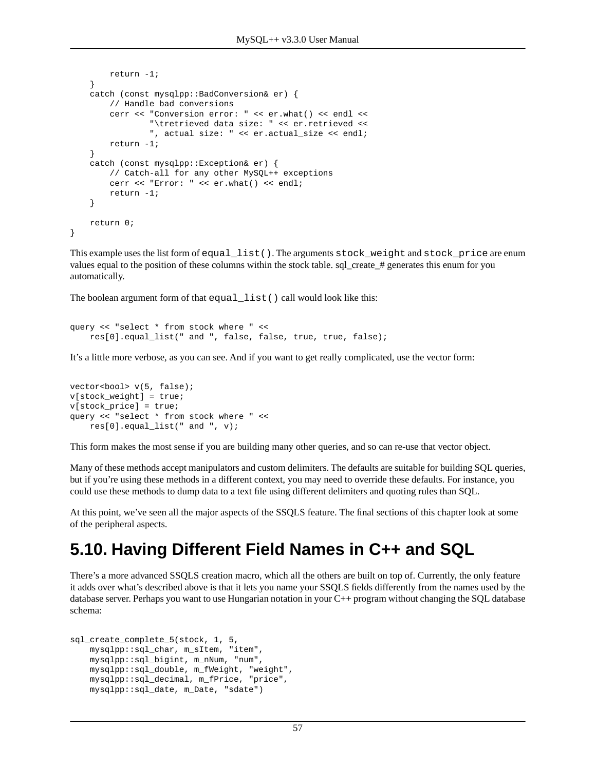```
        return -1;
    }
    catch (const mysqlpp::BadConversion& er) {
        // Handle bad conversions
        cerr << "Conversion error: " << er.what() << endl <<
                "\tretrieved data size: " << er.retrieved <<
                ", actual size: " << er.actual_size << endl;
        return -1;
    }
    catch (const mysqlpp::Exception& er) {
        // Catch-all for any other MySQL++ exceptions
        cerr << "Error: " << er.what() << endl;
        return -1;
    }

    return 0;
}
```

This example uses the list form of `equal_list()`. The arguments `stock_weight` and `stock_price` are enum values equal to the position of these columns within the stock table. sql_create_# generates this enum for you automatically.

The boolean argument form of that `equal_list()` call would look like this:

```
query << "select * from stock where " <<
    res[0].equal_list(" and ", false, false, true, true, false);
```

It's a little more verbose, as you can see. And if you want to get really complicated, use the vector form:

```
vector<bool> v(5, false);
v[stock_weight] = true;
v[stock_price] = true;
query << "select * from stock where " <<
    res[0].equal_list(" and ", v);
```

This form makes the most sense if you are building many other queries, and so can re-use that vector object.

Many of these methods accept manipulators and custom delimiters. The defaults are suitable for building SQL queries, but if you're using these methods in a different context, you may need to override these defaults. For instance, you could use these methods to dump data to a text file using different delimiters and quoting rules than SQL.

At this point, we've seen all the major aspects of the SSQLS feature. The final sections of this chapter look at some of the peripheral aspects.

## 5.10. Having Different Field Names in C++ and SQL

There's a more advanced SSQLS creation macro, which all the others are built on top of. Currently, the only feature it adds over what's described above is that it lets you name your SSQLS fields differently from the names used by the database server. Perhaps you want to use Hungarian notation in your C++ program without changing the SQL database schema:

```
sql_create_complete_5(stock, 1, 5,
    mysqlpp::sql_char, m_sItem, "item",
    mysqlpp::sql_bigint, m_nNum, "num",
    mysqlpp::sql_double, m_fWeight, "weight",
    mysqlpp::sql_decimal, m_fPrice, "price",
    mysqlpp::sql_date, m_Date, "sdate")
```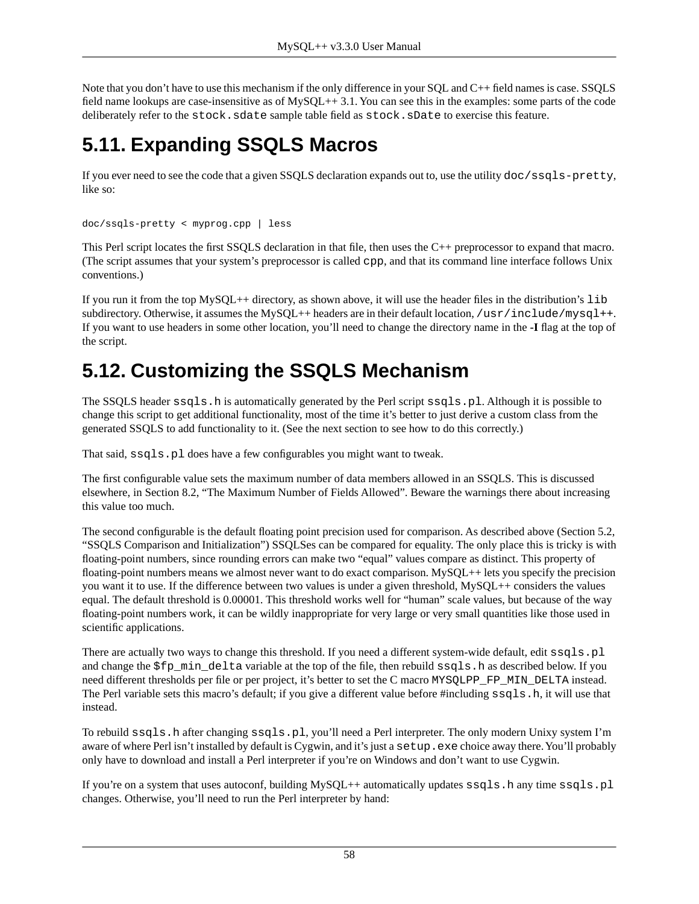Note that you don't have to use this mechanism if the only difference in your SQL and C++ field names is case. SSQLS field name lookups are case-insensitive as of MySQL++ 3.1. You can see this in the examples: some parts of the code deliberately refer to the `stock.sdate` sample table field as `stock.sDate` to exercise this feature.

## 5.11. Expanding SSQLS Macros

If you ever need to see the code that a given SSQLS declaration expands out to, use the utility `doc/ssqls-pretty`, like so:

```
doc/ssqls-pretty < myprog.cpp | less
```

This Perl script locates the first SSQLS declaration in that file, then uses the C++ preprocessor to expand that macro. (The script assumes that your system's preprocessor is called `cpp`, and that its command line interface follows Unix conventions.)

If you run it from the top MySQL++ directory, as shown above, it will use the header files in the distribution's `lib` subdirectory. Otherwise, it assumes the MySQL++ headers are in their default location, `/usr/include/mysql++`. If you want to use headers in some other location, you'll need to change the directory name in the **-I** flag at the top of the script.

## 5.12. Customizing the SSQLS Mechanism

The SSQLS header `ssqls.h` is automatically generated by the Perl script `ssqls.pl`. Although it is possible to change this script to get additional functionality, most of the time it's better to just derive a custom class from the generated SSQLS to add functionality to it. (See the next section to see how to do this correctly.)

That said, `ssqls.pl` does have a few configurables you might want to tweak.

The first configurable value sets the maximum number of data members allowed in an SSQLS. This is discussed elsewhere, in Section 8.2, "The Maximum Number of Fields Allowed". Beware the warnings there about increasing this value too much.

The second configurable is the default floating point precision used for comparison. As described above (Section 5.2, "SSQLS Comparison and Initialization") SSQLSes can be compared for equality. The only place this is tricky is with floating-point numbers, since rounding errors can make two "equal" values compare as distinct. This property of floating-point numbers means we almost never want to do exact comparison. MySQL++ lets you specify the precision you want it to use. If the difference between two values is under a given threshold, MySQL++ considers the values equal. The default threshold is 0.00001. This threshold works well for "human" scale values, but because of the way floating-point numbers work, it can be wildly inappropriate for very large or very small quantities like those used in scientific applications.

There are actually two ways to change this threshold. If you need a different system-wide default, edit `ssqls.pl` and change the `$fp_min_delta` variable at the top of the file, then rebuild `ssqls.h` as described below. If you need different thresholds per file or per project, it's better to set the C macro `MYSQLPP_FP_MIN_DELTA` instead. The Perl variable sets this macro's default; if you give a different value before #including `ssqls.h`, it will use that instead.

To rebuild `ssqls.h` after changing `ssqls.pl`, you'll need a Perl interpreter. The only modern Unixy system I'm aware of where Perl isn't installed by default is Cygwin, and it's just a `setup.exe` choice away there. You'll probably only have to download and install a Perl interpreter if you're on Windows and don't want to use Cygwin.

If you're on a system that uses autoconf, building MySQL++ automatically updates `ssqls.h` any time `ssqls.pl` changes. Otherwise, you'll need to run the Perl interpreter by hand: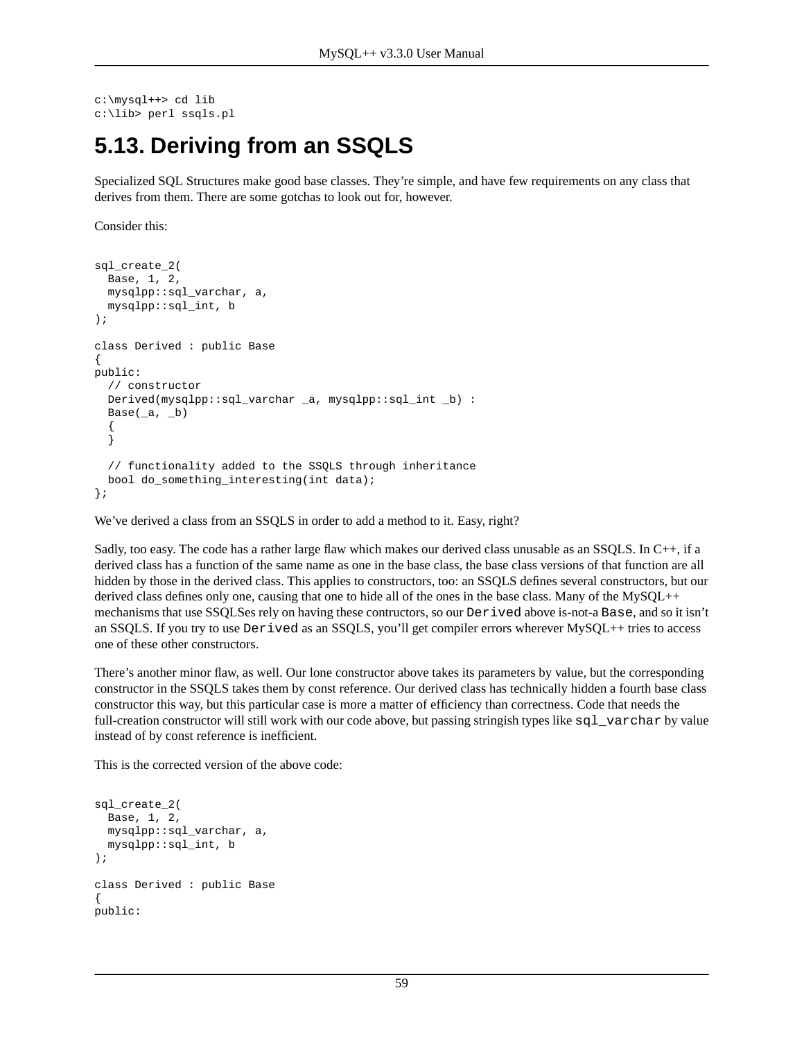```
c:\mysql++> cd lib
c:\lib> perl ssqls.pl
```

## 5.13. Deriving from an SSQLS

Specialized SQL Structures make good base classes. They're simple, and have few requirements on any class that derives from them. There are some gotchas to look out for, however.

Consider this:

```
sql_create_2(
  Base, 1, 2,
  mysqlpp::sql_varchar, a,
  mysqlpp::sql_int, b
);

class Derived : public Base
{
public:
  // constructor
  Derived(mysqlpp::sql_varchar _a, mysqlpp::sql_int _b) :
  Base(_a, _b)
  {
  }

  // functionality added to the SSQLS through inheritance
  bool do_something_interesting(int data);
};
```

We've derived a class from an SSQLS in order to add a method to it. Easy, right?

Sadly, too easy. The code has a rather large flaw which makes our derived class unusable as an SSQLS. In C++, if a derived class has a function of the same name as one in the base class, the base class versions of that function are all hidden by those in the derived class. This applies to constructors, too: an SSQLS defines several constructors, but our derived class defines only one, causing that one to hide all of the ones in the base class. Many of the MySQL++ mechanisms that use SSQLSes rely on having these contructors, so our `Derived` above is-not-a `Base`, and so it isn't an SSQLS. If you try to use `Derived` as an SSQLS, you'll get compiler errors wherever MySQL++ tries to access one of these other constructors.

There's another minor flaw, as well. Our lone constructor above takes its parameters by value, but the corresponding constructor in the SSQLS takes them by const reference. Our derived class has technically hidden a fourth base class constructor this way, but this particular case is more a matter of efficiency than correctness. Code that needs the full-creation constructor will still work with our code above, but passing stringish types like `sql_varchar` by value instead of by const reference is inefficient.

This is the corrected version of the above code:

```
sql_create_2(
  Base, 1, 2,
  mysqlpp::sql_varchar, a,
  mysqlpp::sql_int, b
);

class Derived : public Base
{
public:
```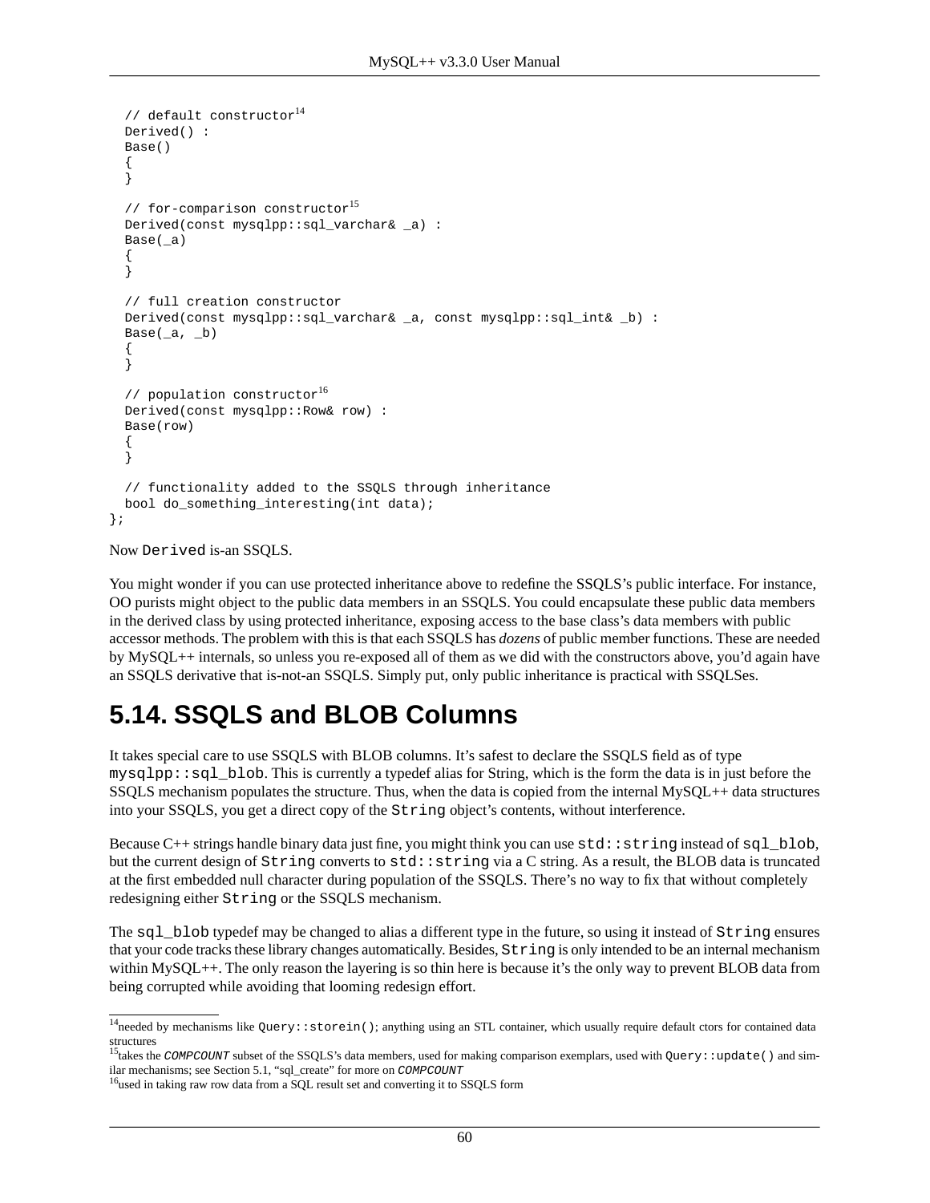```
  // default constructor[14]
  Derived() :
  Base()
  {
  }

  // for-comparison constructor[15]
  Derived(const mysqlpp::sql_varchar& _a) :
  Base(_a)
  {
  }

  // full creation constructor
  Derived(const mysqlpp::sql_varchar& _a, const mysqlpp::sql_int& _b) :
  Base(_a, _b)
  {
  }

  // population constructor[16]
  Derived(const mysqlpp::Row& row) :
  Base(row)
  {
  }

  // functionality added to the SSQLS through inheritance
  bool do_something_interesting(int data);
};
```

Now `Derived` is-an SSQLS.

You might wonder if you can use protected inheritance above to redefine the SSQLS's public interface. For instance, OO purists might object to the public data members in an SSQLS. You could encapsulate these public data members in the derived class by using protected inheritance, exposing access to the base class's data members with public accessor methods. The problem with this is that each SSQLS has *dozens* of public member functions. These are needed by MySQL++ internals, so unless you re-exposed all of them as we did with the constructors above, you'd again have an SSQLS derivative that is-not-an SSQLS. Simply put, only public inheritance is practical with SSQLSes.

## 5.14. SSQLS and BLOB Columns

It takes special care to use SSQLS with BLOB columns. It's safest to declare the SSQLS field as of type `mysqlpp::sql_blob`. This is currently a typedef alias for String, which is the form the data is in just before the SSQLS mechanism populates the structure. Thus, when the data is copied from the internal MySQL++ data structures into your SSQLS, you get a direct copy of the `String` object's contents, without interference.

Because C++ strings handle binary data just fine, you might think you can use `std::string` instead of `sql_blob`, but the current design of `String` converts to `std::string` via a C string. As a result, the BLOB data is truncated at the first embedded null character during population of the SSQLS. There's no way to fix that without completely redesigning either `String` or the SSQLS mechanism.

The `sql_blob` typedef may be changed to alias a different type in the future, so using it instead of `String` ensures that your code tracks these library changes automatically. Besides, `String` is only intended to be an internal mechanism within MySQL++. The only reason the layering is so thin here is because it's the only way to prevent BLOB data from being corrupted while avoiding that looming redesign effort.

---

[14] needed by mechanisms like `Query::storein()`; anything using an STL container, which usually require default ctors for contained data structures

[15] takes the *`COMPCOUNT`* subset of the SSQLS's data members, used for making comparison exemplars, used with `Query::update()` and similar mechanisms; see Section 5.1, "sql_create" for more on *`COMPCOUNT`*

[16] used in taking raw row data from a SQL result set and converting it to SSQLS form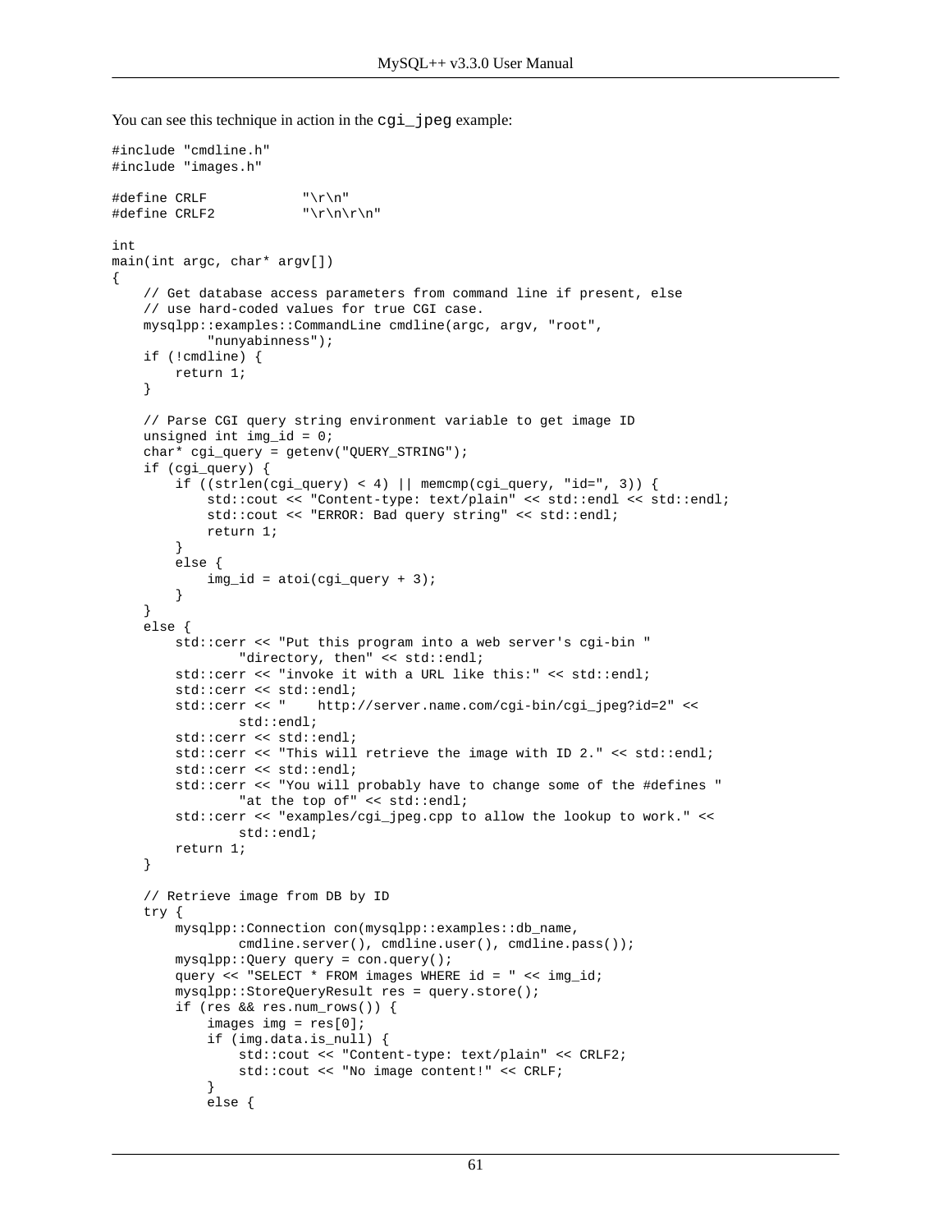You can see this technique in action in the `cgi_jpeg` example:

```
#include "cmdline.h"
#include "images.h"

#define CRLF            "\r\n"
#define CRLF2           "\r\n\r\n"

int
main(int argc, char* argv[])
{
    // Get database access parameters from command line if present, else
    // use hard-coded values for true CGI case.
    mysqlpp::examples::CommandLine cmdline(argc, argv, "root",
            "nunyabinness");
    if (!cmdline) {
        return 1;
    }

    // Parse CGI query string environment variable to get image ID
    unsigned int img_id = 0;
    char* cgi_query = getenv("QUERY_STRING");
    if (cgi_query) {
        if ((strlen(cgi_query) < 4) || memcmp(cgi_query, "id=", 3)) {
            std::cout << "Content-type: text/plain" << std::endl << std::endl;
            std::cout << "ERROR: Bad query string" << std::endl;
            return 1;
        }
        else {
            img_id = atoi(cgi_query + 3);
        }
    }
    else {
        std::cerr << "Put this program into a web server's cgi-bin "
                "directory, then" << std::endl;
        std::cerr << "invoke it with a URL like this:" << std::endl;
        std::cerr << std::endl;
        std::cerr << "    http://server.name.com/cgi-bin/cgi_jpeg?id=2" <<
                std::endl;
        std::cerr << std::endl;
        std::cerr << "This will retrieve the image with ID 2." << std::endl;
        std::cerr << std::endl;
        std::cerr << "You will probably have to change some of the #defines "
                "at the top of" << std::endl;
        std::cerr << "examples/cgi_jpeg.cpp to allow the lookup to work." <<
                std::endl;
        return 1;
    }

    // Retrieve image from DB by ID
    try {
        mysqlpp::Connection con(mysqlpp::examples::db_name,
                cmdline.server(), cmdline.user(), cmdline.pass());
        mysqlpp::Query query = con.query();
        query << "SELECT * FROM images WHERE id = " << img_id;
        mysqlpp::StoreQueryResult res = query.store();
        if (res && res.num_rows()) {
            images img = res[0];
            if (img.data.is_null) {
                std::cout << "Content-type: text/plain" << CRLF2;
                std::cout << "No image content!" << CRLF;
            }
            else {
```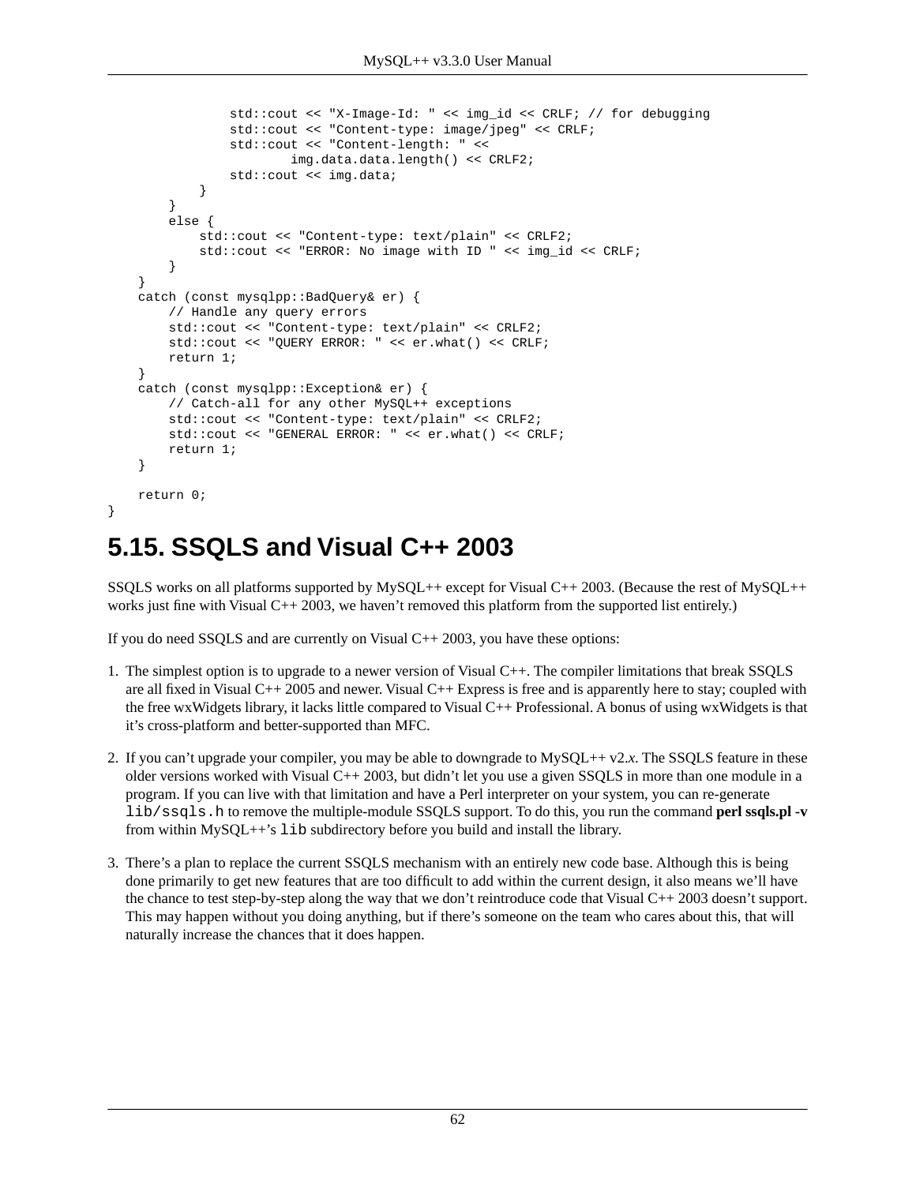```
                std::cout << "X-Image-Id: " << img_id << CRLF; // for debugging
                std::cout << "Content-type: image/jpeg" << CRLF;
                std::cout << "Content-length: " <<
                        img.data.data.length() << CRLF2;
                std::cout << img.data;
            }
        }
        else {
            std::cout << "Content-type: text/plain" << CRLF2;
            std::cout << "ERROR: No image with ID " << img_id << CRLF;
        }
    }
    catch (const mysqlpp::BadQuery& er) {
        // Handle any query errors
        std::cout << "Content-type: text/plain" << CRLF2;
        std::cout << "QUERY ERROR: " << er.what() << CRLF;
        return 1;
    }
    catch (const mysqlpp::Exception& er) {
        // Catch-all for any other MySQL++ exceptions
        std::cout << "Content-type: text/plain" << CRLF2;
        std::cout << "GENERAL ERROR: " << er.what() << CRLF;
        return 1;
    }

    return 0;
}
```

## 5.15. SSQLS and Visual C++ 2003

SSQLS works on all platforms supported by MySQL++ except for Visual C++ 2003. (Because the rest of MySQL++ works just fine with Visual C++ 2003, we haven't removed this platform from the supported list entirely.)

If you do need SSQLS and are currently on Visual C++ 2003, you have these options:

1. The simplest option is to upgrade to a newer version of Visual C++. The compiler limitations that break SSQLS are all fixed in Visual C++ 2005 and newer. Visual C++ Express is free and is apparently here to stay; coupled with the free wxWidgets library, it lacks little compared to Visual C++ Professional. A bonus of using wxWidgets is that it's cross-platform and better-supported than MFC.

2. If you can't upgrade your compiler, you may be able to downgrade to MySQL++ v2.*x*. The SSQLS feature in these older versions worked with Visual C++ 2003, but didn't let you use a given SSQLS in more than one module in a program. If you can live with that limitation and have a Perl interpreter on your system, you can re-generate `lib/ssqls.h` to remove the multiple-module SSQLS support. To do this, you run the command **perl ssqls.pl -v** from within MySQL++'s `lib` subdirectory before you build and install the library.

3. There's a plan to replace the current SSQLS mechanism with an entirely new code base. Although this is being done primarily to get new features that are too difficult to add within the current design, it also means we'll have the chance to test step-by-step along the way that we don't reintroduce code that Visual C++ 2003 doesn't support. This may happen without you doing anything, but if there's someone on the team who cares about this, that will naturally increase the chances that it does happen.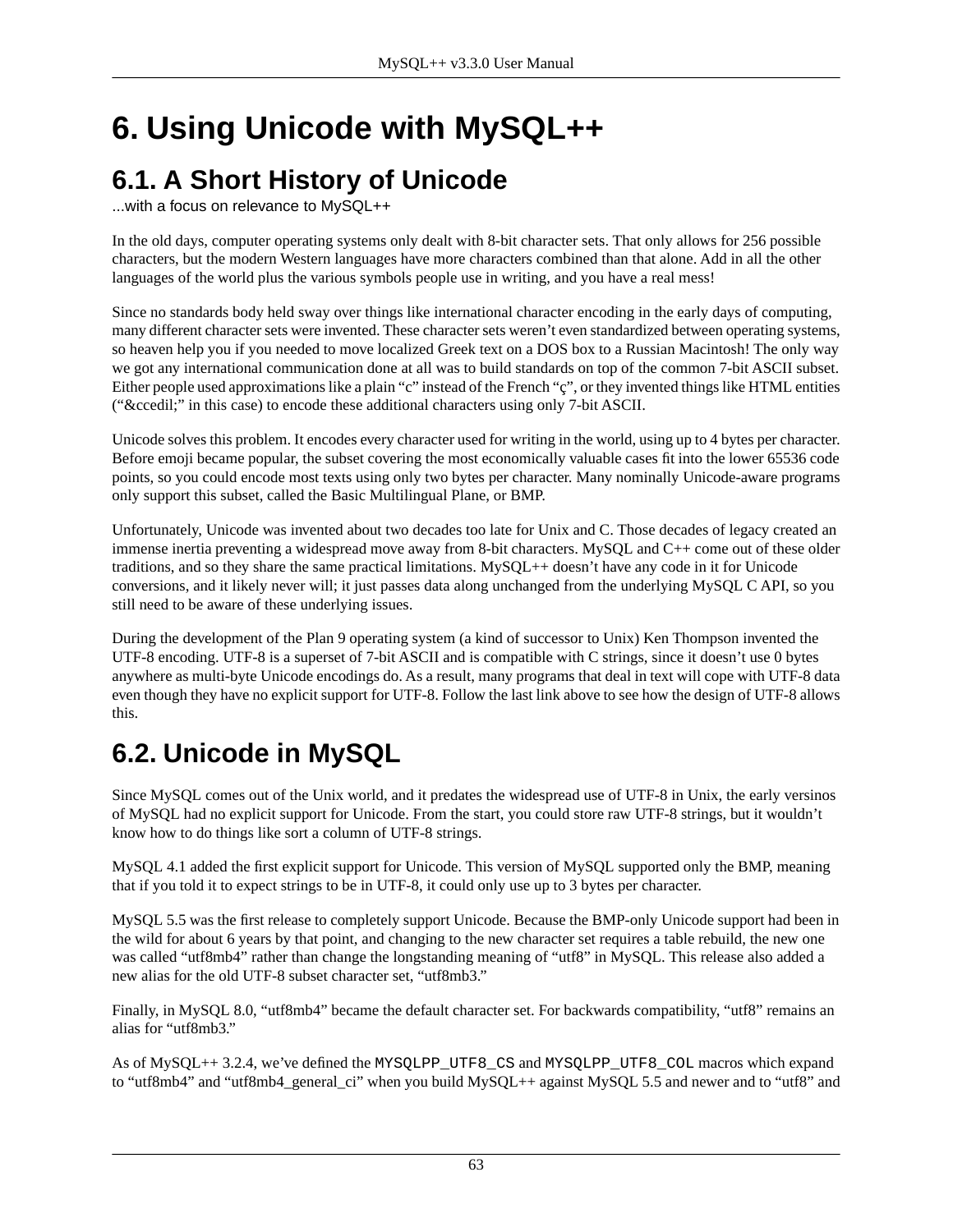# 6. Using Unicode with MySQL++

## 6.1. A Short History of Unicode

...with a focus on relevance to MySQL++

In the old days, computer operating systems only dealt with 8-bit character sets. That only allows for 256 possible characters, but the modern Western languages have more characters combined than that alone. Add in all the other languages of the world plus the various symbols people use in writing, and you have a real mess!

Since no standards body held sway over things like international character encoding in the early days of computing, many different character sets were invented. These character sets weren't even standardized between operating systems, so heaven help you if you needed to move localized Greek text on a DOS box to a Russian Macintosh! The only way we got any international communication done at all was to build standards on top of the common 7-bit ASCII subset. Either people used approximations like a plain "c" instead of the French "ç", or they invented things like HTML entities ("&ccedil;" in this case) to encode these additional characters using only 7-bit ASCII.

Unicode solves this problem. It encodes every character used for writing in the world, using up to 4 bytes per character. Before emoji became popular, the subset covering the most economically valuable cases fit into the lower 65536 code points, so you could encode most texts using only two bytes per character. Many nominally Unicode-aware programs only support this subset, called the Basic Multilingual Plane, or BMP.

Unfortunately, Unicode was invented about two decades too late for Unix and C. Those decades of legacy created an immense inertia preventing a widespread move away from 8-bit characters. MySQL and C++ come out of these older traditions, and so they share the same practical limitations. MySQL++ doesn't have any code in it for Unicode conversions, and it likely never will; it just passes data along unchanged from the underlying MySQL C API, so you still need to be aware of these underlying issues.

During the development of the Plan 9 operating system (a kind of successor to Unix) Ken Thompson invented the UTF-8 encoding. UTF-8 is a superset of 7-bit ASCII and is compatible with C strings, since it doesn't use 0 bytes anywhere as multi-byte Unicode encodings do. As a result, many programs that deal in text will cope with UTF-8 data even though they have no explicit support for UTF-8. Follow the last link above to see how the design of UTF-8 allows this.

## 6.2. Unicode in MySQL

Since MySQL comes out of the Unix world, and it predates the widespread use of UTF-8 in Unix, the early versinos of MySQL had no explicit support for Unicode. From the start, you could store raw UTF-8 strings, but it wouldn't know how to do things like sort a column of UTF-8 strings.

MySQL 4.1 added the first explicit support for Unicode. This version of MySQL supported only the BMP, meaning that if you told it to expect strings to be in UTF-8, it could only use up to 3 bytes per character.

MySQL 5.5 was the first release to completely support Unicode. Because the BMP-only Unicode support had been in the wild for about 6 years by that point, and changing to the new character set requires a table rebuild, the new one was called "utf8mb4" rather than change the longstanding meaning of "utf8" in MySQL. This release also added a new alias for the old UTF-8 subset character set, "utf8mb3."

Finally, in MySQL 8.0, "utf8mb4" became the default character set. For backwards compatibility, "utf8" remains an alias for "utf8mb3."

As of MySQL++ 3.2.4, we've defined the `MYSQLPP_UTF8_CS` and `MYSQLPP_UTF8_COL` macros which expand to "utf8mb4" and "utf8mb4_general_ci" when you build MySQL++ against MySQL 5.5 and newer and to "utf8" and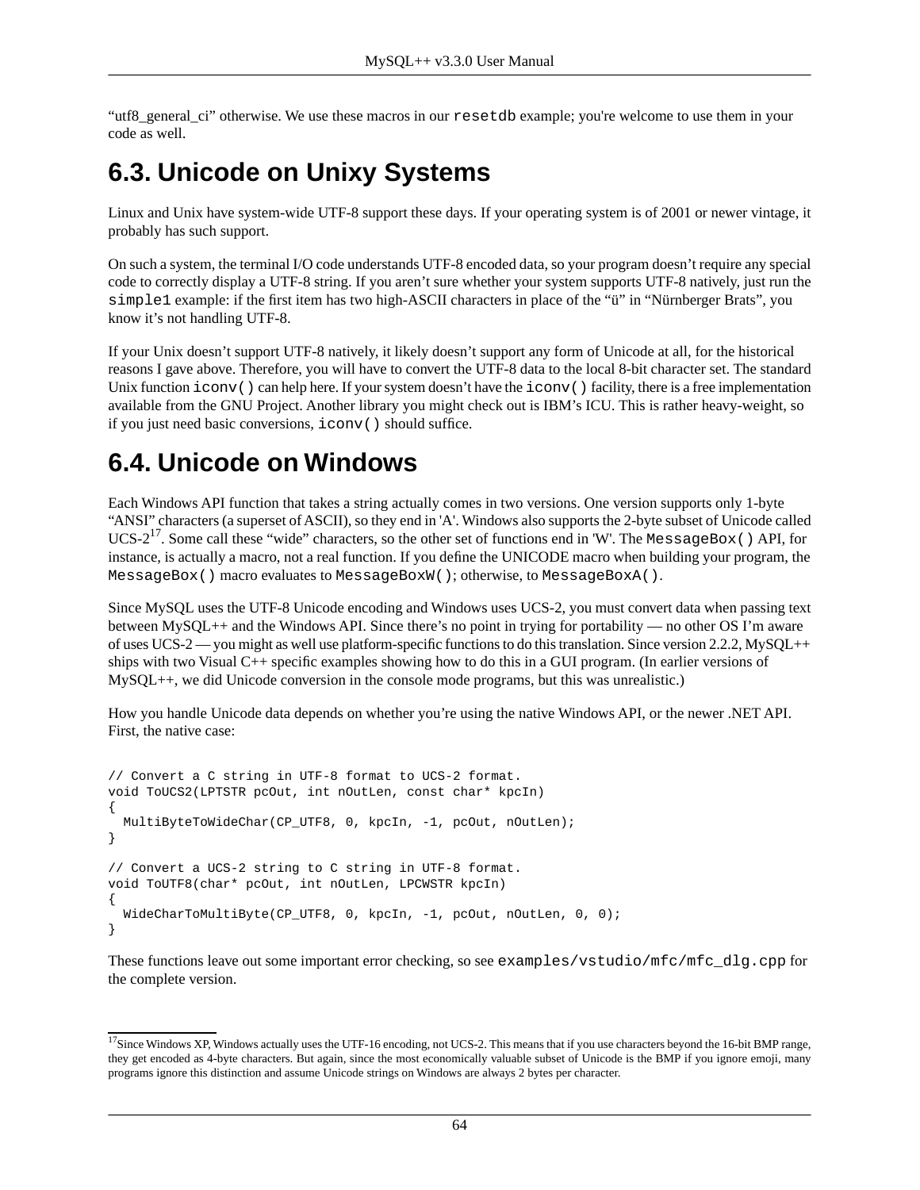"utf8_general_ci" otherwise. We use these macros in our `resetdb` example; you're welcome to use them in your code as well.

## 6.3. Unicode on Unixy Systems

Linux and Unix have system-wide UTF-8 support these days. If your operating system is of 2001 or newer vintage, it probably has such support.

On such a system, the terminal I/O code understands UTF-8 encoded data, so your program doesn't require any special code to correctly display a UTF-8 string. If you aren't sure whether your system supports UTF-8 natively, just run the `simple1` example: if the first item has two high-ASCII characters in place of the "ü" in "Nürnberger Brats", you know it's not handling UTF-8.

If your Unix doesn't support UTF-8 natively, it likely doesn't support any form of Unicode at all, for the historical reasons I gave above. Therefore, you will have to convert the UTF-8 data to the local 8-bit character set. The standard Unix function `iconv()` can help here. If your system doesn't have the `iconv()` facility, there is a free implementation available from the GNU Project. Another library you might check out is IBM's ICU. This is rather heavy-weight, so if you just need basic conversions, `iconv()` should suffice.

## 6.4. Unicode on Windows

Each Windows API function that takes a string actually comes in two versions. One version supports only 1-byte "ANSI" characters (a superset of ASCII), so they end in 'A'. Windows also supports the 2-byte subset of Unicode called UCS-2[17]. Some call these "wide" characters, so the other set of functions end in 'W'. The `MessageBox()` API, for instance, is actually a macro, not a real function. If you define the UNICODE macro when building your program, the `MessageBox()` macro evaluates to `MessageBoxW()`; otherwise, to `MessageBoxA()`.

Since MySQL uses the UTF-8 Unicode encoding and Windows uses UCS-2, you must convert data when passing text between MySQL++ and the Windows API. Since there's no point in trying for portability — no other OS I'm aware of uses UCS-2 — you might as well use platform-specific functions to do this translation. Since version 2.2.2, MySQL++ ships with two Visual C++ specific examples showing how to do this in a GUI program. (In earlier versions of MySQL++, we did Unicode conversion in the console mode programs, but this was unrealistic.)

How you handle Unicode data depends on whether you're using the native Windows API, or the newer .NET API. First, the native case:

```
// Convert a C string in UTF-8 format to UCS-2 format.
void ToUCS2(LPTSTR pcOut, int nOutLen, const char* kpcIn)
{
  MultiByteToWideChar(CP_UTF8, 0, kpcIn, -1, pcOut, nOutLen);
}

// Convert a UCS-2 string to C string in UTF-8 format.
void ToUTF8(char* pcOut, int nOutLen, LPCWSTR kpcIn)
{
  WideCharToMultiByte(CP_UTF8, 0, kpcIn, -1, pcOut, nOutLen, 0, 0);
}
```

These functions leave out some important error checking, so see `examples/vstudio/mfc/mfc_dlg.cpp` for the complete version.

---

[17]Since Windows XP, Windows actually uses the UTF-16 encoding, not UCS-2. This means that if you use characters beyond the 16-bit BMP range, they get encoded as 4-byte characters. But again, since the most economically valuable subset of Unicode is the BMP if you ignore emoji, many programs ignore this distinction and assume Unicode strings on Windows are always 2 bytes per character.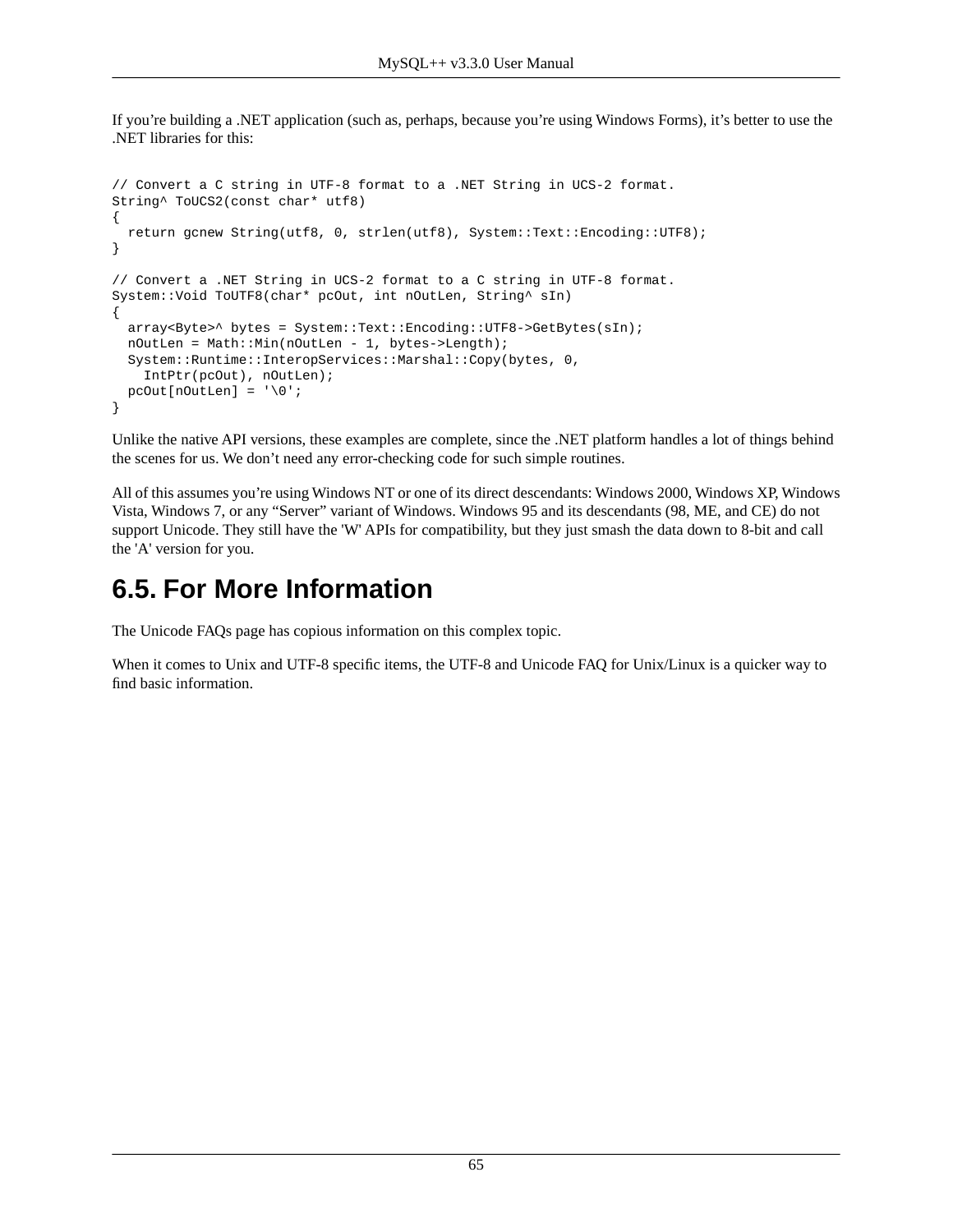If you're building a .NET application (such as, perhaps, because you're using Windows Forms), it's better to use the .NET libraries for this:

```
// Convert a C string in UTF-8 format to a .NET String in UCS-2 format.
String^ ToUCS2(const char* utf8)
{
  return gcnew String(utf8, 0, strlen(utf8), System::Text::Encoding::UTF8);
}

// Convert a .NET String in UCS-2 format to a C string in UTF-8 format.
System::Void ToUTF8(char* pcOut, int nOutLen, String^ sIn)
{
  array<Byte>^ bytes = System::Text::Encoding::UTF8->GetBytes(sIn);
  nOutLen = Math::Min(nOutLen - 1, bytes->Length);
  System::Runtime::InteropServices::Marshal::Copy(bytes, 0,
    IntPtr(pcOut), nOutLen);
  pcOut[nOutLen] = '\0';
}
```

Unlike the native API versions, these examples are complete, since the .NET platform handles a lot of things behind the scenes for us. We don't need any error-checking code for such simple routines.

All of this assumes you're using Windows NT or one of its direct descendants: Windows 2000, Windows XP, Windows Vista, Windows 7, or any "Server" variant of Windows. Windows 95 and its descendants (98, ME, and CE) do not support Unicode. They still have the 'W' APIs for compatibility, but they just smash the data down to 8-bit and call the 'A' version for you.

## 6.5. For More Information

The Unicode FAQs page has copious information on this complex topic.

When it comes to Unix and UTF-8 specific items, the UTF-8 and Unicode FAQ for Unix/Linux is a quicker way to find basic information.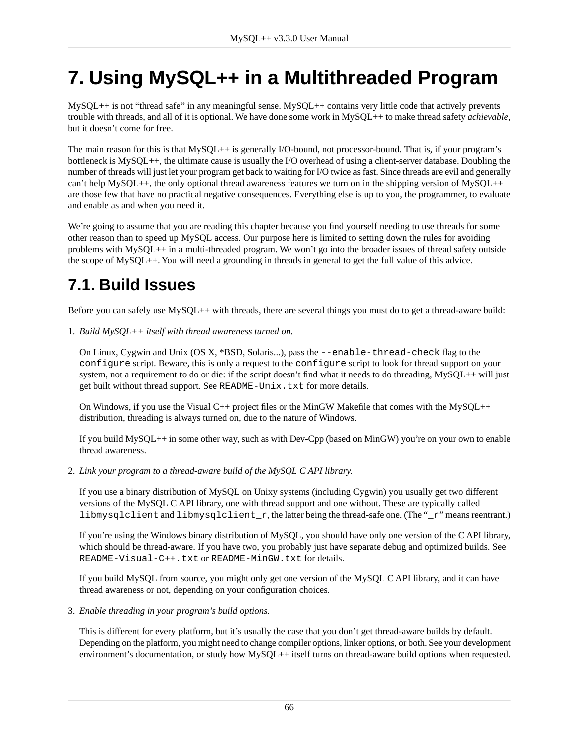# 7. Using MySQL++ in a Multithreaded Program

MySQL++ is not “thread safe” in any meaningful sense. MySQL++ contains very little code that actively prevents trouble with threads, and all of it is optional. We have done some work in MySQL++ to make thread safety *achievable*, but it doesn’t come for free.

The main reason for this is that MySQL++ is generally I/O-bound, not processor-bound. That is, if your program’s bottleneck is MySQL++, the ultimate cause is usually the I/O overhead of using a client-server database. Doubling the number of threads will just let your program get back to waiting for I/O twice as fast. Since threads are evil and generally can’t help MySQL++, the only optional thread awareness features we turn on in the shipping version of MySQL++ are those few that have no practical negative consequences. Everything else is up to you, the programmer, to evaluate and enable as and when you need it.

We’re going to assume that you are reading this chapter because you find yourself needing to use threads for some other reason than to speed up MySQL access. Our purpose here is limited to setting down the rules for avoiding problems with MySQL++ in a multi-threaded program. We won’t go into the broader issues of thread safety outside the scope of MySQL++. You will need a grounding in threads in general to get the full value of this advice.

## 7.1. Build Issues

Before you can safely use MySQL++ with threads, there are several things you must do to get a thread-aware build:

1. *Build MySQL++ itself with thread awareness turned on.*

   On Linux, Cygwin and Unix (OS X, *BSD, Solaris...), pass the `--enable-thread-check` flag to the `configure` script. Beware, this is only a request to the `configure` script to look for thread support on your system, not a requirement to do or die: if the script doesn’t find what it needs to do threading, MySQL++ will just get built without thread support. See `README-Unix.txt` for more details.

   On Windows, if you use the Visual C++ project files or the MinGW Makefile that comes with the MySQL++ distribution, threading is always turned on, due to the nature of Windows.

   If you build MySQL++ in some other way, such as with Dev-Cpp (based on MinGW) you’re on your own to enable thread awareness.

2. *Link your program to a thread-aware build of the MySQL C API library.*

   If you use a binary distribution of MySQL on Unixy systems (including Cygwin) you usually get two different versions of the MySQL C API library, one with thread support and one without. These are typically called `libmysqlclient` and `libmysqlclient_r`, the latter being the thread-safe one. (The “`_r`” means reentrant.)

   If you’re using the Windows binary distribution of MySQL, you should have only one version of the C API library, which should be thread-aware. If you have two, you probably just have separate debug and optimized builds. See `README-Visual-C++.txt` or `README-MinGW.txt` for details.

   If you build MySQL from source, you might only get one version of the MySQL C API library, and it can have thread awareness or not, depending on your configuration choices.

3. *Enable threading in your program’s build options.*

   This is different for every platform, but it’s usually the case that you don’t get thread-aware builds by default. Depending on the platform, you might need to change compiler options, linker options, or both. See your development environment’s documentation, or study how MySQL++ itself turns on thread-aware build options when requested.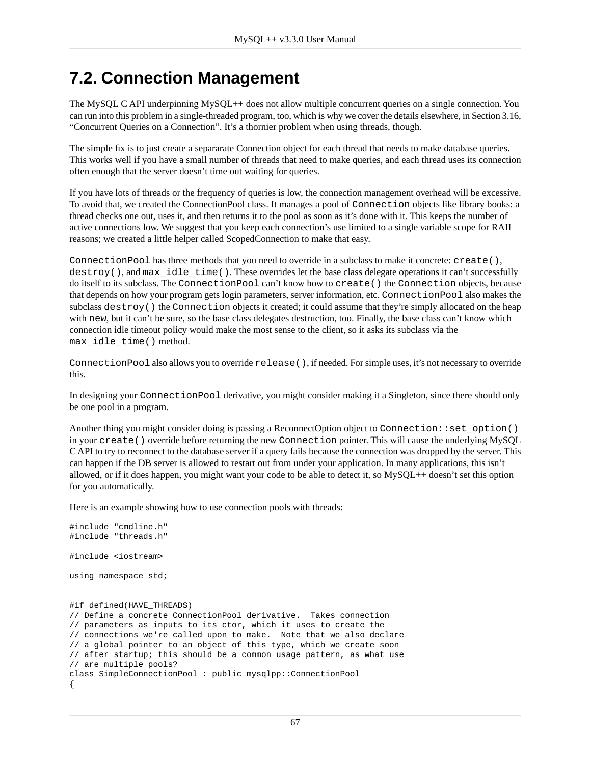## 7.2. Connection Management

The MySQL C API underpinning MySQL++ does not allow multiple concurrent queries on a single connection. You can run into this problem in a single-threaded program, too, which is why we cover the details elsewhere, in Section 3.16, “Concurrent Queries on a Connection”. It’s a thornier problem when using threads, though.

The simple fix is to just create a separarate Connection object for each thread that needs to make database queries. This works well if you have a small number of threads that need to make queries, and each thread uses its connection often enough that the server doesn’t time out waiting for queries.

If you have lots of threads or the frequency of queries is low, the connection management overhead will be excessive. To avoid that, we created the ConnectionPool class. It manages a pool of `Connection` objects like library books: a thread checks one out, uses it, and then returns it to the pool as soon as it’s done with it. This keeps the number of active connections low. We suggest that you keep each connection’s use limited to a single variable scope for RAII reasons; we created a little helper called ScopedConnection to make that easy.

`ConnectionPool` has three methods that you need to override in a subclass to make it concrete: `create()`, `destroy()`, and `max_idle_time()`. These overrides let the base class delegate operations it can’t successfully do itself to its subclass. The `ConnectionPool` can’t know how to `create()` the `Connection` objects, because that depends on how your program gets login parameters, server information, etc. `ConnectionPool` also makes the subclass `destroy()` the `Connection` objects it created; it could assume that they’re simply allocated on the heap with `new`, but it can’t be sure, so the base class delegates destruction, too. Finally, the base class can’t know which connection idle timeout policy would make the most sense to the client, so it asks its subclass via the `max_idle_time()` method.

`ConnectionPool` also allows you to override `release()`, if needed. For simple uses, it’s not necessary to override this.

In designing your `ConnectionPool` derivative, you might consider making it a Singleton, since there should only be one pool in a program.

Another thing you might consider doing is passing a ReconnectOption object to `Connection::set_option()` in your `create()` override before returning the new `Connection` pointer. This will cause the underlying MySQL C API to try to reconnect to the database server if a query fails because the connection was dropped by the server. This can happen if the DB server is allowed to restart out from under your application. In many applications, this isn’t allowed, or if it does happen, you might want your code to be able to detect it, so MySQL++ doesn’t set this option for you automatically.

Here is an example showing how to use connection pools with threads:

```
#include "cmdline.h"
#include "threads.h"

#include <iostream>

using namespace std;


#if defined(HAVE_THREADS)
// Define a concrete ConnectionPool derivative.  Takes connection
// parameters as inputs to its ctor, which it uses to create the
// connections we're called upon to make.  Note that we also declare
// a global pointer to an object of this type, which we create soon
// after startup; this should be a common usage pattern, as what use
// are multiple pools?
class SimpleConnectionPool : public mysqlpp::ConnectionPool
{
```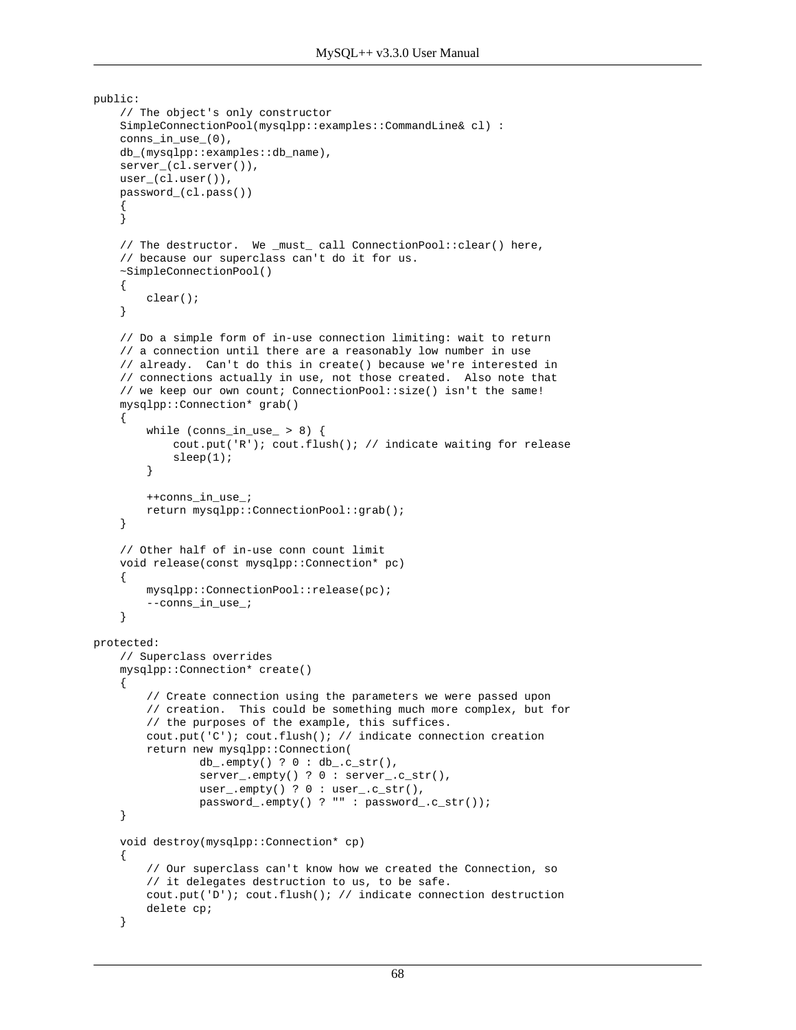```
public:
    // The object's only constructor
    SimpleConnectionPool(mysqlpp::examples::CommandLine& cl) :
    conns_in_use_(0),
    db_(mysqlpp::examples::db_name),
    server_(cl.server()),
    user_(cl.user()),
    password_(cl.pass())
    {
    }

    // The destructor.  We _must_ call ConnectionPool::clear() here,
    // because our superclass can't do it for us.
    ~SimpleConnectionPool()
    {
        clear();
    }

    // Do a simple form of in-use connection limiting: wait to return
    // a connection until there are a reasonably low number in use
    // already.  Can't do this in create() because we're interested in
    // connections actually in use, not those created.  Also note that
    // we keep our own count; ConnectionPool::size() isn't the same!
    mysqlpp::Connection* grab()
    {
        while (conns_in_use_ > 8) {
            cout.put('R'); cout.flush(); // indicate waiting for release
            sleep(1);
        }

        ++conns_in_use_;
        return mysqlpp::ConnectionPool::grab();
    }

    // Other half of in-use conn count limit
    void release(const mysqlpp::Connection* pc)
    {
        mysqlpp::ConnectionPool::release(pc);
        --conns_in_use_;
    }

protected:
    // Superclass overrides
    mysqlpp::Connection* create()
    {
        // Create connection using the parameters we were passed upon
        // creation.  This could be something much more complex, but for
        // the purposes of the example, this suffices.
        cout.put('C'); cout.flush(); // indicate connection creation
        return new mysqlpp::Connection(
                db_.empty() ? 0 : db_.c_str(),
                server_.empty() ? 0 : server_.c_str(),
                user_.empty() ? 0 : user_.c_str(),
                password_.empty() ? "" : password_.c_str());
    }

    void destroy(mysqlpp::Connection* cp)
    {
        // Our superclass can't know how we created the Connection, so
        // it delegates destruction to us, to be safe.
        cout.put('D'); cout.flush(); // indicate connection destruction
        delete cp;
    }
```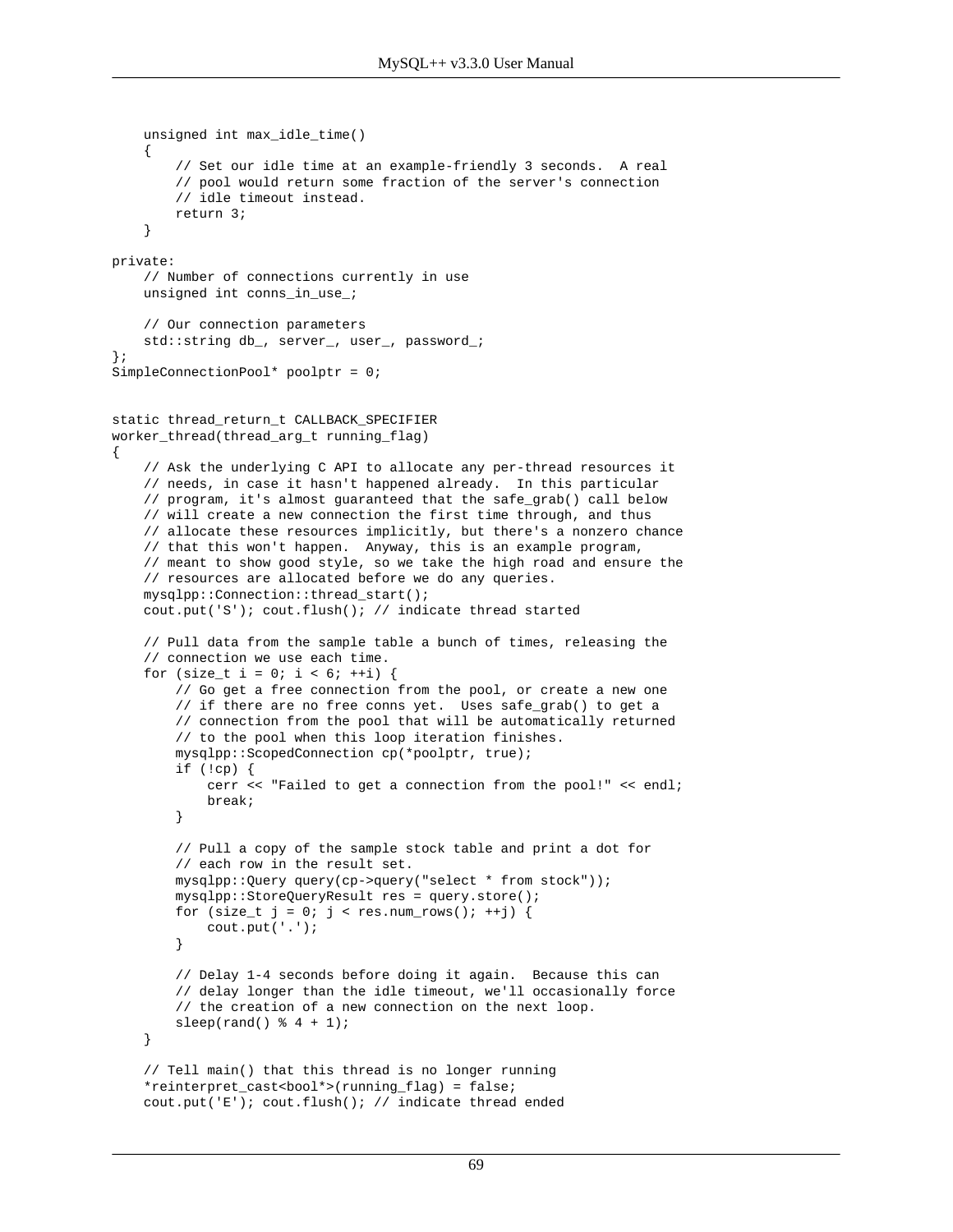```
    unsigned int max_idle_time()
    {
        // Set our idle time at an example-friendly 3 seconds.  A real
        // pool would return some fraction of the server's connection
        // idle timeout instead.
        return 3;
    }

private:
    // Number of connections currently in use
    unsigned int conns_in_use_;

    // Our connection parameters
    std::string db_, server_, user_, password_;
};
SimpleConnectionPool* poolptr = 0;


static thread_return_t CALLBACK_SPECIFIER
worker_thread(thread_arg_t running_flag)
{
    // Ask the underlying C API to allocate any per-thread resources it
    // needs, in case it hasn't happened already.  In this particular
    // program, it's almost guaranteed that the safe_grab() call below
    // will create a new connection the first time through, and thus
    // allocate these resources implicitly, but there's a nonzero chance
    // that this won't happen.  Anyway, this is an example program,
    // meant to show good style, so we take the high road and ensure the
    // resources are allocated before we do any queries.
    mysqlpp::Connection::thread_start();
    cout.put('S'); cout.flush(); // indicate thread started

    // Pull data from the sample table a bunch of times, releasing the
    // connection we use each time.
    for (size_t i = 0; i < 6; ++i) {
        // Go get a free connection from the pool, or create a new one
        // if there are no free conns yet.  Uses safe_grab() to get a
        // connection from the pool that will be automatically returned
        // to the pool when this loop iteration finishes.
        mysqlpp::ScopedConnection cp(*poolptr, true);
        if (!cp) {
            cerr << "Failed to get a connection from the pool!" << endl;
            break;
        }

        // Pull a copy of the sample stock table and print a dot for
        // each row in the result set.
        mysqlpp::Query query(cp->query("select * from stock"));
        mysqlpp::StoreQueryResult res = query.store();
        for (size_t j = 0; j < res.num_rows(); ++j) {
            cout.put('.');
        }

        // Delay 1-4 seconds before doing it again.  Because this can
        // delay longer than the idle timeout, we'll occasionally force
        // the creation of a new connection on the next loop.
        sleep(rand() % 4 + 1);
    }

    // Tell main() that this thread is no longer running
    *reinterpret_cast<bool*>(running_flag) = false;
    cout.put('E'); cout.flush(); // indicate thread ended
```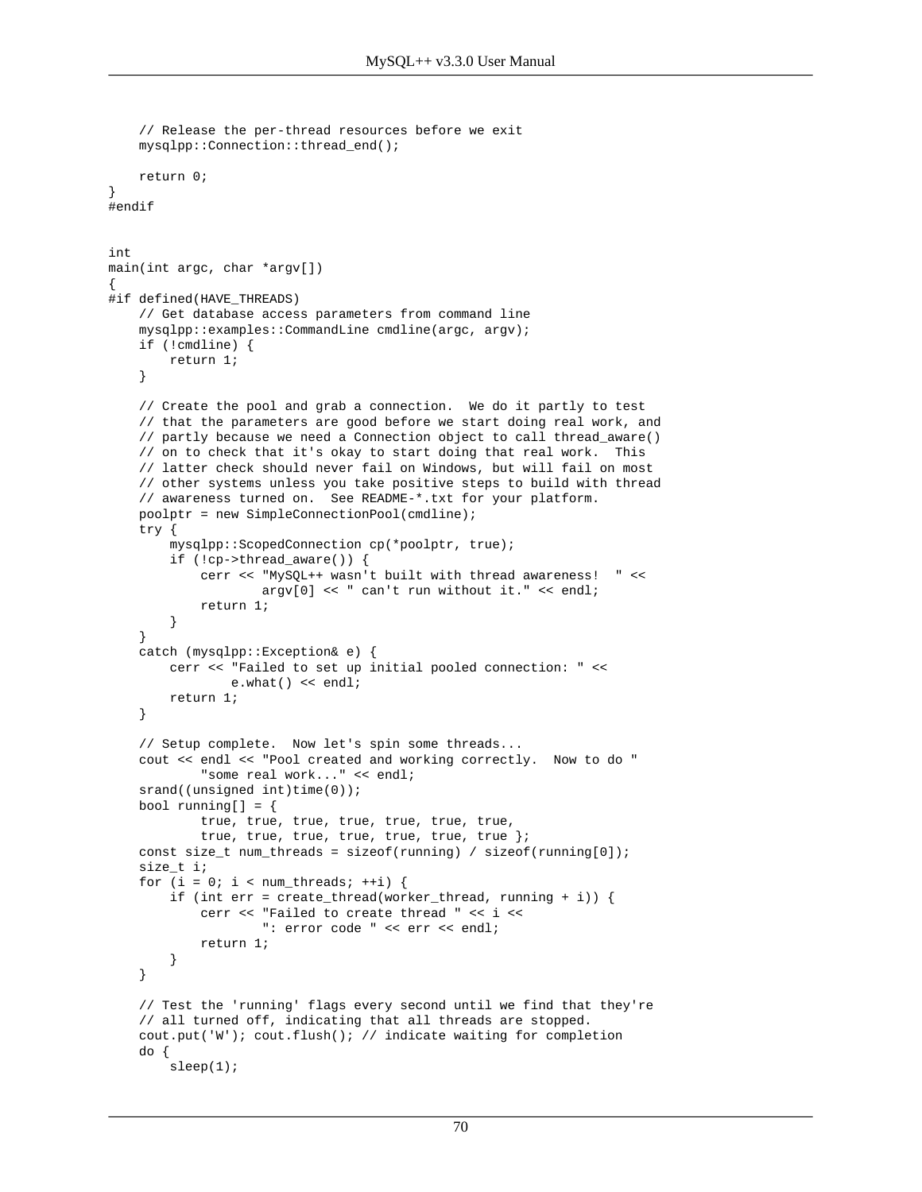```
    // Release the per-thread resources before we exit
    mysqlpp::Connection::thread_end();

    return 0;
}
#endif


int
main(int argc, char *argv[])
{
#if defined(HAVE_THREADS)
    // Get database access parameters from command line
    mysqlpp::examples::CommandLine cmdline(argc, argv);
    if (!cmdline) {
        return 1;
    }

    // Create the pool and grab a connection.  We do it partly to test
    // that the parameters are good before we start doing real work, and
    // partly because we need a Connection object to call thread_aware()
    // on to check that it's okay to start doing that real work.  This
    // latter check should never fail on Windows, but will fail on most
    // other systems unless you take positive steps to build with thread
    // awareness turned on.  See README-*.txt for your platform.
    poolptr = new SimpleConnectionPool(cmdline);
    try {
        mysqlpp::ScopedConnection cp(*poolptr, true);
        if (!cp->thread_aware()) {
            cerr << "MySQL++ wasn't built with thread awareness!  " <<
                    argv[0] << " can't run without it." << endl;
            return 1;
        }
    }
    catch (mysqlpp::Exception& e) {
        cerr << "Failed to set up initial pooled connection: " <<
                e.what() << endl;
        return 1;
    }

    // Setup complete.  Now let's spin some threads...
    cout << endl << "Pool created and working correctly.  Now to do "
            "some real work..." << endl;
    srand((unsigned int)time(0));
    bool running[] = {
            true, true, true, true, true, true, true,
            true, true, true, true, true, true, true };
    const size_t num_threads = sizeof(running) / sizeof(running[0]);
    size_t i;
    for (i = 0; i < num_threads; ++i) {
        if (int err = create_thread(worker_thread, running + i)) {
            cerr << "Failed to create thread " << i <<
                    ": error code " << err << endl;
            return 1;
        }
    }

    // Test the 'running' flags every second until we find that they're
    // all turned off, indicating that all threads are stopped.
    cout.put('W'); cout.flush(); // indicate waiting for completion
    do {
        sleep(1);
```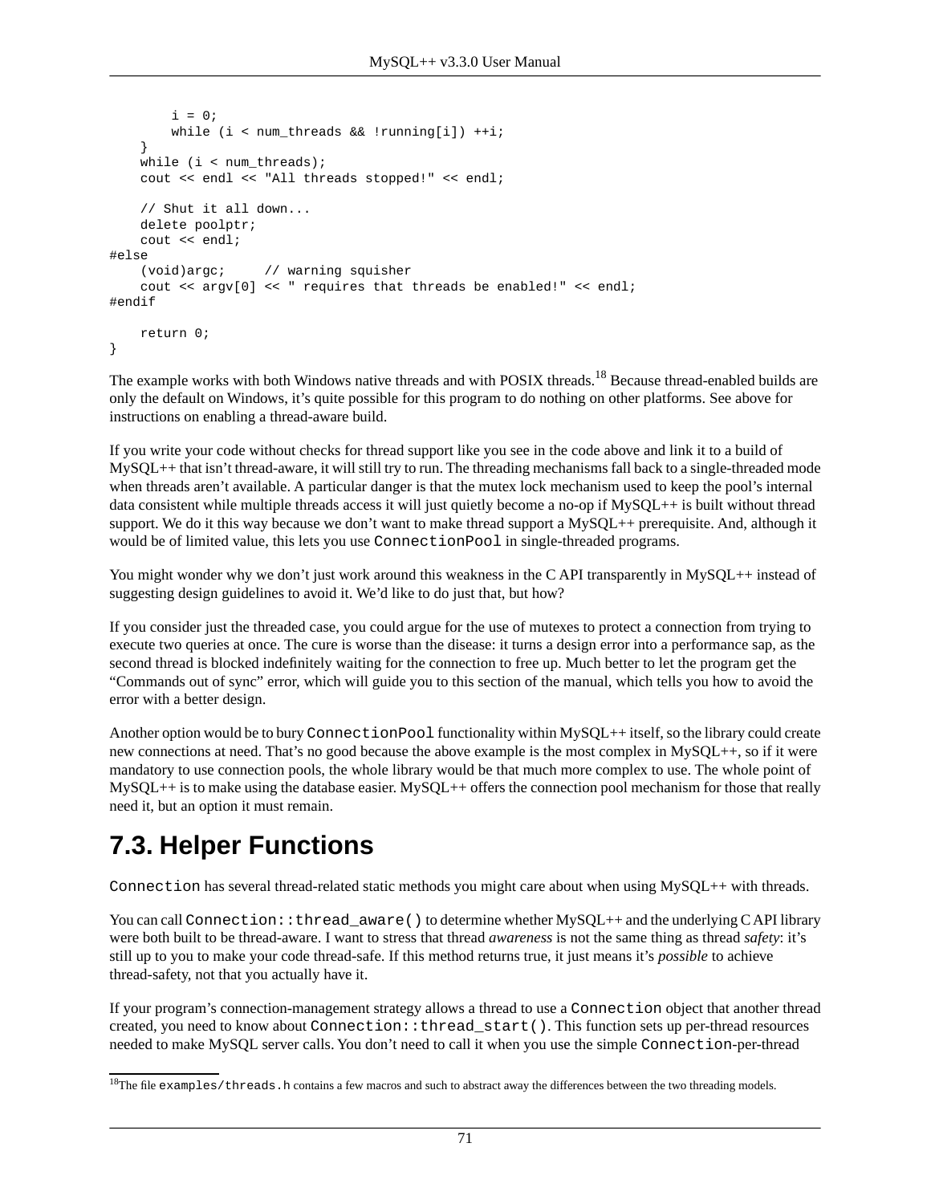```
        i = 0;
        while (i < num_threads && !running[i]) ++i;
    }
    while (i < num_threads);
    cout << endl << "All threads stopped!" << endl;

    // Shut it all down...
    delete poolptr;
    cout << endl;
#else
    (void)argc;     // warning squisher
    cout << argv[0] << " requires that threads be enabled!" << endl;
#endif

    return 0;
}
```

The example works with both Windows native threads and with POSIX threads.[18] Because thread-enabled builds are only the default on Windows, it's quite possible for this program to do nothing on other platforms. See above for instructions on enabling a thread-aware build.

If you write your code without checks for thread support like you see in the code above and link it to a build of MySQL++ that isn't thread-aware, it will still try to run. The threading mechanisms fall back to a single-threaded mode when threads aren't available. A particular danger is that the mutex lock mechanism used to keep the pool's internal data consistent while multiple threads access it will just quietly become a no-op if MySQL++ is built without thread support. We do it this way because we don't want to make thread support a MySQL++ prerequisite. And, although it would be of limited value, this lets you use `ConnectionPool` in single-threaded programs.

You might wonder why we don't just work around this weakness in the C API transparently in MySQL++ instead of suggesting design guidelines to avoid it. We'd like to do just that, but how?

If you consider just the threaded case, you could argue for the use of mutexes to protect a connection from trying to execute two queries at once. The cure is worse than the disease: it turns a design error into a performance sap, as the second thread is blocked indefinitely waiting for the connection to free up. Much better to let the program get the "Commands out of sync" error, which will guide you to this section of the manual, which tells you how to avoid the error with a better design.

Another option would be to bury `ConnectionPool` functionality within MySQL++ itself, so the library could create new connections at need. That's no good because the above example is the most complex in MySQL++, so if it were mandatory to use connection pools, the whole library would be that much more complex to use. The whole point of MySQL++ is to make using the database easier. MySQL++ offers the connection pool mechanism for those that really need it, but an option it must remain.

## 7.3. Helper Functions

`Connection` has several thread-related static methods you might care about when using MySQL++ with threads.

You can call `Connection::thread_aware()` to determine whether MySQL++ and the underlying C API library were both built to be thread-aware. I want to stress that thread *awareness* is not the same thing as thread *safety*: it's still up to you to make your code thread-safe. If this method returns true, it just means it's *possible* to achieve thread-safety, not that you actually have it.

If your program's connection-management strategy allows a thread to use a `Connection` object that another thread created, you need to know about `Connection::thread_start()`. This function sets up per-thread resources needed to make MySQL server calls. You don't need to call it when you use the simple `Connection`-per-thread

[18] The file `examples/threads.h` contains a few macros and such to abstract away the differences between the two threading models.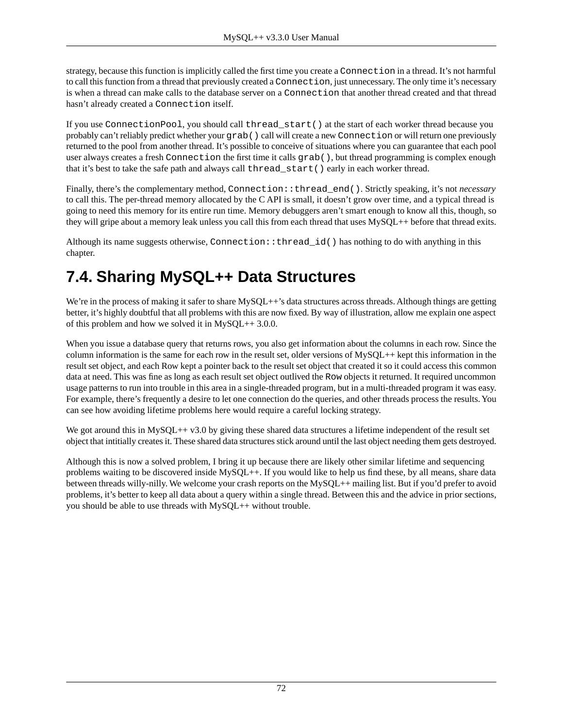strategy, because this function is implicitly called the first time you create a `Connection` in a thread. It's not harmful to call this function from a thread that previously created a `Connection`, just unnecessary. The only time it's necessary is when a thread can make calls to the database server on a `Connection` that another thread created and that thread hasn't already created a `Connection` itself.

If you use `ConnectionPool`, you should call `thread_start()` at the start of each worker thread because you probably can't reliably predict whether your `grab()` call will create a new `Connection` or will return one previously returned to the pool from another thread. It's possible to conceive of situations where you can guarantee that each pool user always creates a fresh `Connection` the first time it calls `grab()`, but thread programming is complex enough that it's best to take the safe path and always call `thread_start()` early in each worker thread.

Finally, there's the complementary method, `Connection::thread_end()`. Strictly speaking, it's not *necessary* to call this. The per-thread memory allocated by the C API is small, it doesn't grow over time, and a typical thread is going to need this memory for its entire run time. Memory debuggers aren't smart enough to know all this, though, so they will gripe about a memory leak unless you call this from each thread that uses MySQL++ before that thread exits.

Although its name suggests otherwise, `Connection::thread_id()` has nothing to do with anything in this chapter.

## 7.4. Sharing MySQL++ Data Structures

We're in the process of making it safer to share MySQL++'s data structures across threads. Although things are getting better, it's highly doubtful that all problems with this are now fixed. By way of illustration, allow me explain one aspect of this problem and how we solved it in MySQL++ 3.0.0.

When you issue a database query that returns rows, you also get information about the columns in each row. Since the column information is the same for each row in the result set, older versions of MySQL++ kept this information in the result set object, and each Row kept a pointer back to the result set object that created it so it could access this common data at need. This was fine as long as each result set object outlived the `Row` objects it returned. It required uncommon usage patterns to run into trouble in this area in a single-threaded program, but in a multi-threaded program it was easy. For example, there's frequently a desire to let one connection do the queries, and other threads process the results. You can see how avoiding lifetime problems here would require a careful locking strategy.

We got around this in MySQL++ v3.0 by giving these shared data structures a lifetime independent of the result set object that intitially creates it. These shared data structures stick around until the last object needing them gets destroyed.

Although this is now a solved problem, I bring it up because there are likely other similar lifetime and sequencing problems waiting to be discovered inside MySQL++. If you would like to help us find these, by all means, share data between threads willy-nilly. We welcome your crash reports on the MySQL++ mailing list. But if you'd prefer to avoid problems, it's better to keep all data about a query within a single thread. Between this and the advice in prior sections, you should be able to use threads with MySQL++ without trouble.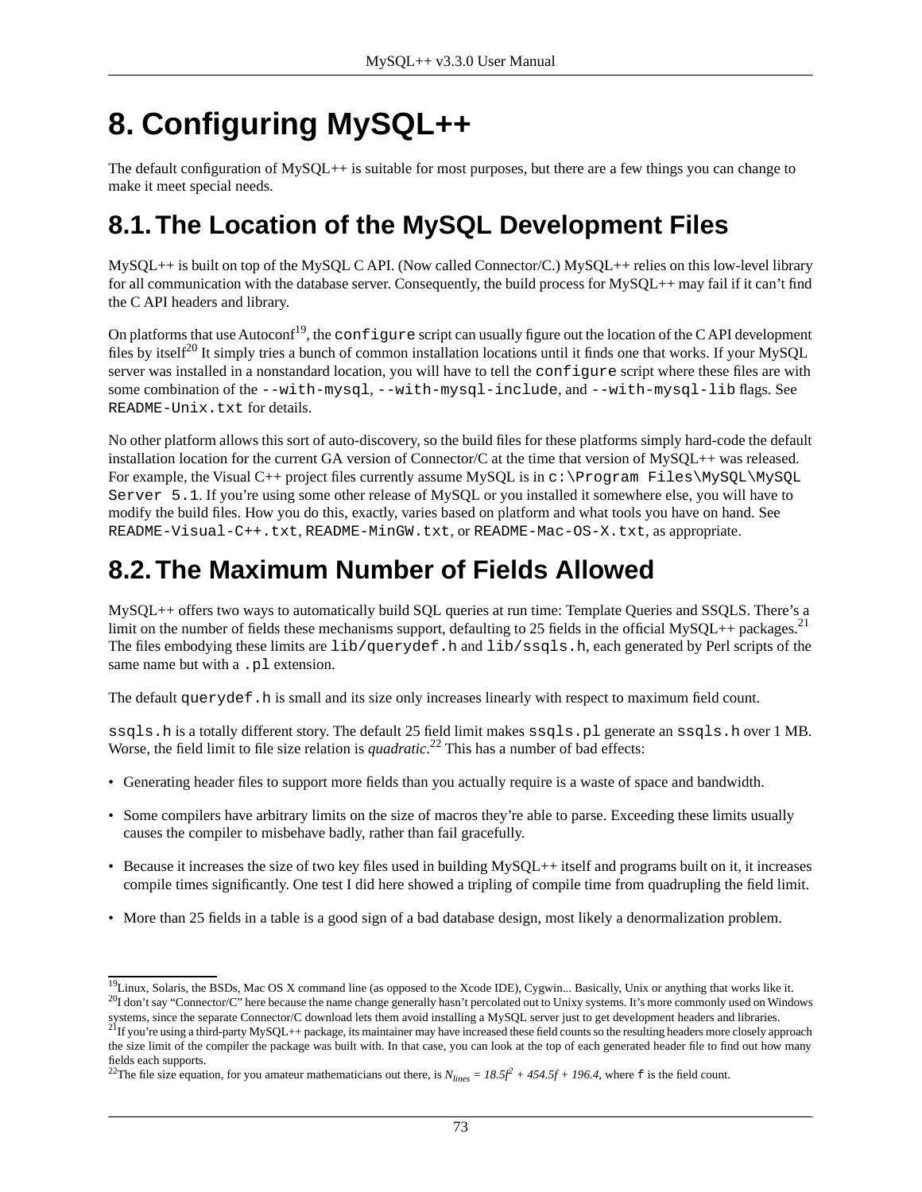# 8. Configuring MySQL++

The default configuration of MySQL++ is suitable for most purposes, but there are a few things you can change to make it meet special needs.

## 8.1. The Location of the MySQL Development Files

MySQL++ is built on top of the MySQL C API. (Now called Connector/C.) MySQL++ relies on this low-level library for all communication with the database server. Consequently, the build process for MySQL++ may fail if it can't find the C API headers and library.

On platforms that use Autoconf[19], the `configure` script can usually figure out the location of the C API development files by itself[20] It simply tries a bunch of common installation locations until it finds one that works. If your MySQL server was installed in a nonstandard location, you will have to tell the `configure` script where these files are with some combination of the `--with-mysql`, `--with-mysql-include`, and `--with-mysql-lib` flags. See `README-Unix.txt` for details.

No other platform allows this sort of auto-discovery, so the build files for these platforms simply hard-code the default installation location for the current GA version of Connector/C at the time that version of MySQL++ was released. For example, the Visual C++ project files currently assume MySQL is in `c:\Program Files\MySQL\MySQL Server 5.1`. If you're using some other release of MySQL or you installed it somewhere else, you will have to modify the build files. How you do this, exactly, varies based on platform and what tools you have on hand. See `README-Visual-C++.txt`, `README-MinGW.txt`, or `README-Mac-OS-X.txt`, as appropriate.

## 8.2. The Maximum Number of Fields Allowed

MySQL++ offers two ways to automatically build SQL queries at run time: Template Queries and SSQLS. There's a limit on the number of fields these mechanisms support, defaulting to 25 fields in the official MySQL++ packages.[21] The files embodying these limits are `lib/querydef.h` and `lib/ssqls.h`, each generated by Perl scripts of the same name but with a `.pl` extension.

The default `querydef.h` is small and its size only increases linearly with respect to maximum field count.

`ssqls.h` is a totally different story. The default 25 field limit makes `ssqls.pl` generate an `ssqls.h` over 1 MB. Worse, the field limit to file size relation is *quadratic*.[22] This has a number of bad effects:

- Generating header files to support more fields than you actually require is a waste of space and bandwidth.
- Some compilers have arbitrary limits on the size of macros they're able to parse. Exceeding these limits usually causes the compiler to misbehave badly, rather than fail gracefully.
- Because it increases the size of two key files used in building MySQL++ itself and programs built on it, it increases compile times significantly. One test I did here showed a tripling of compile time from quadrupling the field limit.
- More than 25 fields in a table is a good sign of a bad database design, most likely a denormalization problem.

---

[19] Linux, Solaris, the BSDs, Mac OS X command line (as opposed to the Xcode IDE), Cygwin... Basically, Unix or anything that works like it.

[20] I don't say "Connector/C" here because the name change generally hasn't percolated out to Unixy systems. It's more commonly used on Windows systems, since the separate Connector/C download lets them avoid installing a MySQL server just to get development headers and libraries.

[21] If you're using a third-party MySQL++ package, its maintainer may have increased these field counts so the resulting headers more closely approach the size limit of the compiler the package was built with. In that case, you can look at the top of each generated header file to find out how many fields each supports.

[22] The file size equation, for you amateur mathematicians out there, is $N_{lines} = 18.5f^2 + 454.5f + 196.4$, where `f` is the field count.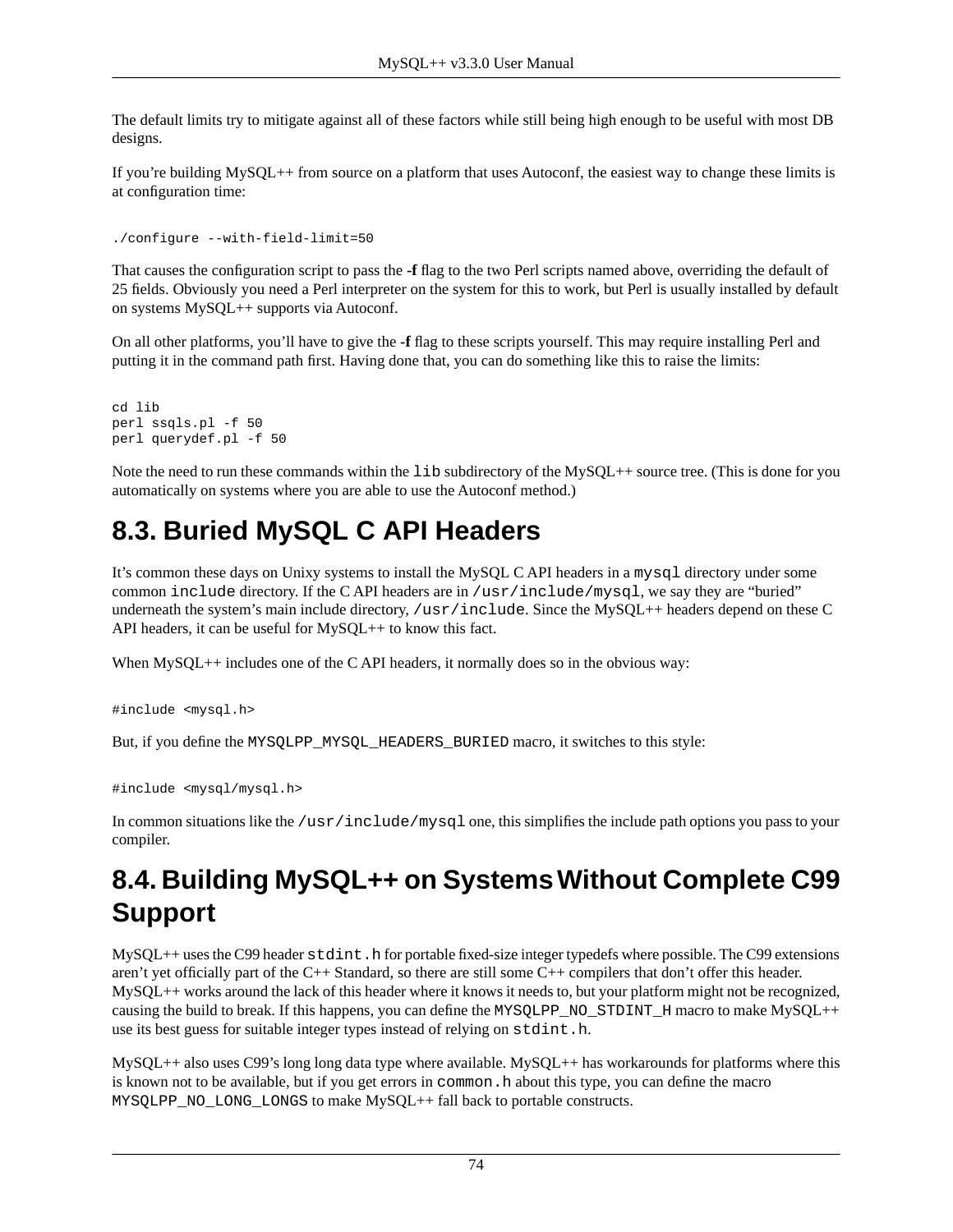The default limits try to mitigate against all of these factors while still being high enough to be useful with most DB designs.

If you're building MySQL++ from source on a platform that uses Autoconf, the easiest way to change these limits is at configuration time:

```
./configure --with-field-limit=50
```

That causes the configuration script to pass the **-f** flag to the two Perl scripts named above, overriding the default of 25 fields. Obviously you need a Perl interpreter on the system for this to work, but Perl is usually installed by default on systems MySQL++ supports via Autoconf.

On all other platforms, you'll have to give the **-f** flag to these scripts yourself. This may require installing Perl and putting it in the command path first. Having done that, you can do something like this to raise the limits:

```
cd lib
perl ssqls.pl -f 50
perl querydef.pl -f 50
```

Note the need to run these commands within the `lib` subdirectory of the MySQL++ source tree. (This is done for you automatically on systems where you are able to use the Autoconf method.)

## 8.3. Buried MySQL C API Headers

It's common these days on Unixy systems to install the MySQL C API headers in a `mysql` directory under some common `include` directory. If the C API headers are in `/usr/include/mysql`, we say they are "buried" underneath the system's main include directory, `/usr/include`. Since the MySQL++ headers depend on these C API headers, it can be useful for MySQL++ to know this fact.

When MySQL++ includes one of the C API headers, it normally does so in the obvious way:

```
#include <mysql.h>
```

But, if you define the `MYSQLPP_MYSQL_HEADERS_BURIED` macro, it switches to this style:

```
#include <mysql/mysql.h>
```

In common situations like the `/usr/include/mysql` one, this simplifies the include path options you pass to your compiler.

## 8.4. Building MySQL++ on Systems Without Complete C99 Support

MySQL++ uses the C99 header `stdint.h` for portable fixed-size integer typedefs where possible. The C99 extensions aren't yet officially part of the C++ Standard, so there are still some C++ compilers that don't offer this header. MySQL++ works around the lack of this header where it knows it needs to, but your platform might not be recognized, causing the build to break. If this happens, you can define the `MYSQLPP_NO_STDINT_H` macro to make MySQL++ use its best guess for suitable integer types instead of relying on `stdint.h`.

MySQL++ also uses C99's long long data type where available. MySQL++ has workarounds for platforms where this is known not to be available, but if you get errors in `common.h` about this type, you can define the macro `MYSQLPP_NO_LONG_LONGS` to make MySQL++ fall back to portable constructs.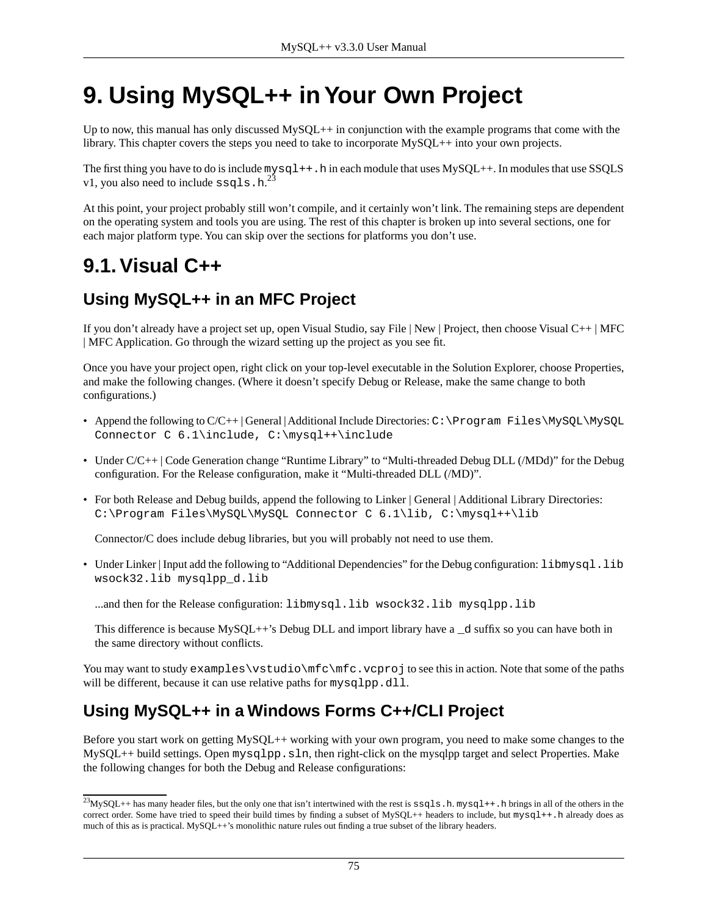# 9. Using MySQL++ in Your Own Project

Up to now, this manual has only discussed MySQL++ in conjunction with the example programs that come with the library. This chapter covers the steps you need to take to incorporate MySQL++ into your own projects.

The first thing you have to do is include `mysql++.h` in each module that uses MySQL++. In modules that use SSQLS v1, you also need to include `ssqls.h`.[23]

At this point, your project probably still won't compile, and it certainly won't link. The remaining steps are dependent on the operating system and tools you are using. The rest of this chapter is broken up into several sections, one for each major platform type. You can skip over the sections for platforms you don't use.

## 9.1. Visual C++

### Using MySQL++ in an MFC Project

If you don't already have a project set up, open Visual Studio, say File | New | Project, then choose Visual C++ | MFC | MFC Application. Go through the wizard setting up the project as you see fit.

Once you have your project open, right click on your top-level executable in the Solution Explorer, choose Properties, and make the following changes. (Where it doesn't specify Debug or Release, make the same change to both configurations.)

- Append the following to C/C++ | General | Additional Include Directories: `C:\Program Files\MySQL\MySQL Connector C 6.1\include, C:\mysql++\include`
- Under C/C++ | Code Generation change "Runtime Library" to "Multi-threaded Debug DLL (/MDd)" for the Debug configuration. For the Release configuration, make it "Multi-threaded DLL (/MD)".
- For both Release and Debug builds, append the following to Linker | General | Additional Library Directories: `C:\Program Files\MySQL\MySQL Connector C 6.1\lib, C:\mysql++\lib`

  Connector/C does include debug libraries, but you will probably not need to use them.

- Under Linker | Input add the following to "Additional Dependencies" for the Debug configuration: `libmysql.lib wsock32.lib mysqlpp_d.lib`

  ...and then for the Release configuration: `libmysql.lib wsock32.lib mysqlpp.lib`

  This difference is because MySQL++'s Debug DLL and import library have a `_d` suffix so you can have both in the same directory without conflicts.

You may want to study `examples\vstudio\mfc\mfc.vcproj` to see this in action. Note that some of the paths will be different, because it can use relative paths for `mysqlpp.dll`.

### Using MySQL++ in a Windows Forms C++/CLI Project

Before you start work on getting MySQL++ working with your own program, you need to make some changes to the MySQL++ build settings. Open `mysqlpp.sln`, then right-click on the mysqlpp target and select Properties. Make the following changes for both the Debug and Release configurations:

---

[23] MySQL++ has many header files, but the only one that isn't intertwined with the rest is `ssqls.h`. `mysql++.h` brings in all of the others in the correct order. Some have tried to speed their build times by finding a subset of MySQL++ headers to include, but `mysql++.h` already does as much of this as is practical. MySQL++'s monolithic nature rules out finding a true subset of the library headers.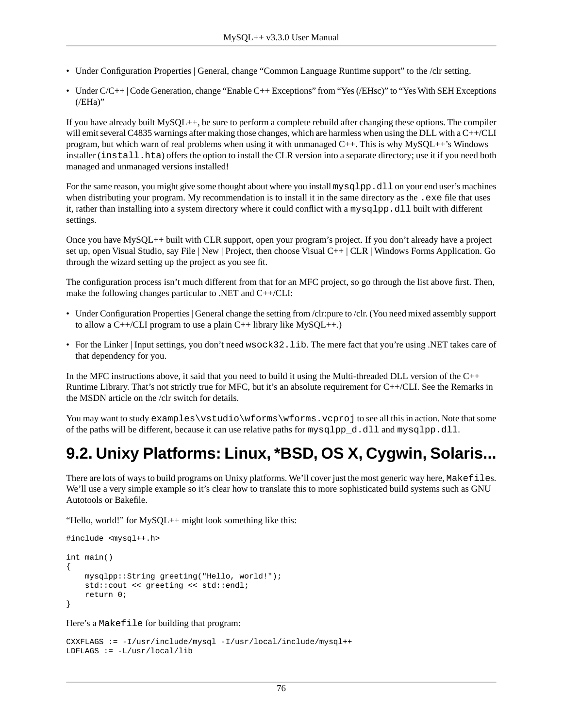- Under Configuration Properties | General, change “Common Language Runtime support” to the /clr setting.
- Under C/C++ | Code Generation, change “Enable C++ Exceptions” from “Yes (/EHsc)” to “Yes With SEH Exceptions (/EHa)”

If you have already built MySQL++, be sure to perform a complete rebuild after changing these options. The compiler will emit several C4835 warnings after making those changes, which are harmless when using the DLL with a C++/CLI program, but which warn of real problems when using it with unmanaged C++. This is why MySQL++’s Windows installer (`install.hta`) offers the option to install the CLR version into a separate directory; use it if you need both managed and unmanaged versions installed!

For the same reason, you might give some thought about where you install `mysqlpp.dll` on your end user’s machines when distributing your program. My recommendation is to install it in the same directory as the `.exe` file that uses it, rather than installing into a system directory where it could conflict with a `mysqlpp.dll` built with different settings.

Once you have MySQL++ built with CLR support, open your program’s project. If you don’t already have a project set up, open Visual Studio, say File | New | Project, then choose Visual C++ | CLR | Windows Forms Application. Go through the wizard setting up the project as you see fit.

The configuration process isn’t much different from that for an MFC project, so go through the list above first. Then, make the following changes particular to .NET and C++/CLI:

- Under Configuration Properties | General change the setting from /clr:pure to /clr. (You need mixed assembly support to allow a C++/CLI program to use a plain C++ library like MySQL++.)
- For the Linker | Input settings, you don’t need `wsock32.lib`. The mere fact that you’re using .NET takes care of that dependency for you.

In the MFC instructions above, it said that you need to build it using the Multi-threaded DLL version of the C++ Runtime Library. That’s not strictly true for MFC, but it’s an absolute requirement for C++/CLI. See the Remarks in the MSDN article on the /clr switch for details.

You may want to study `examples\vstudio\wforms\wforms.vcproj` to see all this in action. Note that some of the paths will be different, because it can use relative paths for `mysqlpp_d.dll` and `mysqlpp.dll`.

## 9.2. Unixy Platforms: Linux, *BSD, OS X, Cygwin, Solaris...

There are lots of ways to build programs on Unixy platforms. We’ll cover just the most generic way here, `Makefile`s. We’ll use a very simple example so it’s clear how to translate this to more sophisticated build systems such as GNU Autotools or Bakefile.

“Hello, world!” for MySQL++ might look something like this:

```
#include <mysql++.h>

int main()
{
    mysqlpp::String greeting("Hello, world!");
    std::cout << greeting << std::endl;
    return 0;
}
```

Here’s a `Makefile` for building that program:

```
CXXFLAGS := -I/usr/include/mysql -I/usr/local/include/mysql++
LDFLAGS := -L/usr/local/lib
```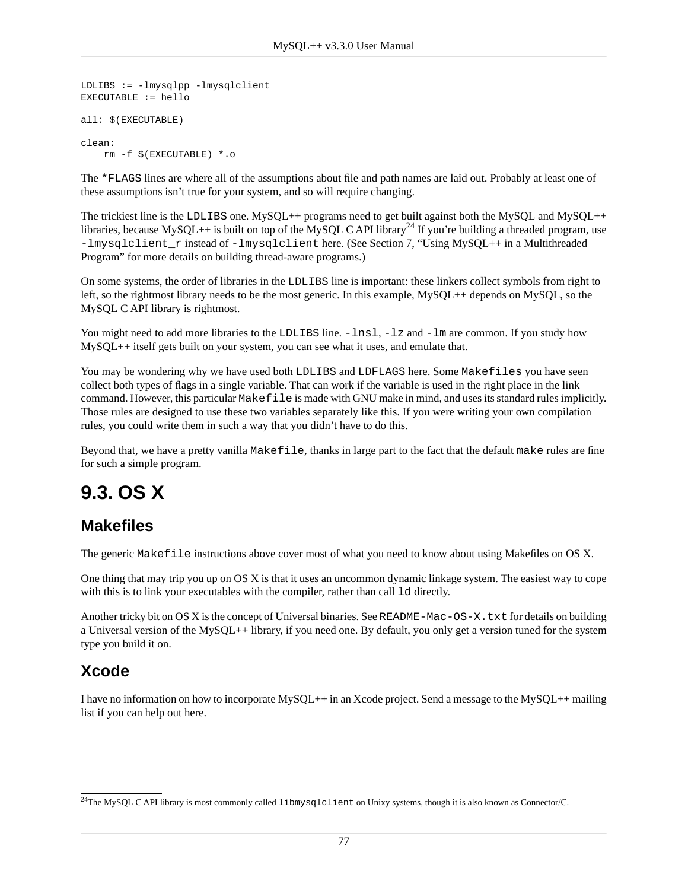```
LDLIBS := -lmysqlpp -lmysqlclient
EXECUTABLE := hello

all: $(EXECUTABLE)

clean:
    rm -f $(EXECUTABLE) *.o
```

The `*FLAGS` lines are where all of the assumptions about file and path names are laid out. Probably at least one of these assumptions isn't true for your system, and so will require changing.

The trickiest line is the `LDLIBS` one. MySQL++ programs need to get built against both the MySQL and MySQL++ libraries, because MySQL++ is built on top of the MySQL C API library[24] If you're building a threaded program, use `-lmysqlclient_r` instead of `-lmysqlclient` here. (See Section 7, "Using MySQL++ in a Multithreaded Program" for more details on building thread-aware programs.)

On some systems, the order of libraries in the `LDLIBS` line is important: these linkers collect symbols from right to left, so the rightmost library needs to be the most generic. In this example, MySQL++ depends on MySQL, so the MySQL C API library is rightmost.

You might need to add more libraries to the `LDLIBS` line. `-lnsl`, `-lz` and `-lm` are common. If you study how MySQL++ itself gets built on your system, you can see what it uses, and emulate that.

You may be wondering why we have used both `LDLIBS` and `LDFLAGS` here. Some `Makefiles` you have seen collect both types of flags in a single variable. That can work if the variable is used in the right place in the link command. However, this particular `Makefile` is made with GNU make in mind, and uses its standard rules implicitly. Those rules are designed to use these two variables separately like this. If you were writing your own compilation rules, you could write them in such a way that you didn't have to do this.

Beyond that, we have a pretty vanilla `Makefile`, thanks in large part to the fact that the default `make` rules are fine for such a simple program.

# 9.3. OS X

## Makefiles

The generic `Makefile` instructions above cover most of what you need to know about using Makefiles on OS X.

One thing that may trip you up on OS X is that it uses an uncommon dynamic linkage system. The easiest way to cope with this is to link your executables with the compiler, rather than call `ld` directly.

Another tricky bit on OS X is the concept of Universal binaries. See `README-Mac-OS-X.txt` for details on building a Universal version of the MySQL++ library, if you need one. By default, you only get a version tuned for the system type you build it on.

## Xcode

I have no information on how to incorporate MySQL++ in an Xcode project. Send a message to the MySQL++ mailing list if you can help out here.

---

[24] The MySQL C API library is most commonly called `libmysqlclient` on Unixy systems, though it is also known as Connector/C.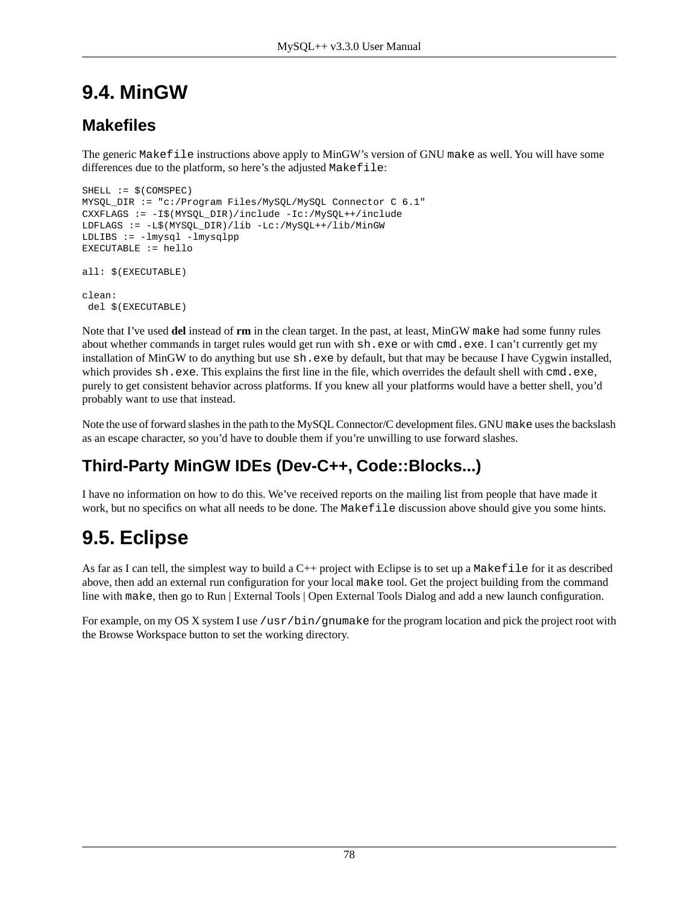## 9.4. MinGW

### Makefiles

The generic `Makefile` instructions above apply to MinGW's version of GNU `make` as well. You will have some differences due to the platform, so here's the adjusted `Makefile`:

```
SHELL := $(COMSPEC)
MYSQL_DIR := "c:/Program Files/MySQL/MySQL Connector C 6.1"
CXXFLAGS := -I$(MYSQL_DIR)/include -Ic:/MySQL++/include
LDFLAGS := -L$(MYSQL_DIR)/lib -Lc:/MySQL++/lib/MinGW
LDLIBS := -lmysql -lmysqlpp
EXECUTABLE := hello

all: $(EXECUTABLE)

clean:
 del $(EXECUTABLE)
```

Note that I've used **del** instead of **rm** in the clean target. In the past, at least, MinGW `make` had some funny rules about whether commands in target rules would get run with `sh.exe` or with `cmd.exe`. I can't currently get my installation of MinGW to do anything but use `sh.exe` by default, but that may be because I have Cygwin installed, which provides `sh.exe`. This explains the first line in the file, which overrides the default shell with `cmd.exe`, purely to get consistent behavior across platforms. If you knew all your platforms would have a better shell, you'd probably want to use that instead.

Note the use of forward slashes in the path to the MySQL Connector/C development files. GNU `make` uses the backslash as an escape character, so you'd have to double them if you're unwilling to use forward slashes.

### Third-Party MinGW IDEs (Dev-C++, Code::Blocks...)

I have no information on how to do this. We've received reports on the mailing list from people that have made it work, but no specifics on what all needs to be done. The `Makefile` discussion above should give you some hints.

## 9.5. Eclipse

As far as I can tell, the simplest way to build a C++ project with Eclipse is to set up a `Makefile` for it as described above, then add an external run configuration for your local `make` tool. Get the project building from the command line with `make`, then go to Run | External Tools | Open External Tools Dialog and add a new launch configuration.

For example, on my OS X system I use `/usr/bin/gnumake` for the program location and pick the project root with the Browse Workspace button to set the working directory.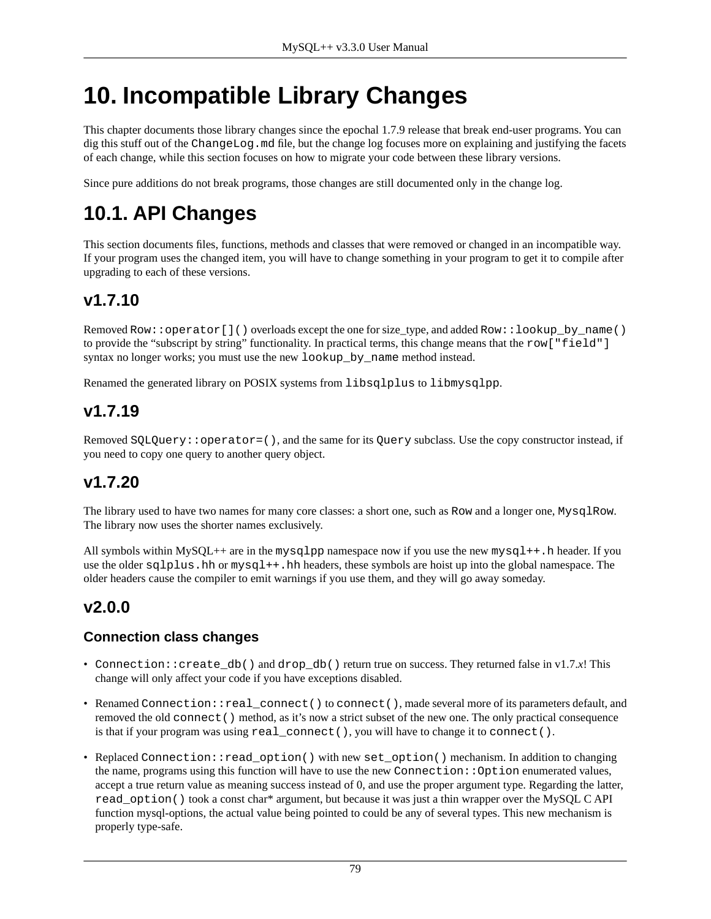# 10. Incompatible Library Changes

This chapter documents those library changes since the epochal 1.7.9 release that break end-user programs. You can dig this stuff out of the `ChangeLog.md` file, but the change log focuses more on explaining and justifying the facets of each change, while this section focuses on how to migrate your code between these library versions.

Since pure additions do not break programs, those changes are still documented only in the change log.

## 10.1. API Changes

This section documents files, functions, methods and classes that were removed or changed in an incompatible way. If your program uses the changed item, you will have to change something in your program to get it to compile after upgrading to each of these versions.

### v1.7.10

Removed `Row::operator[]()` overloads except the one for size_type, and added `Row::lookup_by_name()` to provide the “subscript by string” functionality. In practical terms, this change means that the `row["field"]` syntax no longer works; you must use the new `lookup_by_name` method instead.

Renamed the generated library on POSIX systems from `libsqlplus` to `libmysqlpp`.

### v1.7.19

Removed `SQLQuery::operator=()`, and the same for its `Query` subclass. Use the copy constructor instead, if you need to copy one query to another query object.

### v1.7.20

The library used to have two names for many core classes: a short one, such as `Row` and a longer one, `MysqlRow`. The library now uses the shorter names exclusively.

All symbols within MySQL++ are in the `mysqlpp` namespace now if you use the new `mysql++.h` header. If you use the older `sqlplus.hh` or `mysql++.hh` headers, these symbols are hoist up into the global namespace. The older headers cause the compiler to emit warnings if you use them, and they will go away someday.

### v2.0.0

#### Connection class changes

- `Connection::create_db()` and `drop_db()` return true on success. They returned false in v1.7.*x*! This change will only affect your code if you have exceptions disabled.
- Renamed `Connection::real_connect()` to `connect()`, made several more of its parameters default, and removed the old `connect()` method, as it’s now a strict subset of the new one. The only practical consequence is that if your program was using `real_connect()`, you will have to change it to `connect()`.
- Replaced `Connection::read_option()` with new `set_option()` mechanism. In addition to changing the name, programs using this function will have to use the new `Connection::Option` enumerated values, accept a true return value as meaning success instead of 0, and use the proper argument type. Regarding the latter, `read_option()` took a const char* argument, but because it was just a thin wrapper over the MySQL C API function mysql-options, the actual value being pointed to could be any of several types. This new mechanism is properly type-safe.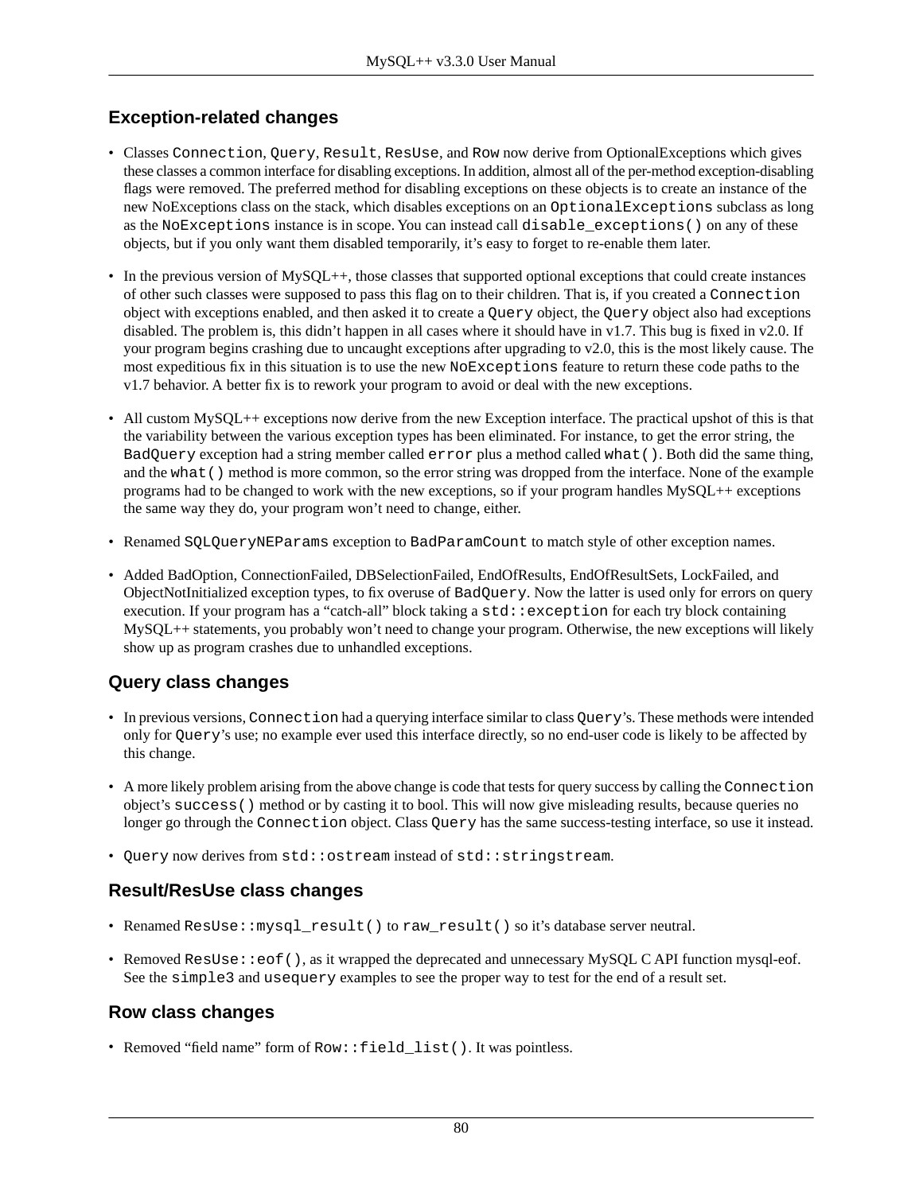### Exception-related changes

- Classes `Connection`, `Query`, `Result`, `ResUse`, and `Row` now derive from OptionalExceptions which gives these classes a common interface for disabling exceptions. In addition, almost all of the per-method exception-disabling flags were removed. The preferred method for disabling exceptions on these objects is to create an instance of the new NoExceptions class on the stack, which disables exceptions on an `OptionalExceptions` subclass as long as the `NoExceptions` instance is in scope. You can instead call `disable_exceptions()` on any of these objects, but if you only want them disabled temporarily, it's easy to forget to re-enable them later.

- In the previous version of MySQL++, those classes that supported optional exceptions that could create instances of other such classes were supposed to pass this flag on to their children. That is, if you created a `Connection` object with exceptions enabled, and then asked it to create a `Query` object, the `Query` object also had exceptions disabled. The problem is, this didn't happen in all cases where it should have in v1.7. This bug is fixed in v2.0. If your program begins crashing due to uncaught exceptions after upgrading to v2.0, this is the most likely cause. The most expeditious fix in this situation is to use the new `NoExceptions` feature to return these code paths to the v1.7 behavior. A better fix is to rework your program to avoid or deal with the new exceptions.

- All custom MySQL++ exceptions now derive from the new Exception interface. The practical upshot of this is that the variability between the various exception types has been eliminated. For instance, to get the error string, the `BadQuery` exception had a string member called `error` plus a method called `what()`. Both did the same thing, and the `what()` method is more common, so the error string was dropped from the interface. None of the example programs had to be changed to work with the new exceptions, so if your program handles MySQL++ exceptions the same way they do, your program won't need to change, either.

- Renamed `SQLQueryNEParams` exception to `BadParamCount` to match style of other exception names.

- Added BadOption, ConnectionFailed, DBSelectionFailed, EndOfResults, EndOfResultSets, LockFailed, and ObjectNotInitialized exception types, to fix overuse of `BadQuery`. Now the latter is used only for errors on query execution. If your program has a "catch-all" block taking a `std::exception` for each try block containing MySQL++ statements, you probably won't need to change your program. Otherwise, the new exceptions will likely show up as program crashes due to unhandled exceptions.

### Query class changes

- In previous versions, `Connection` had a querying interface similar to class `Query`'s. These methods were intended only for `Query`'s use; no example ever used this interface directly, so no end-user code is likely to be affected by this change.

- A more likely problem arising from the above change is code that tests for query success by calling the `Connection` object's `success()` method or by casting it to bool. This will now give misleading results, because queries no longer go through the `Connection` object. Class `Query` has the same success-testing interface, so use it instead.

- `Query` now derives from `std::ostream` instead of `std::stringstream`.

### Result/ResUse class changes

- Renamed `ResUse::mysql_result()` to `raw_result()` so it's database server neutral.

- Removed `ResUse::eof()`, as it wrapped the deprecated and unnecessary MySQL C API function mysql-eof. See the `simple3` and `usequery` examples to see the proper way to test for the end of a result set.

### Row class changes

- Removed "field name" form of `Row::field_list()`. It was pointless.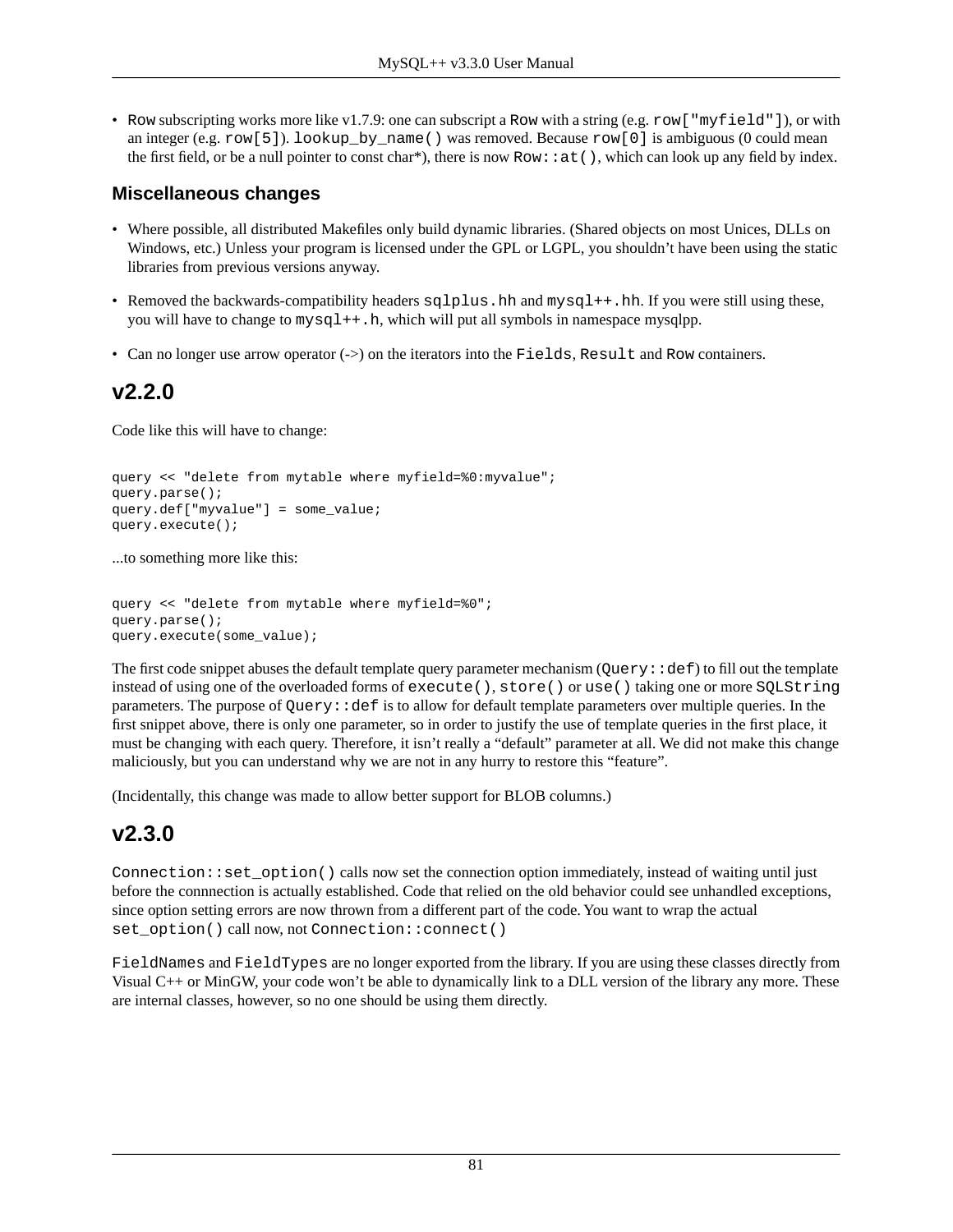- `Row` subscripting works more like v1.7.9: one can subscript a `Row` with a string (e.g. `row["myfield"]`), or with an integer (e.g. `row[5]`). `lookup_by_name()` was removed. Because `row[0]` is ambiguous (0 could mean the first field, or be a null pointer to const char*), there is now `Row::at()`, which can look up any field by index.

### Miscellaneous changes

- Where possible, all distributed Makefiles only build dynamic libraries. (Shared objects on most Unices, DLLs on Windows, etc.) Unless your program is licensed under the GPL or LGPL, you shouldn't have been using the static libraries from previous versions anyway.
- Removed the backwards-compatibility headers `sqlplus.hh` and `mysql++.hh`. If you were still using these, you will have to change to `mysql++.h`, which will put all symbols in namespace mysqlpp.
- Can no longer use arrow operator (->) on the iterators into the `Fields`, `Result` and `Row` containers.

## v2.2.0

Code like this will have to change:

```
query << "delete from mytable where myfield=%0:myvalue";
query.parse();
query.def["myvalue"] = some_value;
query.execute();
```

...to something more like this:

```
query << "delete from mytable where myfield=%0";
query.parse();
query.execute(some_value);
```

The first code snippet abuses the default template query parameter mechanism (`Query::def`) to fill out the template instead of using one of the overloaded forms of `execute()`, `store()` or `use()` taking one or more `SQLString` parameters. The purpose of `Query::def` is to allow for default template parameters over multiple queries. In the first snippet above, there is only one parameter, so in order to justify the use of template queries in the first place, it must be changing with each query. Therefore, it isn't really a "default" parameter at all. We did not make this change maliciously, but you can understand why we are not in any hurry to restore this "feature".

(Incidentally, this change was made to allow better support for BLOB columns.)

## v2.3.0

`Connection::set_option()` calls now set the connection option immediately, instead of waiting until just before the connnection is actually established. Code that relied on the old behavior could see unhandled exceptions, since option setting errors are now thrown from a different part of the code. You want to wrap the actual `set_option()` call now, not `Connection::connect()`

`FieldNames` and `FieldTypes` are no longer exported from the library. If you are using these classes directly from Visual C++ or MinGW, your code won't be able to dynamically link to a DLL version of the library any more. These are internal classes, however, so no one should be using them directly.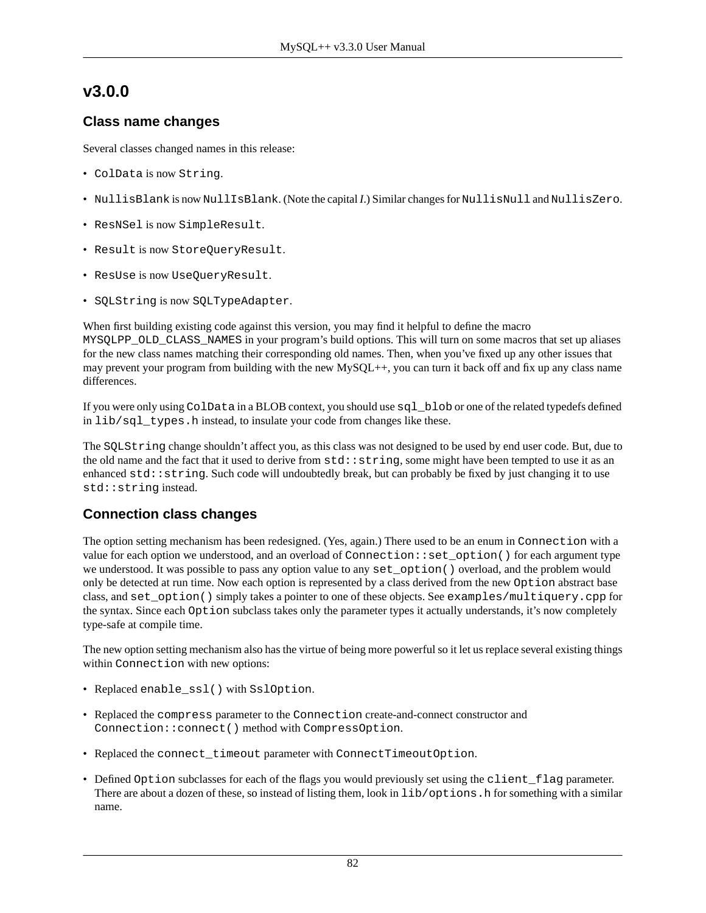## v3.0.0

### Class name changes

Several classes changed names in this release:

- `ColData` is now `String`.
- `NullisBlank` is now `NullIsBlank`. (Note the capital *I*.) Similar changes for `NullisNull` and `NullisZero`.
- `ResNSel` is now `SimpleResult`.
- `Result` is now `StoreQueryResult`.
- `ResUse` is now `UseQueryResult`.
- `SQLString` is now `SQLTypeAdapter`.

When first building existing code against this version, you may find it helpful to define the macro `MYSQLPP_OLD_CLASS_NAMES` in your program's build options. This will turn on some macros that set up aliases for the new class names matching their corresponding old names. Then, when you've fixed up any other issues that may prevent your program from building with the new MySQL++, you can turn it back off and fix up any class name differences.

If you were only using `ColData` in a BLOB context, you should use `sql_blob` or one of the related typedefs defined in `lib/sql_types.h` instead, to insulate your code from changes like these.

The `SQLString` change shouldn't affect you, as this class was not designed to be used by end user code. But, due to the old name and the fact that it used to derive from `std::string`, some might have been tempted to use it as an enhanced `std::string`. Such code will undoubtedly break, but can probably be fixed by just changing it to use `std::string` instead.

### Connection class changes

The option setting mechanism has been redesigned. (Yes, again.) There used to be an enum in `Connection` with a value for each option we understood, and an overload of `Connection::set_option()` for each argument type we understood. It was possible to pass any option value to any `set_option()` overload, and the problem would only be detected at run time. Now each option is represented by a class derived from the new `Option` abstract base class, and `set_option()` simply takes a pointer to one of these objects. See `examples/multiquery.cpp` for the syntax. Since each `Option` subclass takes only the parameter types it actually understands, it's now completely type-safe at compile time.

The new option setting mechanism also has the virtue of being more powerful so it let us replace several existing things within `Connection` with new options:

- Replaced `enable_ssl()` with `SslOption`.
- Replaced the `compress` parameter to the `Connection` create-and-connect constructor and `Connection::connect()` method with `CompressOption`.
- Replaced the `connect_timeout` parameter with `ConnectTimeoutOption`.
- Defined `Option` subclasses for each of the flags you would previously set using the `client_flag` parameter. There are about a dozen of these, so instead of listing them, look in `lib/options.h` for something with a similar name.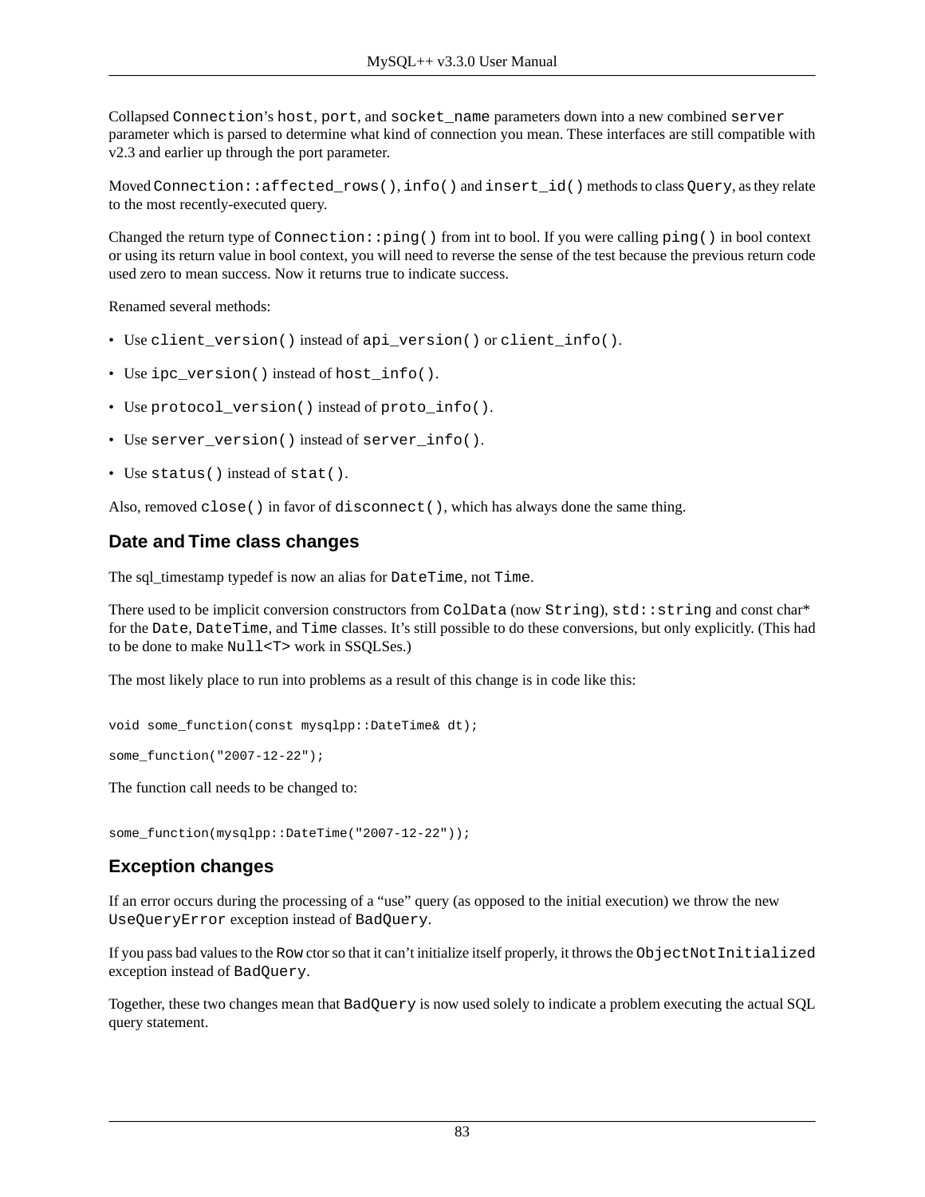Collapsed `Connection`'s `host`, `port`, and `socket_name` parameters down into a new combined `server` parameter which is parsed to determine what kind of connection you mean. These interfaces are still compatible with v2.3 and earlier up through the port parameter.

Moved `Connection::affected_rows()`, `info()` and `insert_id()` methods to class `Query`, as they relate to the most recently-executed query.

Changed the return type of `Connection::ping()` from int to bool. If you were calling `ping()` in bool context or using its return value in bool context, you will need to reverse the sense of the test because the previous return code used zero to mean success. Now it returns true to indicate success.

Renamed several methods:

- Use `client_version()` instead of `api_version()` or `client_info()`.
- Use `ipc_version()` instead of `host_info()`.
- Use `protocol_version()` instead of `proto_info()`.
- Use `server_version()` instead of `server_info()`.
- Use `status()` instead of `stat()`.

Also, removed `close()` in favor of `disconnect()`, which has always done the same thing.

### Date and Time class changes

The sql_timestamp typedef is now an alias for `DateTime`, not `Time`.

There used to be implicit conversion constructors from `ColData` (now `String`), `std::string` and const char* for the `Date`, `DateTime`, and `Time` classes. It's still possible to do these conversions, but only explicitly. (This had to be done to make `Null<T>` work in SSQLSes.)

The most likely place to run into problems as a result of this change is in code like this:

```
void some_function(const mysqlpp::DateTime& dt);

some_function("2007-12-22");
```

The function call needs to be changed to:

```
some_function(mysqlpp::DateTime("2007-12-22"));
```

### Exception changes

If an error occurs during the processing of a "use" query (as opposed to the initial execution) we throw the new `UseQueryError` exception instead of `BadQuery`.

If you pass bad values to the `Row` ctor so that it can't initialize itself properly, it throws the `ObjectNotInitialized` exception instead of `BadQuery`.

Together, these two changes mean that `BadQuery` is now used solely to indicate a problem executing the actual SQL query statement.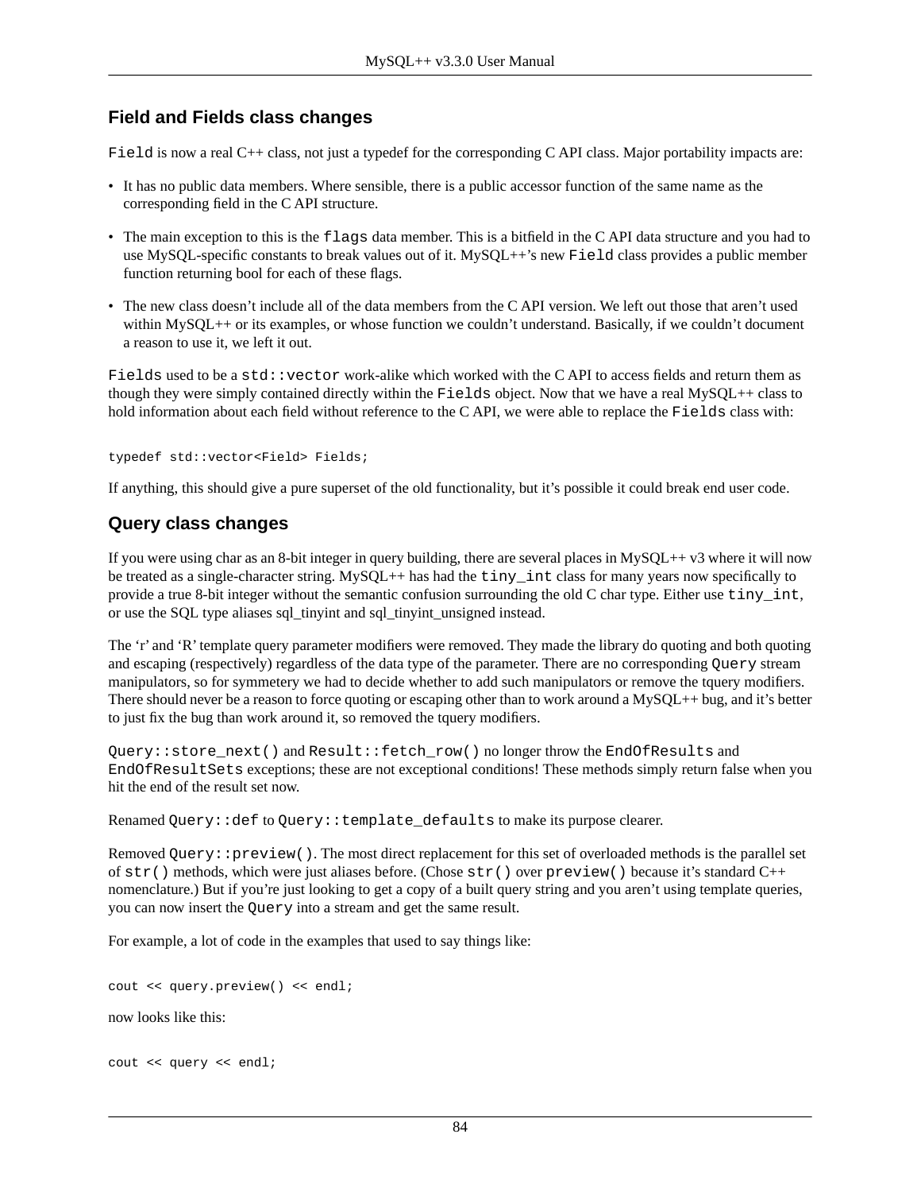### Field and Fields class changes

`Field` is now a real C++ class, not just a typedef for the corresponding C API class. Major portability impacts are:

- It has no public data members. Where sensible, there is a public accessor function of the same name as the corresponding field in the C API structure.
- The main exception to this is the `flags` data member. This is a bitfield in the C API data structure and you had to use MySQL-specific constants to break values out of it. MySQL++'s new `Field` class provides a public member function returning bool for each of these flags.
- The new class doesn't include all of the data members from the C API version. We left out those that aren't used within MySQL++ or its examples, or whose function we couldn't understand. Basically, if we couldn't document a reason to use it, we left it out.

`Fields` used to be a `std::vector` work-alike which worked with the C API to access fields and return them as though they were simply contained directly within the `Fields` object. Now that we have a real MySQL++ class to hold information about each field without reference to the C API, we were able to replace the `Fields` class with:

```
typedef std::vector<Field> Fields;
```

If anything, this should give a pure superset of the old functionality, but it's possible it could break end user code.

### Query class changes

If you were using char as an 8-bit integer in query building, there are several places in MySQL++ v3 where it will now be treated as a single-character string. MySQL++ has had the `tiny_int` class for many years now specifically to provide a true 8-bit integer without the semantic confusion surrounding the old C char type. Either use `tiny_int`, or use the SQL type aliases sql_tinyint and sql_tinyint_unsigned instead.

The 'r' and 'R' template query parameter modifiers were removed. They made the library do quoting and both quoting and escaping (respectively) regardless of the data type of the parameter. There are no corresponding `Query` stream manipulators, so for symmetery we had to decide whether to add such manipulators or remove the tquery modifiers. There should never be a reason to force quoting or escaping other than to work around a MySQL++ bug, and it's better to just fix the bug than work around it, so removed the tquery modifiers.

`Query::store_next()` and `Result::fetch_row()` no longer throw the `EndOfResults` and `EndOfResultSets` exceptions; these are not exceptional conditions! These methods simply return false when you hit the end of the result set now.

Renamed `Query::def` to `Query::template_defaults` to make its purpose clearer.

Removed `Query::preview()`. The most direct replacement for this set of overloaded methods is the parallel set of `str()` methods, which were just aliases before. (Chose `str()` over `preview()` because it's standard C++ nomenclature.) But if you're just looking to get a copy of a built query string and you aren't using template queries, you can now insert the `Query` into a stream and get the same result.

For example, a lot of code in the examples that used to say things like:

```
cout << query.preview() << endl;
```

now looks like this:

```
cout << query << endl;
```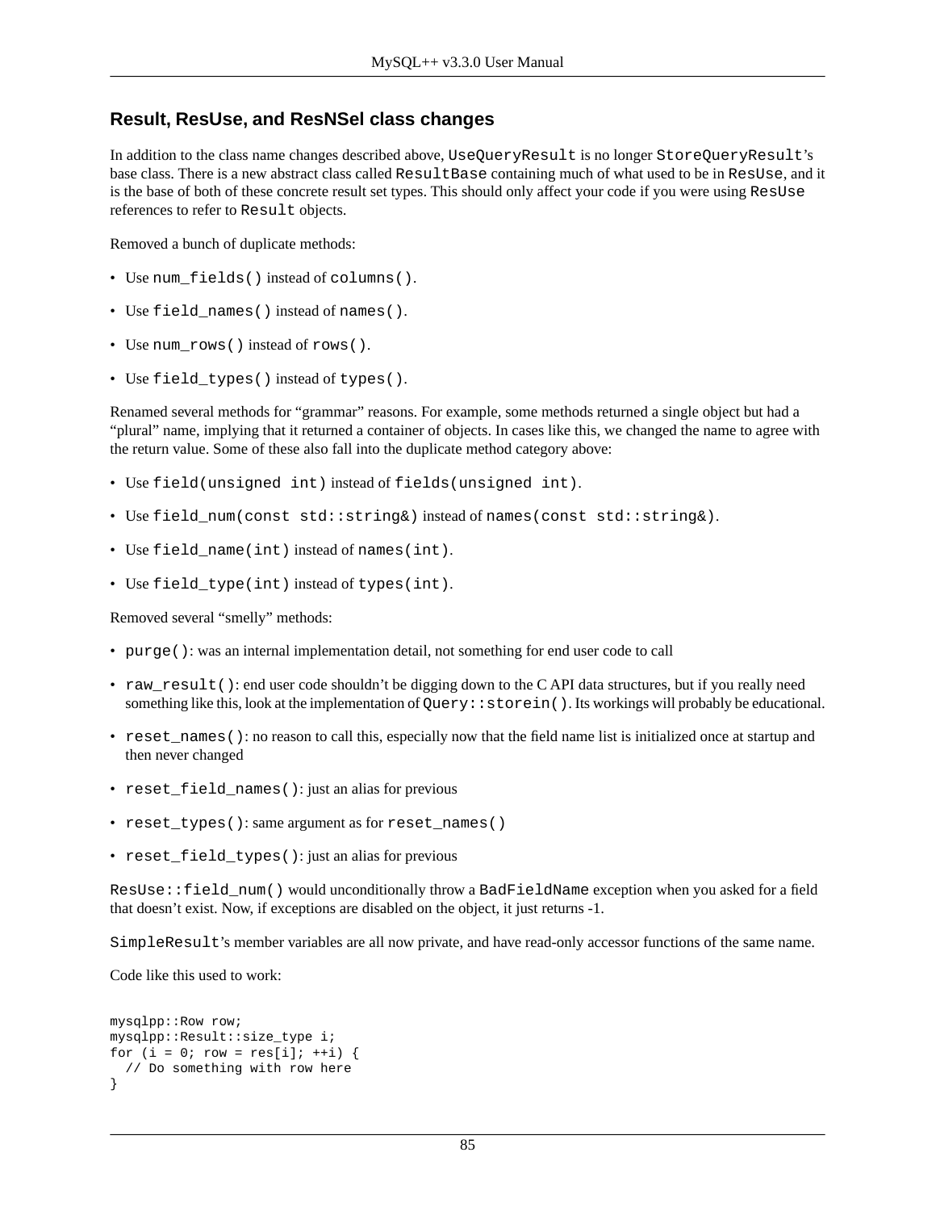### Result, ResUse, and ResNSel class changes

In addition to the class name changes described above, `UseQueryResult` is no longer `StoreQueryResult`'s base class. There is a new abstract class called `ResultBase` containing much of what used to be in `ResUse`, and it is the base of both of these concrete result set types. This should only affect your code if you were using `ResUse` references to refer to `Result` objects.

Removed a bunch of duplicate methods:

- Use `num_fields()` instead of `columns()`.
- Use `field_names()` instead of `names()`.
- Use `num_rows()` instead of `rows()`.
- Use `field_types()` instead of `types()`.

Renamed several methods for "grammar" reasons. For example, some methods returned a single object but had a "plural" name, implying that it returned a container of objects. In cases like this, we changed the name to agree with the return value. Some of these also fall into the duplicate method category above:

- Use `field(unsigned int)` instead of `fields(unsigned int)`.
- Use `field_num(const std::string&)` instead of `names(const std::string&)`.
- Use `field_name(int)` instead of `names(int)`.
- Use `field_type(int)` instead of `types(int)`.

Removed several "smelly" methods:

- `purge()`: was an internal implementation detail, not something for end user code to call
- `raw_result()`: end user code shouldn't be digging down to the C API data structures, but if you really need something like this, look at the implementation of `Query::storein()`. Its workings will probably be educational.
- `reset_names()`: no reason to call this, especially now that the field name list is initialized once at startup and then never changed
- `reset_field_names()`: just an alias for previous
- `reset_types()`: same argument as for `reset_names()`
- `reset_field_types()`: just an alias for previous

`ResUse::field_num()` would unconditionally throw a `BadFieldName` exception when you asked for a field that doesn't exist. Now, if exceptions are disabled on the object, it just returns -1.

`SimpleResult`'s member variables are all now private, and have read-only accessor functions of the same name.

Code like this used to work:

```
mysqlpp::Row row;
mysqlpp::Result::size_type i;
for (i = 0; row = res[i]; ++i) {
  // Do something with row here
}
```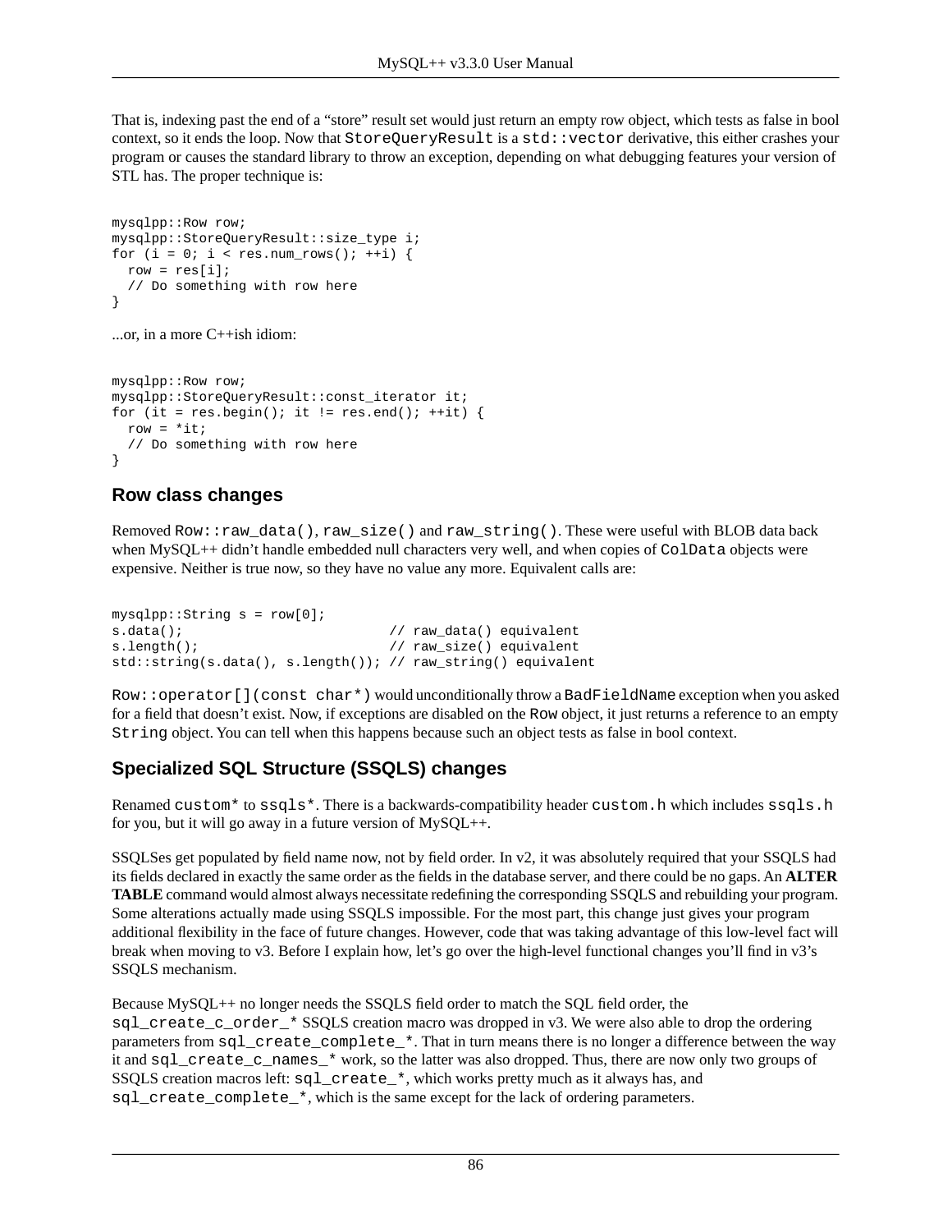That is, indexing past the end of a "store" result set would just return an empty row object, which tests as false in bool context, so it ends the loop. Now that `StoreQueryResult` is a `std::vector` derivative, this either crashes your program or causes the standard library to throw an exception, depending on what debugging features your version of STL has. The proper technique is:

```
mysqlpp::Row row;
mysqlpp::StoreQueryResult::size_type i;
for (i = 0; i < res.num_rows(); ++i) {
  row = res[i];
  // Do something with row here
}
```

...or, in a more C++ish idiom:

```
mysqlpp::Row row;
mysqlpp::StoreQueryResult::const_iterator it;
for (it = res.begin(); it != res.end(); ++it) {
  row = *it;
  // Do something with row here
}
```

### Row class changes

Removed `Row::raw_data()`, `raw_size()` and `raw_string()`. These were useful with BLOB data back when MySQL++ didn't handle embedded null characters very well, and when copies of `ColData` objects were expensive. Neither is true now, so they have no value any more. Equivalent calls are:

```
mysqlpp::String s = row[0];
s.data();                          // raw_data() equivalent
s.length();                        // raw_size() equivalent
std::string(s.data(), s.length()); // raw_string() equivalent
```

`Row::operator[](const char*)` would unconditionally throw a `BadFieldName` exception when you asked for a field that doesn't exist. Now, if exceptions are disabled on the `Row` object, it just returns a reference to an empty `String` object. You can tell when this happens because such an object tests as false in bool context.

### Specialized SQL Structure (SSQLS) changes

Renamed `custom*` to `ssqls*`. There is a backwards-compatibility header `custom.h` which includes `ssqls.h` for you, but it will go away in a future version of MySQL++.

SSQLSes get populated by field name now, not by field order. In v2, it was absolutely required that your SSQLS had its fields declared in exactly the same order as the fields in the database server, and there could be no gaps. An **ALTER TABLE** command would almost always necessitate redefining the corresponding SSQLS and rebuilding your program. Some alterations actually made using SSQLS impossible. For the most part, this change just gives your program additional flexibility in the face of future changes. However, code that was taking advantage of this low-level fact will break when moving to v3. Before I explain how, let's go over the high-level functional changes you'll find in v3's SSQLS mechanism.

Because MySQL++ no longer needs the SSQLS field order to match the SQL field order, the `sql_create_c_order_*` SSQLS creation macro was dropped in v3. We were also able to drop the ordering parameters from `sql_create_complete_*`. That in turn means there is no longer a difference between the way it and `sql_create_c_names_*` work, so the latter was also dropped. Thus, there are now only two groups of SSQLS creation macros left: `sql_create_*`, which works pretty much as it always has, and `sql_create_complete_*`, which is the same except for the lack of ordering parameters.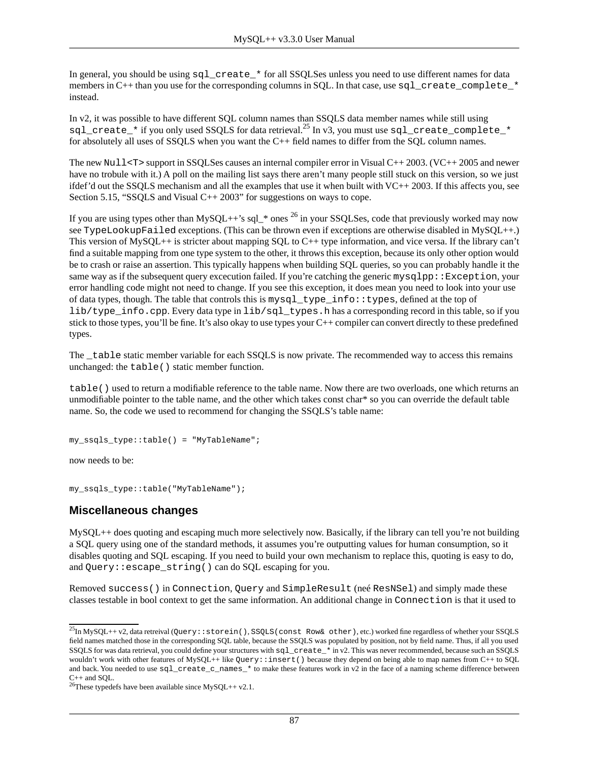In general, you should be using `sql_create_*` for all SSQLSes unless you need to use different names for data members in C++ than you use for the corresponding columns in SQL. In that case, use `sql_create_complete_*` instead.

In v2, it was possible to have different SQL column names than SSQLS data member names while still using `sql_create_*` if you only used SSQLS for data retrieval.[25] In v3, you must use `sql_create_complete_*` for absolutely all uses of SSQLS when you want the C++ field names to differ from the SQL column names.

The new `Null<T>` support in SSQLSes causes an internal compiler error in Visual C++ 2003. (VC++ 2005 and newer have no trobule with it.) A poll on the mailing list says there aren't many people still stuck on this version, so we just ifdef'd out the SSQLS mechanism and all the examples that use it when built with VC++ 2003. If this affects you, see Section 5.15, "SSQLS and Visual C++ 2003" for suggestions on ways to cope.

If you are using types other than MySQL++'s sql_* ones [26] in your SSQLSes, code that previously worked may now see `TypeLookupFailed` exceptions. (This can be thrown even if exceptions are otherwise disabled in MySQL++.) This version of MySQL++ is stricter about mapping SQL to C++ type information, and vice versa. If the library can't find a suitable mapping from one type system to the other, it throws this exception, because its only other option would be to crash or raise an assertion. This typically happens when building SQL queries, so you can probably handle it the same way as if the subsequent query excecution failed. If you're catching the generic `mysqlpp::Exception`, your error handling code might not need to change. If you see this exception, it does mean you need to look into your use of data types, though. The table that controls this is `mysql_type_info::types`, defined at the top of `lib/type_info.cpp`. Every data type in `lib/sql_types.h` has a corresponding record in this table, so if you stick to those types, you'll be fine. It's also okay to use types your C++ compiler can convert directly to these predefined types.

The `_table` static member variable for each SSQLS is now private. The recommended way to access this remains unchanged: the `table()` static member function.

`table()` used to return a modifiable reference to the table name. Now there are two overloads, one which returns an unmodifiable pointer to the table name, and the other which takes const char* so you can override the default table name. So, the code we used to recommend for changing the SSQLS's table name:

```
my_ssqls_type::table() = "MyTableName";
```

now needs to be:

```
my_ssqls_type::table("MyTableName");
```

### Miscellaneous changes

MySQL++ does quoting and escaping much more selectively now. Basically, if the library can tell you're not building a SQL query using one of the standard methods, it assumes you're outputting values for human consumption, so it disables quoting and SQL escaping. If you need to build your own mechanism to replace this, quoting is easy to do, and `Query::escape_string()` can do SQL escaping for you.

Removed `success()` in `Connection`, `Query` and `SimpleResult` (neé `ResNSel`) and simply made these classes testable in bool context to get the same information. An additional change in `Connection` is that it used to

---

[25] In MySQL++ v2, data retreival (`Query::storein()`, `SSQLS(const Row& other)`, etc.) worked fine regardless of whether your SSQLS field names matched those in the corresponding SQL table, because the SSQLS was populated by position, not by field name. Thus, if all you used SSQLS for was data retrieval, you could define your structures with `sql_create_*` in v2. This was never recommended, because such an SSQLS wouldn't work with other features of MySQL++ like `Query::insert()` because they depend on being able to map names from C++ to SQL and back. You needed to use `sql_create_c_names_*` to make these features work in v2 in the face of a naming scheme difference between C++ and SQL.

[26] These typedefs have been available since MySQL++ v2.1.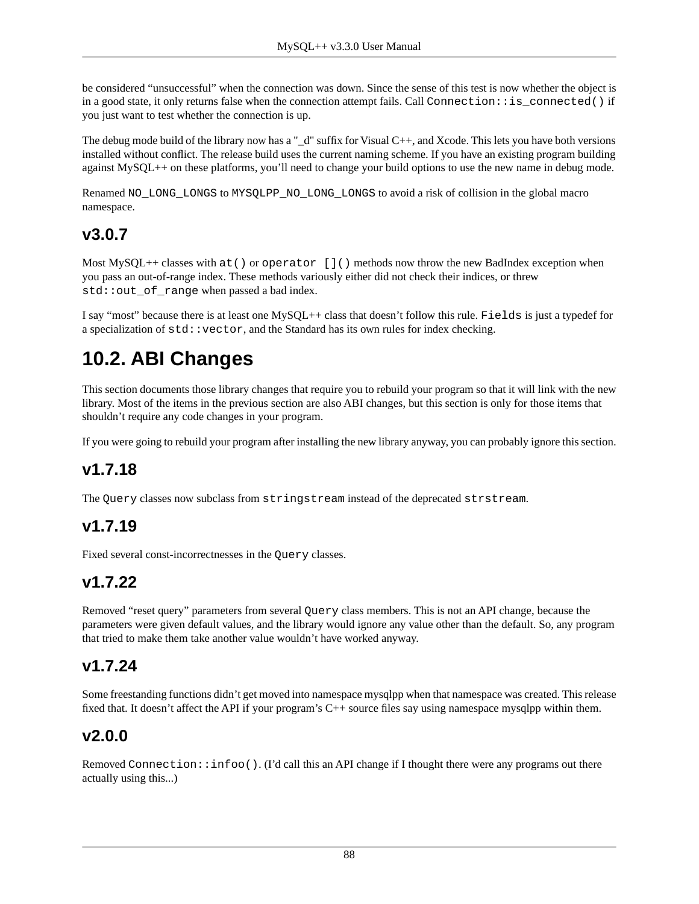be considered “unsuccessful” when the connection was down. Since the sense of this test is now whether the object is in a good state, it only returns false when the connection attempt fails. Call `Connection::is_connected()` if you just want to test whether the connection is up.

The debug mode build of the library now has a "_d" suffix for Visual C++, and Xcode. This lets you have both versions installed without conflict. The release build uses the current naming scheme. If you have an existing program building against MySQL++ on these platforms, you’ll need to change your build options to use the new name in debug mode.

Renamed `NO_LONG_LONGS` to `MYSQLPP_NO_LONG_LONGS` to avoid a risk of collision in the global macro namespace.

### v3.0.7

Most MySQL++ classes with `at()` or `operator []()` methods now throw the new BadIndex exception when you pass an out-of-range index. These methods variously either did not check their indices, or threw `std::out_of_range` when passed a bad index.

I say “most” because there is at least one MySQL++ class that doesn’t follow this rule. `Fields` is just a typedef for a specialization of `std::vector`, and the Standard has its own rules for index checking.

## 10.2. ABI Changes

This section documents those library changes that require you to rebuild your program so that it will link with the new library. Most of the items in the previous section are also ABI changes, but this section is only for those items that shouldn’t require any code changes in your program.

If you were going to rebuild your program after installing the new library anyway, you can probably ignore this section.

### v1.7.18

The `Query` classes now subclass from `stringstream` instead of the deprecated `strstream`.

### v1.7.19

Fixed several const-incorrectnesses in the `Query` classes.

### v1.7.22

Removed “reset query” parameters from several `Query` class members. This is not an API change, because the parameters were given default values, and the library would ignore any value other than the default. So, any program that tried to make them take another value wouldn’t have worked anyway.

### v1.7.24

Some freestanding functions didn’t get moved into namespace mysqlpp when that namespace was created. This release fixed that. It doesn’t affect the API if your program’s C++ source files say using namespace mysqlpp within them.

### v2.0.0

Removed `Connection::infoo()`. (I’d call this an API change if I thought there were any programs out there actually using this...)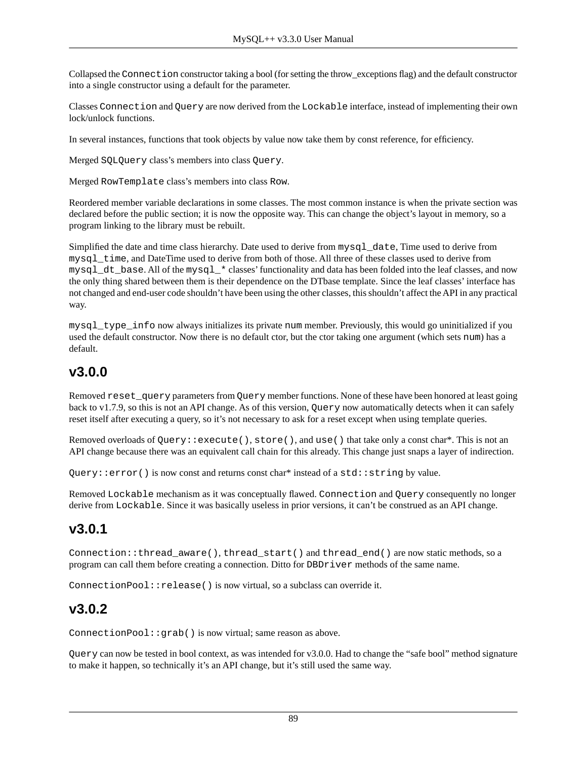Collapsed the `Connection` constructor taking a bool (for setting the throw_exceptions flag) and the default constructor into a single constructor using a default for the parameter.

Classes `Connection` and `Query` are now derived from the `Lockable` interface, instead of implementing their own lock/unlock functions.

In several instances, functions that took objects by value now take them by const reference, for efficiency.

Merged `SQLQuery` class's members into class `Query`.

Merged `RowTemplate` class's members into class `Row`.

Reordered member variable declarations in some classes. The most common instance is when the private section was declared before the public section; it is now the opposite way. This can change the object's layout in memory, so a program linking to the library must be rebuilt.

Simplified the date and time class hierarchy. Date used to derive from `mysql_date`, Time used to derive from `mysql_time`, and DateTime used to derive from both of those. All three of these classes used to derive from `mysql_dt_base`. All of the `mysql_*` classes' functionality and data has been folded into the leaf classes, and now the only thing shared between them is their dependence on the DTbase template. Since the leaf classes' interface has not changed and end-user code shouldn't have been using the other classes, this shouldn't affect the API in any practical way.

`mysql_type_info` now always initializes its private `num` member. Previously, this would go uninitialized if you used the default constructor. Now there is no default ctor, but the ctor taking one argument (which sets `num`) has a default.

## v3.0.0

Removed `reset_query` parameters from `Query` member functions. None of these have been honored at least going back to v1.7.9, so this is not an API change. As of this version, `Query` now automatically detects when it can safely reset itself after executing a query, so it's not necessary to ask for a reset except when using template queries.

Removed overloads of `Query::execute()`, `store()`, and `use()` that take only a const char*. This is not an API change because there was an equivalent call chain for this already. This change just snaps a layer of indirection.

`Query::error()` is now const and returns const char* instead of a `std::string` by value.

Removed `Lockable` mechanism as it was conceptually flawed. `Connection` and `Query` consequently no longer derive from `Lockable`. Since it was basically useless in prior versions, it can't be construed as an API change.

## v3.0.1

`Connection::thread_aware()`, `thread_start()` and `thread_end()` are now static methods, so a program can call them before creating a connection. Ditto for `DBDriver` methods of the same name.

`ConnectionPool::release()` is now virtual, so a subclass can override it.

## v3.0.2

`ConnectionPool::grab()` is now virtual; same reason as above.

`Query` can now be tested in bool context, as was intended for v3.0.0. Had to change the "safe bool" method signature to make it happen, so technically it's an API change, but it's still used the same way.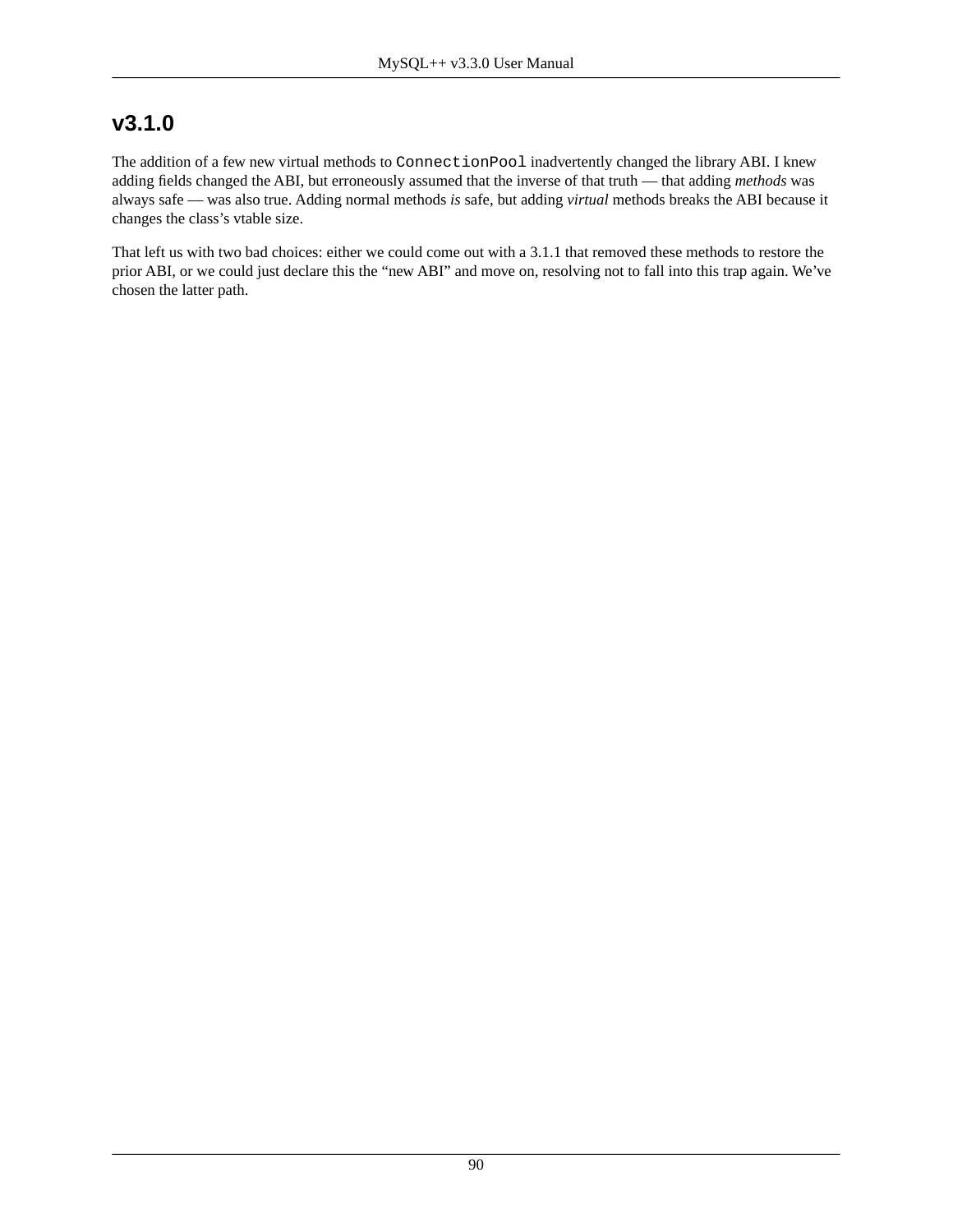## v3.1.0

The addition of a few new virtual methods to `ConnectionPool` inadvertently changed the library ABI. I knew adding fields changed the ABI, but erroneously assumed that the inverse of that truth — that adding *methods* was always safe — was also true. Adding normal methods *is* safe, but adding *virtual* methods breaks the ABI because it changes the class's vtable size.

That left us with two bad choices: either we could come out with a 3.1.1 that removed these methods to restore the prior ABI, or we could just declare this the "new ABI" and move on, resolving not to fall into this trap again. We've chosen the latter path.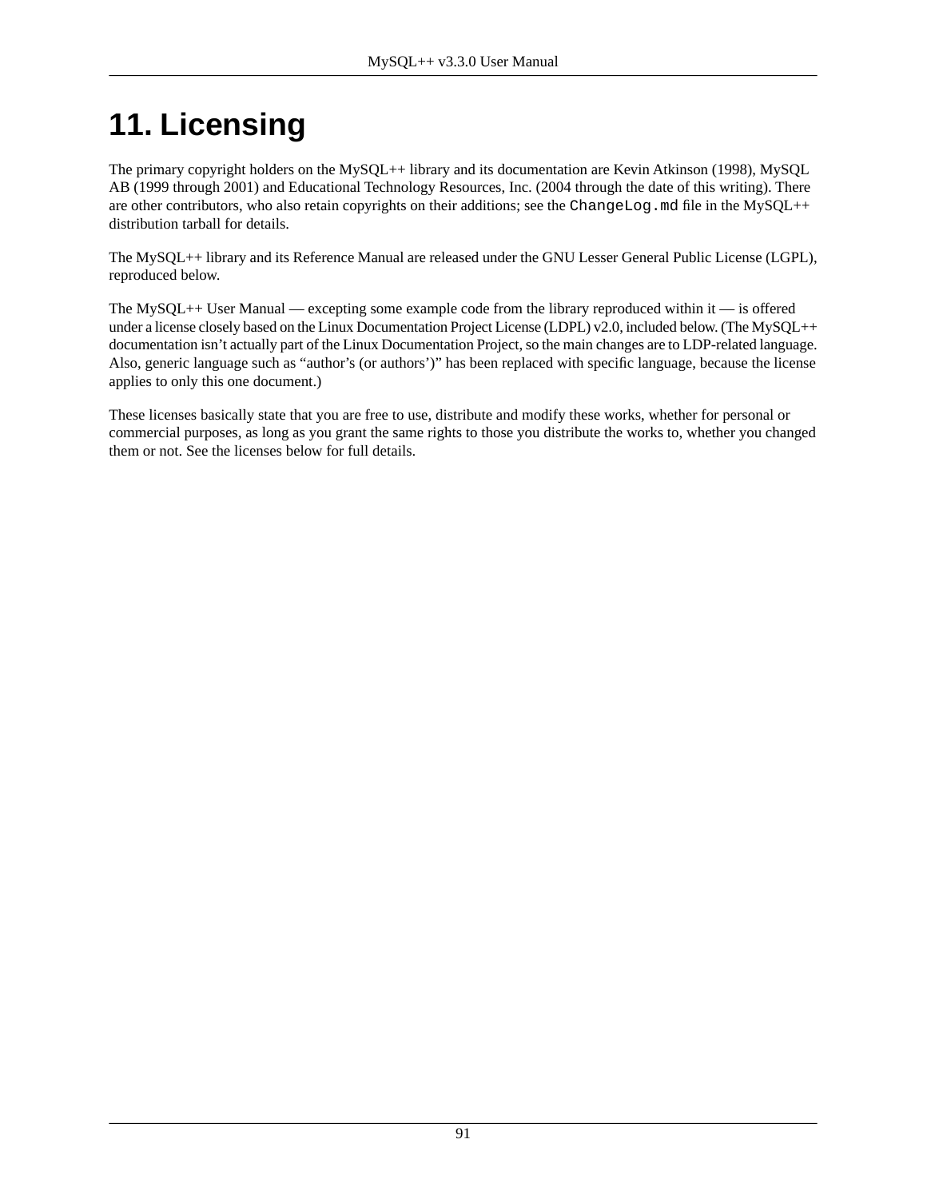# 11. Licensing

The primary copyright holders on the MySQL++ library and its documentation are Kevin Atkinson (1998), MySQL AB (1999 through 2001) and Educational Technology Resources, Inc. (2004 through the date of this writing). There are other contributors, who also retain copyrights on their additions; see the `ChangeLog.md` file in the MySQL++ distribution tarball for details.

The MySQL++ library and its Reference Manual are released under the GNU Lesser General Public License (LGPL), reproduced below.

The MySQL++ User Manual — excepting some example code from the library reproduced within it — is offered under a license closely based on the Linux Documentation Project License (LDPL) v2.0, included below. (The MySQL++ documentation isn't actually part of the Linux Documentation Project, so the main changes are to LDP-related language. Also, generic language such as "author's (or authors')" has been replaced with specific language, because the license applies to only this one document.)

These licenses basically state that you are free to use, distribute and modify these works, whether for personal or commercial purposes, as long as you grant the same rights to those you distribute the works to, whether you changed them or not. See the licenses below for full details.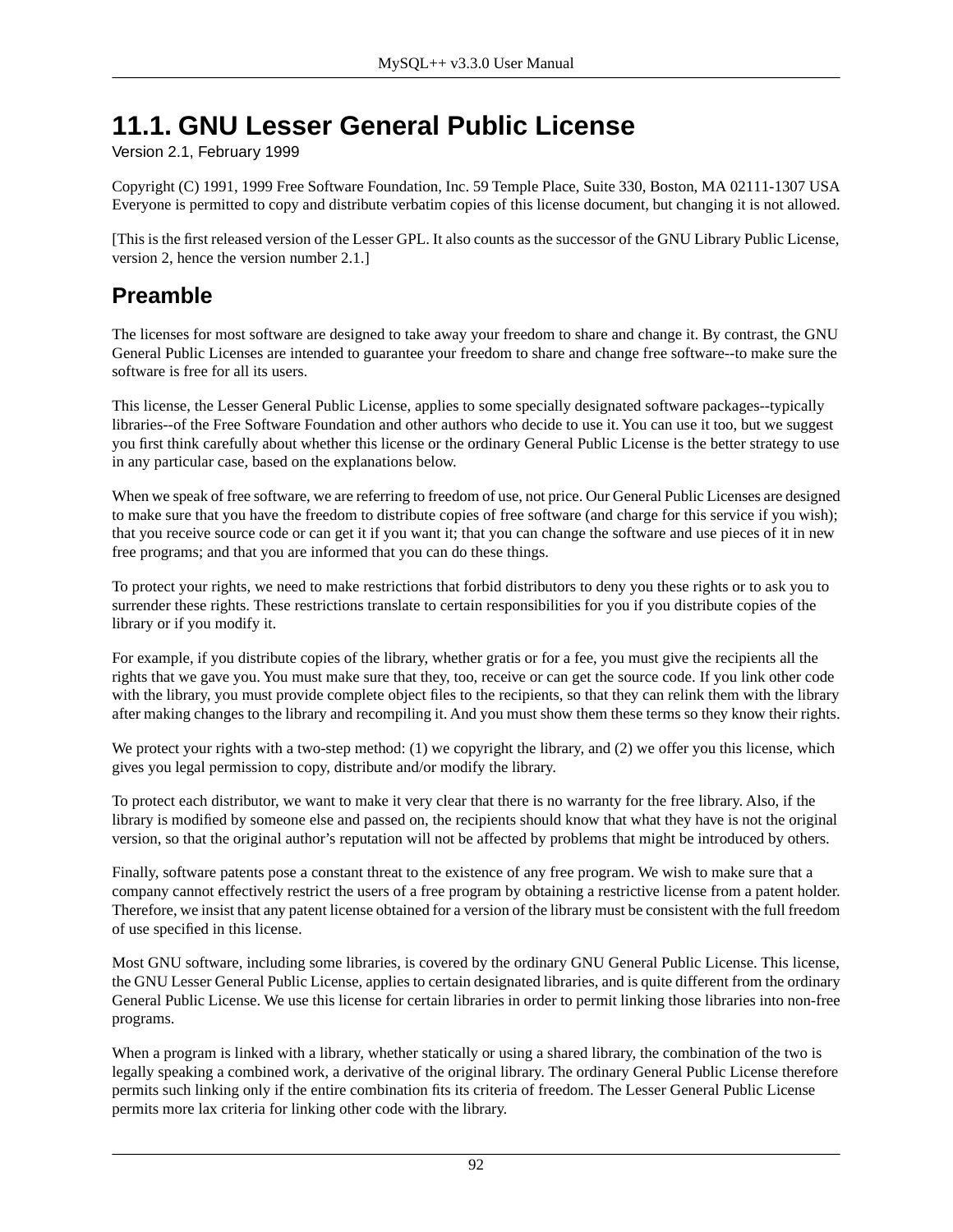# 11.1. GNU Lesser General Public License

Version 2.1, February 1999

Copyright (C) 1991, 1999 Free Software Foundation, Inc. 59 Temple Place, Suite 330, Boston, MA 02111-1307 USA Everyone is permitted to copy and distribute verbatim copies of this license document, but changing it is not allowed.

[This is the first released version of the Lesser GPL. It also counts as the successor of the GNU Library Public License, version 2, hence the version number 2.1.]

## Preamble

The licenses for most software are designed to take away your freedom to share and change it. By contrast, the GNU General Public Licenses are intended to guarantee your freedom to share and change free software--to make sure the software is free for all its users.

This license, the Lesser General Public License, applies to some specially designated software packages--typically libraries--of the Free Software Foundation and other authors who decide to use it. You can use it too, but we suggest you first think carefully about whether this license or the ordinary General Public License is the better strategy to use in any particular case, based on the explanations below.

When we speak of free software, we are referring to freedom of use, not price. Our General Public Licenses are designed to make sure that you have the freedom to distribute copies of free software (and charge for this service if you wish); that you receive source code or can get it if you want it; that you can change the software and use pieces of it in new free programs; and that you are informed that you can do these things.

To protect your rights, we need to make restrictions that forbid distributors to deny you these rights or to ask you to surrender these rights. These restrictions translate to certain responsibilities for you if you distribute copies of the library or if you modify it.

For example, if you distribute copies of the library, whether gratis or for a fee, you must give the recipients all the rights that we gave you. You must make sure that they, too, receive or can get the source code. If you link other code with the library, you must provide complete object files to the recipients, so that they can relink them with the library after making changes to the library and recompiling it. And you must show them these terms so they know their rights.

We protect your rights with a two-step method: (1) we copyright the library, and (2) we offer you this license, which gives you legal permission to copy, distribute and/or modify the library.

To protect each distributor, we want to make it very clear that there is no warranty for the free library. Also, if the library is modified by someone else and passed on, the recipients should know that what they have is not the original version, so that the original author's reputation will not be affected by problems that might be introduced by others.

Finally, software patents pose a constant threat to the existence of any free program. We wish to make sure that a company cannot effectively restrict the users of a free program by obtaining a restrictive license from a patent holder. Therefore, we insist that any patent license obtained for a version of the library must be consistent with the full freedom of use specified in this license.

Most GNU software, including some libraries, is covered by the ordinary GNU General Public License. This license, the GNU Lesser General Public License, applies to certain designated libraries, and is quite different from the ordinary General Public License. We use this license for certain libraries in order to permit linking those libraries into non-free programs.

When a program is linked with a library, whether statically or using a shared library, the combination of the two is legally speaking a combined work, a derivative of the original library. The ordinary General Public License therefore permits such linking only if the entire combination fits its criteria of freedom. The Lesser General Public License permits more lax criteria for linking other code with the library.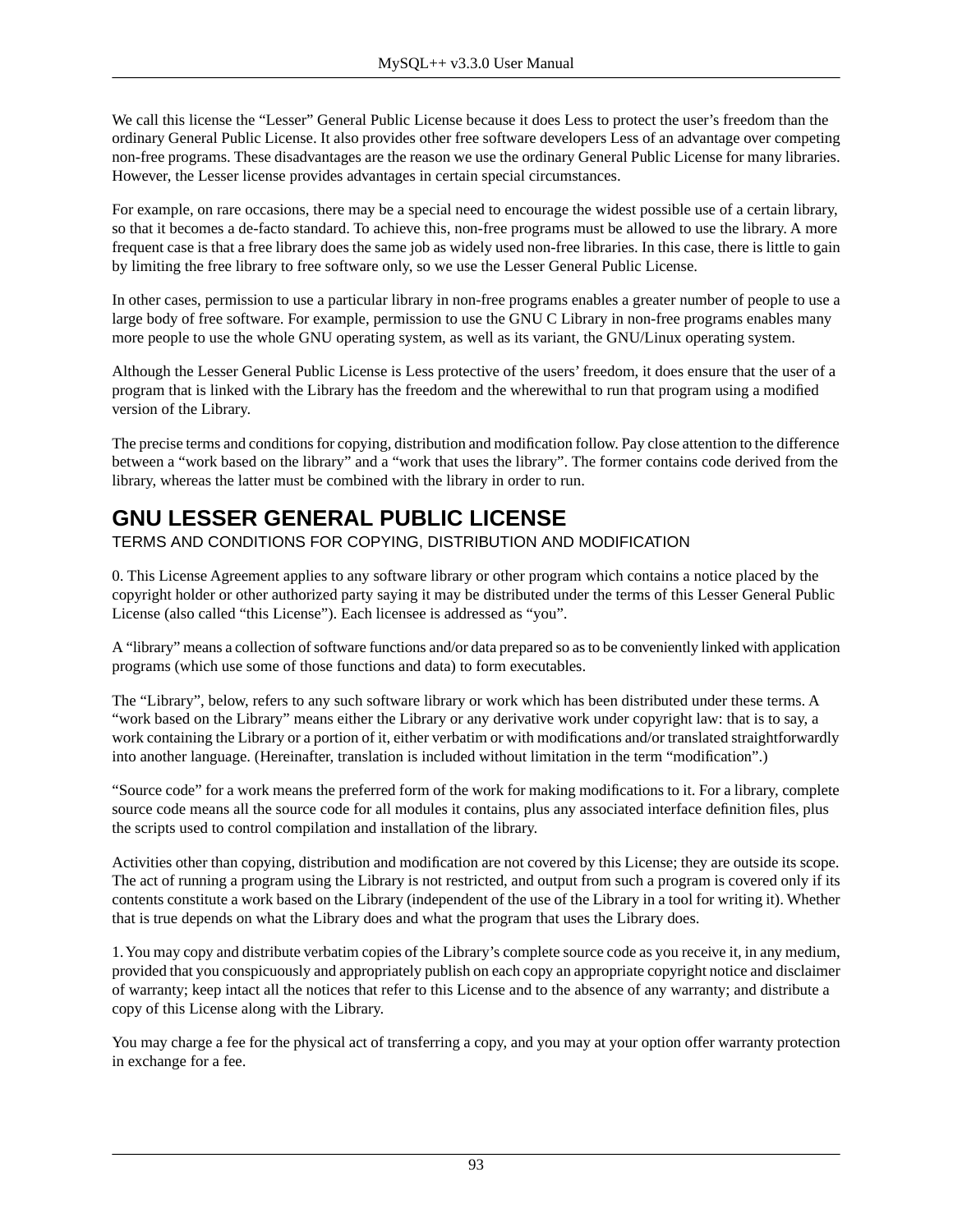We call this license the “Lesser” General Public License because it does Less to protect the user’s freedom than the ordinary General Public License. It also provides other free software developers Less of an advantage over competing non-free programs. These disadvantages are the reason we use the ordinary General Public License for many libraries. However, the Lesser license provides advantages in certain special circumstances.

For example, on rare occasions, there may be a special need to encourage the widest possible use of a certain library, so that it becomes a de-facto standard. To achieve this, non-free programs must be allowed to use the library. A more frequent case is that a free library does the same job as widely used non-free libraries. In this case, there is little to gain by limiting the free library to free software only, so we use the Lesser General Public License.

In other cases, permission to use a particular library in non-free programs enables a greater number of people to use a large body of free software. For example, permission to use the GNU C Library in non-free programs enables many more people to use the whole GNU operating system, as well as its variant, the GNU/Linux operating system.

Although the Lesser General Public License is Less protective of the users’ freedom, it does ensure that the user of a program that is linked with the Library has the freedom and the wherewithal to run that program using a modified version of the Library.

The precise terms and conditions for copying, distribution and modification follow. Pay close attention to the difference between a “work based on the library” and a “work that uses the library”. The former contains code derived from the library, whereas the latter must be combined with the library in order to run.

## GNU LESSER GENERAL PUBLIC LICENSE

TERMS AND CONDITIONS FOR COPYING, DISTRIBUTION AND MODIFICATION

0. This License Agreement applies to any software library or other program which contains a notice placed by the copyright holder or other authorized party saying it may be distributed under the terms of this Lesser General Public License (also called “this License”). Each licensee is addressed as “you”.

A “library” means a collection of software functions and/or data prepared so as to be conveniently linked with application programs (which use some of those functions and data) to form executables.

The “Library”, below, refers to any such software library or work which has been distributed under these terms. A “work based on the Library” means either the Library or any derivative work under copyright law: that is to say, a work containing the Library or a portion of it, either verbatim or with modifications and/or translated straightforwardly into another language. (Hereinafter, translation is included without limitation in the term “modification”.)

“Source code” for a work means the preferred form of the work for making modifications to it. For a library, complete source code means all the source code for all modules it contains, plus any associated interface definition files, plus the scripts used to control compilation and installation of the library.

Activities other than copying, distribution and modification are not covered by this License; they are outside its scope. The act of running a program using the Library is not restricted, and output from such a program is covered only if its contents constitute a work based on the Library (independent of the use of the Library in a tool for writing it). Whether that is true depends on what the Library does and what the program that uses the Library does.

1. You may copy and distribute verbatim copies of the Library’s complete source code as you receive it, in any medium, provided that you conspicuously and appropriately publish on each copy an appropriate copyright notice and disclaimer of warranty; keep intact all the notices that refer to this License and to the absence of any warranty; and distribute a copy of this License along with the Library.

You may charge a fee for the physical act of transferring a copy, and you may at your option offer warranty protection in exchange for a fee.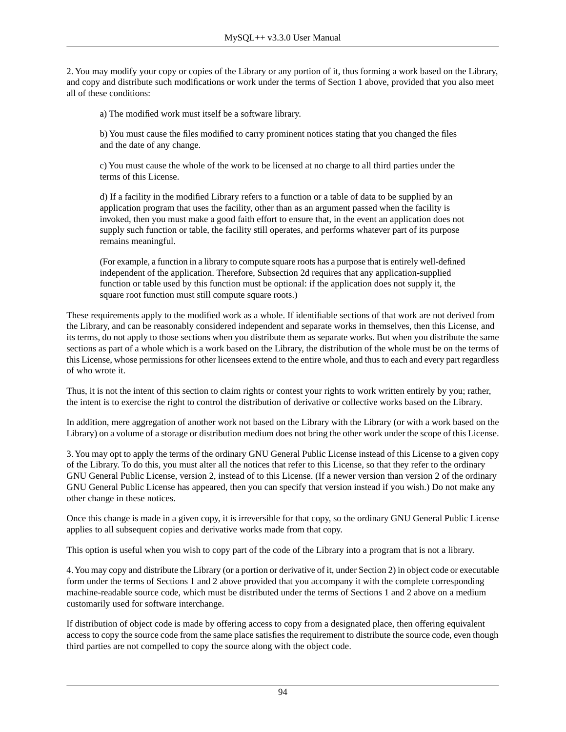2. You may modify your copy or copies of the Library or any portion of it, thus forming a work based on the Library, and copy and distribute such modifications or work under the terms of Section 1 above, provided that you also meet all of these conditions:

> a) The modified work must itself be a software library.
>
> b) You must cause the files modified to carry prominent notices stating that you changed the files and the date of any change.
>
> c) You must cause the whole of the work to be licensed at no charge to all third parties under the terms of this License.
>
> d) If a facility in the modified Library refers to a function or a table of data to be supplied by an application program that uses the facility, other than as an argument passed when the facility is invoked, then you must make a good faith effort to ensure that, in the event an application does not supply such function or table, the facility still operates, and performs whatever part of its purpose remains meaningful.
>
> (For example, a function in a library to compute square roots has a purpose that is entirely well-defined independent of the application. Therefore, Subsection 2d requires that any application-supplied function or table used by this function must be optional: if the application does not supply it, the square root function must still compute square roots.)

These requirements apply to the modified work as a whole. If identifiable sections of that work are not derived from the Library, and can be reasonably considered independent and separate works in themselves, then this License, and its terms, do not apply to those sections when you distribute them as separate works. But when you distribute the same sections as part of a whole which is a work based on the Library, the distribution of the whole must be on the terms of this License, whose permissions for other licensees extend to the entire whole, and thus to each and every part regardless of who wrote it.

Thus, it is not the intent of this section to claim rights or contest your rights to work written entirely by you; rather, the intent is to exercise the right to control the distribution of derivative or collective works based on the Library.

In addition, mere aggregation of another work not based on the Library with the Library (or with a work based on the Library) on a volume of a storage or distribution medium does not bring the other work under the scope of this License.

3. You may opt to apply the terms of the ordinary GNU General Public License instead of this License to a given copy of the Library. To do this, you must alter all the notices that refer to this License, so that they refer to the ordinary GNU General Public License, version 2, instead of to this License. (If a newer version than version 2 of the ordinary GNU General Public License has appeared, then you can specify that version instead if you wish.) Do not make any other change in these notices.

Once this change is made in a given copy, it is irreversible for that copy, so the ordinary GNU General Public License applies to all subsequent copies and derivative works made from that copy.

This option is useful when you wish to copy part of the code of the Library into a program that is not a library.

4. You may copy and distribute the Library (or a portion or derivative of it, under Section 2) in object code or executable form under the terms of Sections 1 and 2 above provided that you accompany it with the complete corresponding machine-readable source code, which must be distributed under the terms of Sections 1 and 2 above on a medium customarily used for software interchange.

If distribution of object code is made by offering access to copy from a designated place, then offering equivalent access to copy the source code from the same place satisfies the requirement to distribute the source code, even though third parties are not compelled to copy the source along with the object code.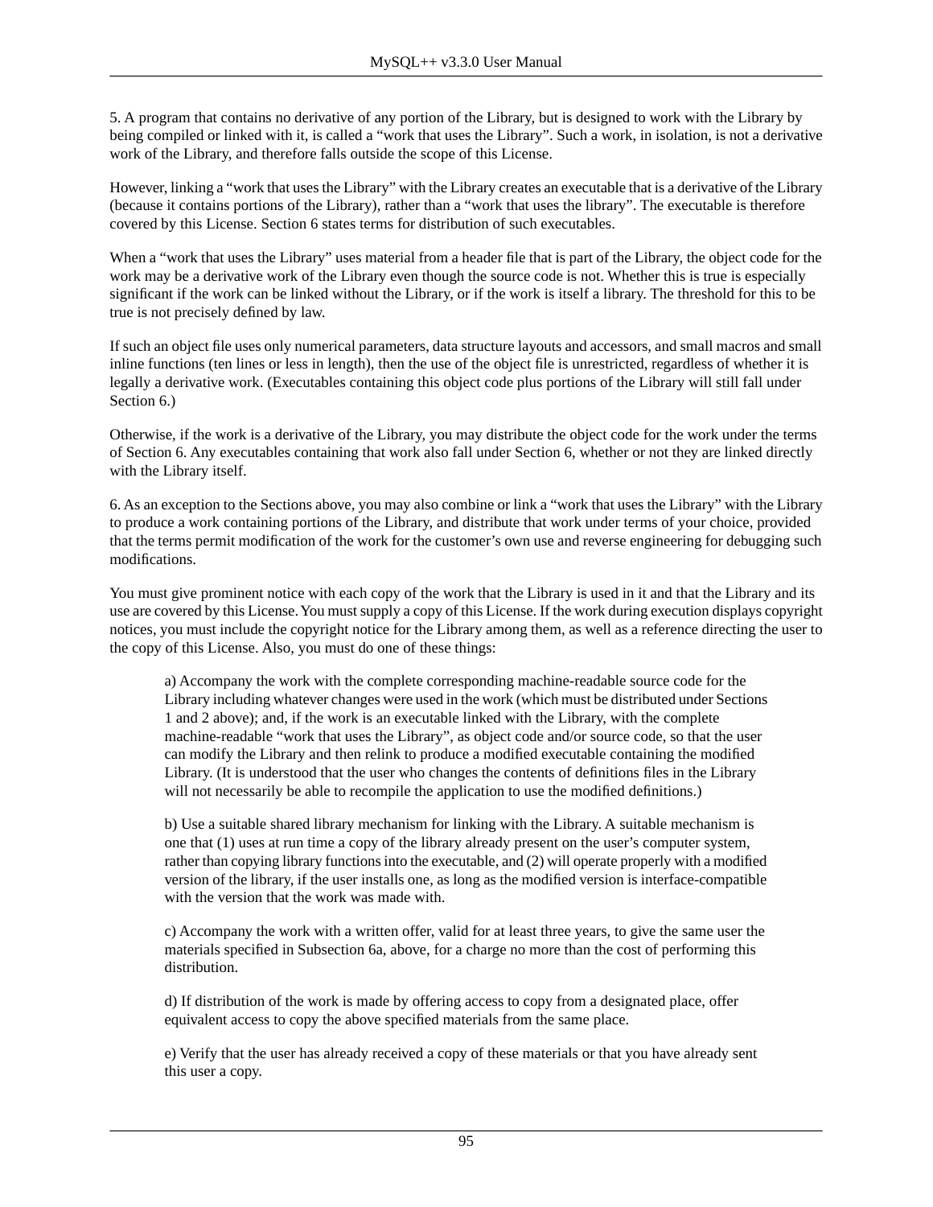5. A program that contains no derivative of any portion of the Library, but is designed to work with the Library by being compiled or linked with it, is called a “work that uses the Library”. Such a work, in isolation, is not a derivative work of the Library, and therefore falls outside the scope of this License.

However, linking a “work that uses the Library” with the Library creates an executable that is a derivative of the Library (because it contains portions of the Library), rather than a “work that uses the library”. The executable is therefore covered by this License. Section 6 states terms for distribution of such executables.

When a “work that uses the Library” uses material from a header file that is part of the Library, the object code for the work may be a derivative work of the Library even though the source code is not. Whether this is true is especially significant if the work can be linked without the Library, or if the work is itself a library. The threshold for this to be true is not precisely defined by law.

If such an object file uses only numerical parameters, data structure layouts and accessors, and small macros and small inline functions (ten lines or less in length), then the use of the object file is unrestricted, regardless of whether it is legally a derivative work. (Executables containing this object code plus portions of the Library will still fall under Section 6.)

Otherwise, if the work is a derivative of the Library, you may distribute the object code for the work under the terms of Section 6. Any executables containing that work also fall under Section 6, whether or not they are linked directly with the Library itself.

6. As an exception to the Sections above, you may also combine or link a “work that uses the Library” with the Library to produce a work containing portions of the Library, and distribute that work under terms of your choice, provided that the terms permit modification of the work for the customer’s own use and reverse engineering for debugging such modifications.

You must give prominent notice with each copy of the work that the Library is used in it and that the Library and its use are covered by this License. You must supply a copy of this License. If the work during execution displays copyright notices, you must include the copyright notice for the Library among them, as well as a reference directing the user to the copy of this License. Also, you must do one of these things:

> a) Accompany the work with the complete corresponding machine-readable source code for the Library including whatever changes were used in the work (which must be distributed under Sections 1 and 2 above); and, if the work is an executable linked with the Library, with the complete machine-readable “work that uses the Library”, as object code and/or source code, so that the user can modify the Library and then relink to produce a modified executable containing the modified Library. (It is understood that the user who changes the contents of definitions files in the Library will not necessarily be able to recompile the application to use the modified definitions.)
>
> b) Use a suitable shared library mechanism for linking with the Library. A suitable mechanism is one that (1) uses at run time a copy of the library already present on the user’s computer system, rather than copying library functions into the executable, and (2) will operate properly with a modified version of the library, if the user installs one, as long as the modified version is interface-compatible with the version that the work was made with.
>
> c) Accompany the work with a written offer, valid for at least three years, to give the same user the materials specified in Subsection 6a, above, for a charge no more than the cost of performing this distribution.
>
> d) If distribution of the work is made by offering access to copy from a designated place, offer equivalent access to copy the above specified materials from the same place.
>
> e) Verify that the user has already received a copy of these materials or that you have already sent this user a copy.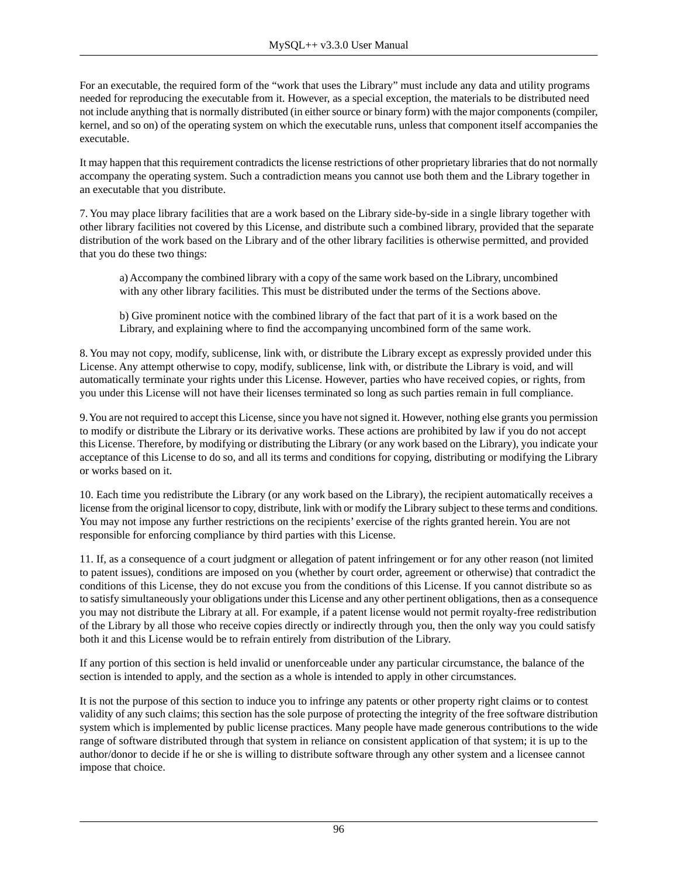For an executable, the required form of the “work that uses the Library” must include any data and utility programs needed for reproducing the executable from it. However, as a special exception, the materials to be distributed need not include anything that is normally distributed (in either source or binary form) with the major components (compiler, kernel, and so on) of the operating system on which the executable runs, unless that component itself accompanies the executable.

It may happen that this requirement contradicts the license restrictions of other proprietary libraries that do not normally accompany the operating system. Such a contradiction means you cannot use both them and the Library together in an executable that you distribute.

7. You may place library facilities that are a work based on the Library side-by-side in a single library together with other library facilities not covered by this License, and distribute such a combined library, provided that the separate distribution of the work based on the Library and of the other library facilities is otherwise permitted, and provided that you do these two things:

> a) Accompany the combined library with a copy of the same work based on the Library, uncombined with any other library facilities. This must be distributed under the terms of the Sections above.
>
> b) Give prominent notice with the combined library of the fact that part of it is a work based on the Library, and explaining where to find the accompanying uncombined form of the same work.

8. You may not copy, modify, sublicense, link with, or distribute the Library except as expressly provided under this License. Any attempt otherwise to copy, modify, sublicense, link with, or distribute the Library is void, and will automatically terminate your rights under this License. However, parties who have received copies, or rights, from you under this License will not have their licenses terminated so long as such parties remain in full compliance.

9. You are not required to accept this License, since you have not signed it. However, nothing else grants you permission to modify or distribute the Library or its derivative works. These actions are prohibited by law if you do not accept this License. Therefore, by modifying or distributing the Library (or any work based on the Library), you indicate your acceptance of this License to do so, and all its terms and conditions for copying, distributing or modifying the Library or works based on it.

10. Each time you redistribute the Library (or any work based on the Library), the recipient automatically receives a license from the original licensor to copy, distribute, link with or modify the Library subject to these terms and conditions. You may not impose any further restrictions on the recipients’ exercise of the rights granted herein. You are not responsible for enforcing compliance by third parties with this License.

11. If, as a consequence of a court judgment or allegation of patent infringement or for any other reason (not limited to patent issues), conditions are imposed on you (whether by court order, agreement or otherwise) that contradict the conditions of this License, they do not excuse you from the conditions of this License. If you cannot distribute so as to satisfy simultaneously your obligations under this License and any other pertinent obligations, then as a consequence you may not distribute the Library at all. For example, if a patent license would not permit royalty-free redistribution of the Library by all those who receive copies directly or indirectly through you, then the only way you could satisfy both it and this License would be to refrain entirely from distribution of the Library.

If any portion of this section is held invalid or unenforceable under any particular circumstance, the balance of the section is intended to apply, and the section as a whole is intended to apply in other circumstances.

It is not the purpose of this section to induce you to infringe any patents or other property right claims or to contest validity of any such claims; this section has the sole purpose of protecting the integrity of the free software distribution system which is implemented by public license practices. Many people have made generous contributions to the wide range of software distributed through that system in reliance on consistent application of that system; it is up to the author/donor to decide if he or she is willing to distribute software through any other system and a licensee cannot impose that choice.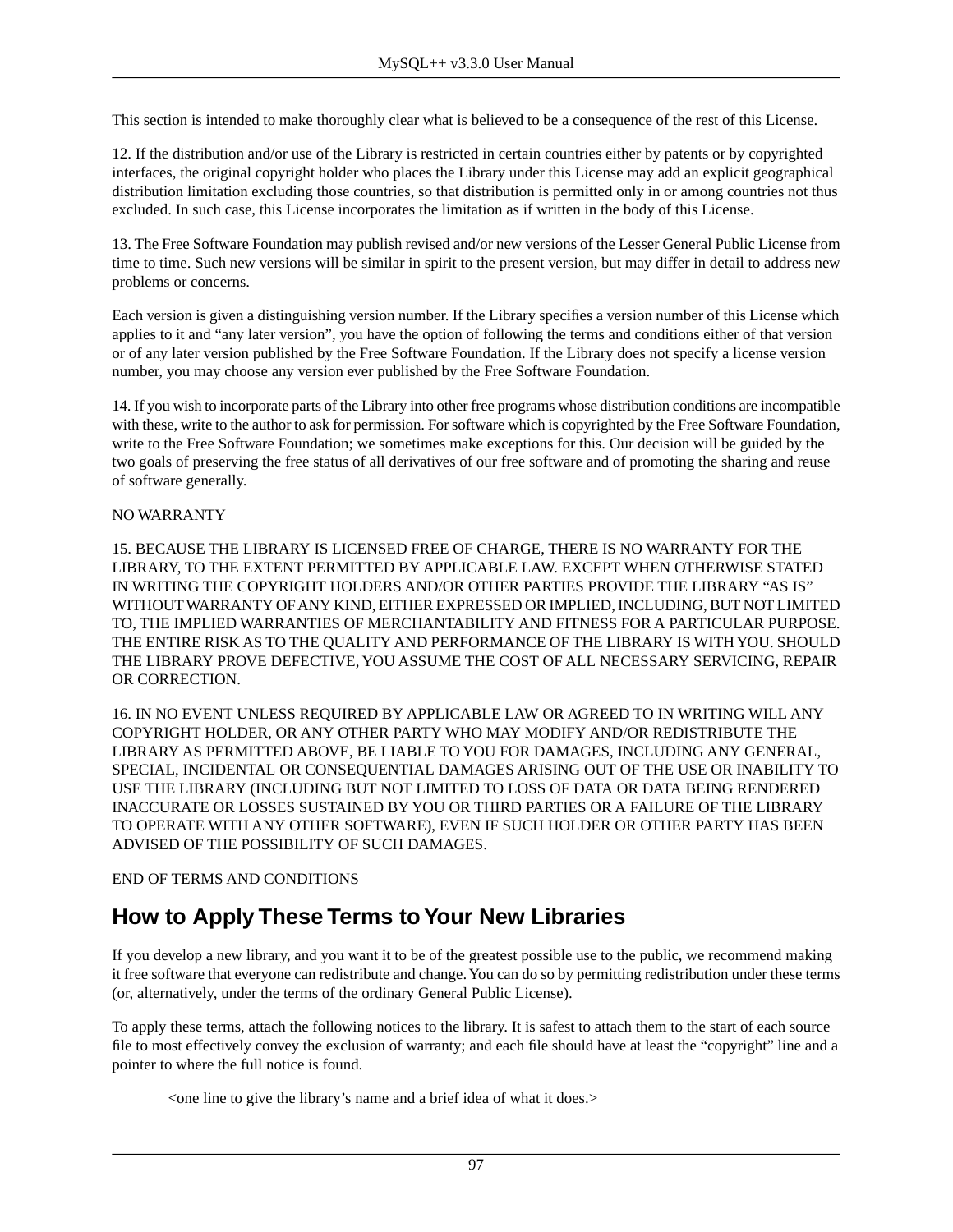This section is intended to make thoroughly clear what is believed to be a consequence of the rest of this License.

12. If the distribution and/or use of the Library is restricted in certain countries either by patents or by copyrighted interfaces, the original copyright holder who places the Library under this License may add an explicit geographical distribution limitation excluding those countries, so that distribution is permitted only in or among countries not thus excluded. In such case, this License incorporates the limitation as if written in the body of this License.

13. The Free Software Foundation may publish revised and/or new versions of the Lesser General Public License from time to time. Such new versions will be similar in spirit to the present version, but may differ in detail to address new problems or concerns.

Each version is given a distinguishing version number. If the Library specifies a version number of this License which applies to it and “any later version”, you have the option of following the terms and conditions either of that version or of any later version published by the Free Software Foundation. If the Library does not specify a license version number, you may choose any version ever published by the Free Software Foundation.

14. If you wish to incorporate parts of the Library into other free programs whose distribution conditions are incompatible with these, write to the author to ask for permission. For software which is copyrighted by the Free Software Foundation, write to the Free Software Foundation; we sometimes make exceptions for this. Our decision will be guided by the two goals of preserving the free status of all derivatives of our free software and of promoting the sharing and reuse of software generally.

NO WARRANTY

15. BECAUSE THE LIBRARY IS LICENSED FREE OF CHARGE, THERE IS NO WARRANTY FOR THE LIBRARY, TO THE EXTENT PERMITTED BY APPLICABLE LAW. EXCEPT WHEN OTHERWISE STATED IN WRITING THE COPYRIGHT HOLDERS AND/OR OTHER PARTIES PROVIDE THE LIBRARY “AS IS” WITHOUT WARRANTY OF ANY KIND, EITHER EXPRESSED OR IMPLIED, INCLUDING, BUT NOT LIMITED TO, THE IMPLIED WARRANTIES OF MERCHANTABILITY AND FITNESS FOR A PARTICULAR PURPOSE. THE ENTIRE RISK AS TO THE QUALITY AND PERFORMANCE OF THE LIBRARY IS WITH YOU. SHOULD THE LIBRARY PROVE DEFECTIVE, YOU ASSUME THE COST OF ALL NECESSARY SERVICING, REPAIR OR CORRECTION.

16. IN NO EVENT UNLESS REQUIRED BY APPLICABLE LAW OR AGREED TO IN WRITING WILL ANY COPYRIGHT HOLDER, OR ANY OTHER PARTY WHO MAY MODIFY AND/OR REDISTRIBUTE THE LIBRARY AS PERMITTED ABOVE, BE LIABLE TO YOU FOR DAMAGES, INCLUDING ANY GENERAL, SPECIAL, INCIDENTAL OR CONSEQUENTIAL DAMAGES ARISING OUT OF THE USE OR INABILITY TO USE THE LIBRARY (INCLUDING BUT NOT LIMITED TO LOSS OF DATA OR DATA BEING RENDERED INACCURATE OR LOSSES SUSTAINED BY YOU OR THIRD PARTIES OR A FAILURE OF THE LIBRARY TO OPERATE WITH ANY OTHER SOFTWARE), EVEN IF SUCH HOLDER OR OTHER PARTY HAS BEEN ADVISED OF THE POSSIBILITY OF SUCH DAMAGES.

END OF TERMS AND CONDITIONS

## How to Apply These Terms to Your New Libraries

If you develop a new library, and you want it to be of the greatest possible use to the public, we recommend making it free software that everyone can redistribute and change. You can do so by permitting redistribution under these terms (or, alternatively, under the terms of the ordinary General Public License).

To apply these terms, attach the following notices to the library. It is safest to attach them to the start of each source file to most effectively convey the exclusion of warranty; and each file should have at least the “copyright” line and a pointer to where the full notice is found.

> <one line to give the library’s name and a brief idea of what it does.>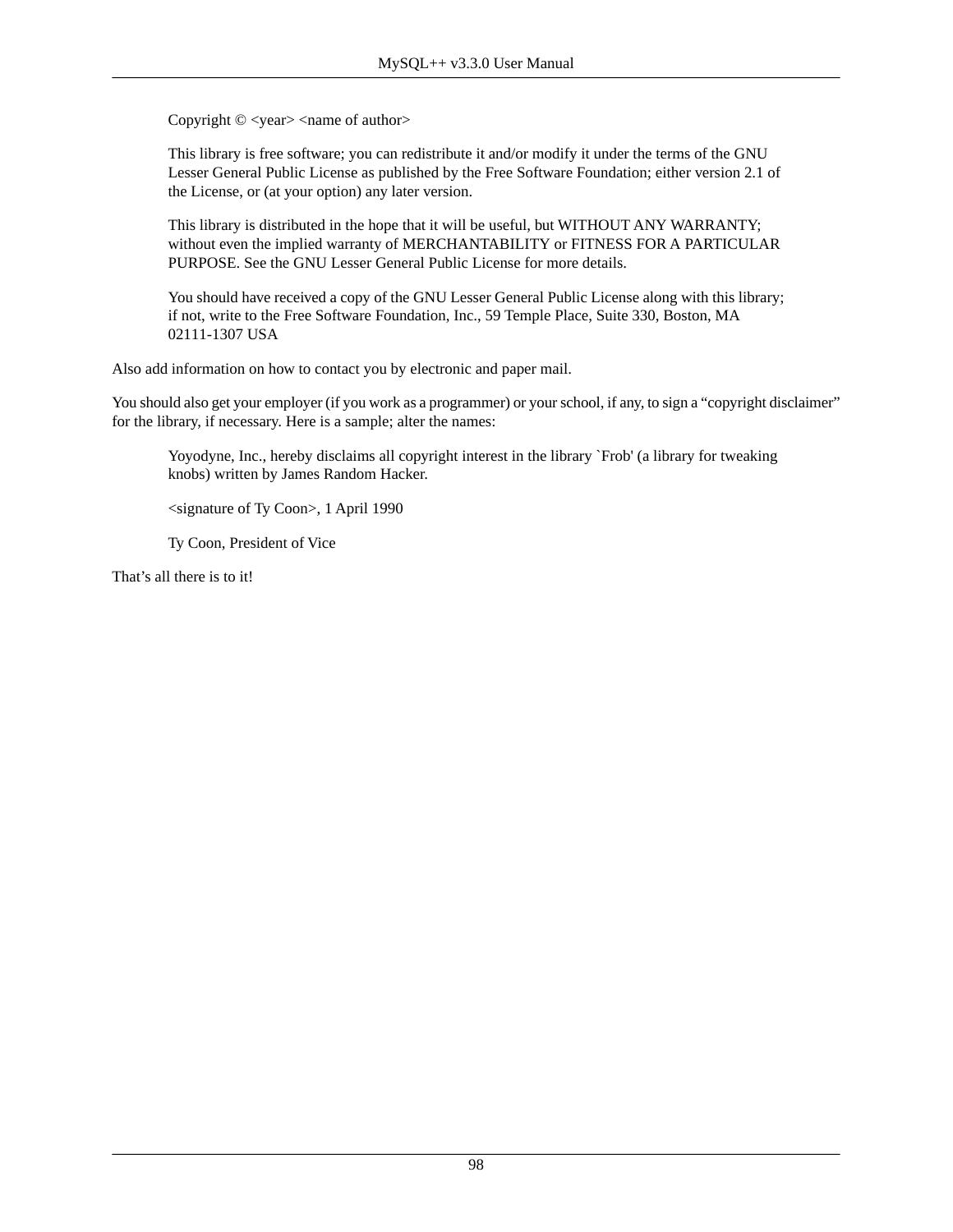> Copyright © <year> <name of author>
>
> This library is free software; you can redistribute it and/or modify it under the terms of the GNU Lesser General Public License as published by the Free Software Foundation; either version 2.1 of the License, or (at your option) any later version.
>
> This library is distributed in the hope that it will be useful, but WITHOUT ANY WARRANTY; without even the implied warranty of MERCHANTABILITY or FITNESS FOR A PARTICULAR PURPOSE. See the GNU Lesser General Public License for more details.
>
> You should have received a copy of the GNU Lesser General Public License along with this library; if not, write to the Free Software Foundation, Inc., 59 Temple Place, Suite 330, Boston, MA 02111-1307 USA

Also add information on how to contact you by electronic and paper mail.

You should also get your employer (if you work as a programmer) or your school, if any, to sign a "copyright disclaimer" for the library, if necessary. Here is a sample; alter the names:

> Yoyodyne, Inc., hereby disclaims all copyright interest in the library `Frob' (a library for tweaking knobs) written by James Random Hacker.
>
> <signature of Ty Coon>, 1 April 1990
>
> Ty Coon, President of Vice

That's all there is to it!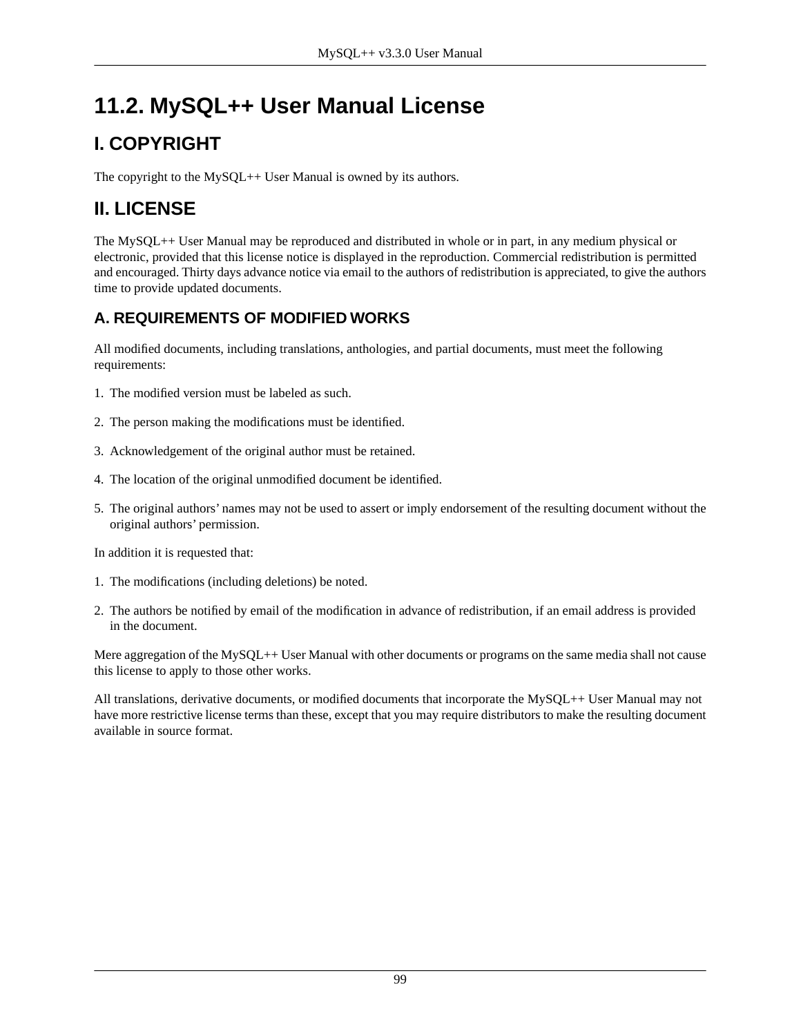# 11.2. MySQL++ User Manual License

## I. COPYRIGHT

The copyright to the MySQL++ User Manual is owned by its authors.

## II. LICENSE

The MySQL++ User Manual may be reproduced and distributed in whole or in part, in any medium physical or electronic, provided that this license notice is displayed in the reproduction. Commercial redistribution is permitted and encouraged. Thirty days advance notice via email to the authors of redistribution is appreciated, to give the authors time to provide updated documents.

### A. REQUIREMENTS OF MODIFIED WORKS

All modified documents, including translations, anthologies, and partial documents, must meet the following requirements:

1. The modified version must be labeled as such.
2. The person making the modifications must be identified.
3. Acknowledgement of the original author must be retained.
4. The location of the original unmodified document be identified.
5. The original authors' names may not be used to assert or imply endorsement of the resulting document without the original authors' permission.

In addition it is requested that:

1. The modifications (including deletions) be noted.
2. The authors be notified by email of the modification in advance of redistribution, if an email address is provided in the document.

Mere aggregation of the MySQL++ User Manual with other documents or programs on the same media shall not cause this license to apply to those other works.

All translations, derivative documents, or modified documents that incorporate the MySQL++ User Manual may not have more restrictive license terms than these, except that you may require distributors to make the resulting document available in source format.